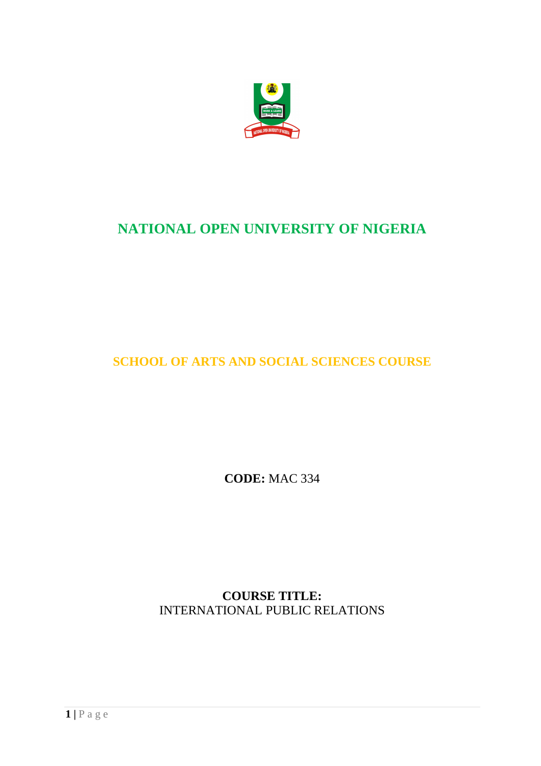# NATIONAL OPEN UNIVERSITY OF NIGERIA

## SCHOOL OF ARTS AND SOCIAL SCIENCES COURSE

**CODE:** MAC 334

**COURSE TITLE:**
INTERNATIONAL PUBLIC RELATIONS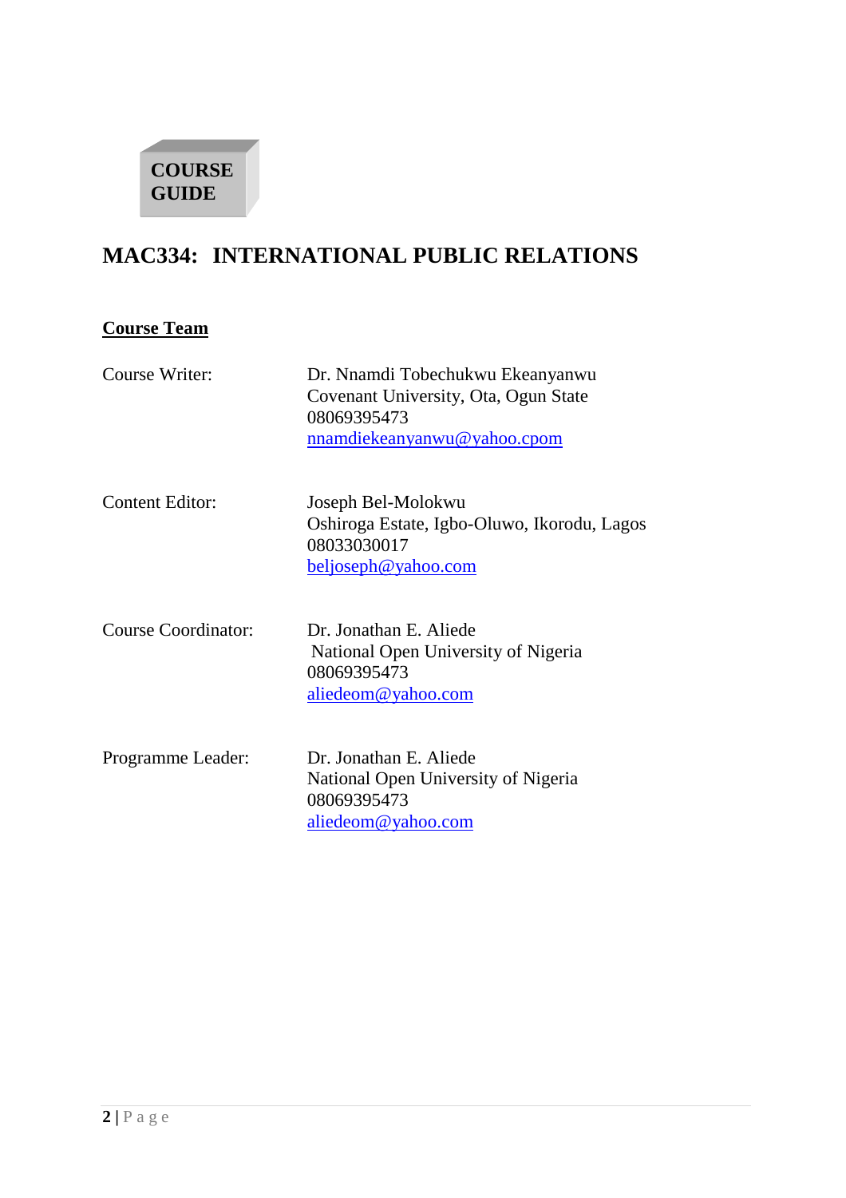**COURSE GUIDE**

# MAC334: INTERNATIONAL PUBLIC RELATIONS

## Course Team

| | |
|---|---|
| Course Writer: | Dr. Nnamdi Tobechukwu Ekeanyanwu<br>Covenant University, Ota, Ogun State<br>08069395473<br>nnamdiekeanyanwu@yahoo.cpom |
| Content Editor: | Joseph Bel-Molokwu<br>Oshiroga Estate, Igbo-Oluwo, Ikorodu, Lagos<br>08033030017<br>beljoseph@yahoo.com |
| Course Coordinator: | Dr. Jonathan E. Aliede<br>National Open University of Nigeria<br>08069395473<br>aliedeom@yahoo.com |
| Programme Leader: | Dr. Jonathan E. Aliede<br>National Open University of Nigeria<br>08069395473<br>aliedeom@yahoo.com |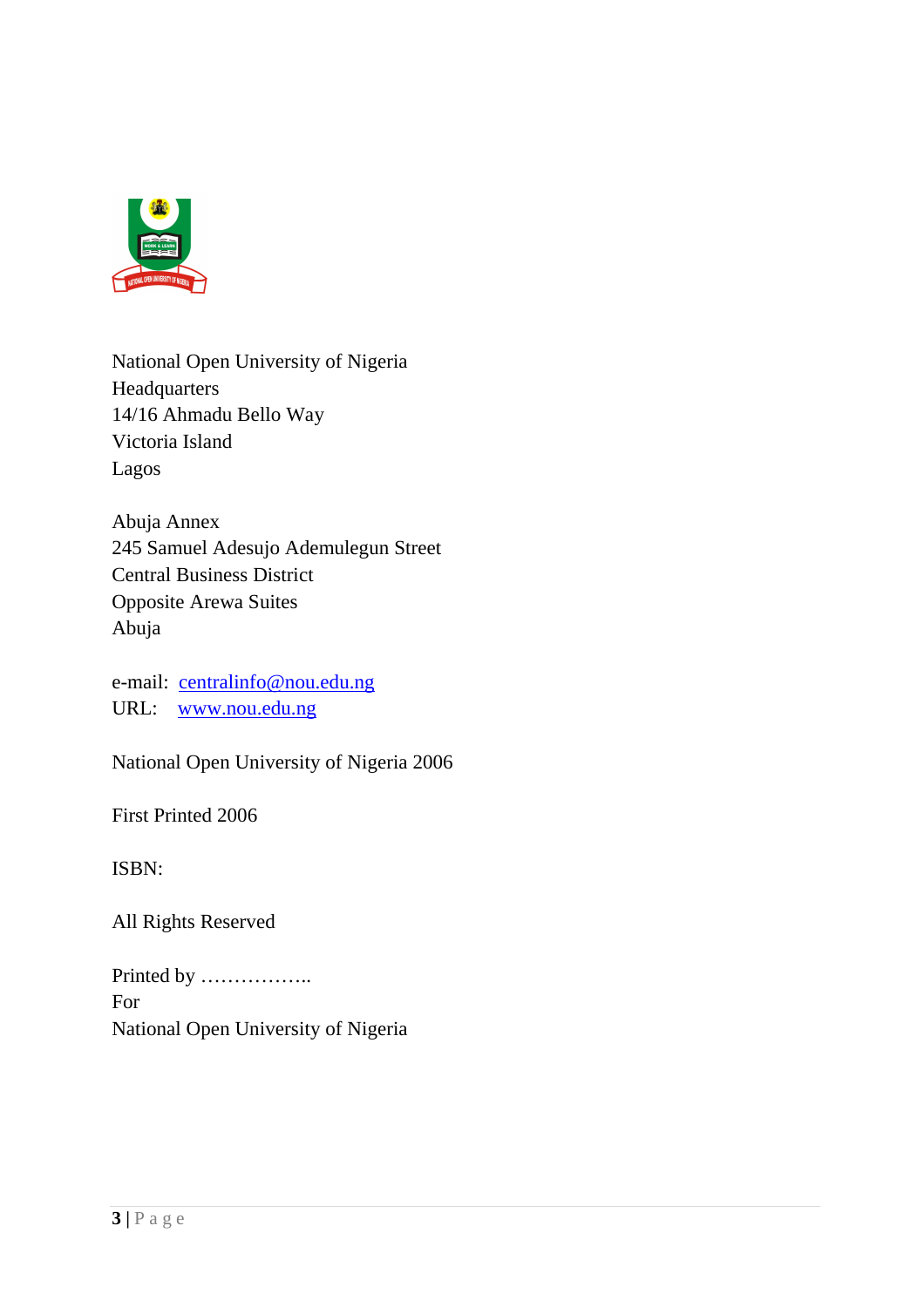National Open University of Nigeria
Headquarters
14/16 Ahmadu Bello Way
Victoria Island
Lagos

Abuja Annex
245 Samuel Adesujo Ademulegun Street
Central Business District
Opposite Arewa Suites
Abuja

e-mail: centralinfo@nou.edu.ng
URL: www.nou.edu.ng

National Open University of Nigeria 2006

First Printed 2006

ISBN:

All Rights Reserved

Printed by ……………..
For
National Open University of Nigeria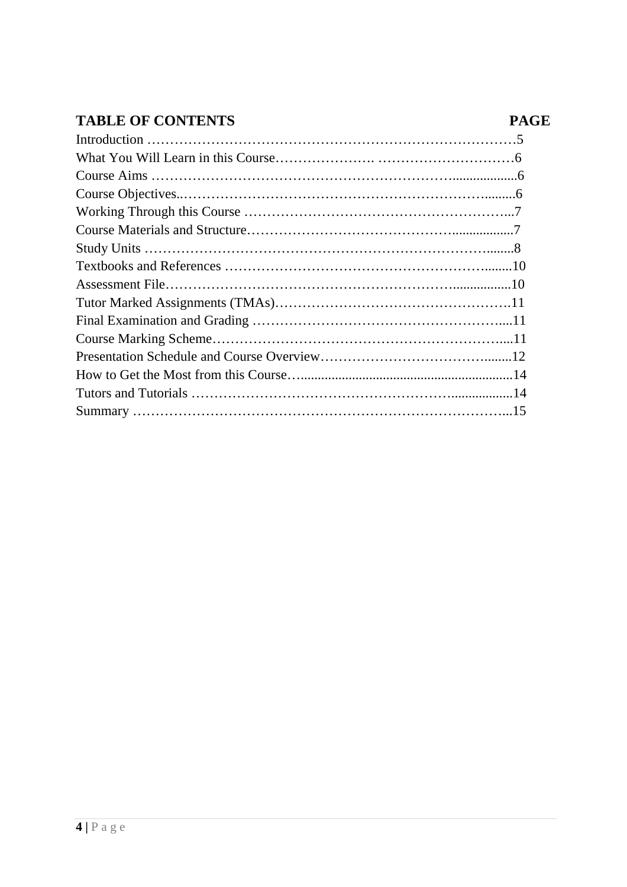| **TABLE OF CONTENTS** | **PAGE** |
|---|---|
| Introduction | 5 |
| What You Will Learn in this Course | 6 |
| Course Aims | 6 |
| Course Objectives | 6 |
| Working Through this Course | 7 |
| Course Materials and Structure | 7 |
| Study Units | 8 |
| Textbooks and References | 10 |
| Assessment File | 10 |
| Tutor Marked Assignments (TMAs) | 11 |
| Final Examination and Grading | 11 |
| Course Marking Scheme | 11 |
| Presentation Schedule and Course Overview | 12 |
| How to Get the Most from this Course | 14 |
| Tutors and Tutorials | 14 |
| Summary | 15 |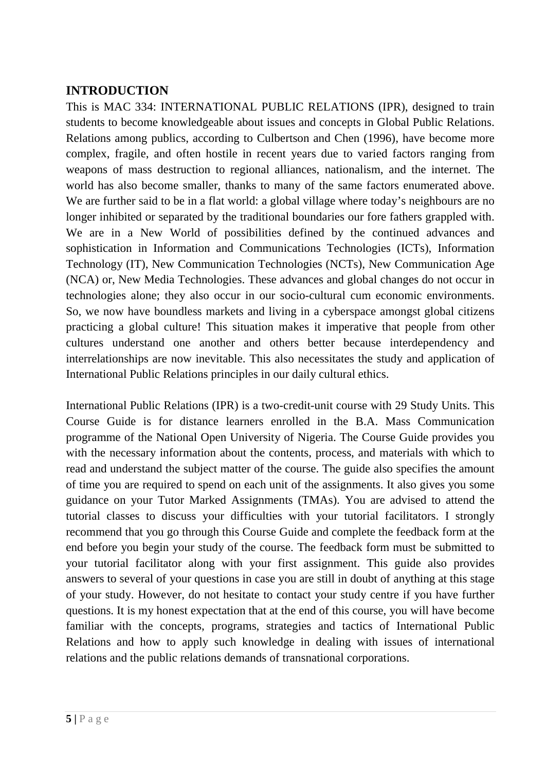## INTRODUCTION

This is MAC 334: INTERNATIONAL PUBLIC RELATIONS (IPR), designed to train students to become knowledgeable about issues and concepts in Global Public Relations. Relations among publics, according to Culbertson and Chen (1996), have become more complex, fragile, and often hostile in recent years due to varied factors ranging from weapons of mass destruction to regional alliances, nationalism, and the internet. The world has also become smaller, thanks to many of the same factors enumerated above. We are further said to be in a flat world: a global village where today's neighbours are no longer inhibited or separated by the traditional boundaries our fore fathers grappled with. We are in a New World of possibilities defined by the continued advances and sophistication in Information and Communications Technologies (ICTs), Information Technology (IT), New Communication Technologies (NCTs), New Communication Age (NCA) or, New Media Technologies. These advances and global changes do not occur in technologies alone; they also occur in our socio-cultural cum economic environments. So, we now have boundless markets and living in a cyberspace amongst global citizens practicing a global culture! This situation makes it imperative that people from other cultures understand one another and others better because interdependency and interrelationships are now inevitable. This also necessitates the study and application of International Public Relations principles in our daily cultural ethics.

International Public Relations (IPR) is a two-credit-unit course with 29 Study Units. This Course Guide is for distance learners enrolled in the B.A. Mass Communication programme of the National Open University of Nigeria. The Course Guide provides you with the necessary information about the contents, process, and materials with which to read and understand the subject matter of the course. The guide also specifies the amount of time you are required to spend on each unit of the assignments. It also gives you some guidance on your Tutor Marked Assignments (TMAs). You are advised to attend the tutorial classes to discuss your difficulties with your tutorial facilitators. I strongly recommend that you go through this Course Guide and complete the feedback form at the end before you begin your study of the course. The feedback form must be submitted to your tutorial facilitator along with your first assignment. This guide also provides answers to several of your questions in case you are still in doubt of anything at this stage of your study. However, do not hesitate to contact your study centre if you have further questions. It is my honest expectation that at the end of this course, you will have become familiar with the concepts, programs, strategies and tactics of International Public Relations and how to apply such knowledge in dealing with issues of international relations and the public relations demands of transnational corporations.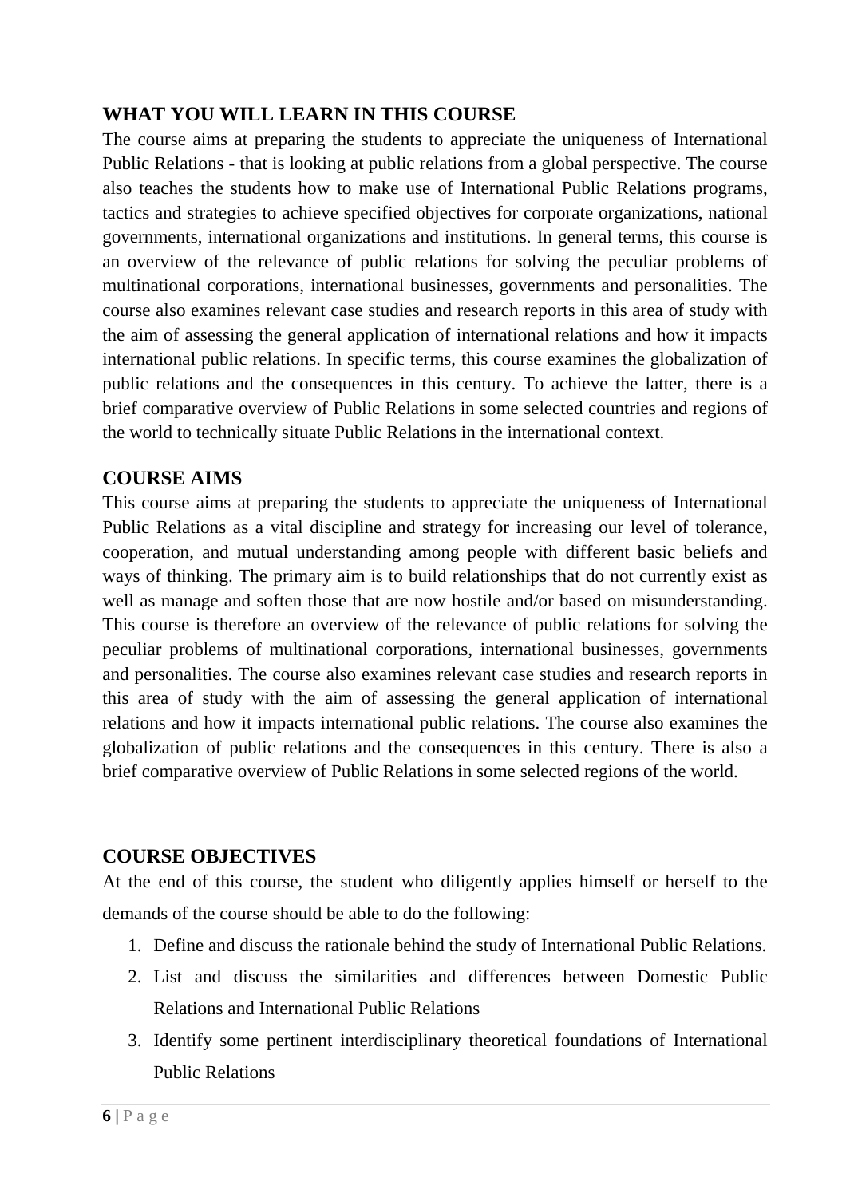## WHAT YOU WILL LEARN IN THIS COURSE

The course aims at preparing the students to appreciate the uniqueness of International Public Relations - that is looking at public relations from a global perspective. The course also teaches the students how to make use of International Public Relations programs, tactics and strategies to achieve specified objectives for corporate organizations, national governments, international organizations and institutions. In general terms, this course is an overview of the relevance of public relations for solving the peculiar problems of multinational corporations, international businesses, governments and personalities. The course also examines relevant case studies and research reports in this area of study with the aim of assessing the general application of international relations and how it impacts international public relations. In specific terms, this course examines the globalization of public relations and the consequences in this century. To achieve the latter, there is a brief comparative overview of Public Relations in some selected countries and regions of the world to technically situate Public Relations in the international context.

## COURSE AIMS

This course aims at preparing the students to appreciate the uniqueness of International Public Relations as a vital discipline and strategy for increasing our level of tolerance, cooperation, and mutual understanding among people with different basic beliefs and ways of thinking. The primary aim is to build relationships that do not currently exist as well as manage and soften those that are now hostile and/or based on misunderstanding. This course is therefore an overview of the relevance of public relations for solving the peculiar problems of multinational corporations, international businesses, governments and personalities. The course also examines relevant case studies and research reports in this area of study with the aim of assessing the general application of international relations and how it impacts international public relations. The course also examines the globalization of public relations and the consequences in this century. There is also a brief comparative overview of Public Relations in some selected regions of the world.

## COURSE OBJECTIVES

At the end of this course, the student who diligently applies himself or herself to the demands of the course should be able to do the following:

1. Define and discuss the rationale behind the study of International Public Relations.
2. List and discuss the similarities and differences between Domestic Public Relations and International Public Relations
3. Identify some pertinent interdisciplinary theoretical foundations of International Public Relations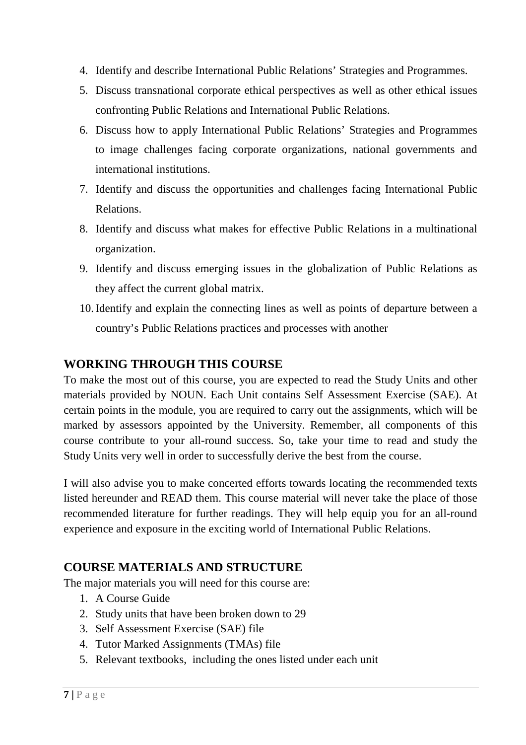4. Identify and describe International Public Relations' Strategies and Programmes.
5. Discuss transnational corporate ethical perspectives as well as other ethical issues confronting Public Relations and International Public Relations.
6. Discuss how to apply International Public Relations' Strategies and Programmes to image challenges facing corporate organizations, national governments and international institutions.
7. Identify and discuss the opportunities and challenges facing International Public Relations.
8. Identify and discuss what makes for effective Public Relations in a multinational organization.
9. Identify and discuss emerging issues in the globalization of Public Relations as they affect the current global matrix.
10. Identify and explain the connecting lines as well as points of departure between a country's Public Relations practices and processes with another

## WORKING THROUGH THIS COURSE

To make the most out of this course, you are expected to read the Study Units and other materials provided by NOUN. Each Unit contains Self Assessment Exercise (SAE). At certain points in the module, you are required to carry out the assignments, which will be marked by assessors appointed by the University. Remember, all components of this course contribute to your all-round success. So, take your time to read and study the Study Units very well in order to successfully derive the best from the course.

I will also advise you to make concerted efforts towards locating the recommended texts listed hereunder and READ them. This course material will never take the place of those recommended literature for further readings. They will help equip you for an all-round experience and exposure in the exciting world of International Public Relations.

## COURSE MATERIALS AND STRUCTURE

The major materials you will need for this course are:

1. A Course Guide
2. Study units that have been broken down to 29
3. Self Assessment Exercise (SAE) file
4. Tutor Marked Assignments (TMAs) file
5. Relevant textbooks, including the ones listed under each unit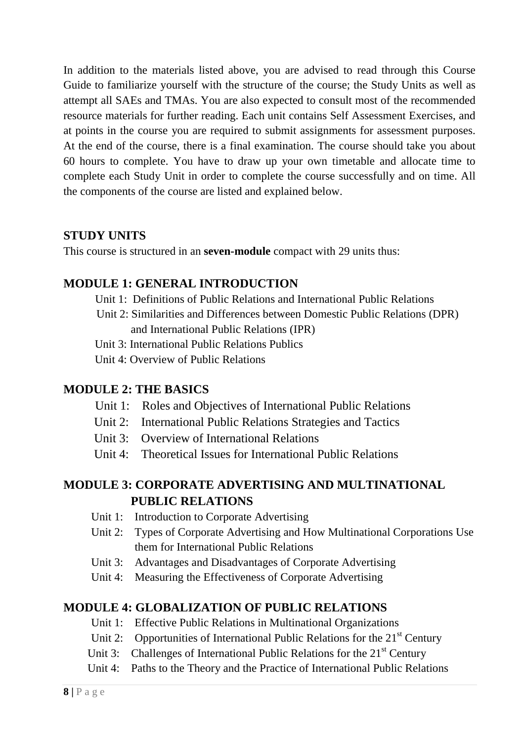In addition to the materials listed above, you are advised to read through this Course Guide to familiarize yourself with the structure of the course; the Study Units as well as attempt all SAEs and TMAs. You are also expected to consult most of the recommended resource materials for further reading. Each unit contains Self Assessment Exercises, and at points in the course you are required to submit assignments for assessment purposes. At the end of the course, there is a final examination. The course should take you about 60 hours to complete. You have to draw up your own timetable and allocate time to complete each Study Unit in order to complete the course successfully and on time. All the components of the course are listed and explained below.

## STUDY UNITS

This course is structured in an **seven-module** compact with 29 units thus:

### MODULE 1: GENERAL INTRODUCTION

Unit 1: Definitions of Public Relations and International Public Relations
Unit 2: Similarities and Differences between Domestic Public Relations (DPR) and International Public Relations (IPR)
Unit 3: International Public Relations Publics
Unit 4: Overview of Public Relations

### MODULE 2: THE BASICS

Unit 1: Roles and Objectives of International Public Relations
Unit 2: International Public Relations Strategies and Tactics
Unit 3: Overview of International Relations
Unit 4: Theoretical Issues for International Public Relations

### MODULE 3: CORPORATE ADVERTISING AND MULTINATIONAL PUBLIC RELATIONS

Unit 1: Introduction to Corporate Advertising
Unit 2: Types of Corporate Advertising and How Multinational Corporations Use them for International Public Relations
Unit 3: Advantages and Disadvantages of Corporate Advertising
Unit 4: Measuring the Effectiveness of Corporate Advertising

### MODULE 4: GLOBALIZATION OF PUBLIC RELATIONS

Unit 1: Effective Public Relations in Multinational Organizations
Unit 2: Opportunities of International Public Relations for the 21st Century
Unit 3: Challenges of International Public Relations for the 21st Century
Unit 4: Paths to the Theory and the Practice of International Public Relations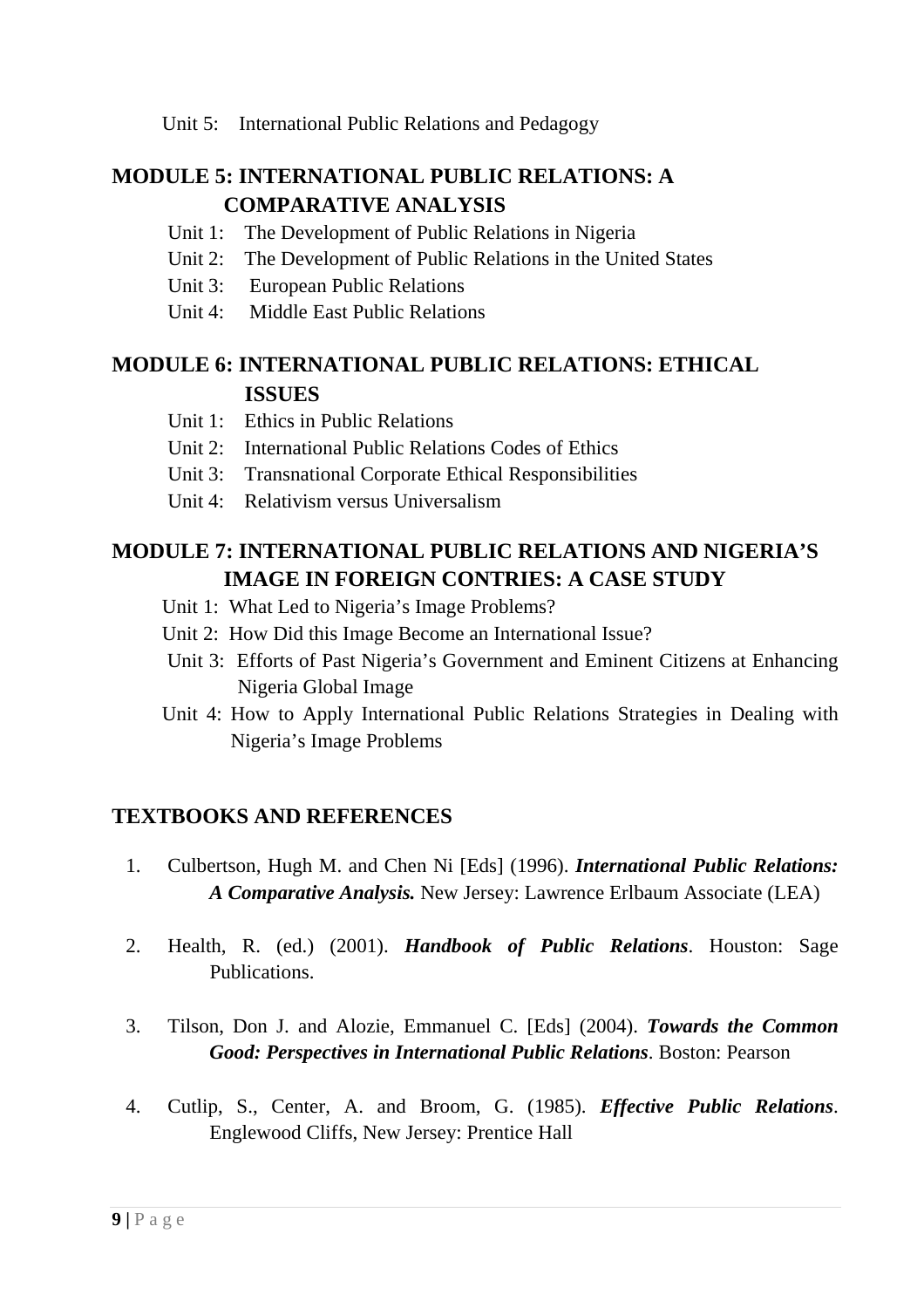Unit 5: International Public Relations and Pedagogy

## MODULE 5: INTERNATIONAL PUBLIC RELATIONS: A COMPARATIVE ANALYSIS

Unit 1: The Development of Public Relations in Nigeria
Unit 2: The Development of Public Relations in the United States
Unit 3: European Public Relations
Unit 4: Middle East Public Relations

## MODULE 6: INTERNATIONAL PUBLIC RELATIONS: ETHICAL ISSUES

Unit 1: Ethics in Public Relations
Unit 2: International Public Relations Codes of Ethics
Unit 3: Transnational Corporate Ethical Responsibilities
Unit 4: Relativism versus Universalism

## MODULE 7: INTERNATIONAL PUBLIC RELATIONS AND NIGERIA'S IMAGE IN FOREIGN CONTRIES: A CASE STUDY

Unit 1: What Led to Nigeria's Image Problems?
Unit 2: How Did this Image Become an International Issue?
Unit 3: Efforts of Past Nigeria's Government and Eminent Citizens at Enhancing Nigeria Global Image
Unit 4: How to Apply International Public Relations Strategies in Dealing with Nigeria's Image Problems

## TEXTBOOKS AND REFERENCES

1. Culbertson, Hugh M. and Chen Ni [Eds] (1996). ***International Public Relations: A Comparative Analysis.*** New Jersey: Lawrence Erlbaum Associate (LEA)

2. Health, R. (ed.) (2001). ***Handbook of Public Relations***. Houston: Sage Publications.

3. Tilson, Don J. and Alozie, Emmanuel C. [Eds] (2004). ***Towards the Common Good: Perspectives in International Public Relations***. Boston: Pearson

4. Cutlip, S., Center, A. and Broom, G. (1985). ***Effective Public Relations***. Englewood Cliffs, New Jersey: Prentice Hall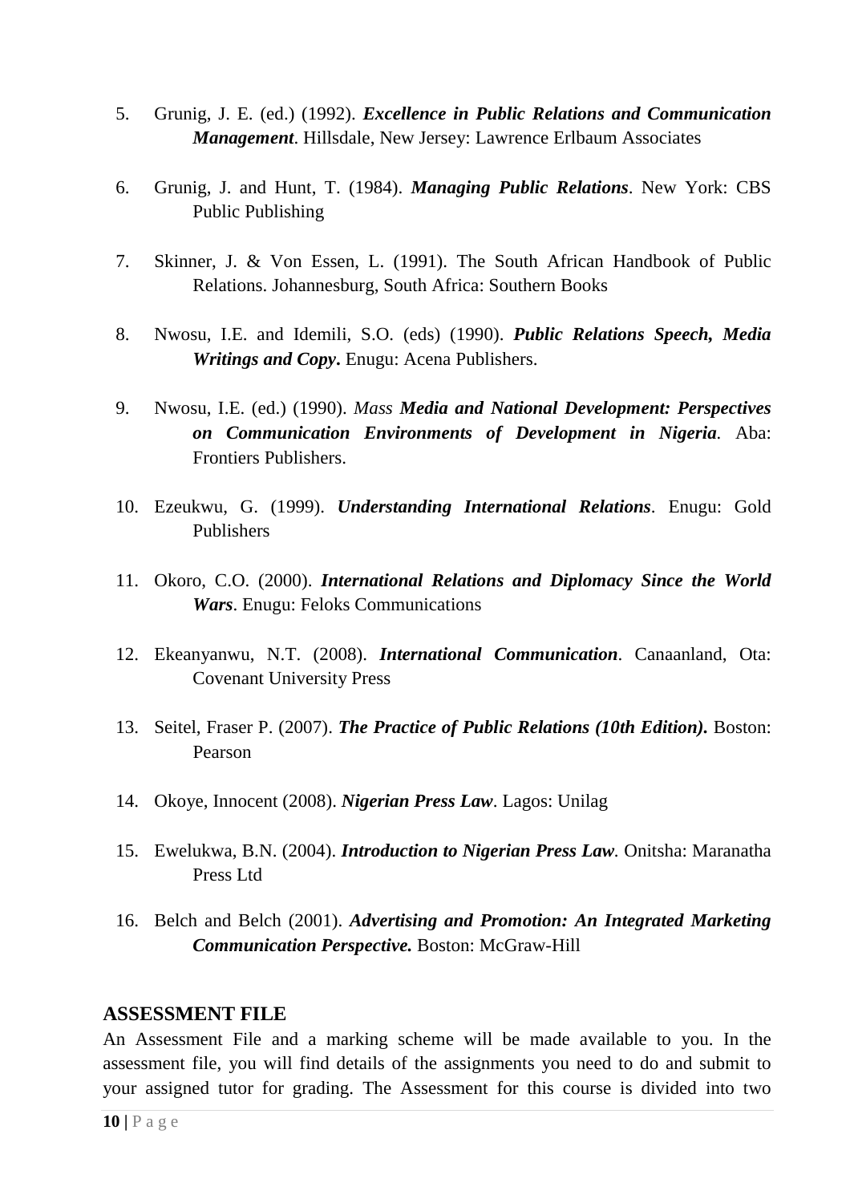5. Grunig, J. E. (ed.) (1992). ***Excellence in Public Relations and Communication Management***. Hillsdale, New Jersey: Lawrence Erlbaum Associates

6. Grunig, J. and Hunt, T. (1984). ***Managing Public Relations***. New York: CBS Public Publishing

7. Skinner, J. & Von Essen, L. (1991). The South African Handbook of Public Relations. Johannesburg, South Africa: Southern Books

8. Nwosu, I.E. and Idemili, S.O. (eds) (1990). ***Public Relations Speech, Media Writings and Copy*****.** Enugu: Acena Publishers.

9. Nwosu, I.E. (ed.) (1990). *Mass* ***Media and National Development: Perspectives on Communication Environments of Development in Nigeria****.* Aba: Frontiers Publishers.

10. Ezeukwu, G. (1999). ***Understanding International Relations***. Enugu: Gold Publishers

11. Okoro, C.O. (2000). ***International Relations and Diplomacy Since the World Wars***. Enugu: Feloks Communications

12. Ekeanyanwu, N.T. (2008). ***International Communication***. Canaanland, Ota: Covenant University Press

13. Seitel, Fraser P. (2007). ***The Practice of Public Relations (10th Edition).*** Boston: Pearson

14. Okoye, Innocent (2008). ***Nigerian Press Law***. Lagos: Unilag

15. Ewelukwa, B.N. (2004). ***Introduction to Nigerian Press Law****.* Onitsha: Maranatha Press Ltd

16. Belch and Belch (2001). ***Advertising and Promotion: An Integrated Marketing Communication Perspective.*** Boston: McGraw-Hill

## ASSESSMENT FILE

An Assessment File and a marking scheme will be made available to you. In the assessment file, you will find details of the assignments you need to do and submit to your assigned tutor for grading. The Assessment for this course is divided into two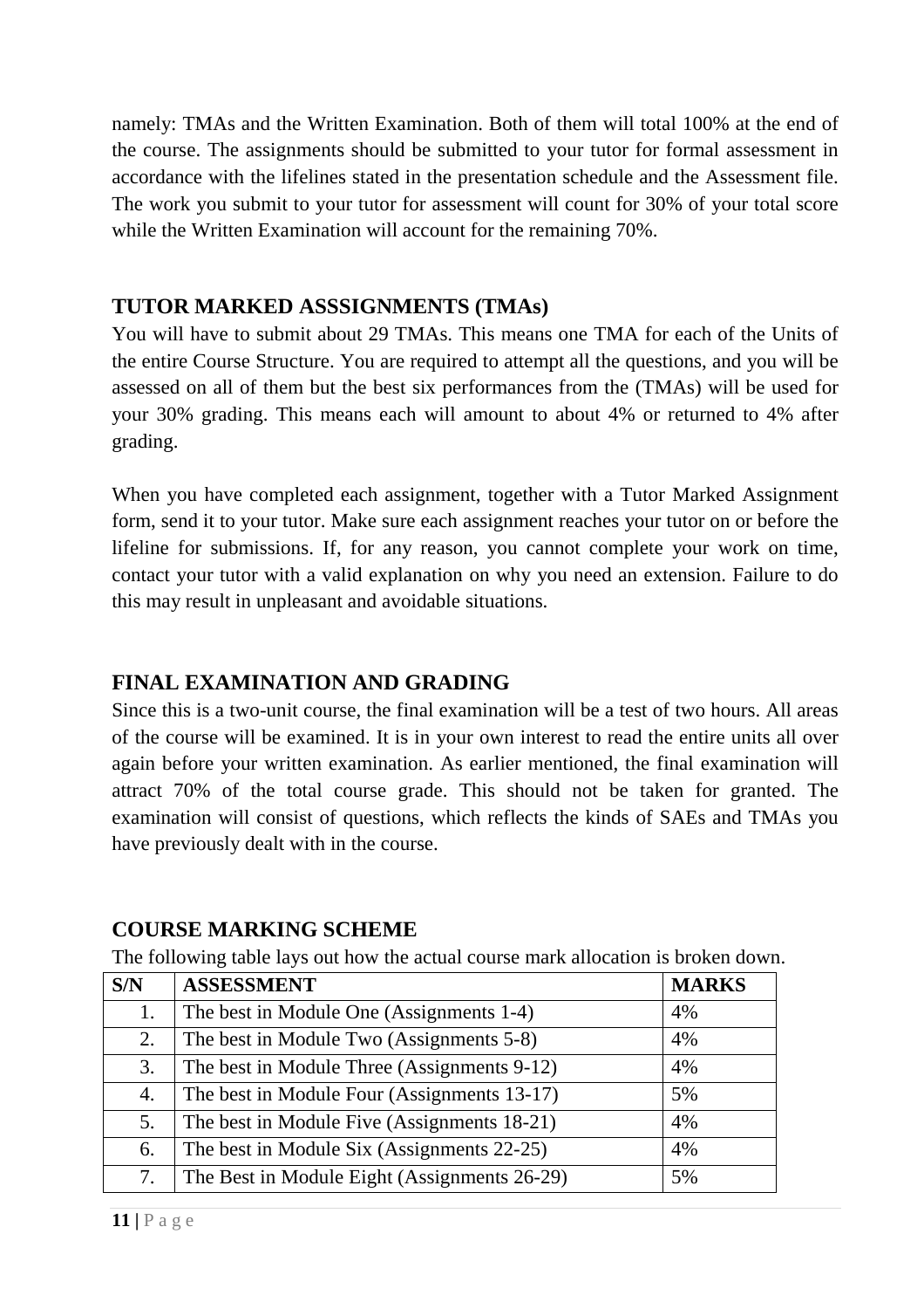namely: TMAs and the Written Examination. Both of them will total 100% at the end of the course. The assignments should be submitted to your tutor for formal assessment in accordance with the lifelines stated in the presentation schedule and the Assessment file. The work you submit to your tutor for assessment will count for 30% of your total score while the Written Examination will account for the remaining 70%.

## TUTOR MARKED ASSSIGNMENTS (TMAs)

You will have to submit about 29 TMAs. This means one TMA for each of the Units of the entire Course Structure. You are required to attempt all the questions, and you will be assessed on all of them but the best six performances from the (TMAs) will be used for your 30% grading. This means each will amount to about 4% or returned to 4% after grading.

When you have completed each assignment, together with a Tutor Marked Assignment form, send it to your tutor. Make sure each assignment reaches your tutor on or before the lifeline for submissions. If, for any reason, you cannot complete your work on time, contact your tutor with a valid explanation on why you need an extension. Failure to do this may result in unpleasant and avoidable situations.

## FINAL EXAMINATION AND GRADING

Since this is a two-unit course, the final examination will be a test of two hours. All areas of the course will be examined. It is in your own interest to read the entire units all over again before your written examination. As earlier mentioned, the final examination will attract 70% of the total course grade. This should not be taken for granted. The examination will consist of questions, which reflects the kinds of SAEs and TMAs you have previously dealt with in the course.

## COURSE MARKING SCHEME

The following table lays out how the actual course mark allocation is broken down.

| S/N | ASSESSMENT | MARKS |
|---|---|---|
| 1. | The best in Module One (Assignments 1-4) | 4% |
| 2. | The best in Module Two (Assignments 5-8) | 4% |
| 3. | The best in Module Three (Assignments 9-12) | 4% |
| 4. | The best in Module Four (Assignments 13-17) | 5% |
| 5. | The best in Module Five (Assignments 18-21) | 4% |
| 6. | The best in Module Six (Assignments 22-25) | 4% |
| 7. | The Best in Module Eight (Assignments 26-29) | 5% |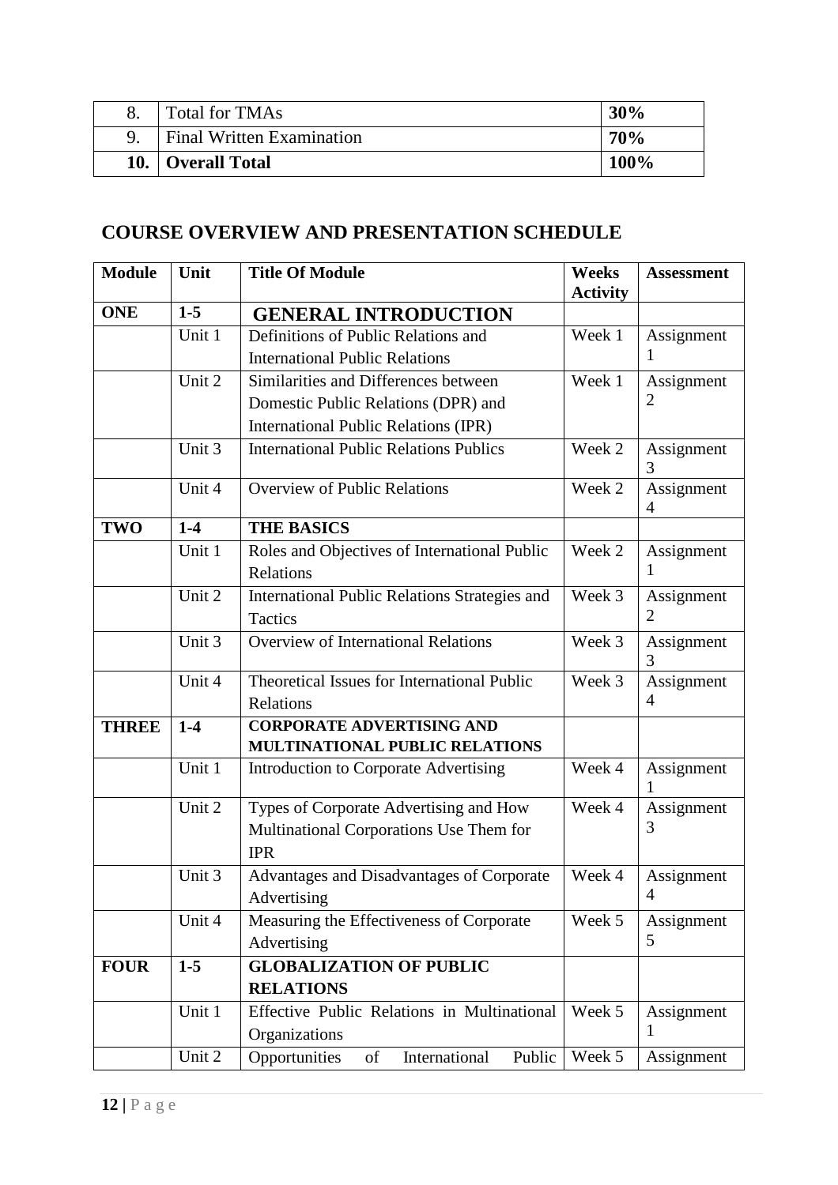| 8. | Total for TMAs | **30%** |
|---|---|---|
| 9. | Final Written Examination | **70%** |
| **10.** | **Overall Total** | **100%** |

## COURSE OVERVIEW AND PRESENTATION SCHEDULE

| Module | Unit | Title Of Module | Weeks Activity | Assessment |
|---|---|---|---|---|
| **ONE** | **1-5** | **GENERAL INTRODUCTION** | | |
| | Unit 1 | Definitions of Public Relations and International Public Relations | Week 1 | Assignment 1 |
| | Unit 2 | Similarities and Differences between Domestic Public Relations (DPR) and International Public Relations (IPR) | Week 1 | Assignment 2 |
| | Unit 3 | International Public Relations Publics | Week 2 | Assignment 3 |
| | Unit 4 | Overview of Public Relations | Week 2 | Assignment 4 |
| **TWO** | **1-4** | **THE BASICS** | | |
| | Unit 1 | Roles and Objectives of International Public Relations | Week 2 | Assignment 1 |
| | Unit 2 | International Public Relations Strategies and Tactics | Week 3 | Assignment 2 |
| | Unit 3 | Overview of International Relations | Week 3 | Assignment 3 |
| | Unit 4 | Theoretical Issues for International Public Relations | Week 3 | Assignment 4 |
| **THREE** | **1-4** | **CORPORATE ADVERTISING AND MULTINATIONAL PUBLIC RELATIONS** | | |
| | Unit 1 | Introduction to Corporate Advertising | Week 4 | Assignment 1 |
| | Unit 2 | Types of Corporate Advertising and How Multinational Corporations Use Them for IPR | Week 4 | Assignment 3 |
| | Unit 3 | Advantages and Disadvantages of Corporate Advertising | Week 4 | Assignment 4 |
| | Unit 4 | Measuring the Effectiveness of Corporate Advertising | Week 5 | Assignment 5 |
| **FOUR** | **1-5** | **GLOBALIZATION OF PUBLIC RELATIONS** | | |
| | Unit 1 | Effective Public Relations in Multinational Organizations | Week 5 | Assignment 1 |
| | Unit 2 | Opportunities of International Public | Week 5 | Assignment |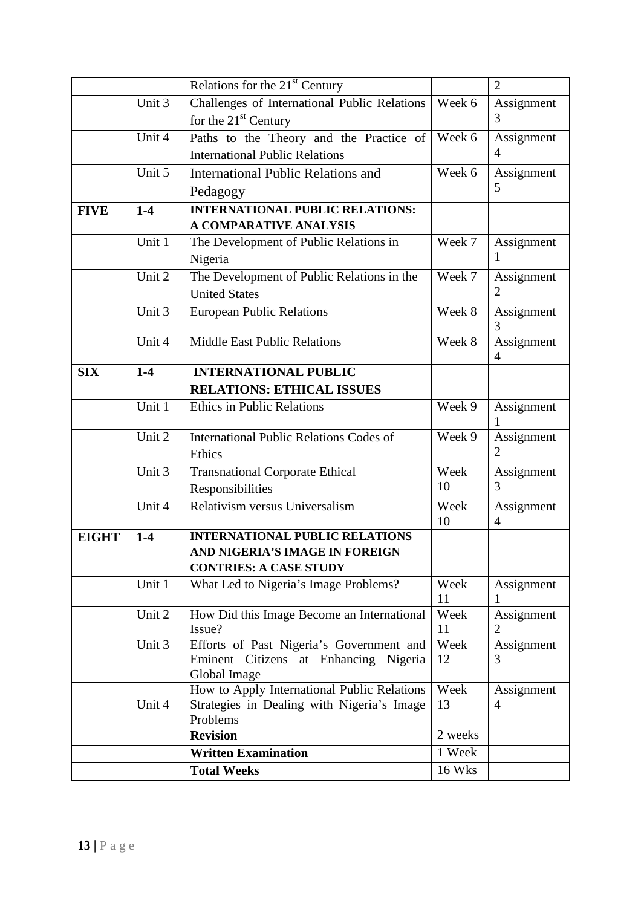| | | Relations for the 21st Century | | 2 |
|---|---|---|---|---|
| | Unit 3 | Challenges of International Public Relations for the 21st Century | Week 6 | Assignment 3 |
| | Unit 4 | Paths to the Theory and the Practice of International Public Relations | Week 6 | Assignment 4 |
| | Unit 5 | International Public Relations and Pedagogy | Week 6 | Assignment 5 |
| **FIVE** | **1-4** | **INTERNATIONAL PUBLIC RELATIONS: A COMPARATIVE ANALYSIS** | | |
| | Unit 1 | The Development of Public Relations in Nigeria | Week 7 | Assignment 1 |
| | Unit 2 | The Development of Public Relations in the United States | Week 7 | Assignment 2 |
| | Unit 3 | European Public Relations | Week 8 | Assignment 3 |
| | Unit 4 | Middle East Public Relations | Week 8 | Assignment 4 |
| **SIX** | **1-4** | **INTERNATIONAL PUBLIC RELATIONS: ETHICAL ISSUES** | | |
| | Unit 1 | Ethics in Public Relations | Week 9 | Assignment 1 |
| | Unit 2 | International Public Relations Codes of Ethics | Week 9 | Assignment 2 |
| | Unit 3 | Transnational Corporate Ethical Responsibilities | Week 10 | Assignment 3 |
| | Unit 4 | Relativism versus Universalism | Week 10 | Assignment 4 |
| **EIGHT** | **1-4** | **INTERNATIONAL PUBLIC RELATIONS AND NIGERIA'S IMAGE IN FOREIGN CONTRIES: A CASE STUDY** | | |
| | Unit 1 | What Led to Nigeria's Image Problems? | Week 11 | Assignment 1 |
| | Unit 2 | How Did this Image Become an International Issue? | Week 11 | Assignment 2 |
| | Unit 3 | Efforts of Past Nigeria's Government and Eminent Citizens at Enhancing Nigeria Global Image | Week 12 | Assignment 3 |
| | Unit 4 | How to Apply International Public Relations Strategies in Dealing with Nigeria's Image Problems | Week 13 | Assignment 4 |
| | | **Revision** | 2 weeks | |
| | | **Written Examination** | 1 Week | |
| | | **Total Weeks** | 16 Wks | |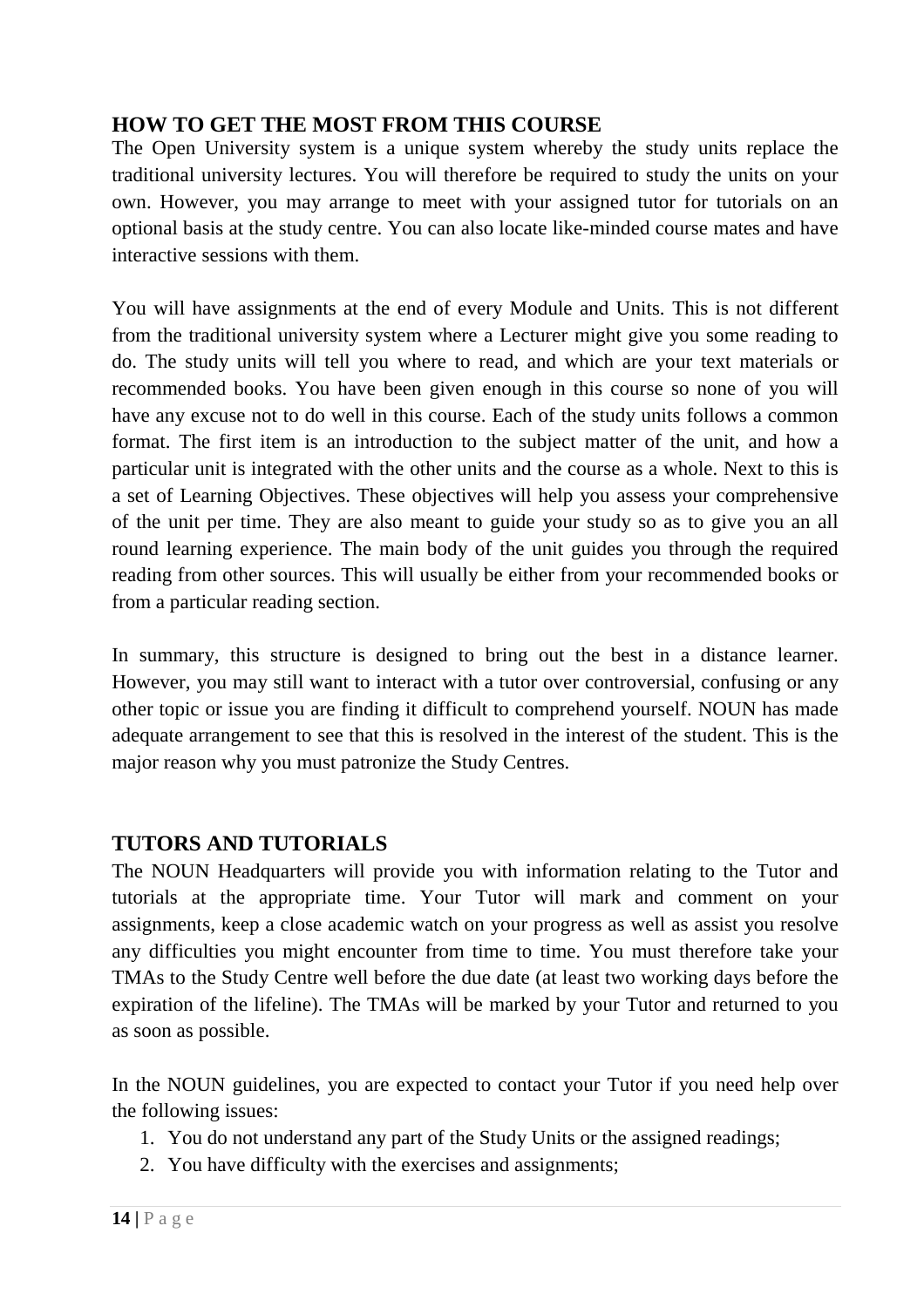## HOW TO GET THE MOST FROM THIS COURSE

The Open University system is a unique system whereby the study units replace the traditional university lectures. You will therefore be required to study the units on your own. However, you may arrange to meet with your assigned tutor for tutorials on an optional basis at the study centre. You can also locate like-minded course mates and have interactive sessions with them.

You will have assignments at the end of every Module and Units. This is not different from the traditional university system where a Lecturer might give you some reading to do. The study units will tell you where to read, and which are your text materials or recommended books. You have been given enough in this course so none of you will have any excuse not to do well in this course. Each of the study units follows a common format. The first item is an introduction to the subject matter of the unit, and how a particular unit is integrated with the other units and the course as a whole. Next to this is a set of Learning Objectives. These objectives will help you assess your comprehensive of the unit per time. They are also meant to guide your study so as to give you an all round learning experience. The main body of the unit guides you through the required reading from other sources. This will usually be either from your recommended books or from a particular reading section.

In summary, this structure is designed to bring out the best in a distance learner. However, you may still want to interact with a tutor over controversial, confusing or any other topic or issue you are finding it difficult to comprehend yourself. NOUN has made adequate arrangement to see that this is resolved in the interest of the student. This is the major reason why you must patronize the Study Centres.

## TUTORS AND TUTORIALS

The NOUN Headquarters will provide you with information relating to the Tutor and tutorials at the appropriate time. Your Tutor will mark and comment on your assignments, keep a close academic watch on your progress as well as assist you resolve any difficulties you might encounter from time to time. You must therefore take your TMAs to the Study Centre well before the due date (at least two working days before the expiration of the lifeline). The TMAs will be marked by your Tutor and returned to you as soon as possible.

In the NOUN guidelines, you are expected to contact your Tutor if you need help over the following issues:

1. You do not understand any part of the Study Units or the assigned readings;
2. You have difficulty with the exercises and assignments;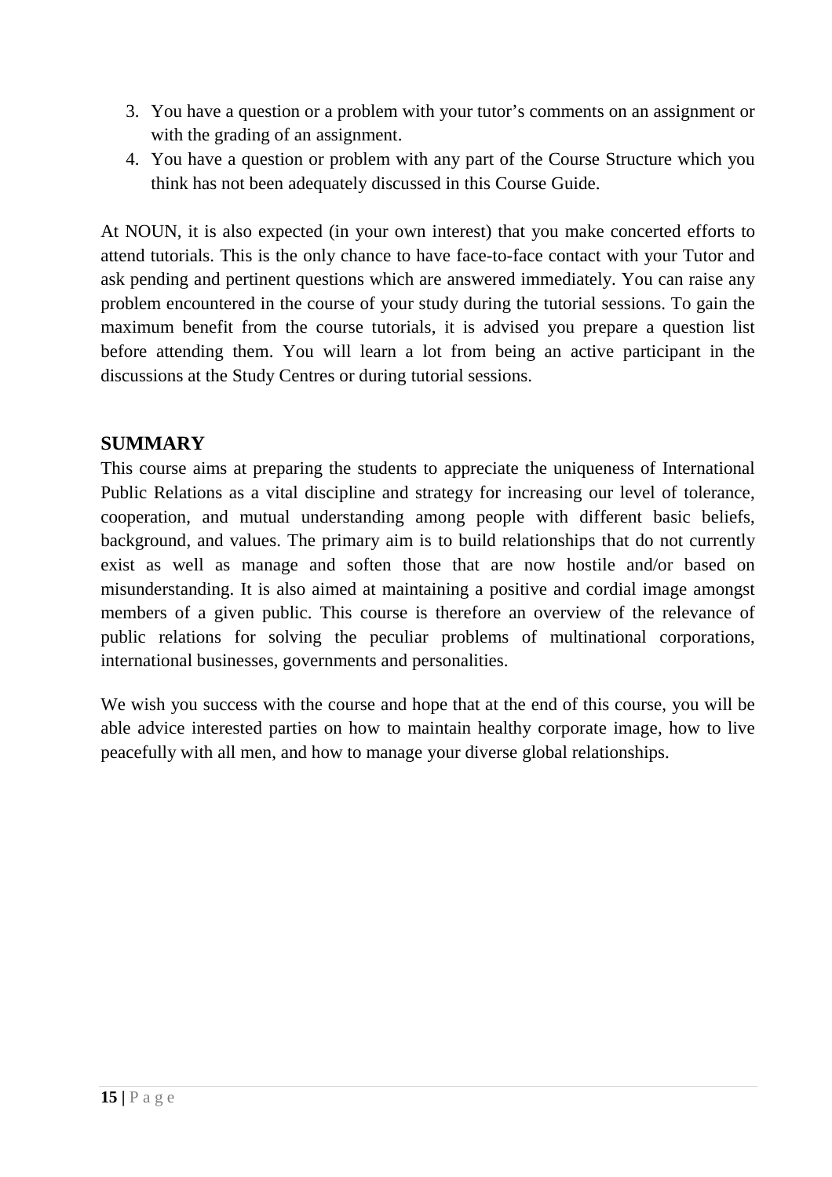3. You have a question or a problem with your tutor's comments on an assignment or with the grading of an assignment.
4. You have a question or problem with any part of the Course Structure which you think has not been adequately discussed in this Course Guide.

At NOUN, it is also expected (in your own interest) that you make concerted efforts to attend tutorials. This is the only chance to have face-to-face contact with your Tutor and ask pending and pertinent questions which are answered immediately. You can raise any problem encountered in the course of your study during the tutorial sessions. To gain the maximum benefit from the course tutorials, it is advised you prepare a question list before attending them. You will learn a lot from being an active participant in the discussions at the Study Centres or during tutorial sessions.

## SUMMARY

This course aims at preparing the students to appreciate the uniqueness of International Public Relations as a vital discipline and strategy for increasing our level of tolerance, cooperation, and mutual understanding among people with different basic beliefs, background, and values. The primary aim is to build relationships that do not currently exist as well as manage and soften those that are now hostile and/or based on misunderstanding. It is also aimed at maintaining a positive and cordial image amongst members of a given public. This course is therefore an overview of the relevance of public relations for solving the peculiar problems of multinational corporations, international businesses, governments and personalities.

We wish you success with the course and hope that at the end of this course, you will be able advice interested parties on how to maintain healthy corporate image, how to live peacefully with all men, and how to manage your diverse global relationships.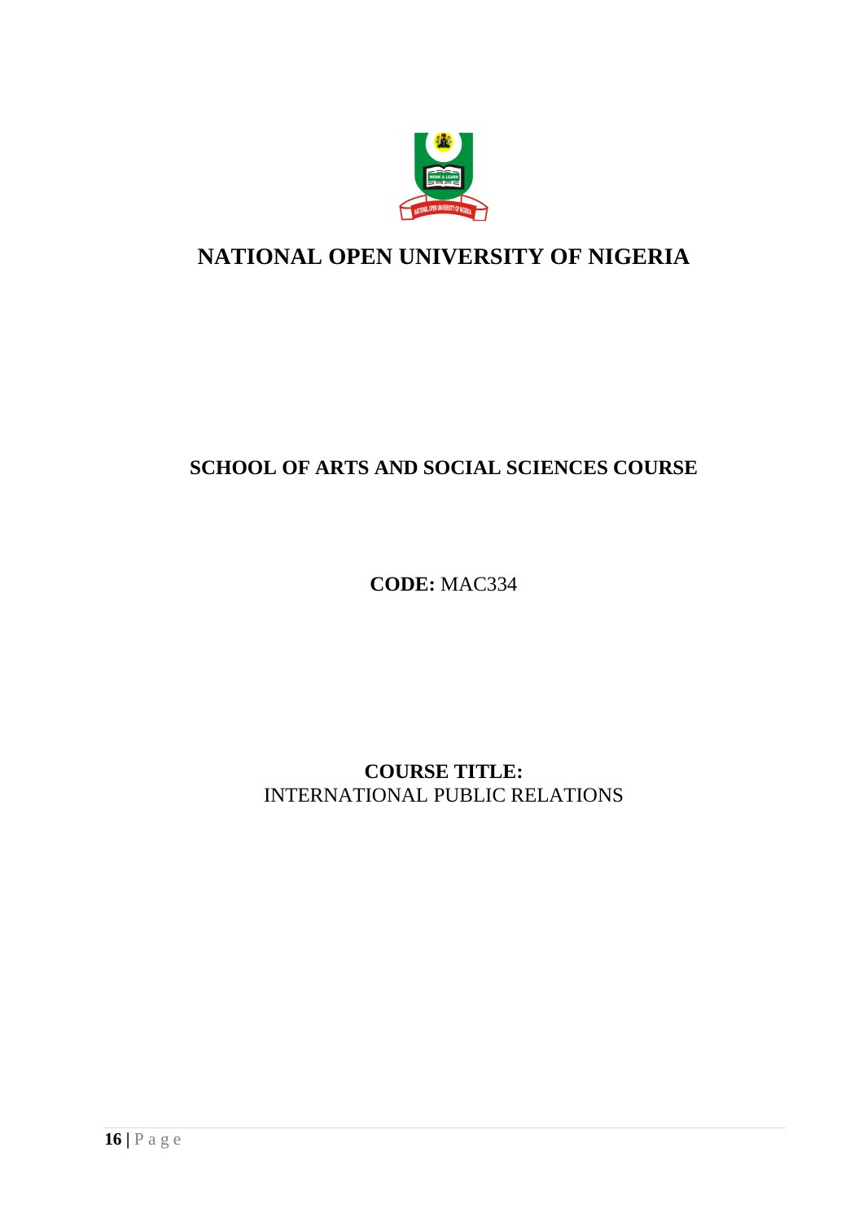# NATIONAL OPEN UNIVERSITY OF NIGERIA

## SCHOOL OF ARTS AND SOCIAL SCIENCES COURSE

**CODE:** MAC334

**COURSE TITLE:**
INTERNATIONAL PUBLIC RELATIONS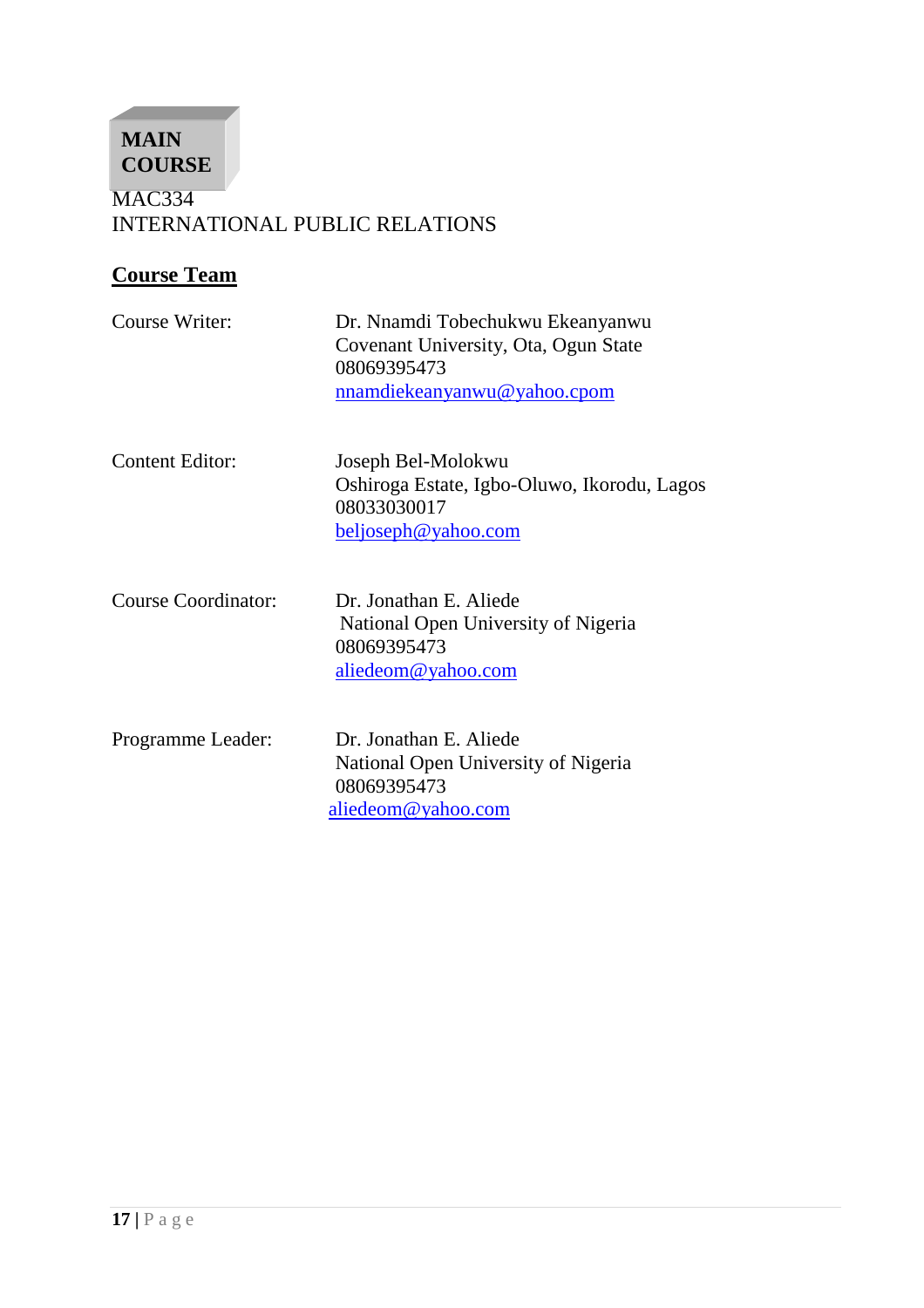**MAIN COURSE**

MAC334
INTERNATIONAL PUBLIC RELATIONS

## Course Team

| | |
|---|---|
| Course Writer: | Dr. Nnamdi Tobechukwu Ekeanyanwu<br>Covenant University, Ota, Ogun State<br>08069395473<br>nnamdiekeanyanwu@yahoo.cpom |
| Content Editor: | Joseph Bel-Molokwu<br>Oshiroga Estate, Igbo-Oluwo, Ikorodu, Lagos<br>08033030017<br>beljoseph@yahoo.com |
| Course Coordinator: | Dr. Jonathan E. Aliede<br>National Open University of Nigeria<br>08069395473<br>aliedeom@yahoo.com |
| Programme Leader: | Dr. Jonathan E. Aliede<br>National Open University of Nigeria<br>08069395473<br>aliedeom@yahoo.com |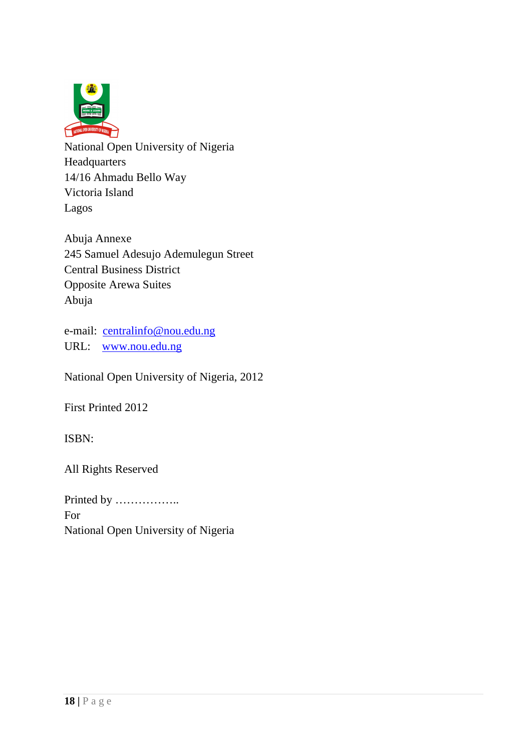National Open University of Nigeria
Headquarters
14/16 Ahmadu Bello Way
Victoria Island
Lagos

Abuja Annexe
245 Samuel Adesujo Ademulegun Street
Central Business District
Opposite Arewa Suites
Abuja

e-mail: centralinfo@nou.edu.ng
URL: www.nou.edu.ng

National Open University of Nigeria, 2012

First Printed 2012

ISBN:

All Rights Reserved

Printed by ……………..
For
National Open University of Nigeria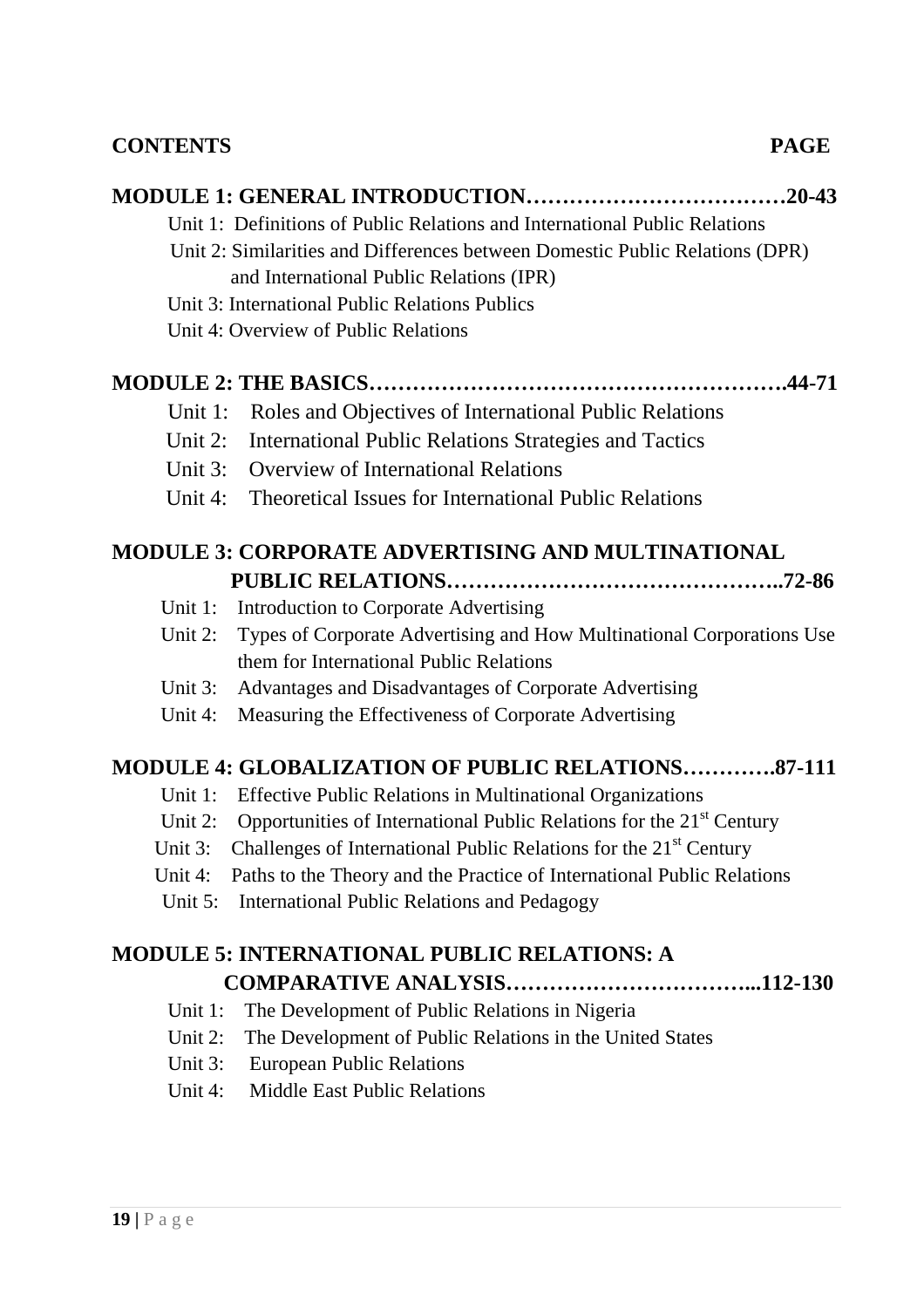**CONTENTS** **PAGE**

**MODULE 1: GENERAL INTRODUCTION………………………………20-43**

- Unit 1: Definitions of Public Relations and International Public Relations
- Unit 2: Similarities and Differences between Domestic Public Relations (DPR) and International Public Relations (IPR)
- Unit 3: International Public Relations Publics
- Unit 4: Overview of Public Relations

**MODULE 2: THE BASICS……………………………………………….44-71**

- Unit 1: Roles and Objectives of International Public Relations
- Unit 2: International Public Relations Strategies and Tactics
- Unit 3: Overview of International Relations
- Unit 4: Theoretical Issues for International Public Relations

**MODULE 3: CORPORATE ADVERTISING AND MULTINATIONAL PUBLIC RELATIONS……………………………………..72-86**

- Unit 1: Introduction to Corporate Advertising
- Unit 2: Types of Corporate Advertising and How Multinational Corporations Use them for International Public Relations
- Unit 3: Advantages and Disadvantages of Corporate Advertising
- Unit 4: Measuring the Effectiveness of Corporate Advertising

**MODULE 4: GLOBALIZATION OF PUBLIC RELATIONS………….87-111**

- Unit 1: Effective Public Relations in Multinational Organizations
- Unit 2: Opportunities of International Public Relations for the 21st Century
- Unit 3: Challenges of International Public Relations for the 21st Century
- Unit 4: Paths to the Theory and the Practice of International Public Relations
- Unit 5: International Public Relations and Pedagogy

**MODULE 5: INTERNATIONAL PUBLIC RELATIONS: A COMPARATIVE ANALYSIS…………………………...112-130**

- Unit 1: The Development of Public Relations in Nigeria
- Unit 2: The Development of Public Relations in the United States
- Unit 3: European Public Relations
- Unit 4: Middle East Public Relations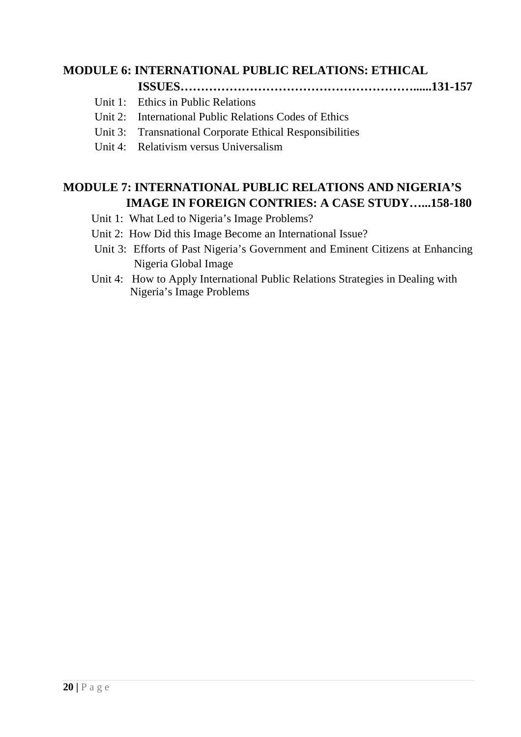**MODULE 6: INTERNATIONAL PUBLIC RELATIONS: ETHICAL ISSUES…………………………………………………......131-157**

- Unit 1: Ethics in Public Relations
- Unit 2: International Public Relations Codes of Ethics
- Unit 3: Transnational Corporate Ethical Responsibilities
- Unit 4: Relativism versus Universalism

**MODULE 7: INTERNATIONAL PUBLIC RELATIONS AND NIGERIA'S IMAGE IN FOREIGN CONTRIES: A CASE STUDY…...158-180**

- Unit 1: What Led to Nigeria's Image Problems?
- Unit 2: How Did this Image Become an International Issue?
- Unit 3: Efforts of Past Nigeria's Government and Eminent Citizens at Enhancing Nigeria Global Image
- Unit 4: How to Apply International Public Relations Strategies in Dealing with Nigeria's Image Problems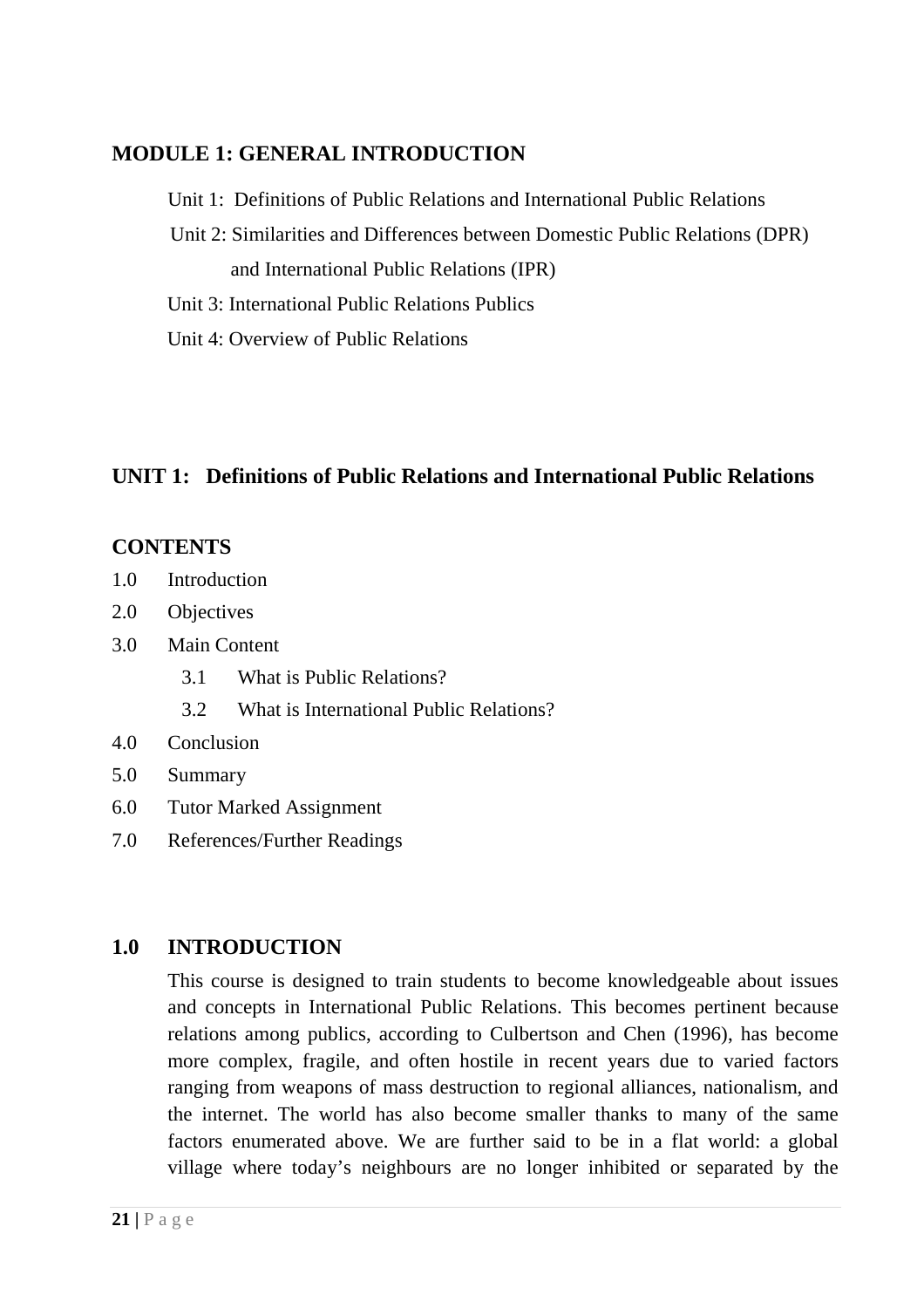## MODULE 1: GENERAL INTRODUCTION

Unit 1: Definitions of Public Relations and International Public Relations

Unit 2: Similarities and Differences between Domestic Public Relations (DPR) and International Public Relations (IPR)

Unit 3: International Public Relations Publics

Unit 4: Overview of Public Relations

## UNIT 1: Definitions of Public Relations and International Public Relations

### CONTENTS

1.0 Introduction

2.0 Objectives

3.0 Main Content

- 3.1 What is Public Relations?
- 3.2 What is International Public Relations?

4.0 Conclusion

5.0 Summary

6.0 Tutor Marked Assignment

7.0 References/Further Readings

### 1.0 INTRODUCTION

This course is designed to train students to become knowledgeable about issues and concepts in International Public Relations. This becomes pertinent because relations among publics, according to Culbertson and Chen (1996), has become more complex, fragile, and often hostile in recent years due to varied factors ranging from weapons of mass destruction to regional alliances, nationalism, and the internet. The world has also become smaller thanks to many of the same factors enumerated above. We are further said to be in a flat world: a global village where today's neighbours are no longer inhibited or separated by the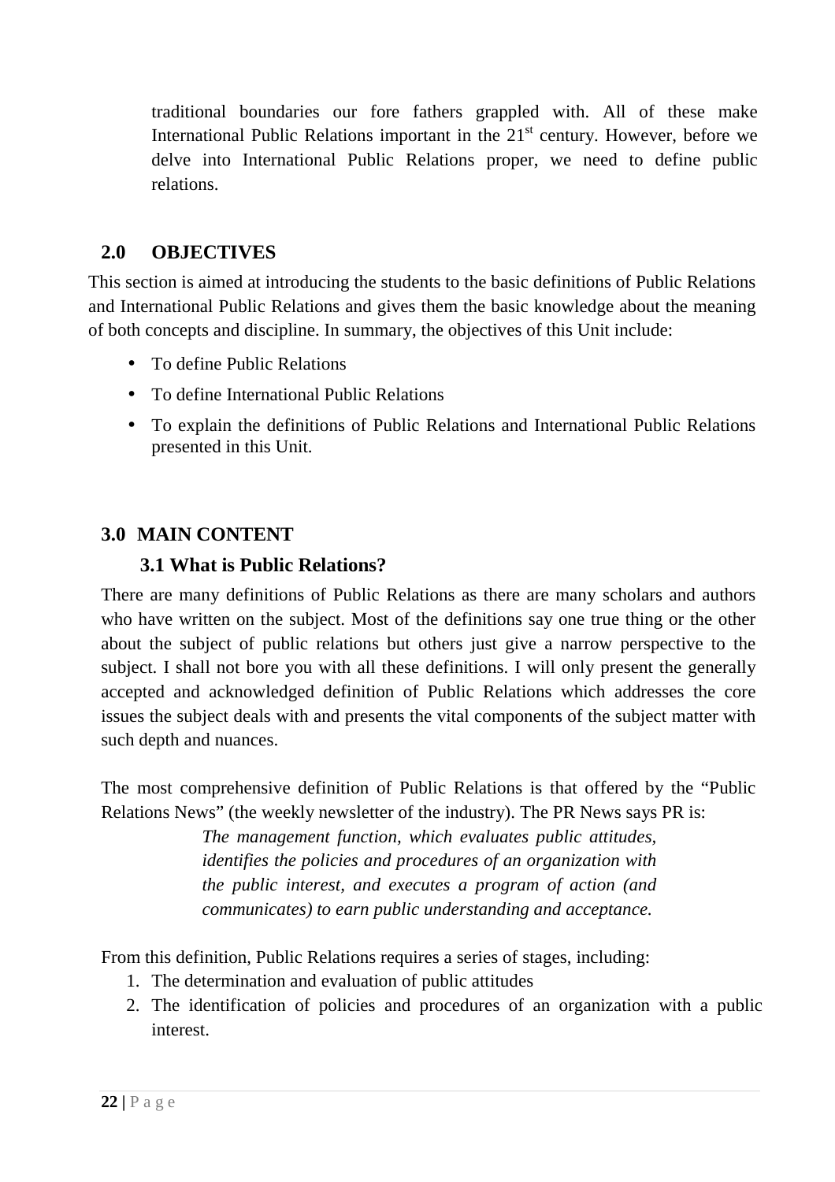traditional boundaries our fore fathers grappled with. All of these make International Public Relations important in the 21st century. However, before we delve into International Public Relations proper, we need to define public relations.

## 2.0 OBJECTIVES

This section is aimed at introducing the students to the basic definitions of Public Relations and International Public Relations and gives them the basic knowledge about the meaning of both concepts and discipline. In summary, the objectives of this Unit include:

- To define Public Relations
- To define International Public Relations
- To explain the definitions of Public Relations and International Public Relations presented in this Unit.

## 3.0 MAIN CONTENT

### 3.1 What is Public Relations?

There are many definitions of Public Relations as there are many scholars and authors who have written on the subject. Most of the definitions say one true thing or the other about the subject of public relations but others just give a narrow perspective to the subject. I shall not bore you with all these definitions. I will only present the generally accepted and acknowledged definition of Public Relations which addresses the core issues the subject deals with and presents the vital components of the subject matter with such depth and nuances.

The most comprehensive definition of Public Relations is that offered by the "Public Relations News" (the weekly newsletter of the industry). The PR News says PR is:

> *The management function, which evaluates public attitudes, identifies the policies and procedures of an organization with the public interest, and executes a program of action (and communicates) to earn public understanding and acceptance.*

From this definition, Public Relations requires a series of stages, including:

1. The determination and evaluation of public attitudes
2. The identification of policies and procedures of an organization with a public interest.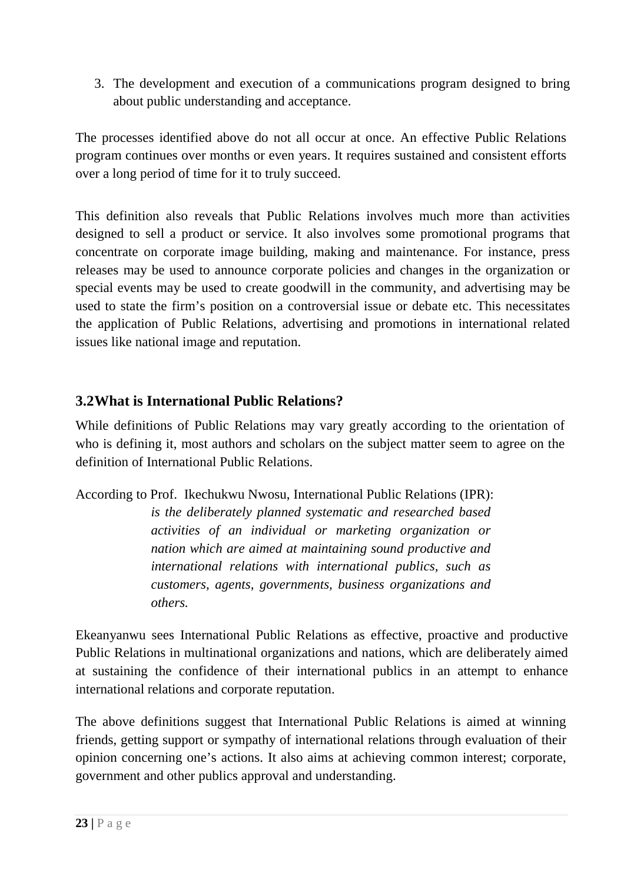3. The development and execution of a communications program designed to bring about public understanding and acceptance.

The processes identified above do not all occur at once. An effective Public Relations program continues over months or even years. It requires sustained and consistent efforts over a long period of time for it to truly succeed.

This definition also reveals that Public Relations involves much more than activities designed to sell a product or service. It also involves some promotional programs that concentrate on corporate image building, making and maintenance. For instance, press releases may be used to announce corporate policies and changes in the organization or special events may be used to create goodwill in the community, and advertising may be used to state the firm's position on a controversial issue or debate etc. This necessitates the application of Public Relations, advertising and promotions in international related issues like national image and reputation.

## 3.2What is International Public Relations?

While definitions of Public Relations may vary greatly according to the orientation of who is defining it, most authors and scholars on the subject matter seem to agree on the definition of International Public Relations.

According to Prof. Ikechukwu Nwosu, International Public Relations (IPR):

> *is the deliberately planned systematic and researched based activities of an individual or marketing organization or nation which are aimed at maintaining sound productive and international relations with international publics, such as customers, agents, governments, business organizations and others.*

Ekeanyanwu sees International Public Relations as effective, proactive and productive Public Relations in multinational organizations and nations, which are deliberately aimed at sustaining the confidence of their international publics in an attempt to enhance international relations and corporate reputation.

The above definitions suggest that International Public Relations is aimed at winning friends, getting support or sympathy of international relations through evaluation of their opinion concerning one's actions. It also aims at achieving common interest; corporate, government and other publics approval and understanding.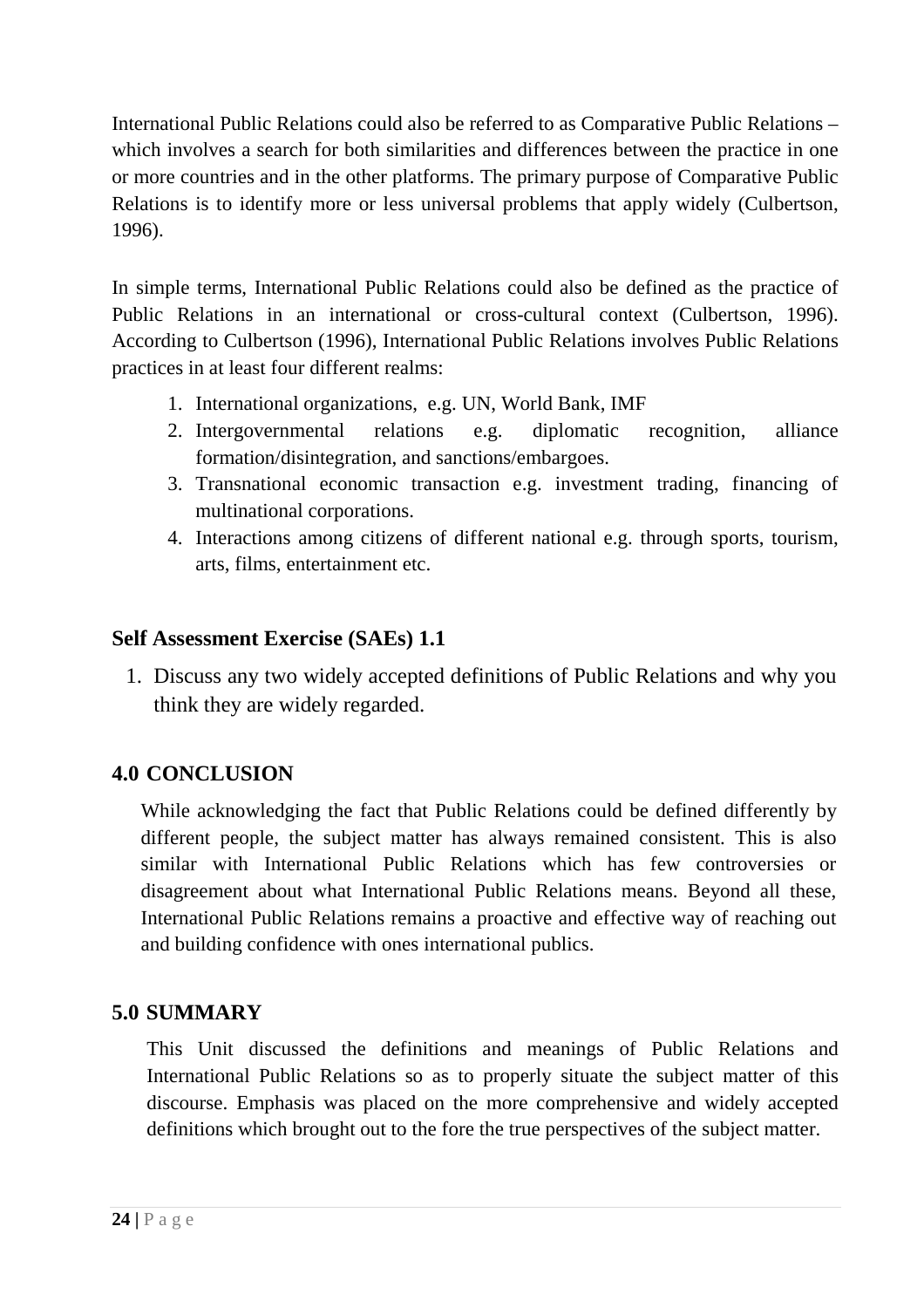International Public Relations could also be referred to as Comparative Public Relations – which involves a search for both similarities and differences between the practice in one or more countries and in the other platforms. The primary purpose of Comparative Public Relations is to identify more or less universal problems that apply widely (Culbertson, 1996).

In simple terms, International Public Relations could also be defined as the practice of Public Relations in an international or cross-cultural context (Culbertson, 1996). According to Culbertson (1996), International Public Relations involves Public Relations practices in at least four different realms:

1. International organizations, e.g. UN, World Bank, IMF
2. Intergovernmental relations e.g. diplomatic recognition, alliance formation/disintegration, and sanctions/embargoes.
3. Transnational economic transaction e.g. investment trading, financing of multinational corporations.
4. Interactions among citizens of different national e.g. through sports, tourism, arts, films, entertainment etc.

### Self Assessment Exercise (SAEs) 1.1

1. Discuss any two widely accepted definitions of Public Relations and why you think they are widely regarded.

## 4.0 CONCLUSION

While acknowledging the fact that Public Relations could be defined differently by different people, the subject matter has always remained consistent. This is also similar with International Public Relations which has few controversies or disagreement about what International Public Relations means. Beyond all these, International Public Relations remains a proactive and effective way of reaching out and building confidence with ones international publics.

## 5.0 SUMMARY

This Unit discussed the definitions and meanings of Public Relations and International Public Relations so as to properly situate the subject matter of this discourse. Emphasis was placed on the more comprehensive and widely accepted definitions which brought out to the fore the true perspectives of the subject matter.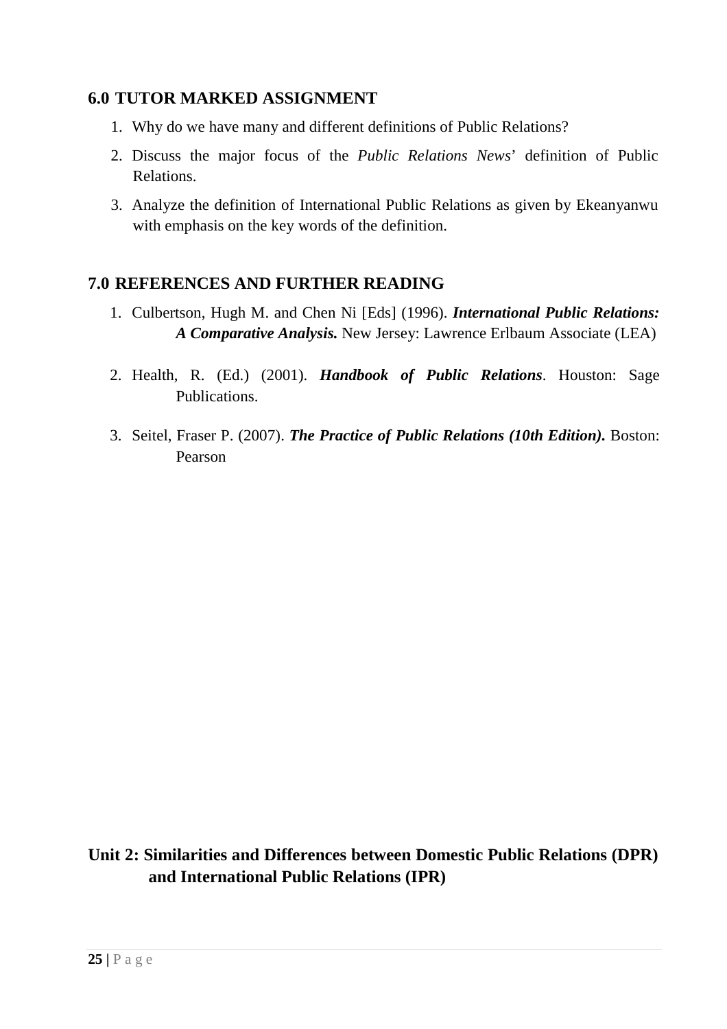## 6.0 TUTOR MARKED ASSIGNMENT

1. Why do we have many and different definitions of Public Relations?
2. Discuss the major focus of the *Public Relations News*' definition of Public Relations.
3. Analyze the definition of International Public Relations as given by Ekeanyanwu with emphasis on the key words of the definition.

## 7.0 REFERENCES AND FURTHER READING

1. Culbertson, Hugh M. and Chen Ni [Eds] (1996). ***International Public Relations: A Comparative Analysis.*** New Jersey: Lawrence Erlbaum Associate (LEA)
2. Health, R. (Ed.) (2001). ***Handbook of Public Relations***. Houston: Sage Publications.
3. Seitel, Fraser P. (2007). ***The Practice of Public Relations (10th Edition).*** Boston: Pearson

## Unit 2: Similarities and Differences between Domestic Public Relations (DPR) and International Public Relations (IPR)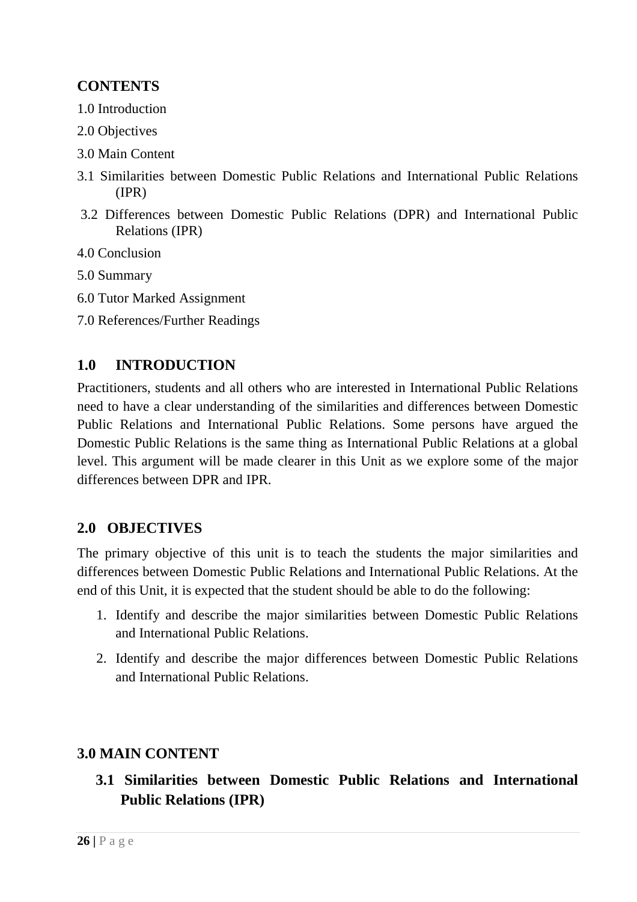**CONTENTS**

1.0 Introduction

2.0 Objectives

3.0 Main Content

3.1 Similarities between Domestic Public Relations and International Public Relations (IPR)

3.2 Differences between Domestic Public Relations (DPR) and International Public Relations (IPR)

4.0 Conclusion

5.0 Summary

6.0 Tutor Marked Assignment

7.0 References/Further Readings

## 1.0 INTRODUCTION

Practitioners, students and all others who are interested in International Public Relations need to have a clear understanding of the similarities and differences between Domestic Public Relations and International Public Relations. Some persons have argued the Domestic Public Relations is the same thing as International Public Relations at a global level. This argument will be made clearer in this Unit as we explore some of the major differences between DPR and IPR.

## 2.0 OBJECTIVES

The primary objective of this unit is to teach the students the major similarities and differences between Domestic Public Relations and International Public Relations. At the end of this Unit, it is expected that the student should be able to do the following:

1. Identify and describe the major similarities between Domestic Public Relations and International Public Relations.
2. Identify and describe the major differences between Domestic Public Relations and International Public Relations.

## 3.0 MAIN CONTENT

### 3.1 Similarities between Domestic Public Relations and International Public Relations (IPR)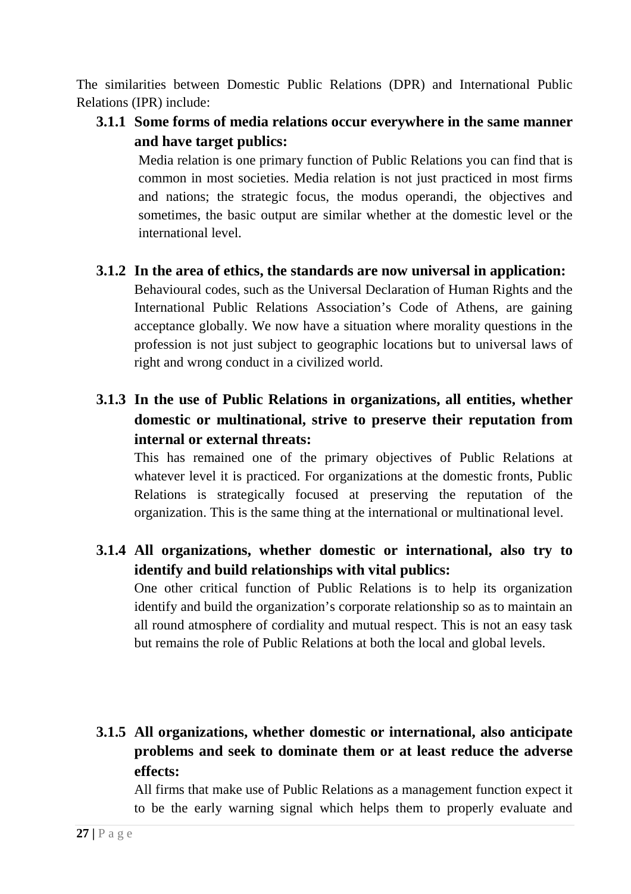The similarities between Domestic Public Relations (DPR) and International Public Relations (IPR) include:

### 3.1.1 Some forms of media relations occur everywhere in the same manner and have target publics:

Media relation is one primary function of Public Relations you can find that is common in most societies. Media relation is not just practiced in most firms and nations; the strategic focus, the modus operandi, the objectives and sometimes, the basic output are similar whether at the domestic level or the international level.

### 3.1.2 In the area of ethics, the standards are now universal in application:

Behavioural codes, such as the Universal Declaration of Human Rights and the International Public Relations Association's Code of Athens, are gaining acceptance globally. We now have a situation where morality questions in the profession is not just subject to geographic locations but to universal laws of right and wrong conduct in a civilized world.

### 3.1.3 In the use of Public Relations in organizations, all entities, whether domestic or multinational, strive to preserve their reputation from internal or external threats:

This has remained one of the primary objectives of Public Relations at whatever level it is practiced. For organizations at the domestic fronts, Public Relations is strategically focused at preserving the reputation of the organization. This is the same thing at the international or multinational level.

### 3.1.4 All organizations, whether domestic or international, also try to identify and build relationships with vital publics:

One other critical function of Public Relations is to help its organization identify and build the organization's corporate relationship so as to maintain an all round atmosphere of cordiality and mutual respect. This is not an easy task but remains the role of Public Relations at both the local and global levels.

### 3.1.5 All organizations, whether domestic or international, also anticipate problems and seek to dominate them or at least reduce the adverse effects:

All firms that make use of Public Relations as a management function expect it to be the early warning signal which helps them to properly evaluate and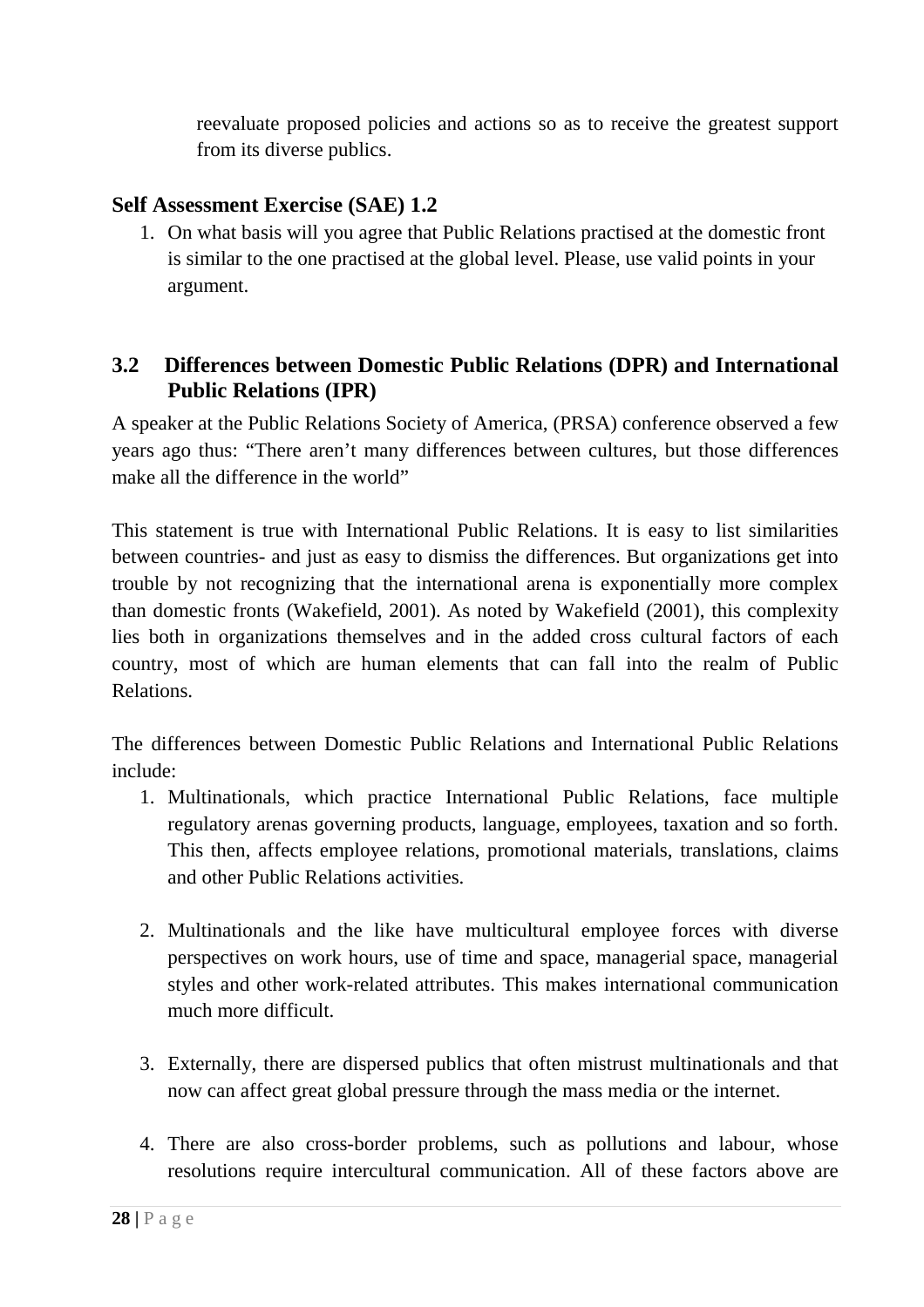reevaluate proposed policies and actions so as to receive the greatest support from its diverse publics.

### Self Assessment Exercise (SAE) 1.2

1. On what basis will you agree that Public Relations practised at the domestic front is similar to the one practised at the global level. Please, use valid points in your argument.

## 3.2 Differences between Domestic Public Relations (DPR) and International Public Relations (IPR)

A speaker at the Public Relations Society of America, (PRSA) conference observed a few years ago thus: "There aren't many differences between cultures, but those differences make all the difference in the world"

This statement is true with International Public Relations. It is easy to list similarities between countries- and just as easy to dismiss the differences. But organizations get into trouble by not recognizing that the international arena is exponentially more complex than domestic fronts (Wakefield, 2001). As noted by Wakefield (2001), this complexity lies both in organizations themselves and in the added cross cultural factors of each country, most of which are human elements that can fall into the realm of Public Relations.

The differences between Domestic Public Relations and International Public Relations include:

1. Multinationals, which practice International Public Relations, face multiple regulatory arenas governing products, language, employees, taxation and so forth. This then, affects employee relations, promotional materials, translations, claims and other Public Relations activities.

2. Multinationals and the like have multicultural employee forces with diverse perspectives on work hours, use of time and space, managerial space, managerial styles and other work-related attributes. This makes international communication much more difficult.

3. Externally, there are dispersed publics that often mistrust multinationals and that now can affect great global pressure through the mass media or the internet.

4. There are also cross-border problems, such as pollutions and labour, whose resolutions require intercultural communication. All of these factors above are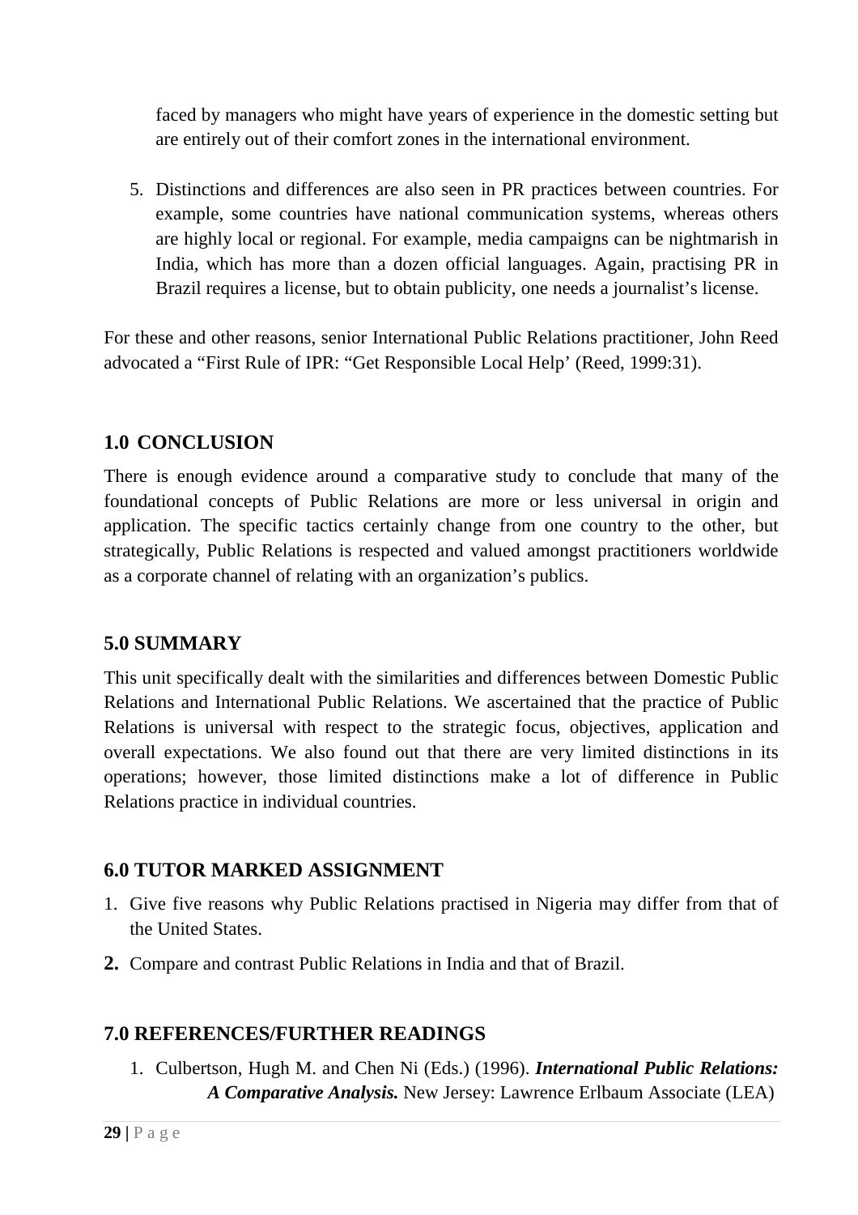faced by managers who might have years of experience in the domestic setting but are entirely out of their comfort zones in the international environment.

5. Distinctions and differences are also seen in PR practices between countries. For example, some countries have national communication systems, whereas others are highly local or regional. For example, media campaigns can be nightmarish in India, which has more than a dozen official languages. Again, practising PR in Brazil requires a license, but to obtain publicity, one needs a journalist's license.

For these and other reasons, senior International Public Relations practitioner, John Reed advocated a "First Rule of IPR: "Get Responsible Local Help' (Reed, 1999:31).

## 1.0 CONCLUSION

There is enough evidence around a comparative study to conclude that many of the foundational concepts of Public Relations are more or less universal in origin and application. The specific tactics certainly change from one country to the other, but strategically, Public Relations is respected and valued amongst practitioners worldwide as a corporate channel of relating with an organization's publics.

## 5.0 SUMMARY

This unit specifically dealt with the similarities and differences between Domestic Public Relations and International Public Relations. We ascertained that the practice of Public Relations is universal with respect to the strategic focus, objectives, application and overall expectations. We also found out that there are very limited distinctions in its operations; however, those limited distinctions make a lot of difference in Public Relations practice in individual countries.

## 6.0 TUTOR MARKED ASSIGNMENT

1. Give five reasons why Public Relations practised in Nigeria may differ from that of the United States.
2. Compare and contrast Public Relations in India and that of Brazil.

## 7.0 REFERENCES/FURTHER READINGS

1. Culbertson, Hugh M. and Chen Ni (Eds.) (1996). ***International Public Relations: A Comparative Analysis.*** New Jersey: Lawrence Erlbaum Associate (LEA)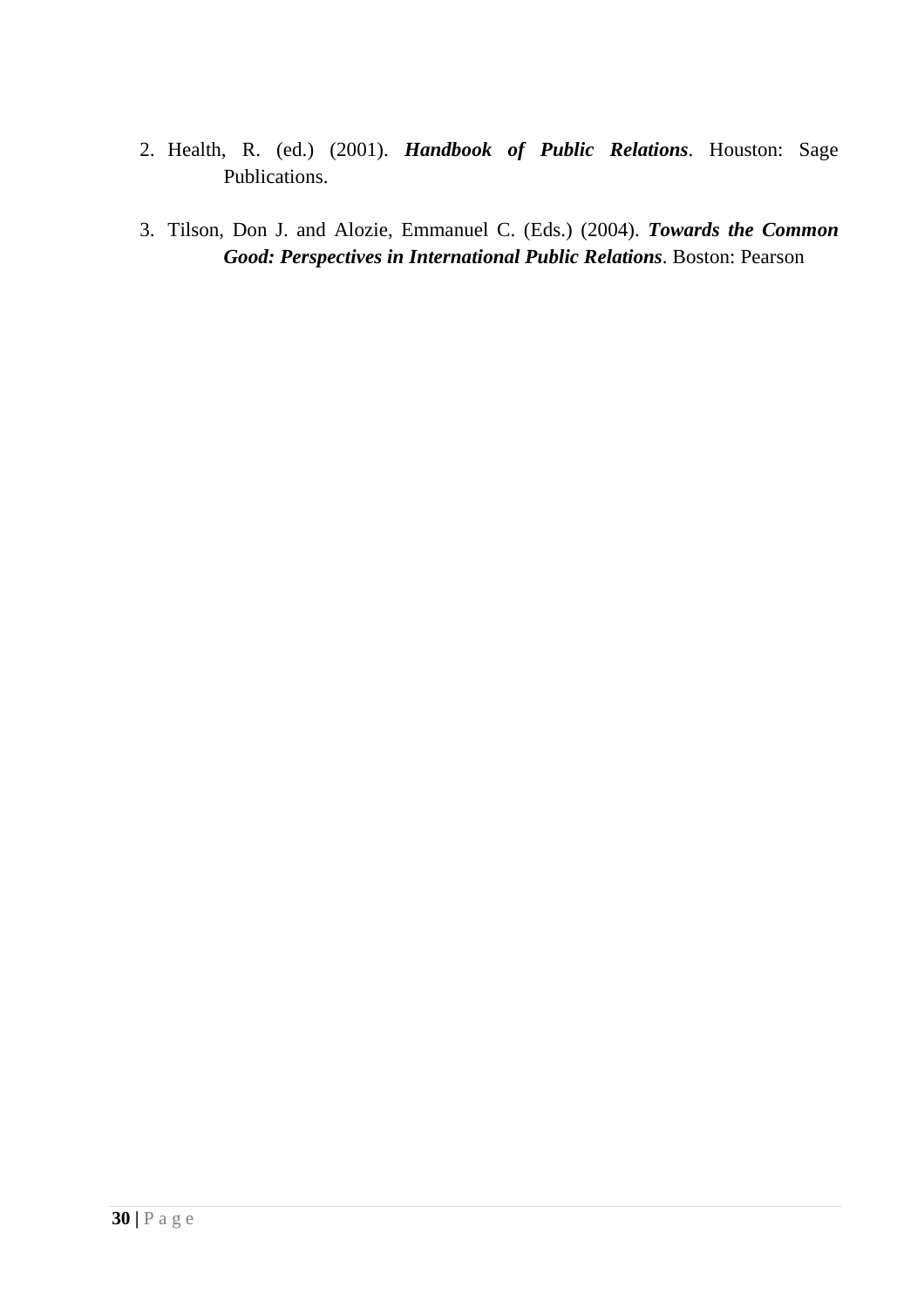2. Health, R. (ed.) (2001). ***Handbook of Public Relations***. Houston: Sage Publications.

3. Tilson, Don J. and Alozie, Emmanuel C. (Eds.) (2004). ***Towards the Common Good: Perspectives in International Public Relations***. Boston: Pearson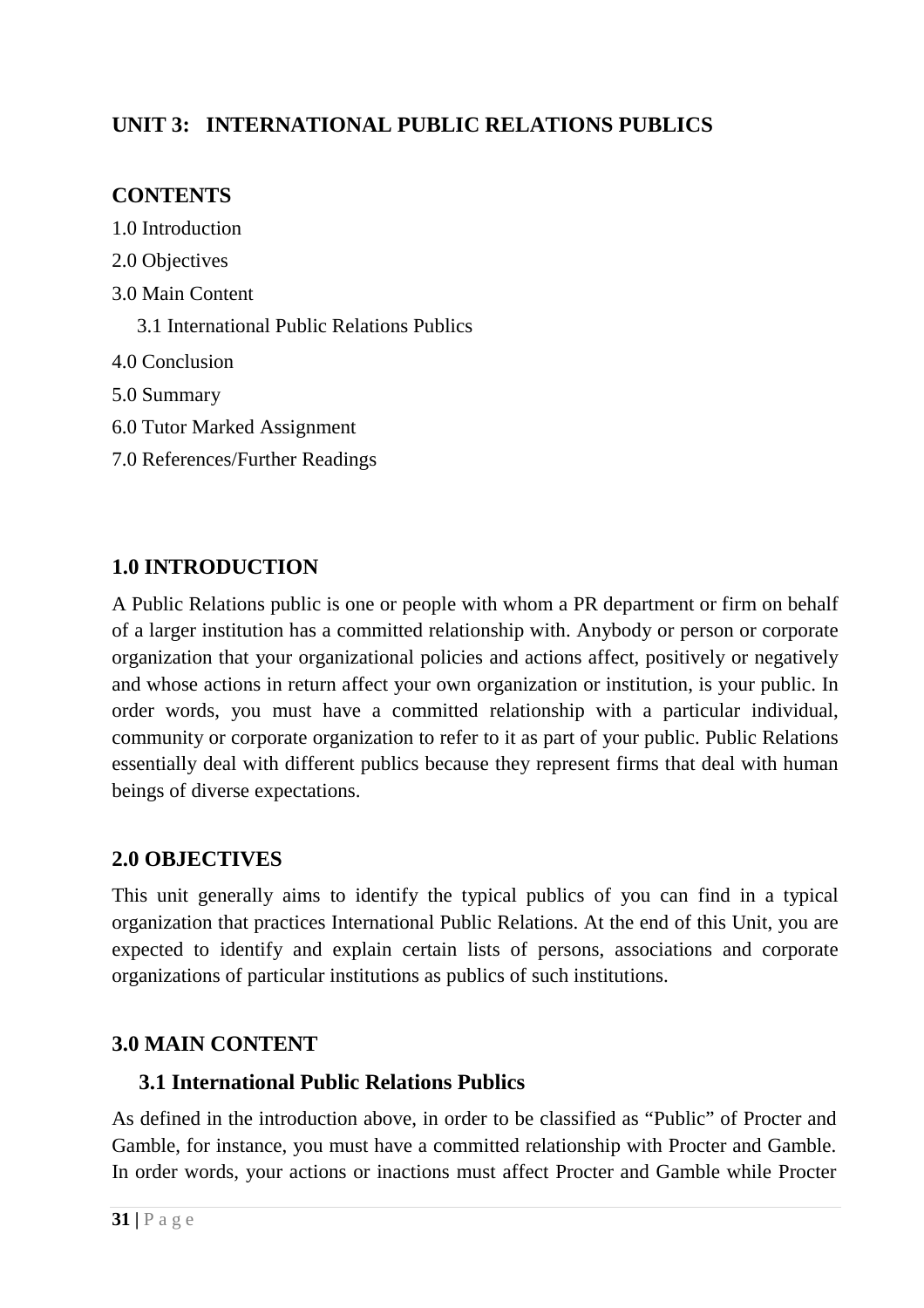## UNIT 3: INTERNATIONAL PUBLIC RELATIONS PUBLICS

### CONTENTS

1.0 Introduction

2.0 Objectives

3.0 Main Content

  3.1 International Public Relations Publics

4.0 Conclusion

5.0 Summary

6.0 Tutor Marked Assignment

7.0 References/Further Readings

### 1.0 INTRODUCTION

A Public Relations public is one or people with whom a PR department or firm on behalf of a larger institution has a committed relationship with. Anybody or person or corporate organization that your organizational policies and actions affect, positively or negatively and whose actions in return affect your own organization or institution, is your public. In order words, you must have a committed relationship with a particular individual, community or corporate organization to refer to it as part of your public. Public Relations essentially deal with different publics because they represent firms that deal with human beings of diverse expectations.

### 2.0 OBJECTIVES

This unit generally aims to identify the typical publics of you can find in a typical organization that practices International Public Relations. At the end of this Unit, you are expected to identify and explain certain lists of persons, associations and corporate organizations of particular institutions as publics of such institutions.

### 3.0 MAIN CONTENT

#### 3.1 International Public Relations Publics

As defined in the introduction above, in order to be classified as "Public" of Procter and Gamble, for instance, you must have a committed relationship with Procter and Gamble. In order words, your actions or inactions must affect Procter and Gamble while Procter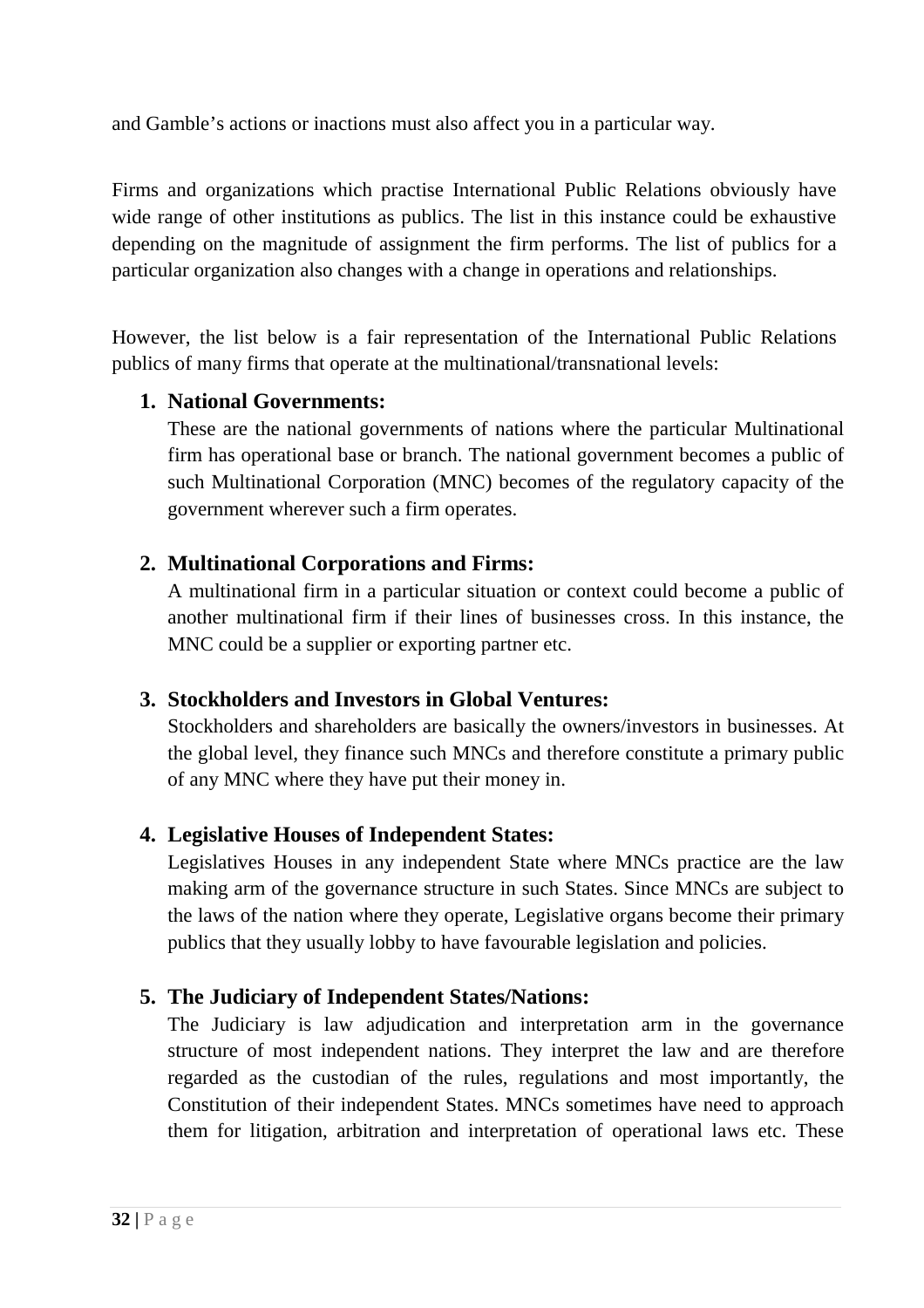and Gamble's actions or inactions must also affect you in a particular way.

Firms and organizations which practise International Public Relations obviously have wide range of other institutions as publics. The list in this instance could be exhaustive depending on the magnitude of assignment the firm performs. The list of publics for a particular organization also changes with a change in operations and relationships.

However, the list below is a fair representation of the International Public Relations publics of many firms that operate at the multinational/transnational levels:

1. **National Governments:**
   These are the national governments of nations where the particular Multinational firm has operational base or branch. The national government becomes a public of such Multinational Corporation (MNC) becomes of the regulatory capacity of the government wherever such a firm operates.

2. **Multinational Corporations and Firms:**
   A multinational firm in a particular situation or context could become a public of another multinational firm if their lines of businesses cross. In this instance, the MNC could be a supplier or exporting partner etc.

3. **Stockholders and Investors in Global Ventures:**
   Stockholders and shareholders are basically the owners/investors in businesses. At the global level, they finance such MNCs and therefore constitute a primary public of any MNC where they have put their money in.

4. **Legislative Houses of Independent States:**
   Legislatives Houses in any independent State where MNCs practice are the law making arm of the governance structure in such States. Since MNCs are subject to the laws of the nation where they operate, Legislative organs become their primary publics that they usually lobby to have favourable legislation and policies.

5. **The Judiciary of Independent States/Nations:**
   The Judiciary is law adjudication and interpretation arm in the governance structure of most independent nations. They interpret the law and are therefore regarded as the custodian of the rules, regulations and most importantly, the Constitution of their independent States. MNCs sometimes have need to approach them for litigation, arbitration and interpretation of operational laws etc. These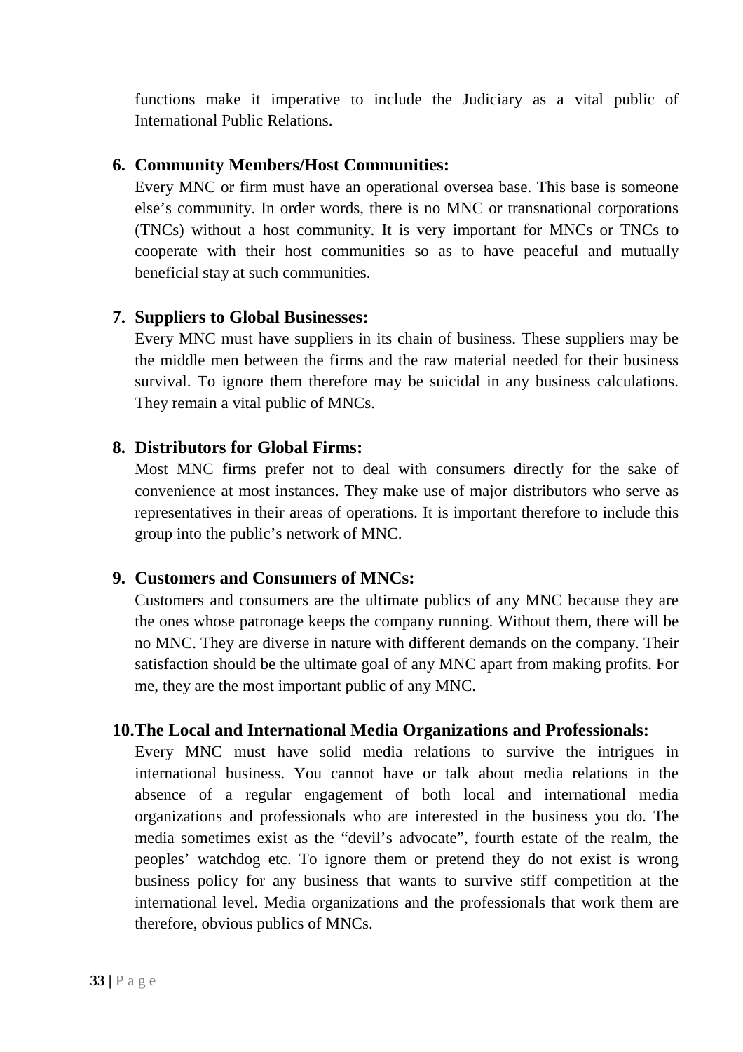functions make it imperative to include the Judiciary as a vital public of International Public Relations.

6. **Community Members/Host Communities:**
   Every MNC or firm must have an operational oversea base. This base is someone else's community. In order words, there is no MNC or transnational corporations (TNCs) without a host community. It is very important for MNCs or TNCs to cooperate with their host communities so as to have peaceful and mutually beneficial stay at such communities.

7. **Suppliers to Global Businesses:**
   Every MNC must have suppliers in its chain of business. These suppliers may be the middle men between the firms and the raw material needed for their business survival. To ignore them therefore may be suicidal in any business calculations. They remain a vital public of MNCs.

8. **Distributors for Global Firms:**
   Most MNC firms prefer not to deal with consumers directly for the sake of convenience at most instances. They make use of major distributors who serve as representatives in their areas of operations. It is important therefore to include this group into the public's network of MNC.

9. **Customers and Consumers of MNCs:**
   Customers and consumers are the ultimate publics of any MNC because they are the ones whose patronage keeps the company running. Without them, there will be no MNC. They are diverse in nature with different demands on the company. Their satisfaction should be the ultimate goal of any MNC apart from making profits. For me, they are the most important public of any MNC.

10. **The Local and International Media Organizations and Professionals:**
    Every MNC must have solid media relations to survive the intrigues in international business. You cannot have or talk about media relations in the absence of a regular engagement of both local and international media organizations and professionals who are interested in the business you do. The media sometimes exist as the "devil's advocate", fourth estate of the realm, the peoples' watchdog etc. To ignore them or pretend they do not exist is wrong business policy for any business that wants to survive stiff competition at the international level. Media organizations and the professionals that work them are therefore, obvious publics of MNCs.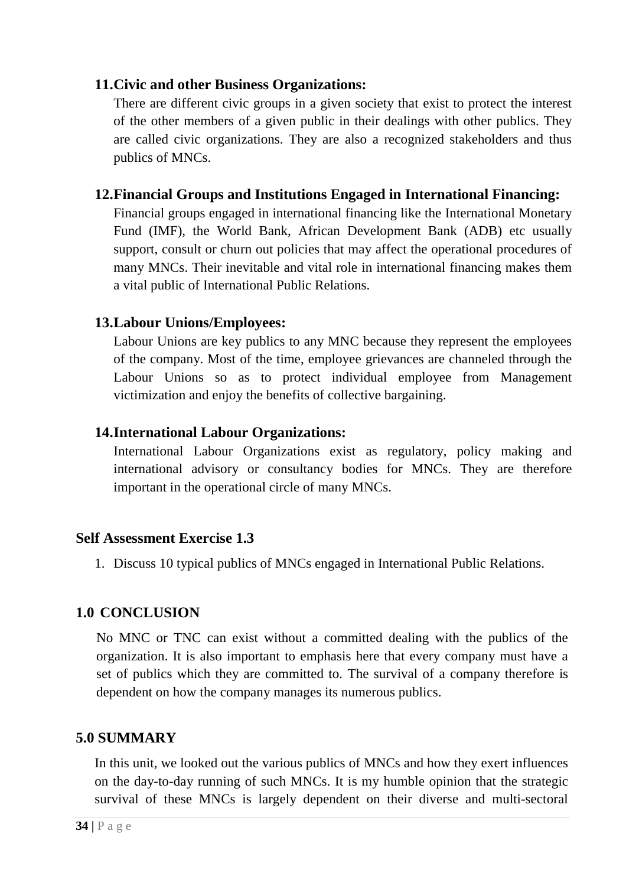11. **Civic and other Business Organizations:**
    There are different civic groups in a given society that exist to protect the interest of the other members of a given public in their dealings with other publics. They are called civic organizations. They are also a recognized stakeholders and thus publics of MNCs.

12. **Financial Groups and Institutions Engaged in International Financing:**
    Financial groups engaged in international financing like the International Monetary Fund (IMF), the World Bank, African Development Bank (ADB) etc usually support, consult or churn out policies that may affect the operational procedures of many MNCs. Their inevitable and vital role in international financing makes them a vital public of International Public Relations.

13. **Labour Unions/Employees:**
    Labour Unions are key publics to any MNC because they represent the employees of the company. Most of the time, employee grievances are channeled through the Labour Unions so as to protect individual employee from Management victimization and enjoy the benefits of collective bargaining.

14. **International Labour Organizations:**
    International Labour Organizations exist as regulatory, policy making and international advisory or consultancy bodies for MNCs. They are therefore important in the operational circle of many MNCs.

### Self Assessment Exercise 1.3

1. Discuss 10 typical publics of MNCs engaged in International Public Relations.

## 1.0 CONCLUSION

No MNC or TNC can exist without a committed dealing with the publics of the organization. It is also important to emphasis here that every company must have a set of publics which they are committed to. The survival of a company therefore is dependent on how the company manages its numerous publics.

## 5.0 SUMMARY

In this unit, we looked out the various publics of MNCs and how they exert influences on the day-to-day running of such MNCs. It is my humble opinion that the strategic survival of these MNCs is largely dependent on their diverse and multi-sectoral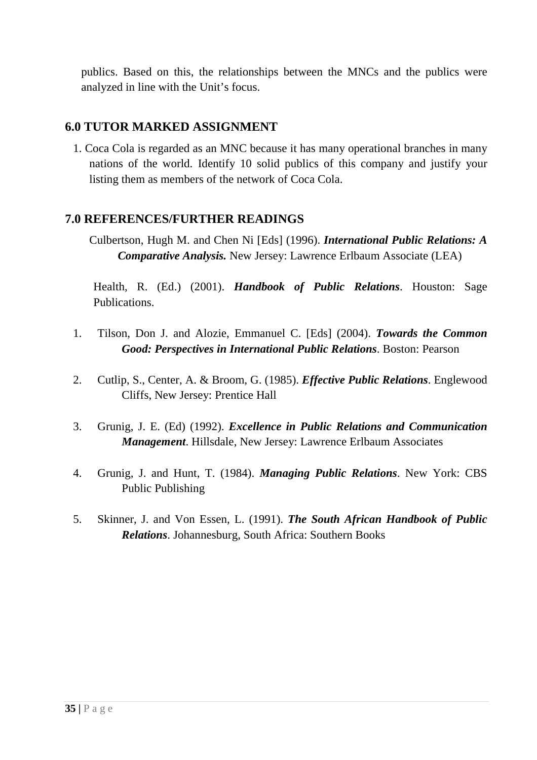publics. Based on this, the relationships between the MNCs and the publics were analyzed in line with the Unit's focus.

## 6.0 TUTOR MARKED ASSIGNMENT

1. Coca Cola is regarded as an MNC because it has many operational branches in many nations of the world. Identify 10 solid publics of this company and justify your listing them as members of the network of Coca Cola.

## 7.0 REFERENCES/FURTHER READINGS

Culbertson, Hugh M. and Chen Ni [Eds] (1996). ***International Public Relations: A Comparative Analysis.*** New Jersey: Lawrence Erlbaum Associate (LEA)

Health, R. (Ed.) (2001). ***Handbook of Public Relations***. Houston: Sage Publications.

1. Tilson, Don J. and Alozie, Emmanuel C. [Eds] (2004). ***Towards the Common Good: Perspectives in International Public Relations***. Boston: Pearson
2. Cutlip, S., Center, A. & Broom, G. (1985). ***Effective Public Relations***. Englewood Cliffs, New Jersey: Prentice Hall
3. Grunig, J. E. (Ed) (1992). ***Excellence in Public Relations and Communication Management***. Hillsdale, New Jersey: Lawrence Erlbaum Associates
4. Grunig, J. and Hunt, T. (1984). ***Managing Public Relations***. New York: CBS Public Publishing
5. Skinner, J. and Von Essen, L. (1991). ***The South African Handbook of Public Relations***. Johannesburg, South Africa: Southern Books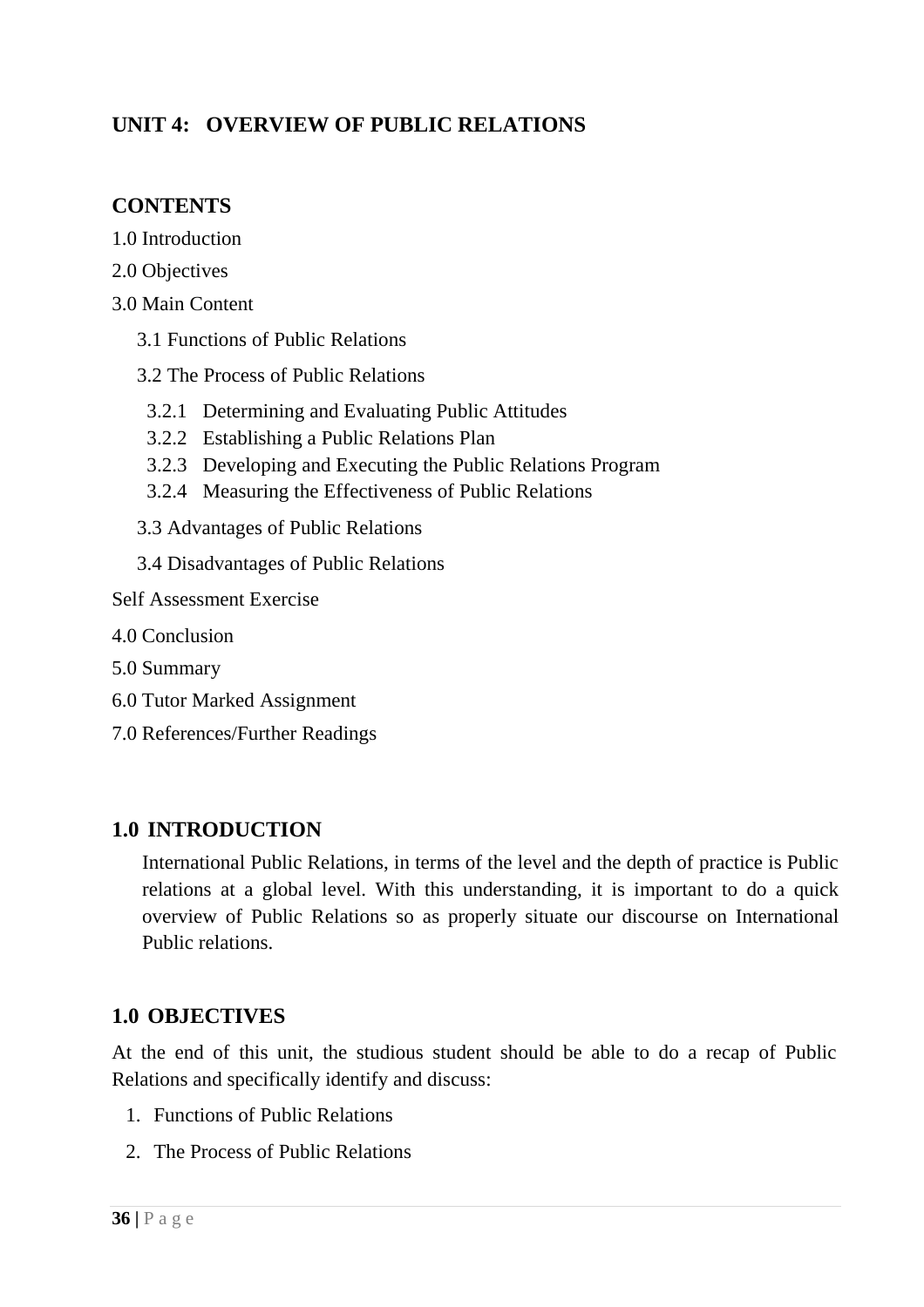## UNIT 4: OVERVIEW OF PUBLIC RELATIONS

### CONTENTS

1.0 Introduction

2.0 Objectives

3.0 Main Content

- 3.1 Functions of Public Relations
- 3.2 The Process of Public Relations
  - 3.2.1 Determining and Evaluating Public Attitudes
  - 3.2.2 Establishing a Public Relations Plan
  - 3.2.3 Developing and Executing the Public Relations Program
  - 3.2.4 Measuring the Effectiveness of Public Relations
- 3.3 Advantages of Public Relations
- 3.4 Disadvantages of Public Relations

Self Assessment Exercise

4.0 Conclusion

5.0 Summary

6.0 Tutor Marked Assignment

7.0 References/Further Readings

### 1.0 INTRODUCTION

International Public Relations, in terms of the level and the depth of practice is Public relations at a global level. With this understanding, it is important to do a quick overview of Public Relations so as properly situate our discourse on International Public relations.

### 1.0 OBJECTIVES

At the end of this unit, the studious student should be able to do a recap of Public Relations and specifically identify and discuss:

1. Functions of Public Relations
2. The Process of Public Relations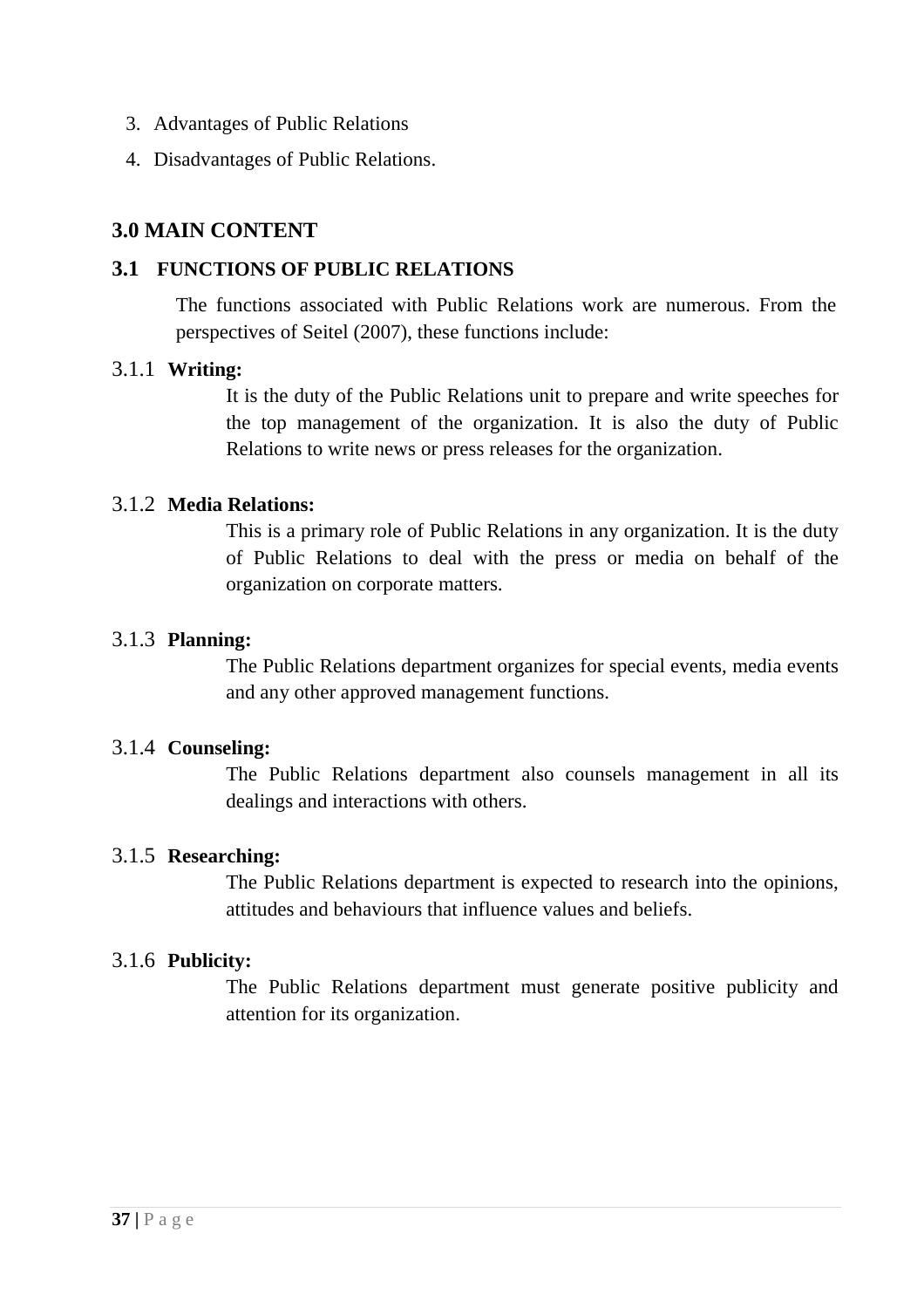3. Advantages of Public Relations
4. Disadvantages of Public Relations.

## 3.0 MAIN CONTENT

### 3.1 FUNCTIONS OF PUBLIC RELATIONS

The functions associated with Public Relations work are numerous. From the perspectives of Seitel (2007), these functions include:

#### 3.1.1 Writing:

It is the duty of the Public Relations unit to prepare and write speeches for the top management of the organization. It is also the duty of Public Relations to write news or press releases for the organization.

#### 3.1.2 Media Relations:

This is a primary role of Public Relations in any organization. It is the duty of Public Relations to deal with the press or media on behalf of the organization on corporate matters.

#### 3.1.3 Planning:

The Public Relations department organizes for special events, media events and any other approved management functions.

#### 3.1.4 Counseling:

The Public Relations department also counsels management in all its dealings and interactions with others.

#### 3.1.5 Researching:

The Public Relations department is expected to research into the opinions, attitudes and behaviours that influence values and beliefs.

#### 3.1.6 Publicity:

The Public Relations department must generate positive publicity and attention for its organization.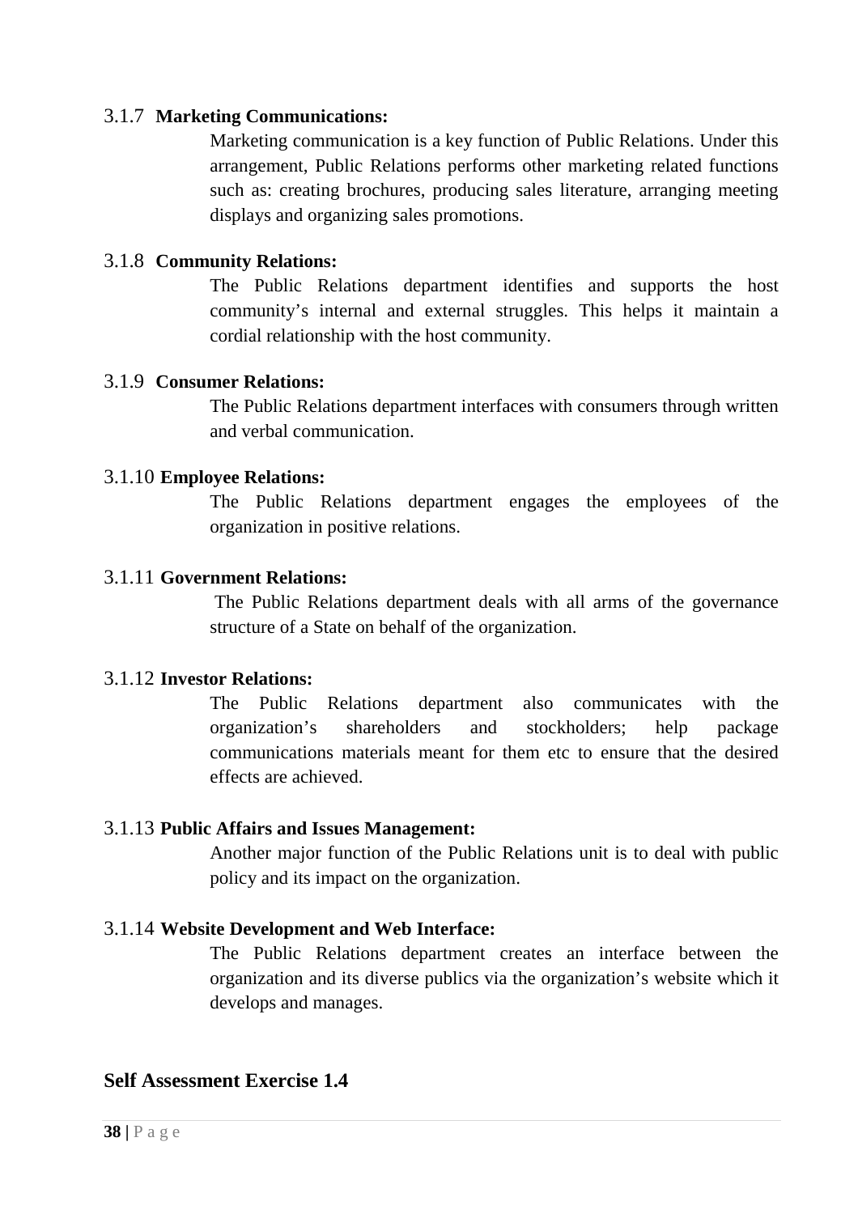### 3.1.7 Marketing Communications:

Marketing communication is a key function of Public Relations. Under this arrangement, Public Relations performs other marketing related functions such as: creating brochures, producing sales literature, arranging meeting displays and organizing sales promotions.

### 3.1.8 Community Relations:

The Public Relations department identifies and supports the host community's internal and external struggles. This helps it maintain a cordial relationship with the host community.

### 3.1.9 Consumer Relations:

The Public Relations department interfaces with consumers through written and verbal communication.

### 3.1.10 Employee Relations:

The Public Relations department engages the employees of the organization in positive relations.

### 3.1.11 Government Relations:

The Public Relations department deals with all arms of the governance structure of a State on behalf of the organization.

### 3.1.12 Investor Relations:

The Public Relations department also communicates with the organization's shareholders and stockholders; help package communications materials meant for them etc to ensure that the desired effects are achieved.

### 3.1.13 Public Affairs and Issues Management:

Another major function of the Public Relations unit is to deal with public policy and its impact on the organization.

### 3.1.14 Website Development and Web Interface:

The Public Relations department creates an interface between the organization and its diverse publics via the organization's website which it develops and manages.

## Self Assessment Exercise 1.4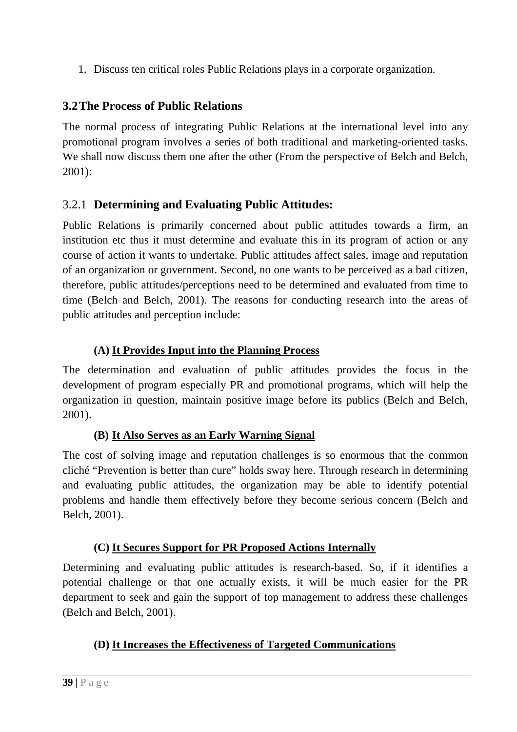1. Discuss ten critical roles Public Relations plays in a corporate organization.

## 3.2 The Process of Public Relations

The normal process of integrating Public Relations at the international level into any promotional program involves a series of both traditional and marketing-oriented tasks. We shall now discuss them one after the other (From the perspective of Belch and Belch, 2001):

### 3.2.1 Determining and Evaluating Public Attitudes:

Public Relations is primarily concerned about public attitudes towards a firm, an institution etc thus it must determine and evaluate this in its program of action or any course of action it wants to undertake. Public attitudes affect sales, image and reputation of an organization or government. Second, no one wants to be perceived as a bad citizen, therefore, public attitudes/perceptions need to be determined and evaluated from time to time (Belch and Belch, 2001). The reasons for conducting research into the areas of public attitudes and perception include:

**(A) <u>It Provides Input into the Planning Process</u>**

The determination and evaluation of public attitudes provides the focus in the development of program especially PR and promotional programs, which will help the organization in question, maintain positive image before its publics (Belch and Belch, 2001).

**(B) <u>It Also Serves as an Early Warning Signal</u>**

The cost of solving image and reputation challenges is so enormous that the common cliché "Prevention is better than cure" holds sway here. Through research in determining and evaluating public attitudes, the organization may be able to identify potential problems and handle them effectively before they become serious concern (Belch and Belch, 2001).

**(C) <u>It Secures Support for PR Proposed Actions Internally</u>**

Determining and evaluating public attitudes is research-based. So, if it identifies a potential challenge or that one actually exists, it will be much easier for the PR department to seek and gain the support of top management to address these challenges (Belch and Belch, 2001).

**(D) <u>It Increases the Effectiveness of Targeted Communications</u>**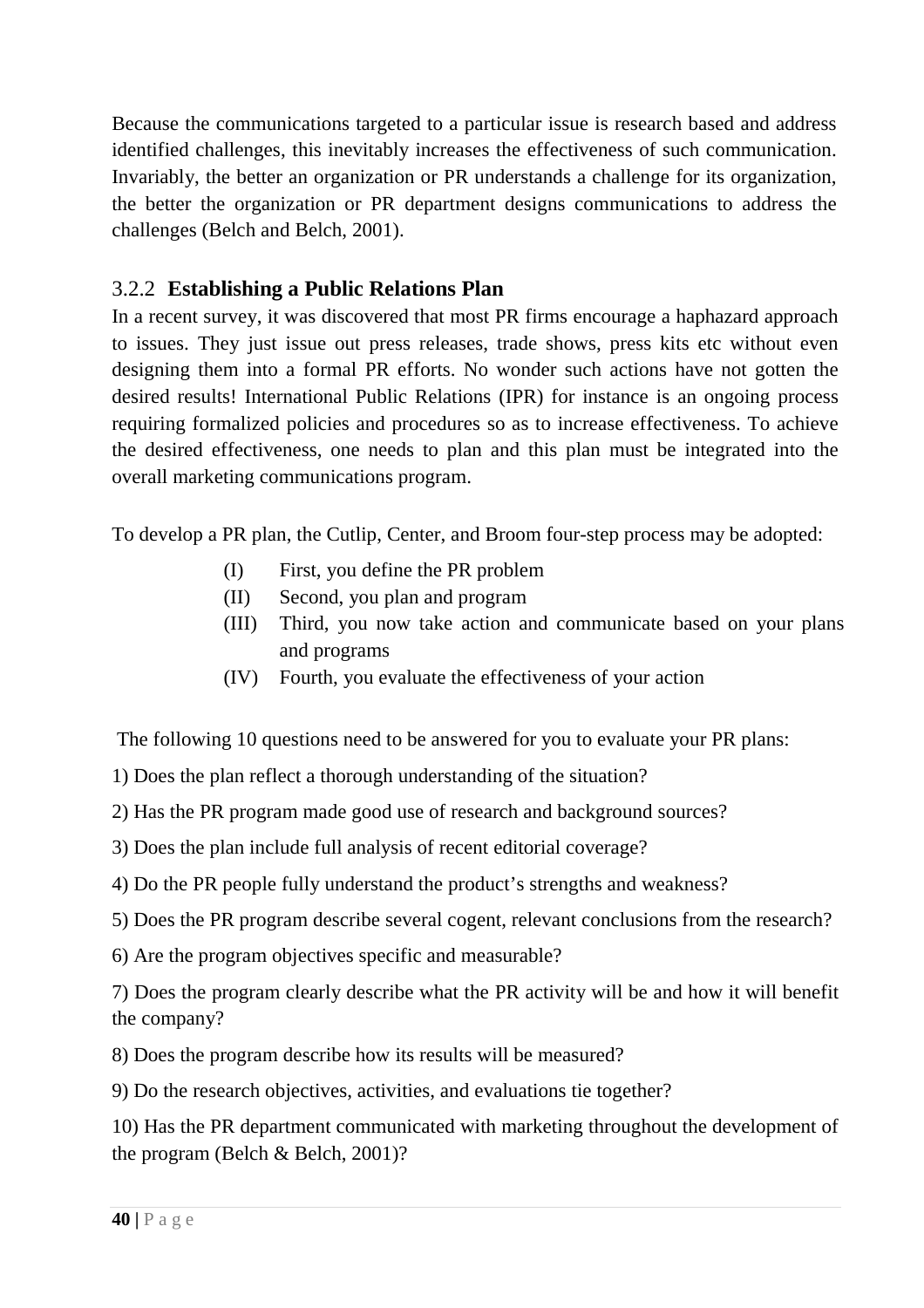Because the communications targeted to a particular issue is research based and address identified challenges, this inevitably increases the effectiveness of such communication. Invariably, the better an organization or PR understands a challenge for its organization, the better the organization or PR department designs communications to address the challenges (Belch and Belch, 2001).

### 3.2.2 **Establishing a Public Relations Plan**

In a recent survey, it was discovered that most PR firms encourage a haphazard approach to issues. They just issue out press releases, trade shows, press kits etc without even designing them into a formal PR efforts. No wonder such actions have not gotten the desired results! International Public Relations (IPR) for instance is an ongoing process requiring formalized policies and procedures so as to increase effectiveness. To achieve the desired effectiveness, one needs to plan and this plan must be integrated into the overall marketing communications program.

To develop a PR plan, the Cutlip, Center, and Broom four-step process may be adopted:

- (I) First, you define the PR problem
- (II) Second, you plan and program
- (III) Third, you now take action and communicate based on your plans and programs
- (IV) Fourth, you evaluate the effectiveness of your action

The following 10 questions need to be answered for you to evaluate your PR plans:

1) Does the plan reflect a thorough understanding of the situation?

2) Has the PR program made good use of research and background sources?

3) Does the plan include full analysis of recent editorial coverage?

4) Do the PR people fully understand the product's strengths and weakness?

5) Does the PR program describe several cogent, relevant conclusions from the research?

6) Are the program objectives specific and measurable?

7) Does the program clearly describe what the PR activity will be and how it will benefit the company?

8) Does the program describe how its results will be measured?

9) Do the research objectives, activities, and evaluations tie together?

10) Has the PR department communicated with marketing throughout the development of the program (Belch & Belch, 2001)?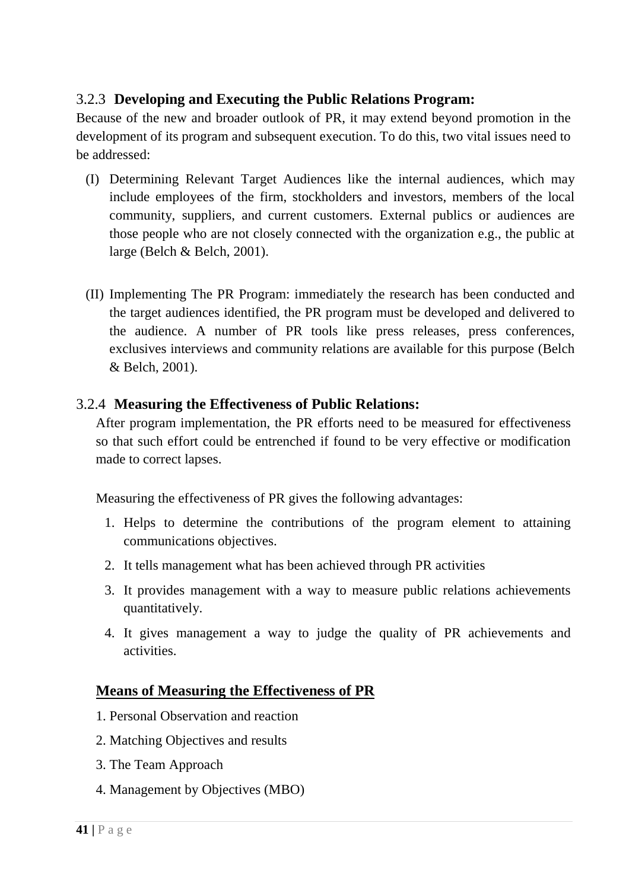### 3.2.3 **Developing and Executing the Public Relations Program:**

Because of the new and broader outlook of PR, it may extend beyond promotion in the development of its program and subsequent execution. To do this, two vital issues need to be addressed:

(I) Determining Relevant Target Audiences like the internal audiences, which may include employees of the firm, stockholders and investors, members of the local community, suppliers, and current customers. External publics or audiences are those people who are not closely connected with the organization e.g., the public at large (Belch & Belch, 2001).

(II) Implementing The PR Program: immediately the research has been conducted and the target audiences identified, the PR program must be developed and delivered to the audience. A number of PR tools like press releases, press conferences, exclusives interviews and community relations are available for this purpose (Belch & Belch, 2001).

### 3.2.4 **Measuring the Effectiveness of Public Relations:**

After program implementation, the PR efforts need to be measured for effectiveness so that such effort could be entrenched if found to be very effective or modification made to correct lapses.

Measuring the effectiveness of PR gives the following advantages:

1. Helps to determine the contributions of the program element to attaining communications objectives.
2. It tells management what has been achieved through PR activities
3. It provides management with a way to measure public relations achievements quantitatively.
4. It gives management a way to judge the quality of PR achievements and activities.

**<u>Means of Measuring the Effectiveness of PR</u>**

1. Personal Observation and reaction
2. Matching Objectives and results
3. The Team Approach
4. Management by Objectives (MBO)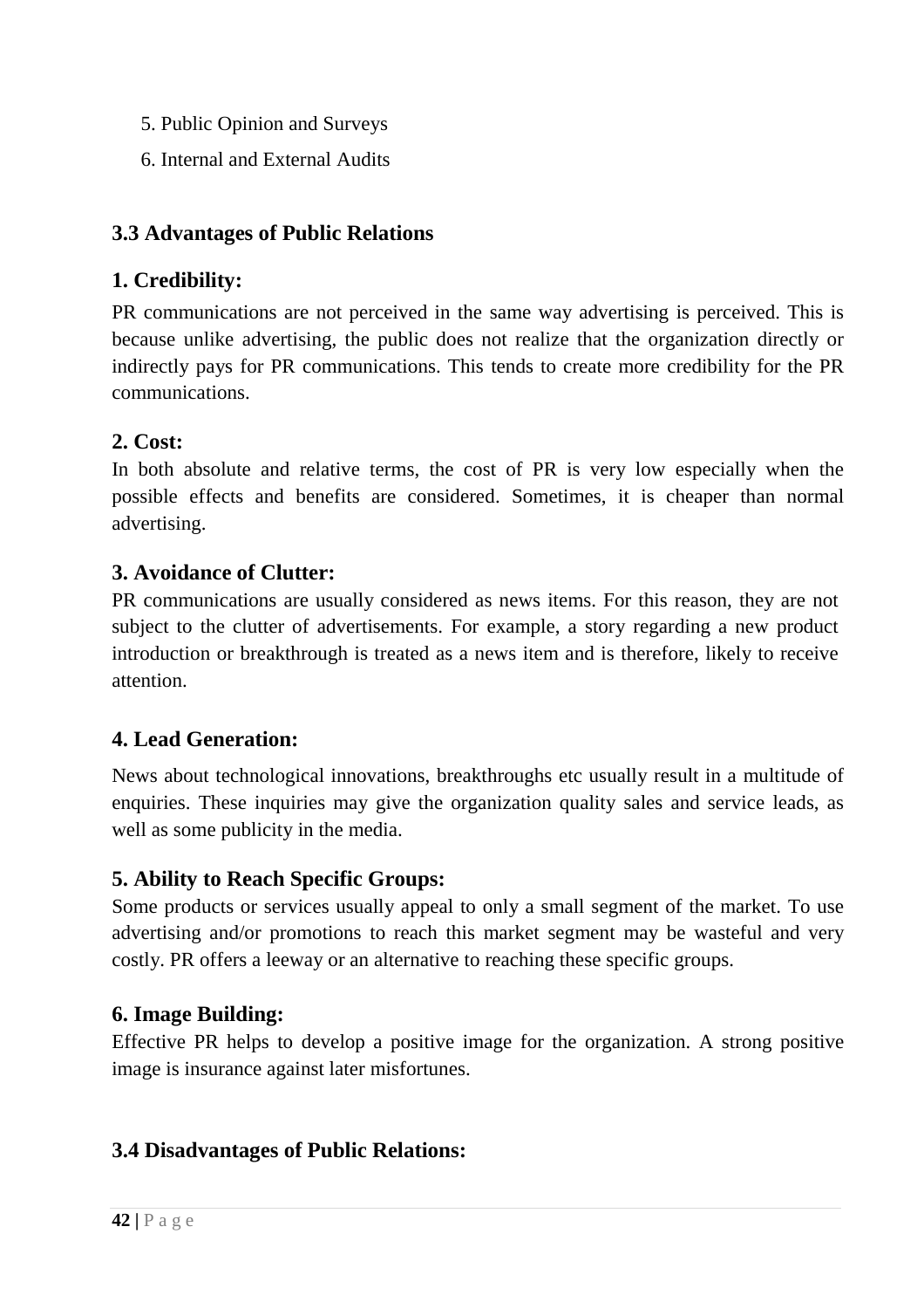5. Public Opinion and Surveys
6. Internal and External Audits

## 3.3 Advantages of Public Relations

### 1. Credibility:

PR communications are not perceived in the same way advertising is perceived. This is because unlike advertising, the public does not realize that the organization directly or indirectly pays for PR communications. This tends to create more credibility for the PR communications.

### 2. Cost:

In both absolute and relative terms, the cost of PR is very low especially when the possible effects and benefits are considered. Sometimes, it is cheaper than normal advertising.

### 3. Avoidance of Clutter:

PR communications are usually considered as news items. For this reason, they are not subject to the clutter of advertisements. For example, a story regarding a new product introduction or breakthrough is treated as a news item and is therefore, likely to receive attention.

### 4. Lead Generation:

News about technological innovations, breakthroughs etc usually result in a multitude of enquiries. These inquiries may give the organization quality sales and service leads, as well as some publicity in the media.

### 5. Ability to Reach Specific Groups:

Some products or services usually appeal to only a small segment of the market. To use advertising and/or promotions to reach this market segment may be wasteful and very costly. PR offers a leeway or an alternative to reaching these specific groups.

### 6. Image Building:

Effective PR helps to develop a positive image for the organization. A strong positive image is insurance against later misfortunes.

## 3.4 Disadvantages of Public Relations: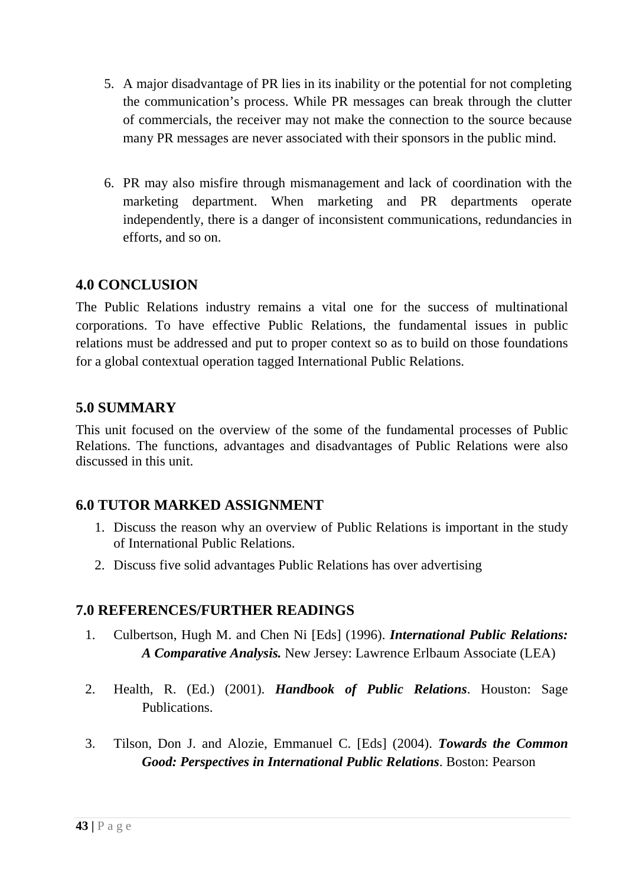5. A major disadvantage of PR lies in its inability or the potential for not completing the communication's process. While PR messages can break through the clutter of commercials, the receiver may not make the connection to the source because many PR messages are never associated with their sponsors in the public mind.

6. PR may also misfire through mismanagement and lack of coordination with the marketing department. When marketing and PR departments operate independently, there is a danger of inconsistent communications, redundancies in efforts, and so on.

## 4.0 CONCLUSION

The Public Relations industry remains a vital one for the success of multinational corporations. To have effective Public Relations, the fundamental issues in public relations must be addressed and put to proper context so as to build on those foundations for a global contextual operation tagged International Public Relations.

## 5.0 SUMMARY

This unit focused on the overview of the some of the fundamental processes of Public Relations. The functions, advantages and disadvantages of Public Relations were also discussed in this unit.

## 6.0 TUTOR MARKED ASSIGNMENT

1. Discuss the reason why an overview of Public Relations is important in the study of International Public Relations.
2. Discuss five solid advantages Public Relations has over advertising

## 7.0 REFERENCES/FURTHER READINGS

1. Culbertson, Hugh M. and Chen Ni [Eds] (1996). ***International Public Relations: A Comparative Analysis.*** New Jersey: Lawrence Erlbaum Associate (LEA)

2. Health, R. (Ed.) (2001). ***Handbook of Public Relations***. Houston: Sage Publications.

3. Tilson, Don J. and Alozie, Emmanuel C. [Eds] (2004). ***Towards the Common Good: Perspectives in International Public Relations***. Boston: Pearson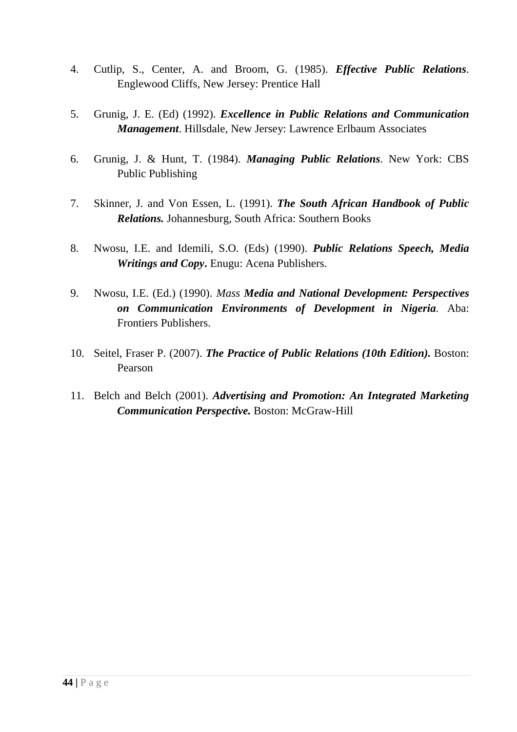4. Cutlip, S., Center, A. and Broom, G. (1985). ***Effective Public Relations***. Englewood Cliffs, New Jersey: Prentice Hall

5. Grunig, J. E. (Ed) (1992). ***Excellence in Public Relations and Communication Management***. Hillsdale, New Jersey: Lawrence Erlbaum Associates

6. Grunig, J. & Hunt, T. (1984). ***Managing Public Relations***. New York: CBS Public Publishing

7. Skinner, J. and Von Essen, L. (1991). ***The South African Handbook of Public Relations.*** Johannesburg, South Africa: Southern Books

8. Nwosu, I.E. and Idemili, S.O. (Eds) (1990). ***Public Relations Speech, Media Writings and Copy*****.** Enugu: Acena Publishers.

9. Nwosu, I.E. (Ed.) (1990). *Mass* ***Media and National Development: Perspectives on Communication Environments of Development in Nigeria***. Aba: Frontiers Publishers.

10. Seitel, Fraser P. (2007). ***The Practice of Public Relations (10th Edition).*** Boston: Pearson

11. Belch and Belch (2001). ***Advertising and Promotion: An Integrated Marketing Communication Perspective.*** Boston: McGraw-Hill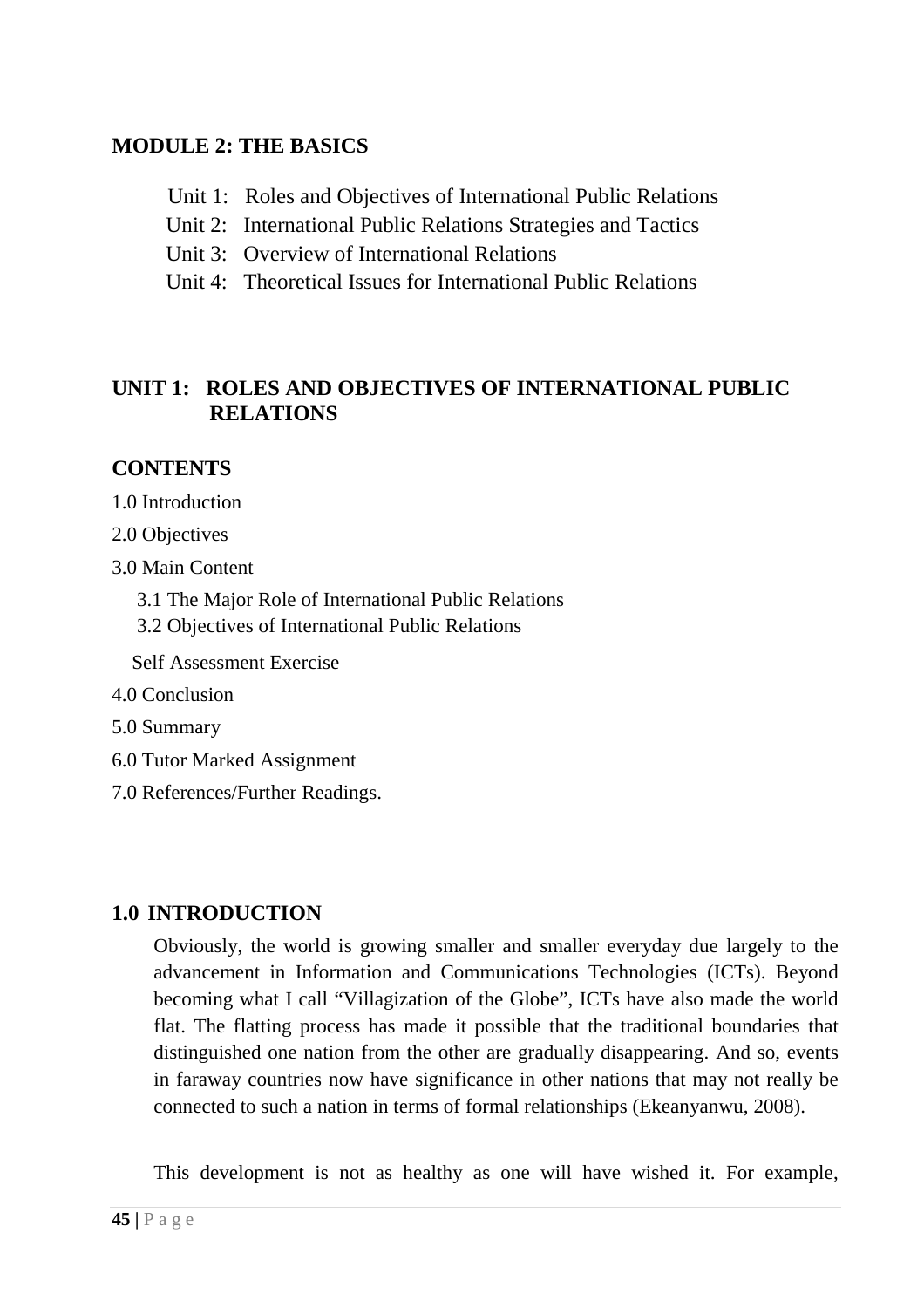## MODULE 2: THE BASICS

Unit 1: Roles and Objectives of International Public Relations
Unit 2: International Public Relations Strategies and Tactics
Unit 3: Overview of International Relations
Unit 4: Theoretical Issues for International Public Relations

## UNIT 1: ROLES AND OBJECTIVES OF INTERNATIONAL PUBLIC RELATIONS

### CONTENTS

1.0 Introduction

2.0 Objectives

3.0 Main Content

- 3.1 The Major Role of International Public Relations
- 3.2 Objectives of International Public Relations

Self Assessment Exercise

4.0 Conclusion

5.0 Summary

6.0 Tutor Marked Assignment

7.0 References/Further Readings.

### 1.0 INTRODUCTION

Obviously, the world is growing smaller and smaller everyday due largely to the advancement in Information and Communications Technologies (ICTs). Beyond becoming what I call "Villagization of the Globe", ICTs have also made the world flat. The flatting process has made it possible that the traditional boundaries that distinguished one nation from the other are gradually disappearing. And so, events in faraway countries now have significance in other nations that may not really be connected to such a nation in terms of formal relationships (Ekeanyanwu, 2008).

This development is not as healthy as one will have wished it. For example,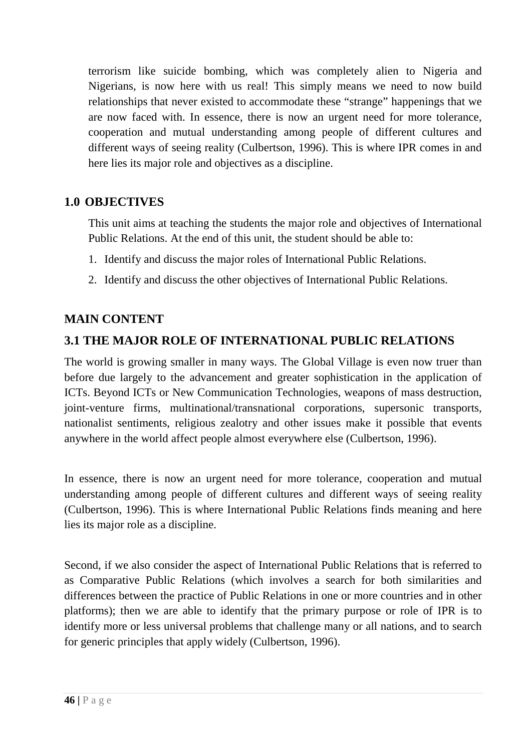terrorism like suicide bombing, which was completely alien to Nigeria and Nigerians, is now here with us real! This simply means we need to now build relationships that never existed to accommodate these "strange" happenings that we are now faced with. In essence, there is now an urgent need for more tolerance, cooperation and mutual understanding among people of different cultures and different ways of seeing reality (Culbertson, 1996). This is where IPR comes in and here lies its major role and objectives as a discipline.

## 1.0 OBJECTIVES

This unit aims at teaching the students the major role and objectives of International Public Relations. At the end of this unit, the student should be able to:

1. Identify and discuss the major roles of International Public Relations.
2. Identify and discuss the other objectives of International Public Relations.

## MAIN CONTENT

### 3.1 THE MAJOR ROLE OF INTERNATIONAL PUBLIC RELATIONS

The world is growing smaller in many ways. The Global Village is even now truer than before due largely to the advancement and greater sophistication in the application of ICTs. Beyond ICTs or New Communication Technologies, weapons of mass destruction, joint-venture firms, multinational/transnational corporations, supersonic transports, nationalist sentiments, religious zealotry and other issues make it possible that events anywhere in the world affect people almost everywhere else (Culbertson, 1996).

In essence, there is now an urgent need for more tolerance, cooperation and mutual understanding among people of different cultures and different ways of seeing reality (Culbertson, 1996). This is where International Public Relations finds meaning and here lies its major role as a discipline.

Second, if we also consider the aspect of International Public Relations that is referred to as Comparative Public Relations (which involves a search for both similarities and differences between the practice of Public Relations in one or more countries and in other platforms); then we are able to identify that the primary purpose or role of IPR is to identify more or less universal problems that challenge many or all nations, and to search for generic principles that apply widely (Culbertson, 1996).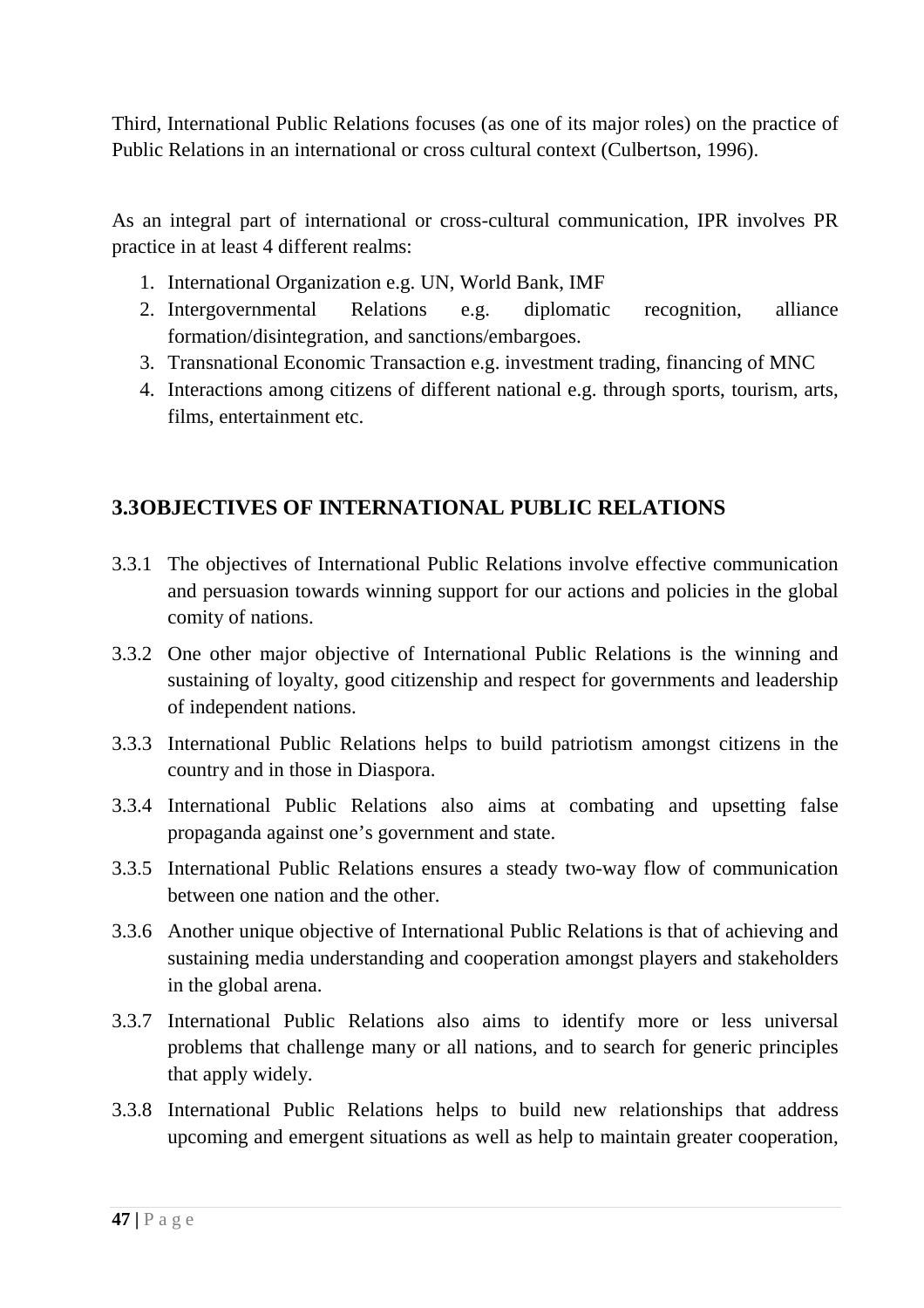Third, International Public Relations focuses (as one of its major roles) on the practice of Public Relations in an international or cross cultural context (Culbertson, 1996).

As an integral part of international or cross-cultural communication, IPR involves PR practice in at least 4 different realms:

1. International Organization e.g. UN, World Bank, IMF
2. Intergovernmental Relations e.g. diplomatic recognition, alliance formation/disintegration, and sanctions/embargoes.
3. Transnational Economic Transaction e.g. investment trading, financing of MNC
4. Interactions among citizens of different national e.g. through sports, tourism, arts, films, entertainment etc.

## 3.3OBJECTIVES OF INTERNATIONAL PUBLIC RELATIONS

3.3.1 The objectives of International Public Relations involve effective communication and persuasion towards winning support for our actions and policies in the global comity of nations.

3.3.2 One other major objective of International Public Relations is the winning and sustaining of loyalty, good citizenship and respect for governments and leadership of independent nations.

3.3.3 International Public Relations helps to build patriotism amongst citizens in the country and in those in Diaspora.

3.3.4 International Public Relations also aims at combating and upsetting false propaganda against one's government and state.

3.3.5 International Public Relations ensures a steady two-way flow of communication between one nation and the other.

3.3.6 Another unique objective of International Public Relations is that of achieving and sustaining media understanding and cooperation amongst players and stakeholders in the global arena.

3.3.7 International Public Relations also aims to identify more or less universal problems that challenge many or all nations, and to search for generic principles that apply widely.

3.3.8 International Public Relations helps to build new relationships that address upcoming and emergent situations as well as help to maintain greater cooperation,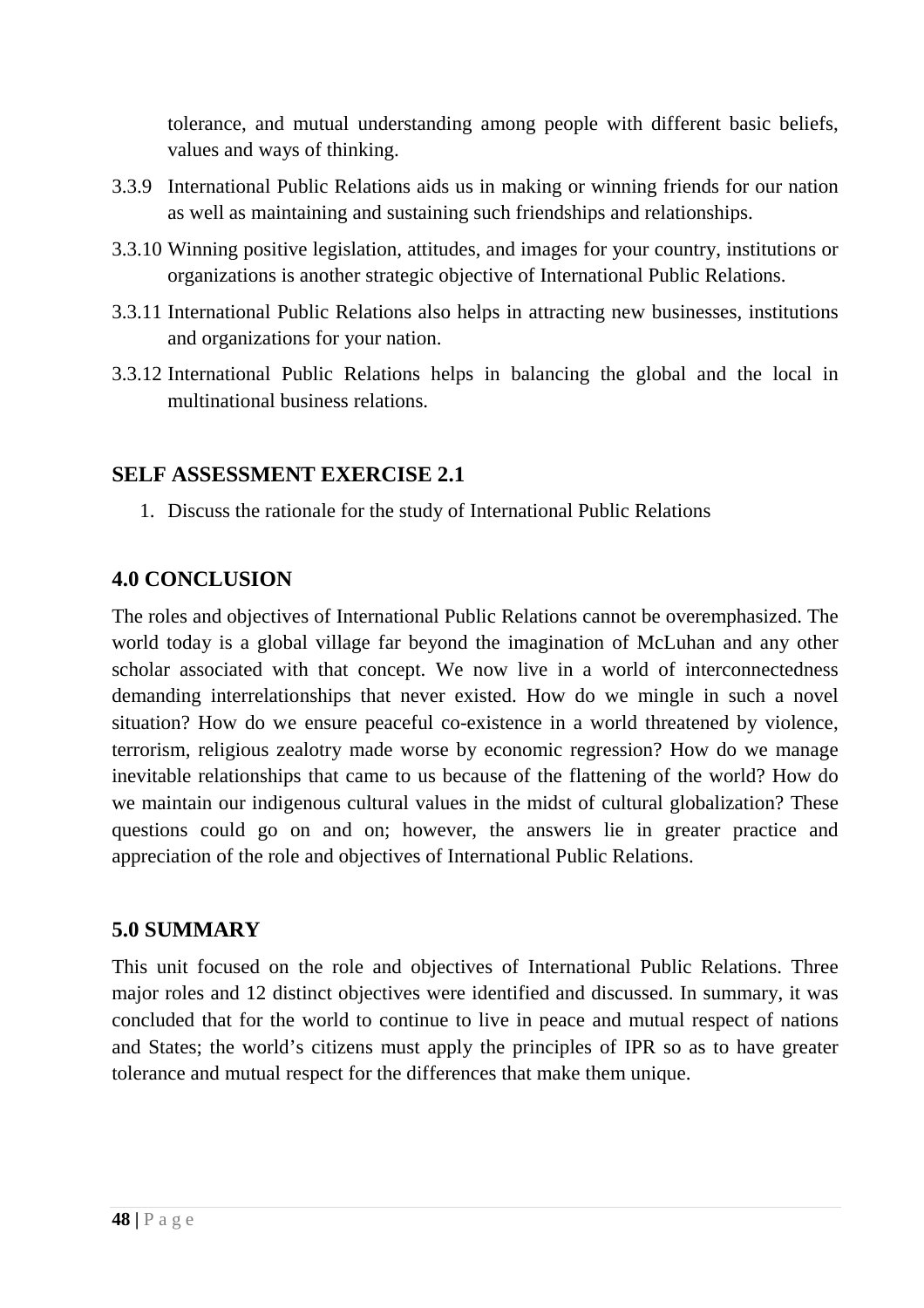tolerance, and mutual understanding among people with different basic beliefs, values and ways of thinking.

3.3.9 International Public Relations aids us in making or winning friends for our nation as well as maintaining and sustaining such friendships and relationships.

3.3.10 Winning positive legislation, attitudes, and images for your country, institutions or organizations is another strategic objective of International Public Relations.

3.3.11 International Public Relations also helps in attracting new businesses, institutions and organizations for your nation.

3.3.12 International Public Relations helps in balancing the global and the local in multinational business relations.

## SELF ASSESSMENT EXERCISE 2.1

1. Discuss the rationale for the study of International Public Relations

## 4.0 CONCLUSION

The roles and objectives of International Public Relations cannot be overemphasized. The world today is a global village far beyond the imagination of McLuhan and any other scholar associated with that concept. We now live in a world of interconnectedness demanding interrelationships that never existed. How do we mingle in such a novel situation? How do we ensure peaceful co-existence in a world threatened by violence, terrorism, religious zealotry made worse by economic regression? How do we manage inevitable relationships that came to us because of the flattening of the world? How do we maintain our indigenous cultural values in the midst of cultural globalization? These questions could go on and on; however, the answers lie in greater practice and appreciation of the role and objectives of International Public Relations.

## 5.0 SUMMARY

This unit focused on the role and objectives of International Public Relations. Three major roles and 12 distinct objectives were identified and discussed. In summary, it was concluded that for the world to continue to live in peace and mutual respect of nations and States; the world's citizens must apply the principles of IPR so as to have greater tolerance and mutual respect for the differences that make them unique.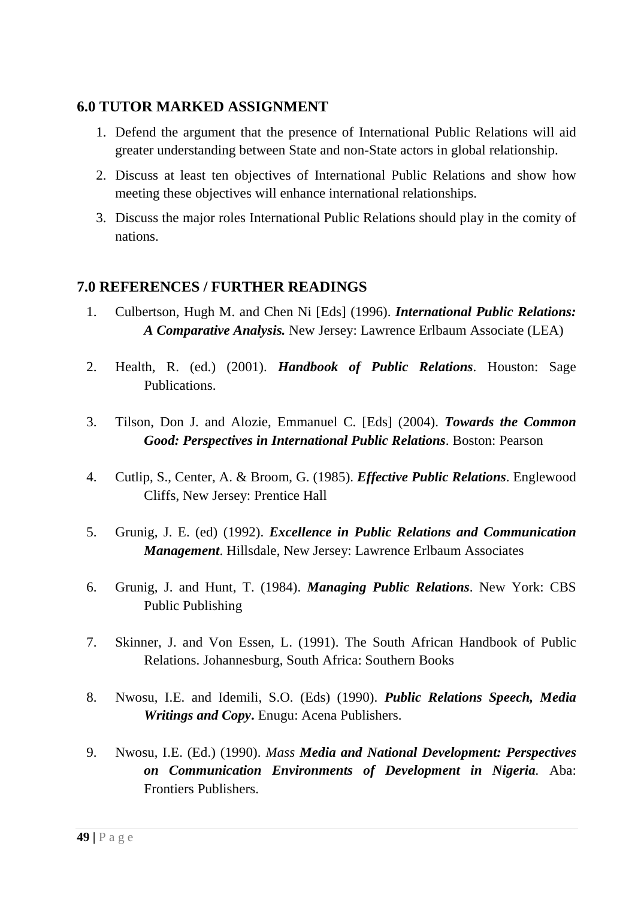## 6.0 TUTOR MARKED ASSIGNMENT

1. Defend the argument that the presence of International Public Relations will aid greater understanding between State and non-State actors in global relationship.
2. Discuss at least ten objectives of International Public Relations and show how meeting these objectives will enhance international relationships.
3. Discuss the major roles International Public Relations should play in the comity of nations.

## 7.0 REFERENCES / FURTHER READINGS

1. Culbertson, Hugh M. and Chen Ni [Eds] (1996). ***International Public Relations: A Comparative Analysis.*** New Jersey: Lawrence Erlbaum Associate (LEA)
2. Health, R. (ed.) (2001). ***Handbook of Public Relations***. Houston: Sage Publications.
3. Tilson, Don J. and Alozie, Emmanuel C. [Eds] (2004). ***Towards the Common Good: Perspectives in International Public Relations***. Boston: Pearson
4. Cutlip, S., Center, A. & Broom, G. (1985). ***Effective Public Relations***. Englewood Cliffs, New Jersey: Prentice Hall
5. Grunig, J. E. (ed) (1992). ***Excellence in Public Relations and Communication Management***. Hillsdale, New Jersey: Lawrence Erlbaum Associates
6. Grunig, J. and Hunt, T. (1984). ***Managing Public Relations***. New York: CBS Public Publishing
7. Skinner, J. and Von Essen, L. (1991). The South African Handbook of Public Relations. Johannesburg, South Africa: Southern Books
8. Nwosu, I.E. and Idemili, S.O. (Eds) (1990). ***Public Relations Speech, Media Writings and Copy*.** Enugu: Acena Publishers.
9. Nwosu, I.E. (Ed.) (1990). *Mass* ***Media and National Development: Perspectives on Communication Environments of Development in Nigeria***. Aba: Frontiers Publishers.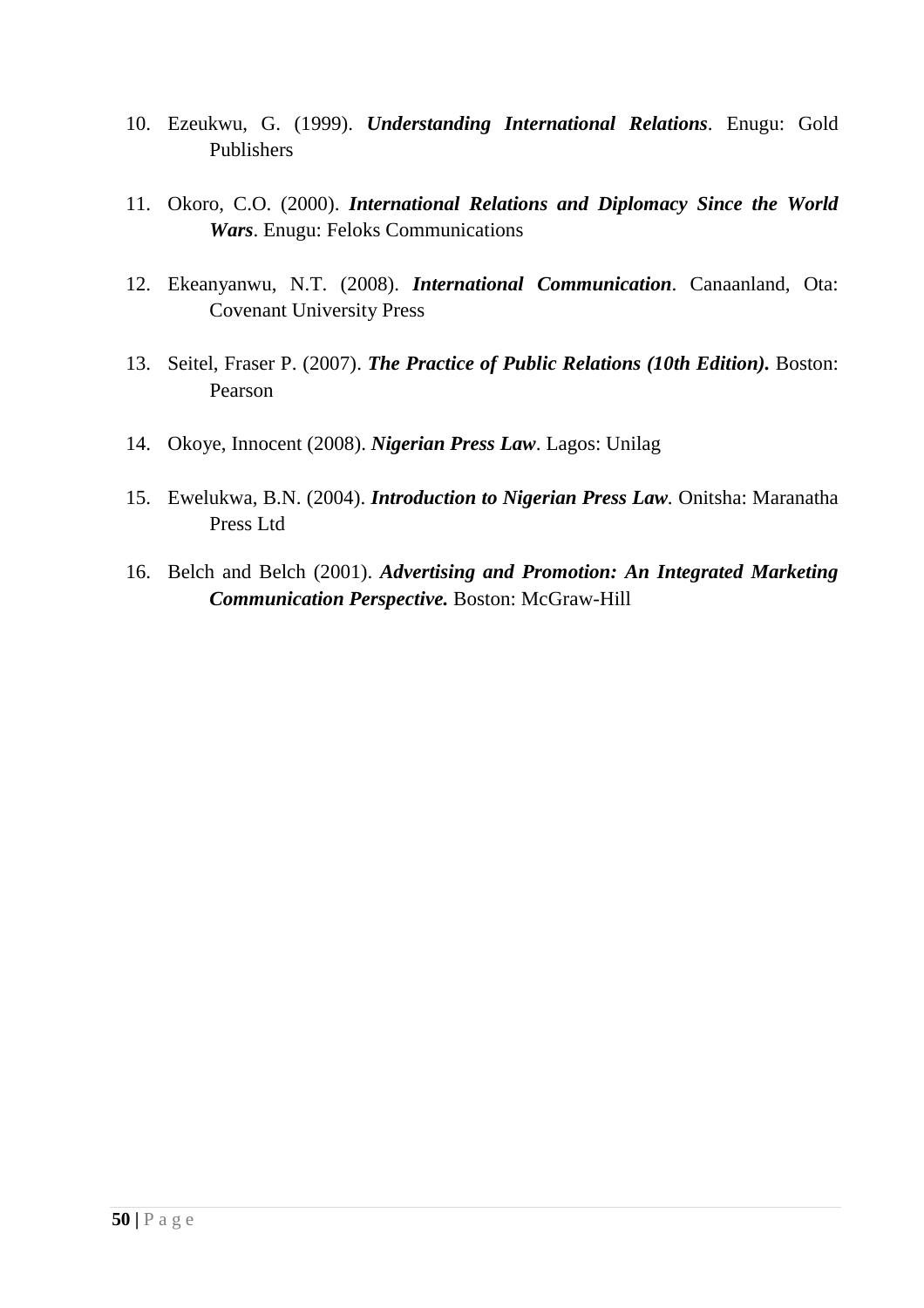10. Ezeukwu, G. (1999). ***Understanding International Relations***. Enugu: Gold Publishers

11. Okoro, C.O. (2000). ***International Relations and Diplomacy Since the World Wars***. Enugu: Feloks Communications

12. Ekeanyanwu, N.T. (2008). ***International Communication***. Canaanland, Ota: Covenant University Press

13. Seitel, Fraser P. (2007). ***The Practice of Public Relations (10th Edition).*** Boston: Pearson

14. Okoye, Innocent (2008). ***Nigerian Press Law***. Lagos: Unilag

15. Ewelukwa, B.N. (2004). ***Introduction to Nigerian Press Law.*** Onitsha: Maranatha Press Ltd

16. Belch and Belch (2001). ***Advertising and Promotion: An Integrated Marketing Communication Perspective.*** Boston: McGraw-Hill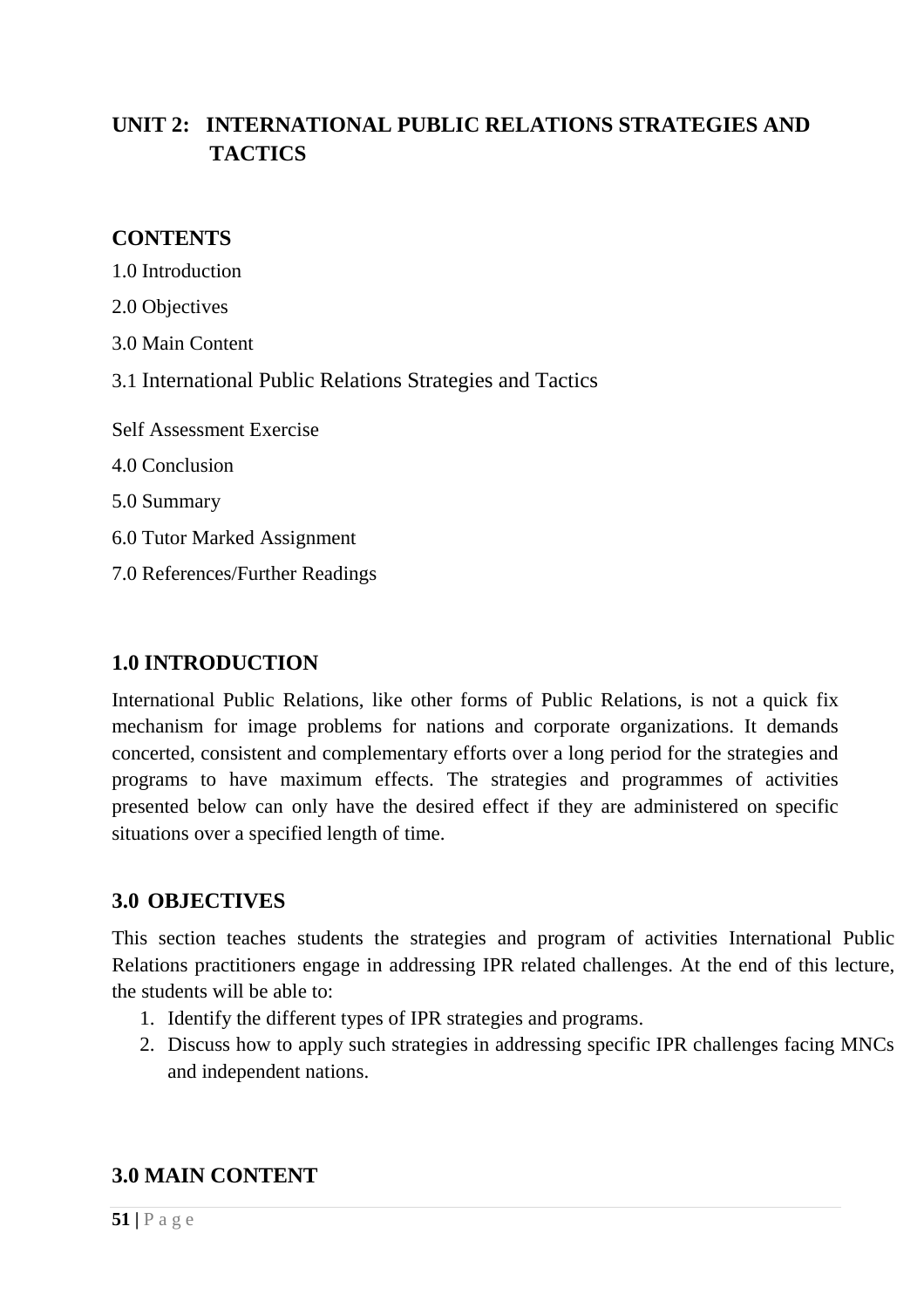## UNIT 2: INTERNATIONAL PUBLIC RELATIONS STRATEGIES AND TACTICS

### CONTENTS

1.0 Introduction

2.0 Objectives

3.0 Main Content

3.1 International Public Relations Strategies and Tactics

Self Assessment Exercise

4.0 Conclusion

5.0 Summary

6.0 Tutor Marked Assignment

7.0 References/Further Readings

### 1.0 INTRODUCTION

International Public Relations, like other forms of Public Relations, is not a quick fix mechanism for image problems for nations and corporate organizations. It demands concerted, consistent and complementary efforts over a long period for the strategies and programs to have maximum effects. The strategies and programmes of activities presented below can only have the desired effect if they are administered on specific situations over a specified length of time.

### 3.0 OBJECTIVES

This section teaches students the strategies and program of activities International Public Relations practitioners engage in addressing IPR related challenges. At the end of this lecture, the students will be able to:

1. Identify the different types of IPR strategies and programs.
2. Discuss how to apply such strategies in addressing specific IPR challenges facing MNCs and independent nations.

### 3.0 MAIN CONTENT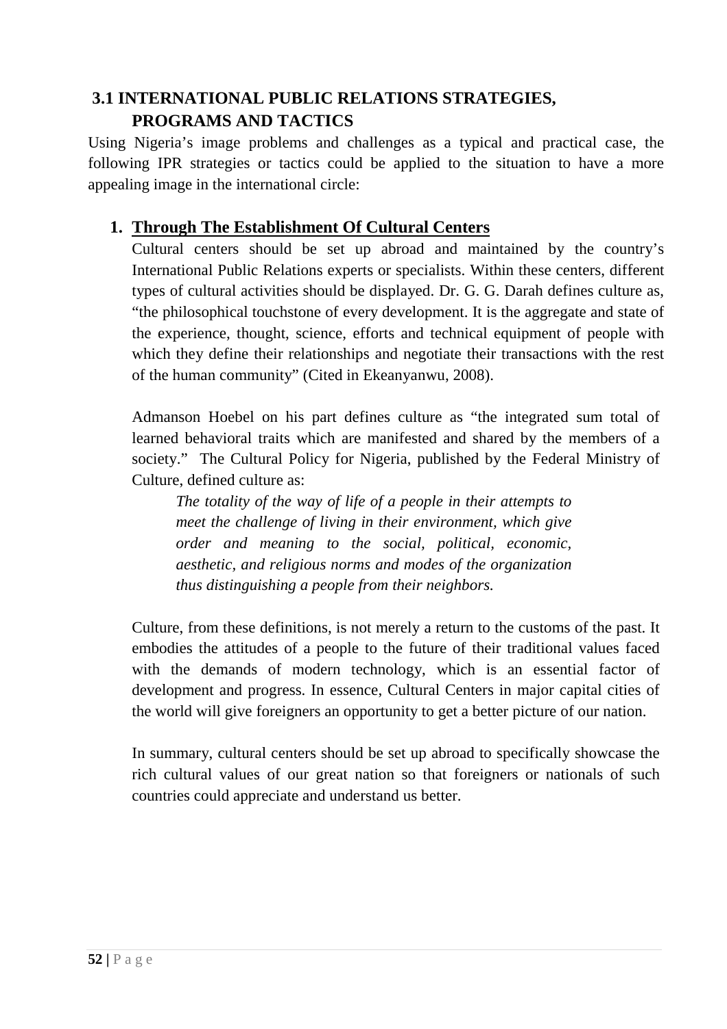## 3.1 INTERNATIONAL PUBLIC RELATIONS STRATEGIES, PROGRAMS AND TACTICS

Using Nigeria's image problems and challenges as a typical and practical case, the following IPR strategies or tactics could be applied to the situation to have a more appealing image in the international circle:

1. **Through The Establishment Of Cultural Centers**

   Cultural centers should be set up abroad and maintained by the country's International Public Relations experts or specialists. Within these centers, different types of cultural activities should be displayed. Dr. G. G. Darah defines culture as, "the philosophical touchstone of every development. It is the aggregate and state of the experience, thought, science, efforts and technical equipment of people with which they define their relationships and negotiate their transactions with the rest of the human community" (Cited in Ekeanyanwu, 2008).

   Admanson Hoebel on his part defines culture as "the integrated sum total of learned behavioral traits which are manifested and shared by the members of a society." The Cultural Policy for Nigeria, published by the Federal Ministry of Culture, defined culture as:

   > *The totality of the way of life of a people in their attempts to meet the challenge of living in their environment, which give order and meaning to the social, political, economic, aesthetic, and religious norms and modes of the organization thus distinguishing a people from their neighbors.*

   Culture, from these definitions, is not merely a return to the customs of the past. It embodies the attitudes of a people to the future of their traditional values faced with the demands of modern technology, which is an essential factor of development and progress. In essence, Cultural Centers in major capital cities of the world will give foreigners an opportunity to get a better picture of our nation.

   In summary, cultural centers should be set up abroad to specifically showcase the rich cultural values of our great nation so that foreigners or nationals of such countries could appreciate and understand us better.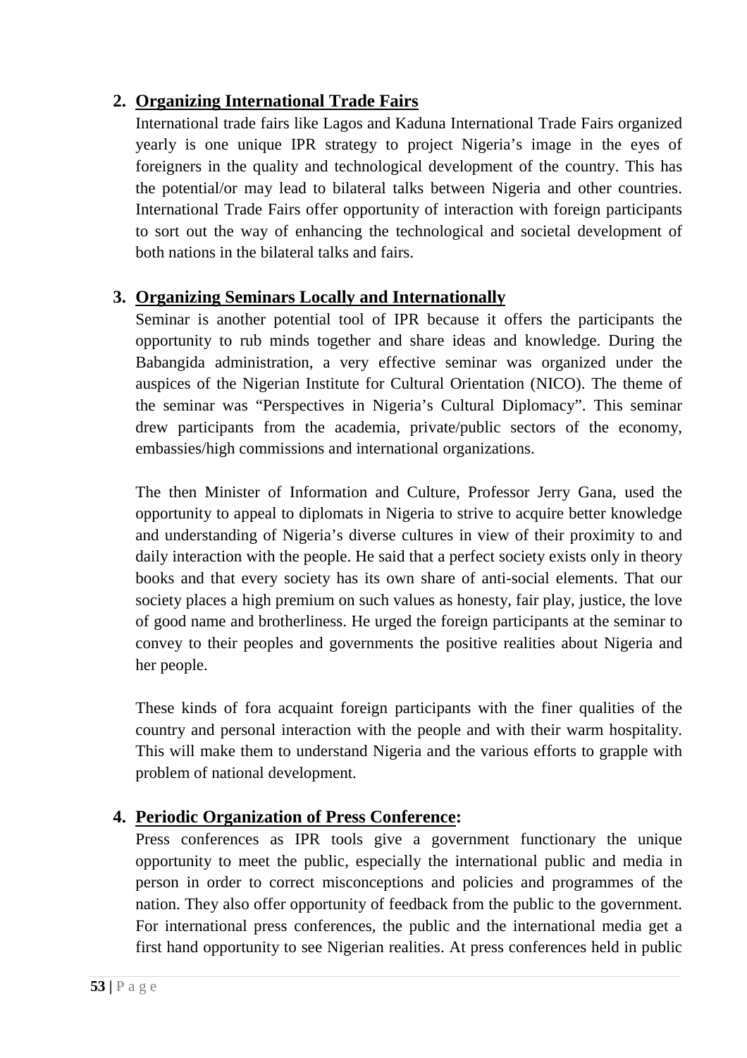2. **<u>Organizing International Trade Fairs</u>**

   International trade fairs like Lagos and Kaduna International Trade Fairs organized yearly is one unique IPR strategy to project Nigeria's image in the eyes of foreigners in the quality and technological development of the country. This has the potential/or may lead to bilateral talks between Nigeria and other countries. International Trade Fairs offer opportunity of interaction with foreign participants to sort out the way of enhancing the technological and societal development of both nations in the bilateral talks and fairs.

3. **<u>Organizing Seminars Locally and Internationally</u>**

   Seminar is another potential tool of IPR because it offers the participants the opportunity to rub minds together and share ideas and knowledge. During the Babangida administration, a very effective seminar was organized under the auspices of the Nigerian Institute for Cultural Orientation (NICO). The theme of the seminar was "Perspectives in Nigeria's Cultural Diplomacy". This seminar drew participants from the academia, private/public sectors of the economy, embassies/high commissions and international organizations.

   The then Minister of Information and Culture, Professor Jerry Gana, used the opportunity to appeal to diplomats in Nigeria to strive to acquire better knowledge and understanding of Nigeria's diverse cultures in view of their proximity to and daily interaction with the people. He said that a perfect society exists only in theory books and that every society has its own share of anti-social elements. That our society places a high premium on such values as honesty, fair play, justice, the love of good name and brotherliness. He urged the foreign participants at the seminar to convey to their peoples and governments the positive realities about Nigeria and her people.

   These kinds of fora acquaint foreign participants with the finer qualities of the country and personal interaction with the people and with their warm hospitality. This will make them to understand Nigeria and the various efforts to grapple with problem of national development.

4. **<u>Periodic Organization of Press Conference</u>:**

   Press conferences as IPR tools give a government functionary the unique opportunity to meet the public, especially the international public and media in person in order to correct misconceptions and policies and programmes of the nation. They also offer opportunity of feedback from the public to the government. For international press conferences, the public and the international media get a first hand opportunity to see Nigerian realities. At press conferences held in public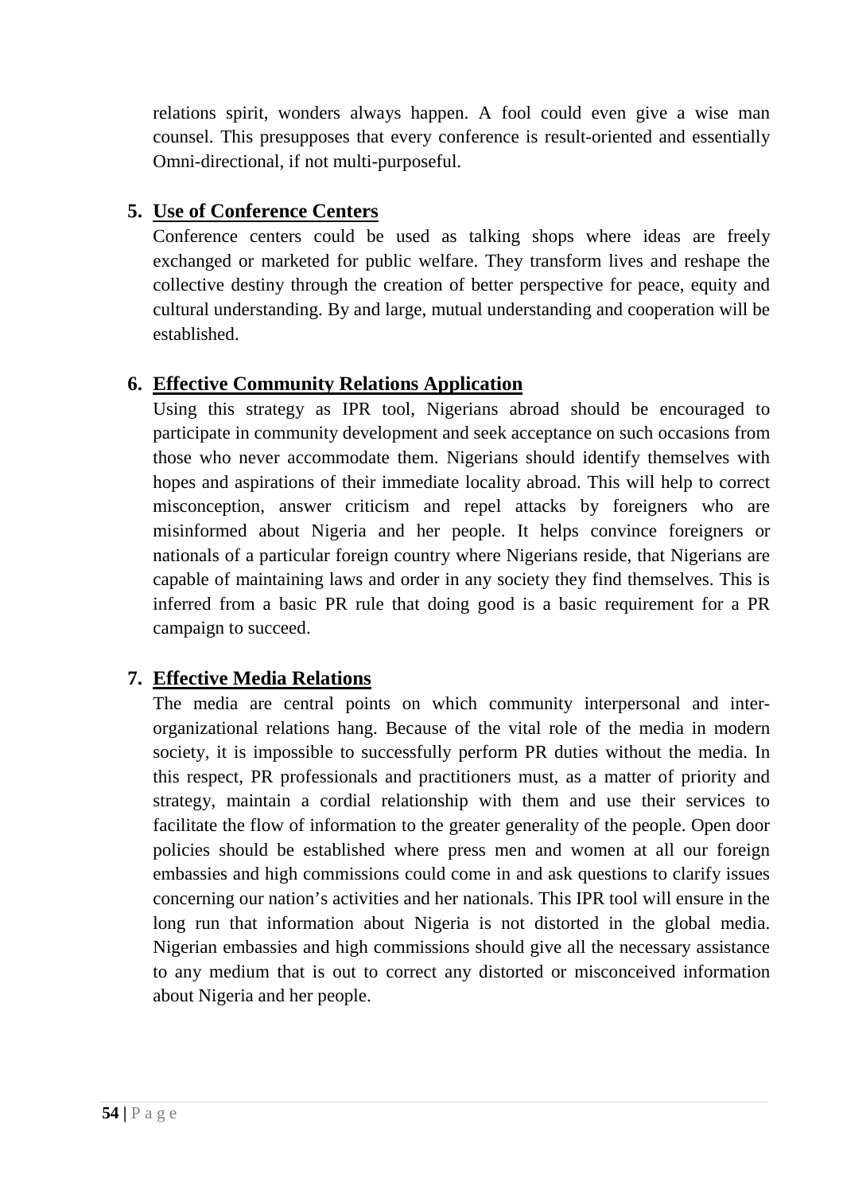relations spirit, wonders always happen. A fool could even give a wise man counsel. This presupposes that every conference is result-oriented and essentially Omni-directional, if not multi-purposeful.

5. **Use of Conference Centers**

   Conference centers could be used as talking shops where ideas are freely exchanged or marketed for public welfare. They transform lives and reshape the collective destiny through the creation of better perspective for peace, equity and cultural understanding. By and large, mutual understanding and cooperation will be established.

6. **Effective Community Relations Application**

   Using this strategy as IPR tool, Nigerians abroad should be encouraged to participate in community development and seek acceptance on such occasions from those who never accommodate them. Nigerians should identify themselves with hopes and aspirations of their immediate locality abroad. This will help to correct misconception, answer criticism and repel attacks by foreigners who are misinformed about Nigeria and her people. It helps convince foreigners or nationals of a particular foreign country where Nigerians reside, that Nigerians are capable of maintaining laws and order in any society they find themselves. This is inferred from a basic PR rule that doing good is a basic requirement for a PR campaign to succeed.

7. **Effective Media Relations**

   The media are central points on which community interpersonal and inter-organizational relations hang. Because of the vital role of the media in modern society, it is impossible to successfully perform PR duties without the media. In this respect, PR professionals and practitioners must, as a matter of priority and strategy, maintain a cordial relationship with them and use their services to facilitate the flow of information to the greater generality of the people. Open door policies should be established where press men and women at all our foreign embassies and high commissions could come in and ask questions to clarify issues concerning our nation's activities and her nationals. This IPR tool will ensure in the long run that information about Nigeria is not distorted in the global media. Nigerian embassies and high commissions should give all the necessary assistance to any medium that is out to correct any distorted or misconceived information about Nigeria and her people.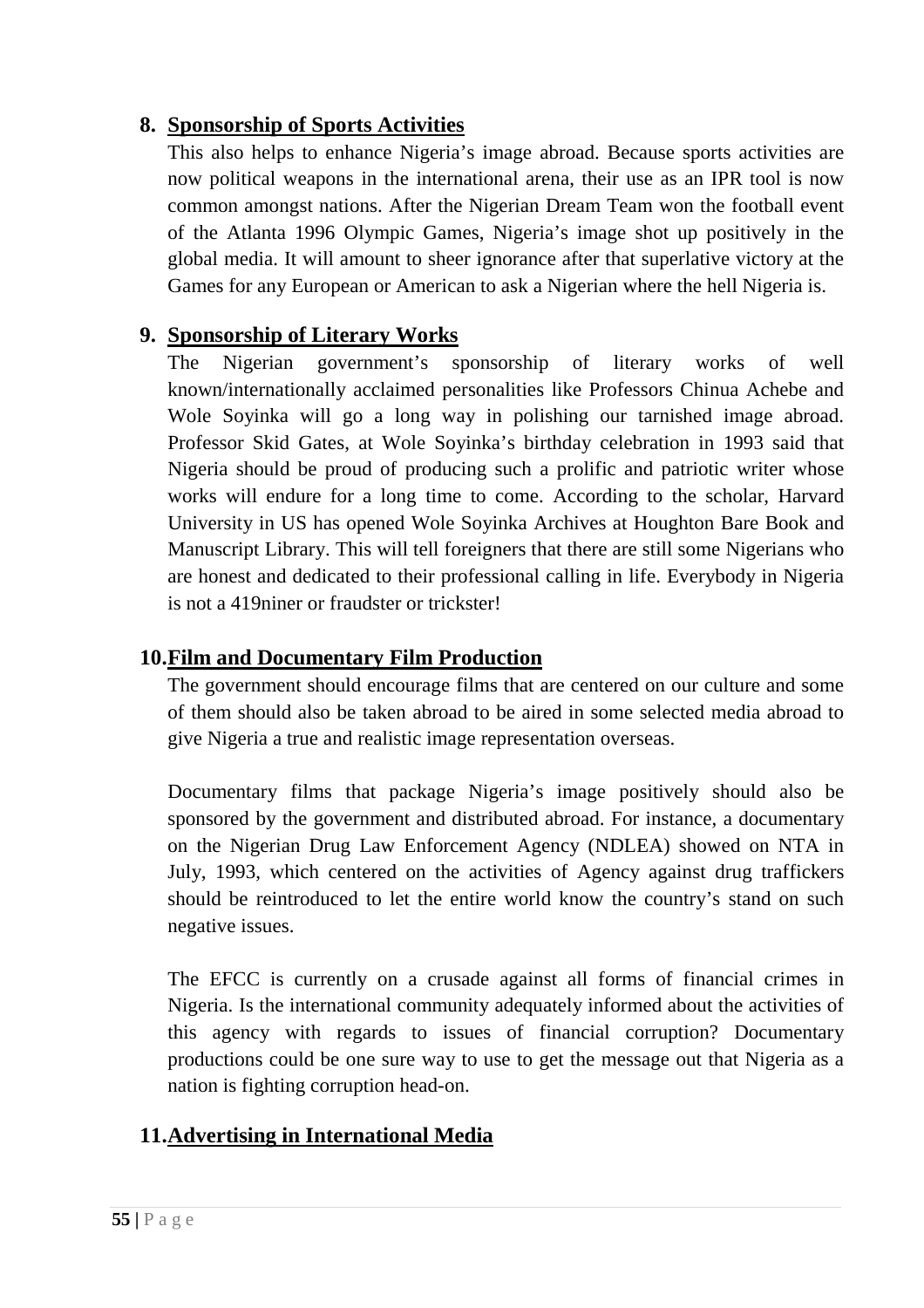**8. Sponsorship of Sports Activities**

This also helps to enhance Nigeria's image abroad. Because sports activities are now political weapons in the international arena, their use as an IPR tool is now common amongst nations. After the Nigerian Dream Team won the football event of the Atlanta 1996 Olympic Games, Nigeria's image shot up positively in the global media. It will amount to sheer ignorance after that superlative victory at the Games for any European or American to ask a Nigerian where the hell Nigeria is.

**9. Sponsorship of Literary Works**

The Nigerian government's sponsorship of literary works of well known/internationally acclaimed personalities like Professors Chinua Achebe and Wole Soyinka will go a long way in polishing our tarnished image abroad. Professor Skid Gates, at Wole Soyinka's birthday celebration in 1993 said that Nigeria should be proud of producing such a prolific and patriotic writer whose works will endure for a long time to come. According to the scholar, Harvard University in US has opened Wole Soyinka Archives at Houghton Bare Book and Manuscript Library. This will tell foreigners that there are still some Nigerians who are honest and dedicated to their professional calling in life. Everybody in Nigeria is not a 419niner or fraudster or trickster!

**10. Film and Documentary Film Production**

The government should encourage films that are centered on our culture and some of them should also be taken abroad to be aired in some selected media abroad to give Nigeria a true and realistic image representation overseas.

Documentary films that package Nigeria's image positively should also be sponsored by the government and distributed abroad. For instance, a documentary on the Nigerian Drug Law Enforcement Agency (NDLEA) showed on NTA in July, 1993, which centered on the activities of Agency against drug traffickers should be reintroduced to let the entire world know the country's stand on such negative issues.

The EFCC is currently on a crusade against all forms of financial crimes in Nigeria. Is the international community adequately informed about the activities of this agency with regards to issues of financial corruption? Documentary productions could be one sure way to use to get the message out that Nigeria as a nation is fighting corruption head-on.

**11. Advertising in International Media**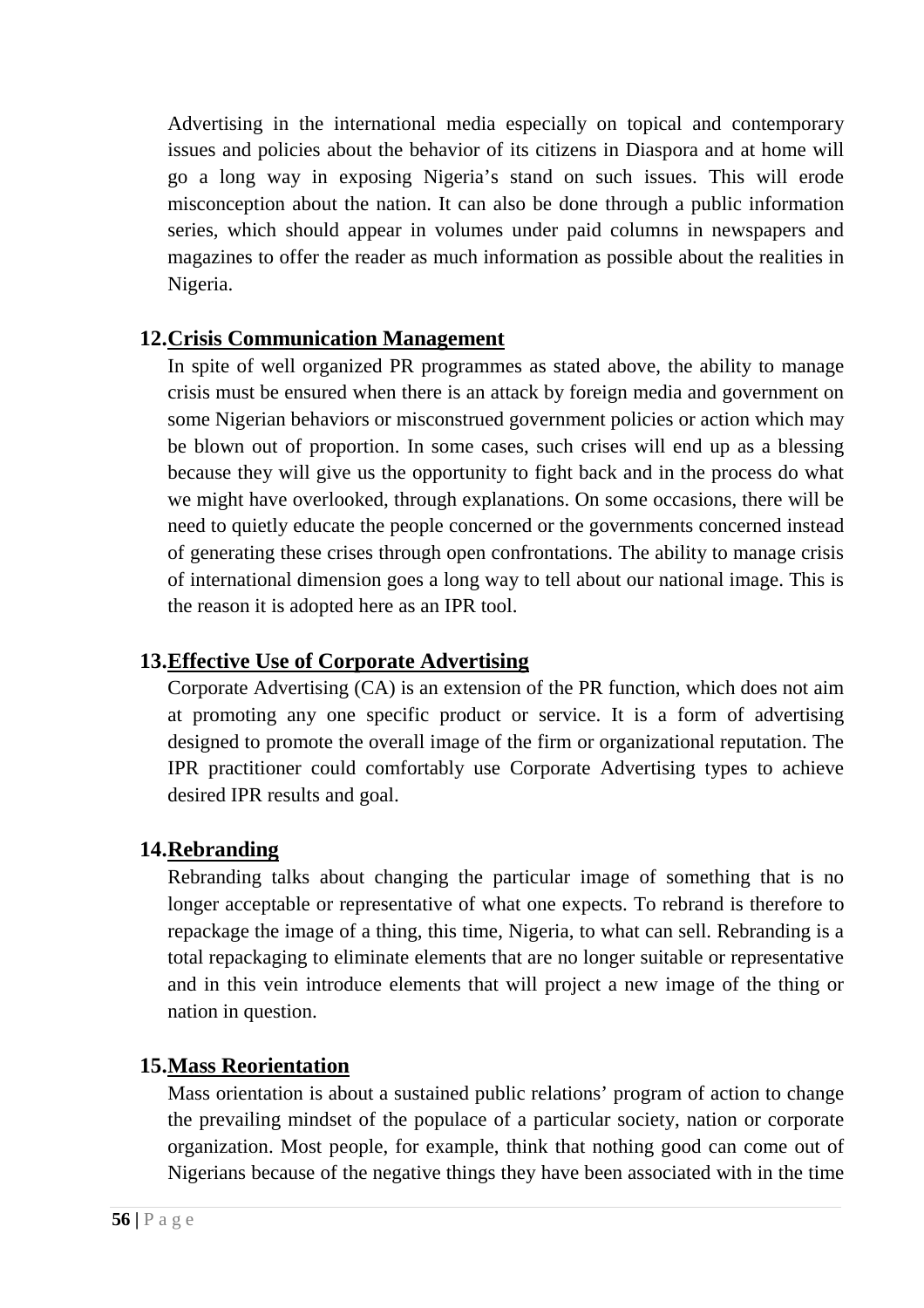Advertising in the international media especially on topical and contemporary issues and policies about the behavior of its citizens in Diaspora and at home will go a long way in exposing Nigeria's stand on such issues. This will erode misconception about the nation. It can also be done through a public information series, which should appear in volumes under paid columns in newspapers and magazines to offer the reader as much information as possible about the realities in Nigeria.

### 12. Crisis Communication Management

In spite of well organized PR programmes as stated above, the ability to manage crisis must be ensured when there is an attack by foreign media and government on some Nigerian behaviors or misconstrued government policies or action which may be blown out of proportion. In some cases, such crises will end up as a blessing because they will give us the opportunity to fight back and in the process do what we might have overlooked, through explanations. On some occasions, there will be need to quietly educate the people concerned or the governments concerned instead of generating these crises through open confrontations. The ability to manage crisis of international dimension goes a long way to tell about our national image. This is the reason it is adopted here as an IPR tool.

### 13. Effective Use of Corporate Advertising

Corporate Advertising (CA) is an extension of the PR function, which does not aim at promoting any one specific product or service. It is a form of advertising designed to promote the overall image of the firm or organizational reputation. The IPR practitioner could comfortably use Corporate Advertising types to achieve desired IPR results and goal.

### 14. Rebranding

Rebranding talks about changing the particular image of something that is no longer acceptable or representative of what one expects. To rebrand is therefore to repackage the image of a thing, this time, Nigeria, to what can sell. Rebranding is a total repackaging to eliminate elements that are no longer suitable or representative and in this vein introduce elements that will project a new image of the thing or nation in question.

### 15. Mass Reorientation

Mass orientation is about a sustained public relations' program of action to change the prevailing mindset of the populace of a particular society, nation or corporate organization. Most people, for example, think that nothing good can come out of Nigerians because of the negative things they have been associated with in the time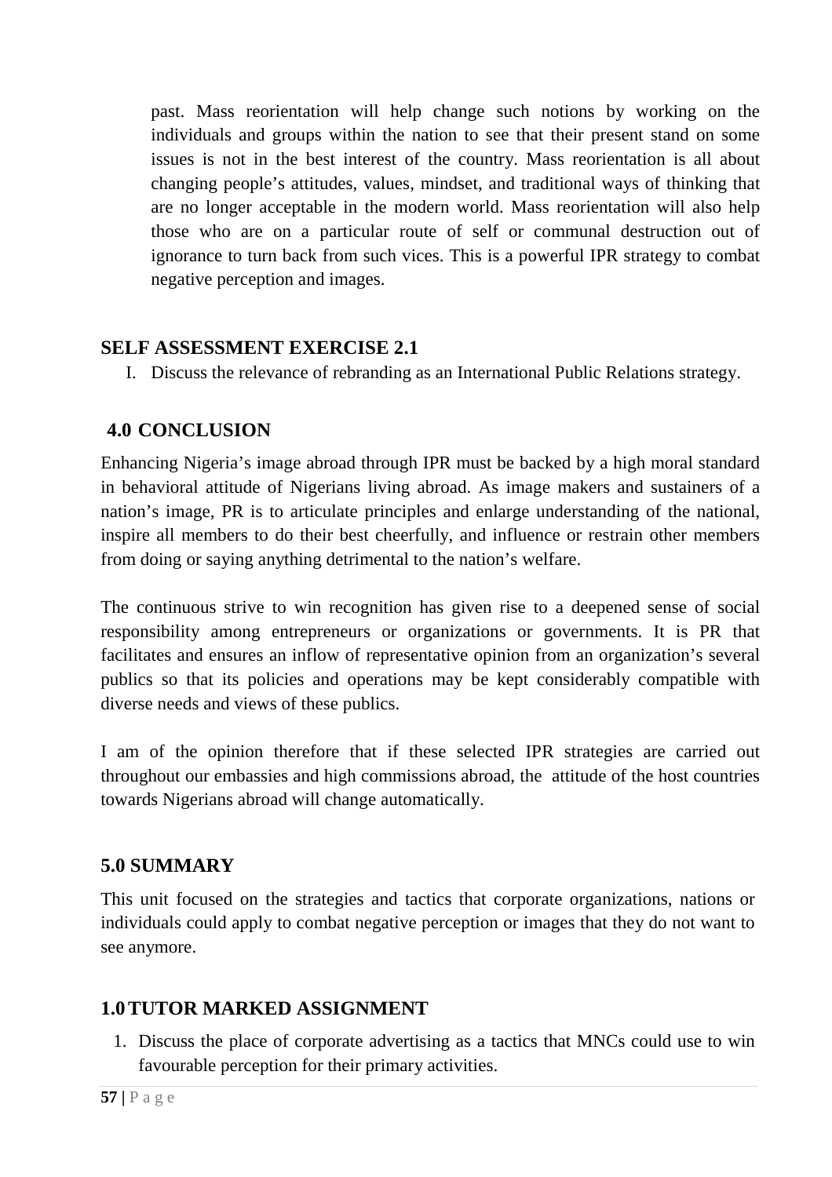past. Mass reorientation will help change such notions by working on the individuals and groups within the nation to see that their present stand on some issues is not in the best interest of the country. Mass reorientation is all about changing people's attitudes, values, mindset, and traditional ways of thinking that are no longer acceptable in the modern world. Mass reorientation will also help those who are on a particular route of self or communal destruction out of ignorance to turn back from such vices. This is a powerful IPR strategy to combat negative perception and images.

## SELF ASSESSMENT EXERCISE 2.1

I. Discuss the relevance of rebranding as an International Public Relations strategy.

## 4.0 CONCLUSION

Enhancing Nigeria's image abroad through IPR must be backed by a high moral standard in behavioral attitude of Nigerians living abroad. As image makers and sustainers of a nation's image, PR is to articulate principles and enlarge understanding of the national, inspire all members to do their best cheerfully, and influence or restrain other members from doing or saying anything detrimental to the nation's welfare.

The continuous strive to win recognition has given rise to a deepened sense of social responsibility among entrepreneurs or organizations or governments. It is PR that facilitates and ensures an inflow of representative opinion from an organization's several publics so that its policies and operations may be kept considerably compatible with diverse needs and views of these publics.

I am of the opinion therefore that if these selected IPR strategies are carried out throughout our embassies and high commissions abroad, the attitude of the host countries towards Nigerians abroad will change automatically.

## 5.0 SUMMARY

This unit focused on the strategies and tactics that corporate organizations, nations or individuals could apply to combat negative perception or images that they do not want to see anymore.

## 1.0 TUTOR MARKED ASSIGNMENT

1. Discuss the place of corporate advertising as a tactics that MNCs could use to win favourable perception for their primary activities.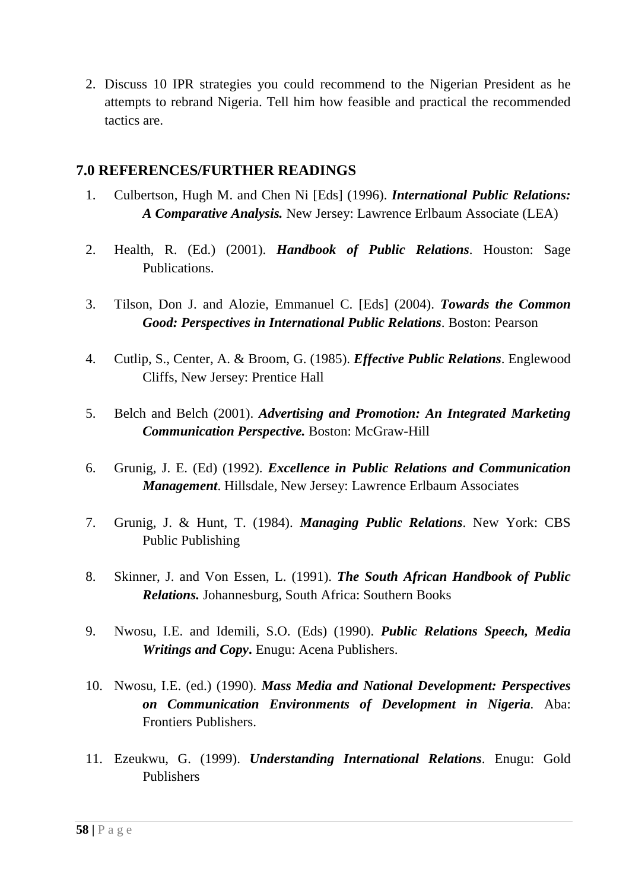2. Discuss 10 IPR strategies you could recommend to the Nigerian President as he attempts to rebrand Nigeria. Tell him how feasible and practical the recommended tactics are.

## 7.0 REFERENCES/FURTHER READINGS

1. Culbertson, Hugh M. and Chen Ni [Eds] (1996). ***International Public Relations: A Comparative Analysis.*** New Jersey: Lawrence Erlbaum Associate (LEA)

2. Health, R. (Ed.) (2001). ***Handbook of Public Relations***. Houston: Sage Publications.

3. Tilson, Don J. and Alozie, Emmanuel C. [Eds] (2004). ***Towards the Common Good: Perspectives in International Public Relations***. Boston: Pearson

4. Cutlip, S., Center, A. & Broom, G. (1985). ***Effective Public Relations***. Englewood Cliffs, New Jersey: Prentice Hall

5. Belch and Belch (2001). ***Advertising and Promotion: An Integrated Marketing Communication Perspective.*** Boston: McGraw-Hill

6. Grunig, J. E. (Ed) (1992). ***Excellence in Public Relations and Communication Management***. Hillsdale, New Jersey: Lawrence Erlbaum Associates

7. Grunig, J. & Hunt, T. (1984). ***Managing Public Relations***. New York: CBS Public Publishing

8. Skinner, J. and Von Essen, L. (1991). ***The South African Handbook of Public Relations.*** Johannesburg, South Africa: Southern Books

9. Nwosu, I.E. and Idemili, S.O. (Eds) (1990). ***Public Relations Speech, Media Writings and Copy*****.** Enugu: Acena Publishers.

10. Nwosu, I.E. (ed.) (1990). ***Mass Media and National Development: Perspectives on Communication Environments of Development in Nigeria***. Aba: Frontiers Publishers.

11. Ezeukwu, G. (1999). ***Understanding International Relations***. Enugu: Gold Publishers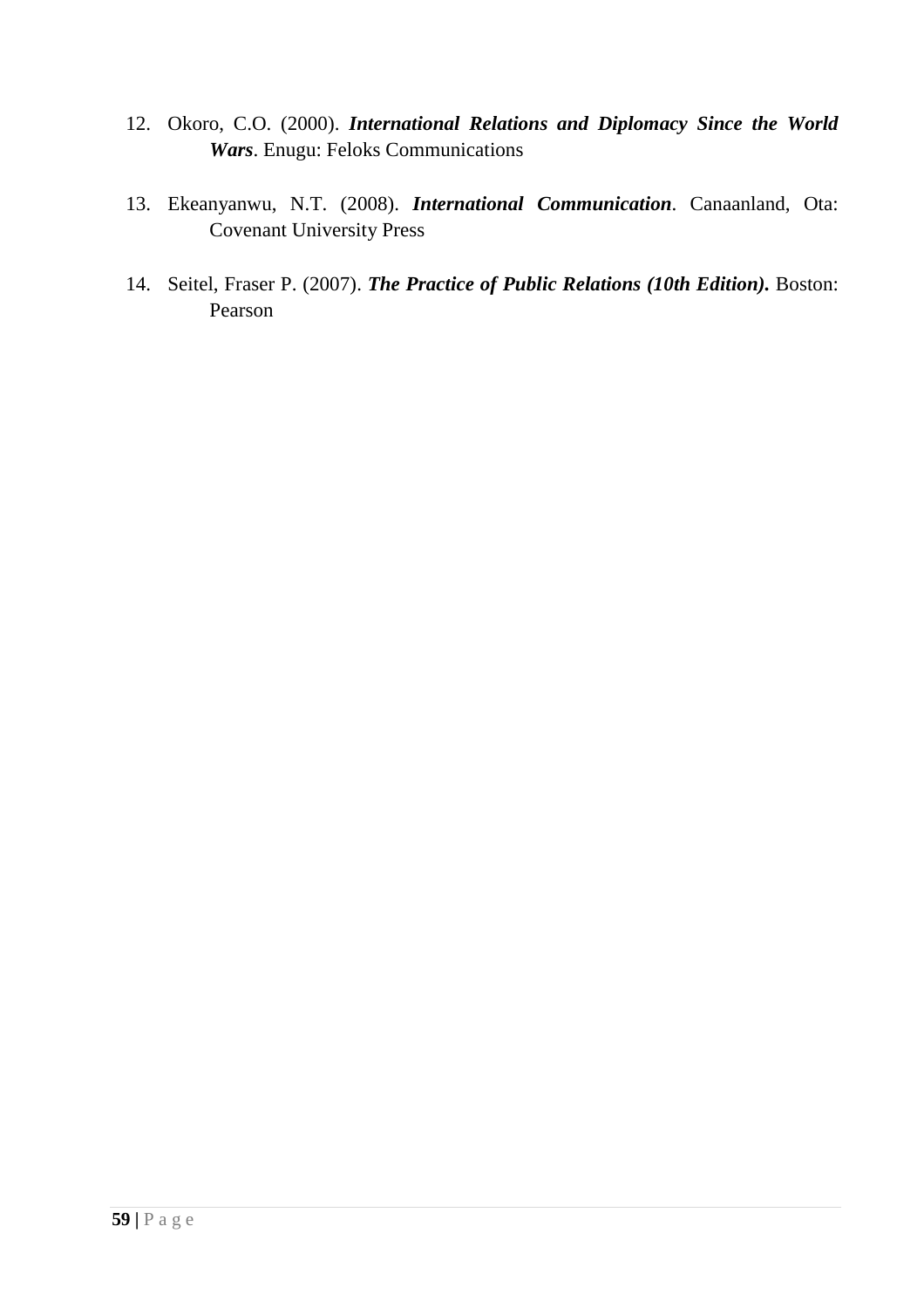12. Okoro, C.O. (2000). ***International Relations and Diplomacy Since the World Wars***. Enugu: Feloks Communications

13. Ekeanyanwu, N.T. (2008). ***International Communication***. Canaanland, Ota: Covenant University Press

14. Seitel, Fraser P. (2007). ***The Practice of Public Relations (10th Edition).*** Boston: Pearson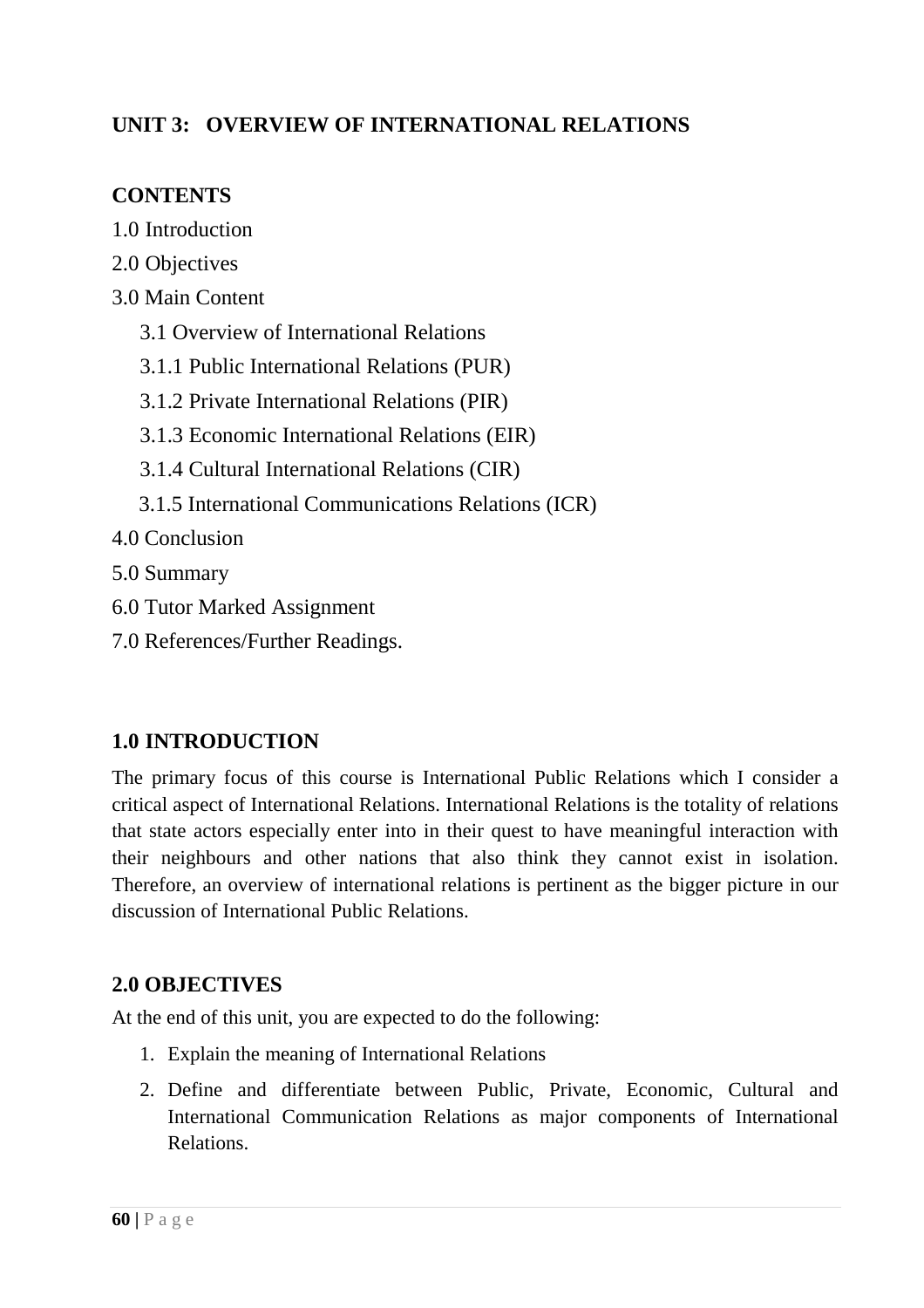## UNIT 3: OVERVIEW OF INTERNATIONAL RELATIONS

**CONTENTS**

1.0 Introduction

2.0 Objectives

3.0 Main Content

3.1 Overview of International Relations

3.1.1 Public International Relations (PUR)

3.1.2 Private International Relations (PIR)

3.1.3 Economic International Relations (EIR)

3.1.4 Cultural International Relations (CIR)

3.1.5 International Communications Relations (ICR)

4.0 Conclusion

5.0 Summary

6.0 Tutor Marked Assignment

7.0 References/Further Readings.

### 1.0 INTRODUCTION

The primary focus of this course is International Public Relations which I consider a critical aspect of International Relations. International Relations is the totality of relations that state actors especially enter into in their quest to have meaningful interaction with their neighbours and other nations that also think they cannot exist in isolation. Therefore, an overview of international relations is pertinent as the bigger picture in our discussion of International Public Relations.

### 2.0 OBJECTIVES

At the end of this unit, you are expected to do the following:

1. Explain the meaning of International Relations
2. Define and differentiate between Public, Private, Economic, Cultural and International Communication Relations as major components of International Relations.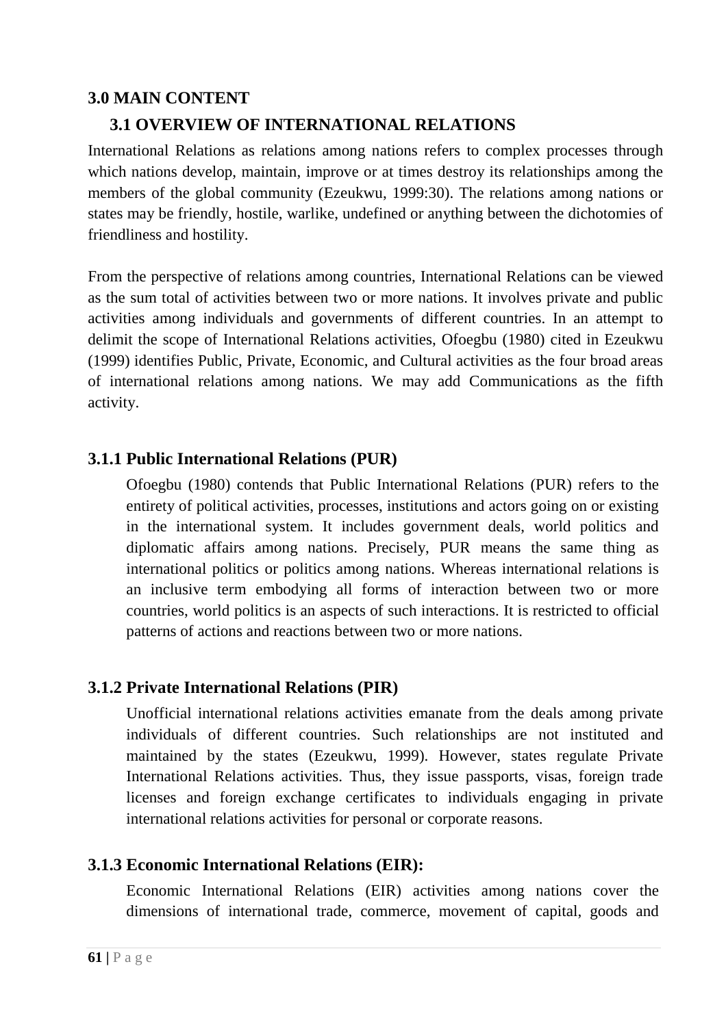## 3.0 MAIN CONTENT

### 3.1 OVERVIEW OF INTERNATIONAL RELATIONS

International Relations as relations among nations refers to complex processes through which nations develop, maintain, improve or at times destroy its relationships among the members of the global community (Ezeukwu, 1999:30). The relations among nations or states may be friendly, hostile, warlike, undefined or anything between the dichotomies of friendliness and hostility.

From the perspective of relations among countries, International Relations can be viewed as the sum total of activities between two or more nations. It involves private and public activities among individuals and governments of different countries. In an attempt to delimit the scope of International Relations activities, Ofoegbu (1980) cited in Ezeukwu (1999) identifies Public, Private, Economic, and Cultural activities as the four broad areas of international relations among nations. We may add Communications as the fifth activity.

#### 3.1.1 Public International Relations (PUR)

Ofoegbu (1980) contends that Public International Relations (PUR) refers to the entirety of political activities, processes, institutions and actors going on or existing in the international system. It includes government deals, world politics and diplomatic affairs among nations. Precisely, PUR means the same thing as international politics or politics among nations. Whereas international relations is an inclusive term embodying all forms of interaction between two or more countries, world politics is an aspects of such interactions. It is restricted to official patterns of actions and reactions between two or more nations.

#### 3.1.2 Private International Relations (PIR)

Unofficial international relations activities emanate from the deals among private individuals of different countries. Such relationships are not instituted and maintained by the states (Ezeukwu, 1999). However, states regulate Private International Relations activities. Thus, they issue passports, visas, foreign trade licenses and foreign exchange certificates to individuals engaging in private international relations activities for personal or corporate reasons.

#### 3.1.3 Economic International Relations (EIR):

Economic International Relations (EIR) activities among nations cover the dimensions of international trade, commerce, movement of capital, goods and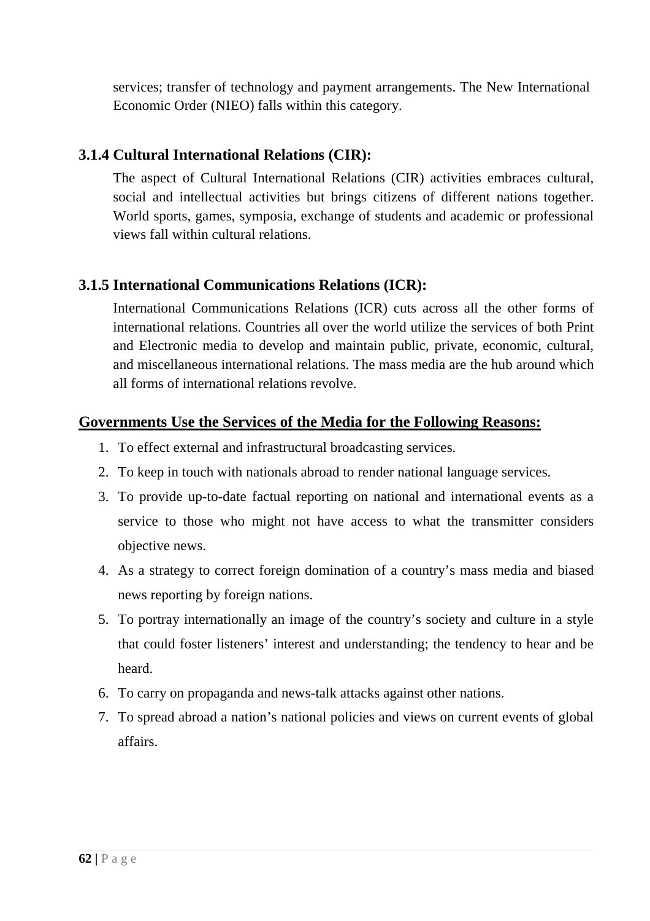services; transfer of technology and payment arrangements. The New International Economic Order (NIEO) falls within this category.

### 3.1.4 Cultural International Relations (CIR):

The aspect of Cultural International Relations (CIR) activities embraces cultural, social and intellectual activities but brings citizens of different nations together. World sports, games, symposia, exchange of students and academic or professional views fall within cultural relations.

### 3.1.5 International Communications Relations (ICR):

International Communications Relations (ICR) cuts across all the other forms of international relations. Countries all over the world utilize the services of both Print and Electronic media to develop and maintain public, private, economic, cultural, and miscellaneous international relations. The mass media are the hub around which all forms of international relations revolve.

**Governments Use the Services of the Media for the Following Reasons:**

1. To effect external and infrastructural broadcasting services.
2. To keep in touch with nationals abroad to render national language services.
3. To provide up-to-date factual reporting on national and international events as a service to those who might not have access to what the transmitter considers objective news.
4. As a strategy to correct foreign domination of a country's mass media and biased news reporting by foreign nations.
5. To portray internationally an image of the country's society and culture in a style that could foster listeners' interest and understanding; the tendency to hear and be heard.
6. To carry on propaganda and news-talk attacks against other nations.
7. To spread abroad a nation's national policies and views on current events of global affairs.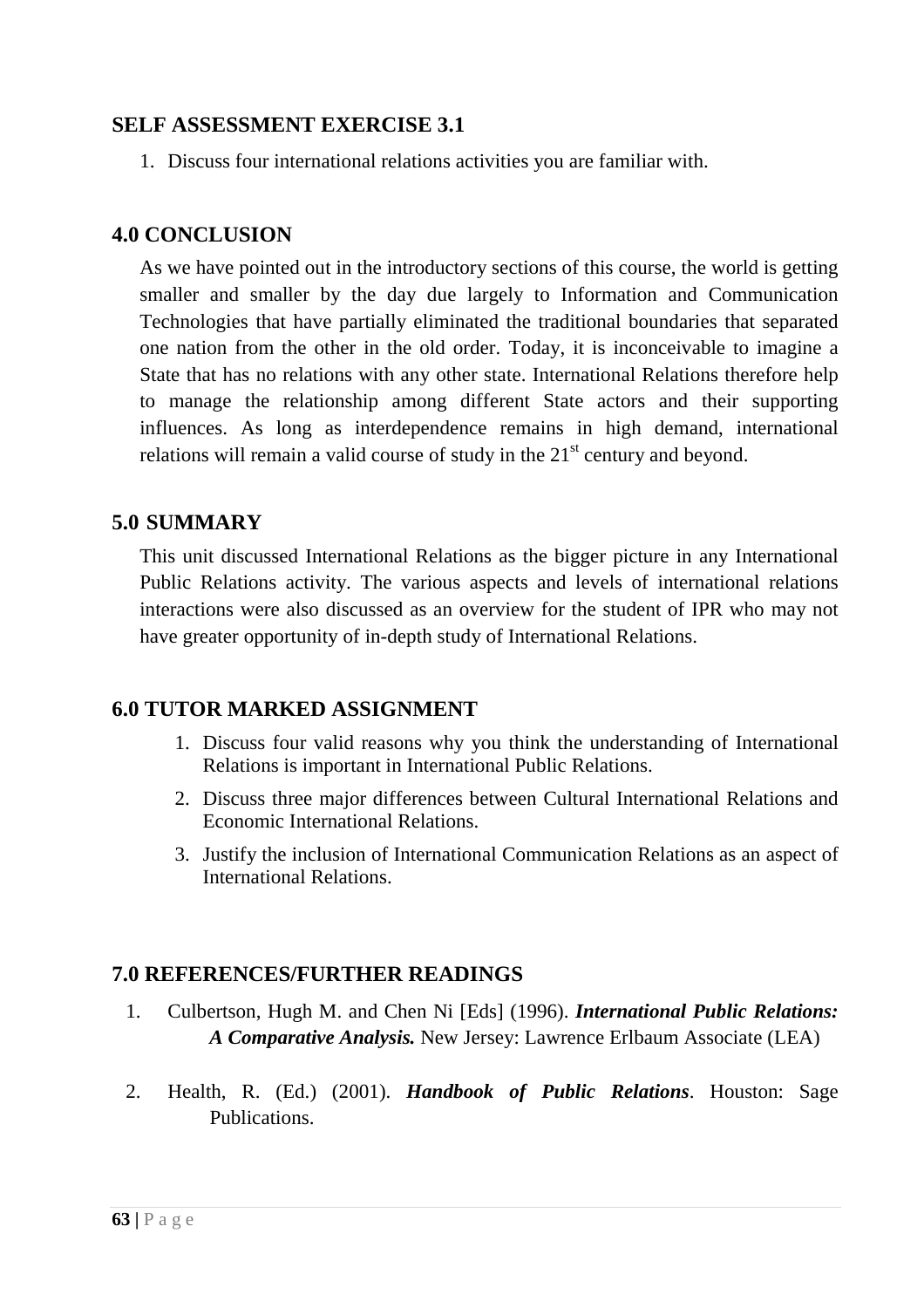## SELF ASSESSMENT EXERCISE 3.1

1. Discuss four international relations activities you are familiar with.

## 4.0 CONCLUSION

As we have pointed out in the introductory sections of this course, the world is getting smaller and smaller by the day due largely to Information and Communication Technologies that have partially eliminated the traditional boundaries that separated one nation from the other in the old order. Today, it is inconceivable to imagine a State that has no relations with any other state. International Relations therefore help to manage the relationship among different State actors and their supporting influences. As long as interdependence remains in high demand, international relations will remain a valid course of study in the 21st century and beyond.

## 5.0 SUMMARY

This unit discussed International Relations as the bigger picture in any International Public Relations activity. The various aspects and levels of international relations interactions were also discussed as an overview for the student of IPR who may not have greater opportunity of in-depth study of International Relations.

## 6.0 TUTOR MARKED ASSIGNMENT

1. Discuss four valid reasons why you think the understanding of International Relations is important in International Public Relations.
2. Discuss three major differences between Cultural International Relations and Economic International Relations.
3. Justify the inclusion of International Communication Relations as an aspect of International Relations.

## 7.0 REFERENCES/FURTHER READINGS

1. Culbertson, Hugh M. and Chen Ni [Eds] (1996). ***International Public Relations: A Comparative Analysis.*** New Jersey: Lawrence Erlbaum Associate (LEA)
2. Health, R. (Ed.) (2001). ***Handbook of Public Relations***. Houston: Sage Publications.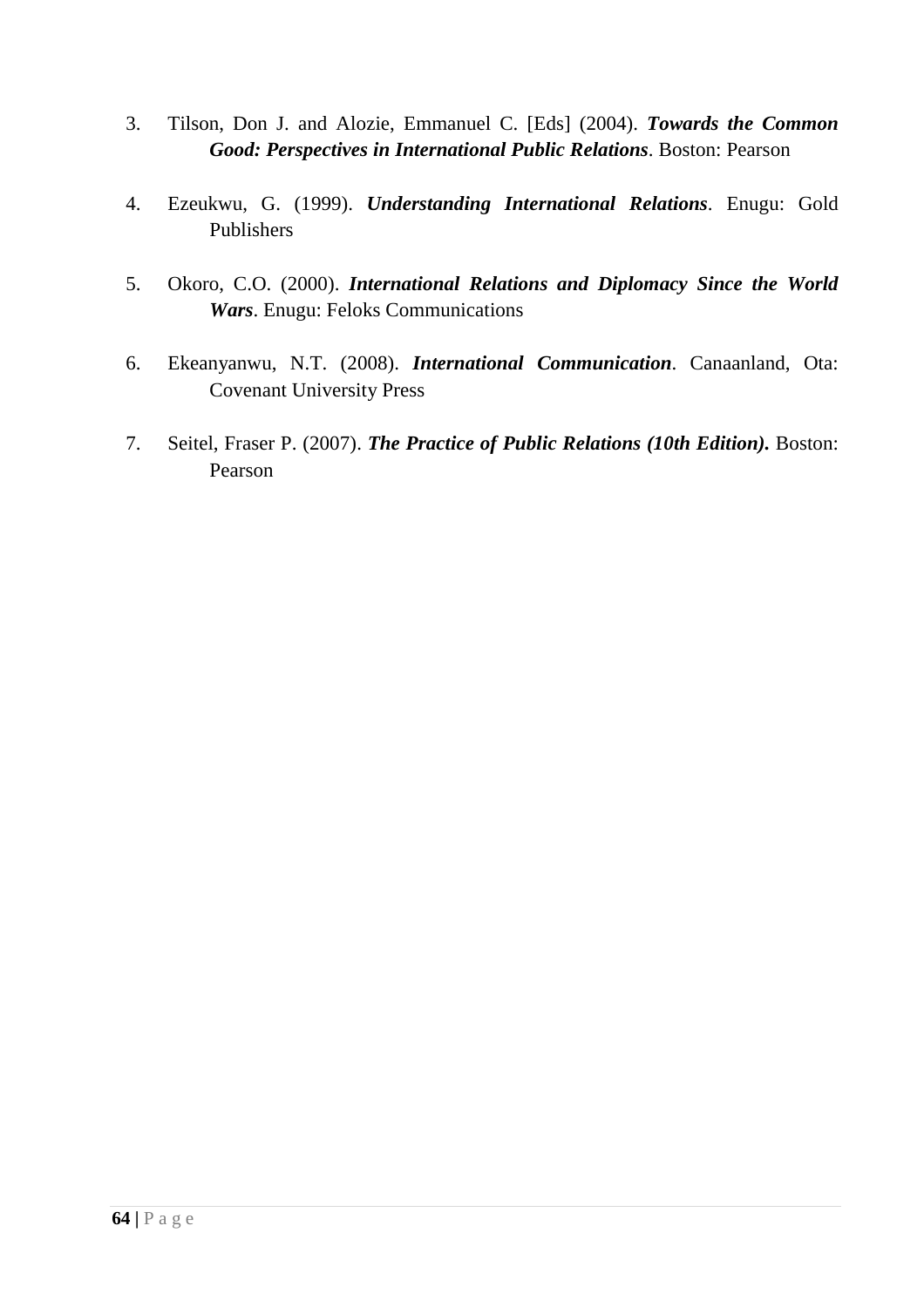3. Tilson, Don J. and Alozie, Emmanuel C. [Eds] (2004). ***Towards the Common Good: Perspectives in International Public Relations***. Boston: Pearson

4. Ezeukwu, G. (1999). ***Understanding International Relations***. Enugu: Gold Publishers

5. Okoro, C.O. (2000). ***International Relations and Diplomacy Since the World Wars***. Enugu: Feloks Communications

6. Ekeanyanwu, N.T. (2008). ***International Communication***. Canaanland, Ota: Covenant University Press

7. Seitel, Fraser P. (2007). ***The Practice of Public Relations (10th Edition).*** Boston: Pearson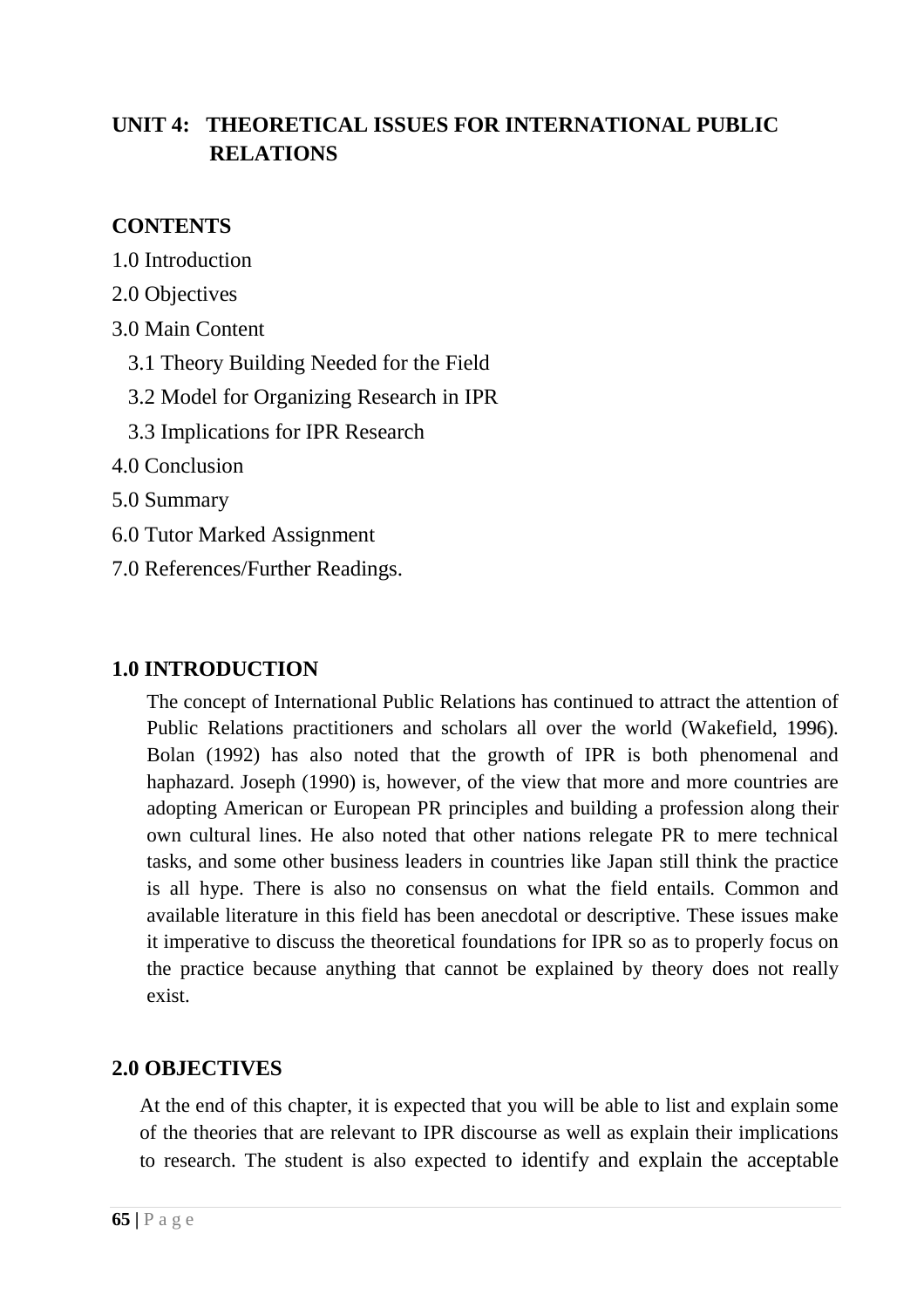## UNIT 4: THEORETICAL ISSUES FOR INTERNATIONAL PUBLIC RELATIONS

**CONTENTS**

1.0 Introduction

2.0 Objectives

3.0 Main Content

- 3.1 Theory Building Needed for the Field
- 3.2 Model for Organizing Research in IPR
- 3.3 Implications for IPR Research

4.0 Conclusion

5.0 Summary

6.0 Tutor Marked Assignment

7.0 References/Further Readings.

### 1.0 INTRODUCTION

The concept of International Public Relations has continued to attract the attention of Public Relations practitioners and scholars all over the world (Wakefield, 1996). Bolan (1992) has also noted that the growth of IPR is both phenomenal and haphazard. Joseph (1990) is, however, of the view that more and more countries are adopting American or European PR principles and building a profession along their own cultural lines. He also noted that other nations relegate PR to mere technical tasks, and some other business leaders in countries like Japan still think the practice is all hype. There is also no consensus on what the field entails. Common and available literature in this field has been anecdotal or descriptive. These issues make it imperative to discuss the theoretical foundations for IPR so as to properly focus on the practice because anything that cannot be explained by theory does not really exist.

### 2.0 OBJECTIVES

At the end of this chapter, it is expected that you will be able to list and explain some of the theories that are relevant to IPR discourse as well as explain their implications to research. The student is also expected to identify and explain the acceptable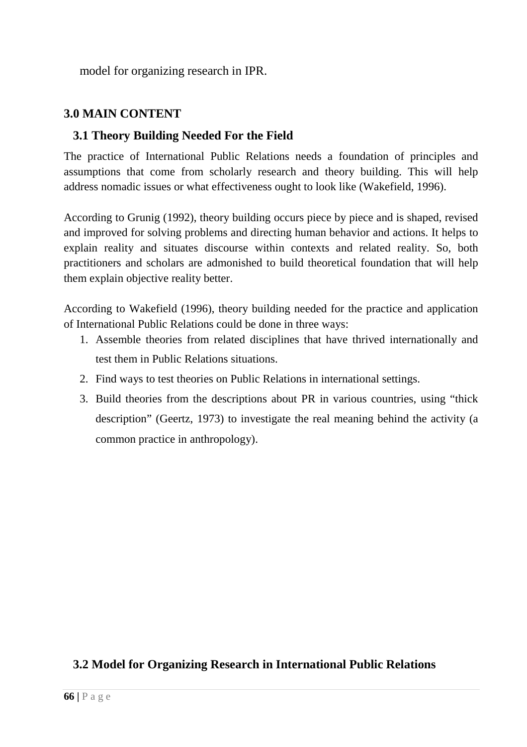model for organizing research in IPR.

## 3.0 MAIN CONTENT

### 3.1 Theory Building Needed For the Field

The practice of International Public Relations needs a foundation of principles and assumptions that come from scholarly research and theory building. This will help address nomadic issues or what effectiveness ought to look like (Wakefield, 1996).

According to Grunig (1992), theory building occurs piece by piece and is shaped, revised and improved for solving problems and directing human behavior and actions. It helps to explain reality and situates discourse within contexts and related reality. So, both practitioners and scholars are admonished to build theoretical foundation that will help them explain objective reality better.

According to Wakefield (1996), theory building needed for the practice and application of International Public Relations could be done in three ways:

1. Assemble theories from related disciplines that have thrived internationally and test them in Public Relations situations.
2. Find ways to test theories on Public Relations in international settings.
3. Build theories from the descriptions about PR in various countries, using “thick description” (Geertz, 1973) to investigate the real meaning behind the activity (a common practice in anthropology).

### 3.2 Model for Organizing Research in International Public Relations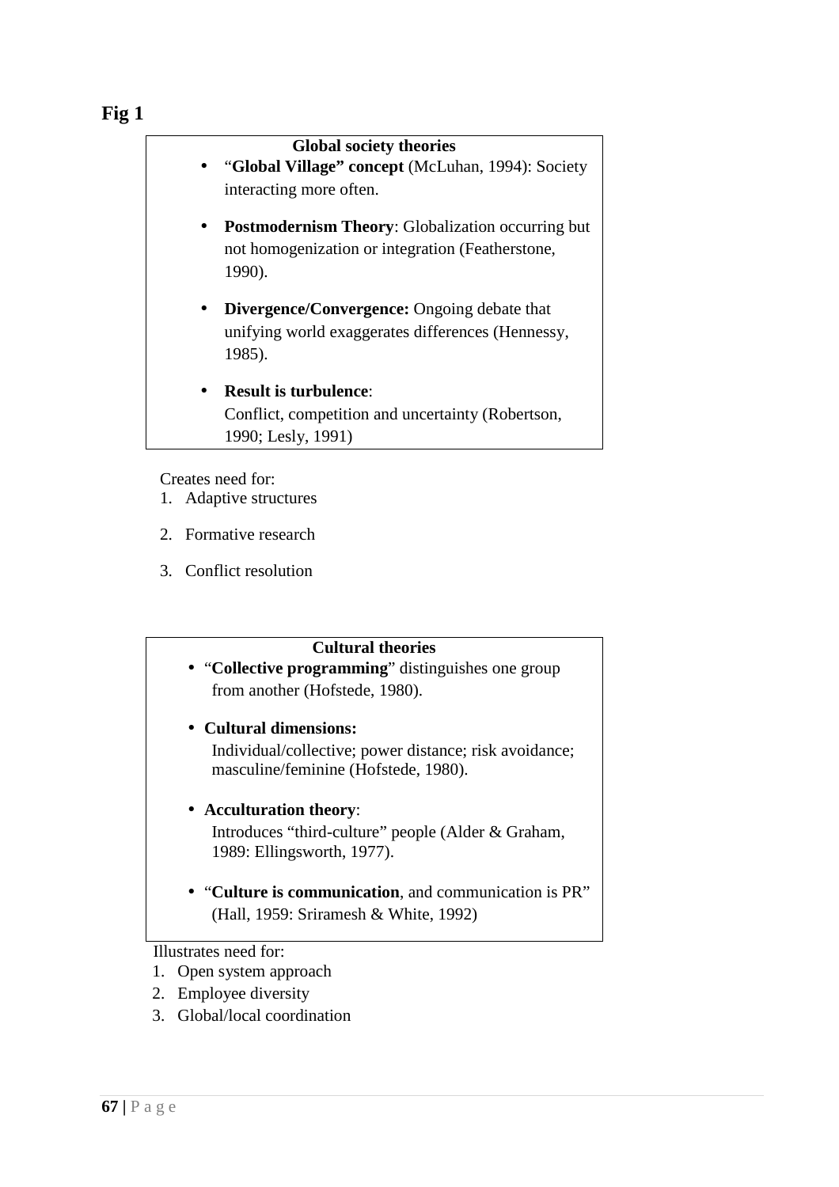**Fig 1**

**Global society theories**

- "**Global Village" concept** (McLuhan, 1994): Society interacting more often.
- **Postmodernism Theory**: Globalization occurring but not homogenization or integration (Featherstone, 1990).
- **Divergence/Convergence:** Ongoing debate that unifying world exaggerates differences (Hennessy, 1985).
- **Result is turbulence**:
  Conflict, competition and uncertainty (Robertson, 1990; Lesly, 1991)

Creates need for:

1. Adaptive structures
2. Formative research
3. Conflict resolution

**Cultural theories**

- "**Collective programming**" distinguishes one group from another (Hofstede, 1980).
- **Cultural dimensions:**
  Individual/collective; power distance; risk avoidance; masculine/feminine (Hofstede, 1980).
- **Acculturation theory**:
  Introduces "third-culture" people (Alder & Graham, 1989: Ellingsworth, 1977).
- "**Culture is communication**, and communication is PR" (Hall, 1959: Sriramesh & White, 1992)

Illustrates need for:

1. Open system approach
2. Employee diversity
3. Global/local coordination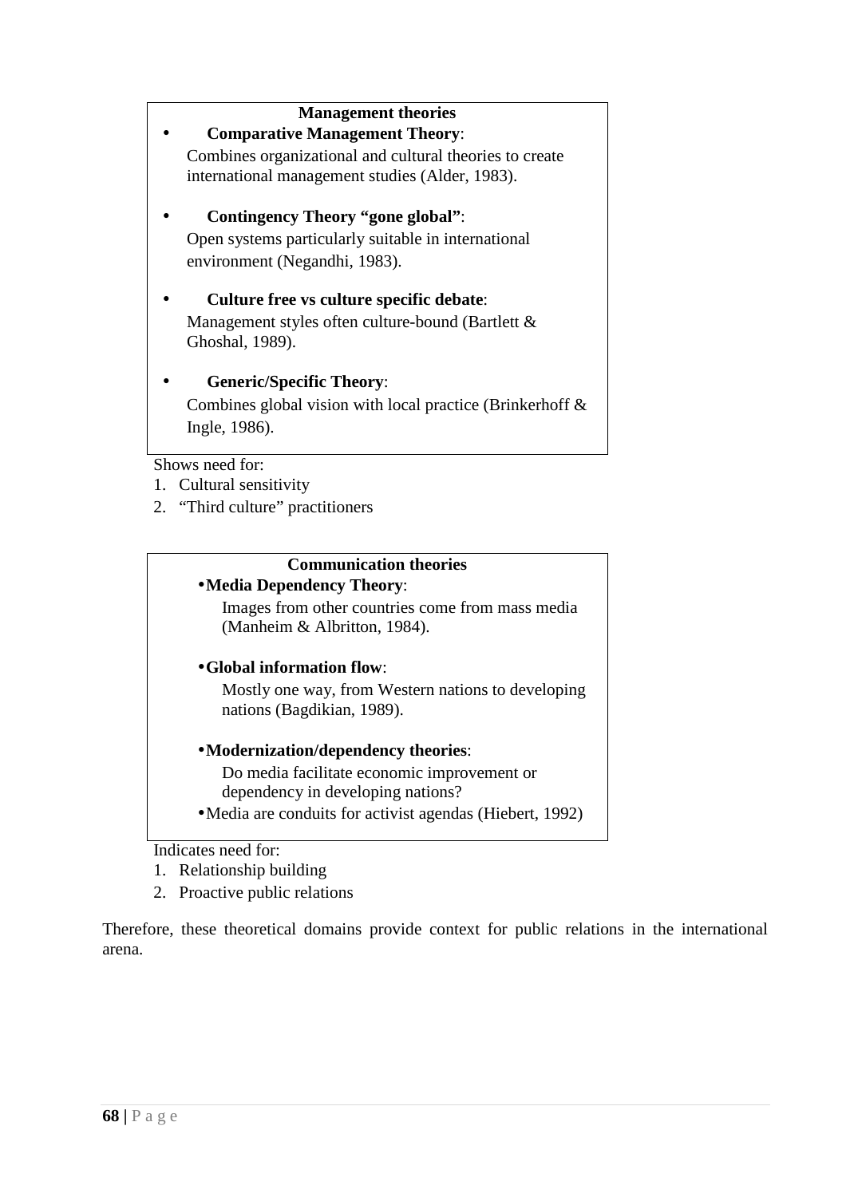**Management theories**

- **Comparative Management Theory**:
  Combines organizational and cultural theories to create international management studies (Alder, 1983).

- **Contingency Theory "gone global"**:
  Open systems particularly suitable in international environment (Negandhi, 1983).

- **Culture free vs culture specific debate**:
  Management styles often culture-bound (Bartlett & Ghoshal, 1989).

- **Generic/Specific Theory**:
  Combines global vision with local practice (Brinkerhoff & Ingle, 1986).

Shows need for:

1. Cultural sensitivity
2. "Third culture" practitioners

**Communication theories**

- **Media Dependency Theory**:
  Images from other countries come from mass media (Manheim & Albritton, 1984).

- **Global information flow**:
  Mostly one way, from Western nations to developing nations (Bagdikian, 1989).

- **Modernization/dependency theories**:
  Do media facilitate economic improvement or dependency in developing nations?
- Media are conduits for activist agendas (Hiebert, 1992)

Indicates need for:

1. Relationship building
2. Proactive public relations

Therefore, these theoretical domains provide context for public relations in the international arena.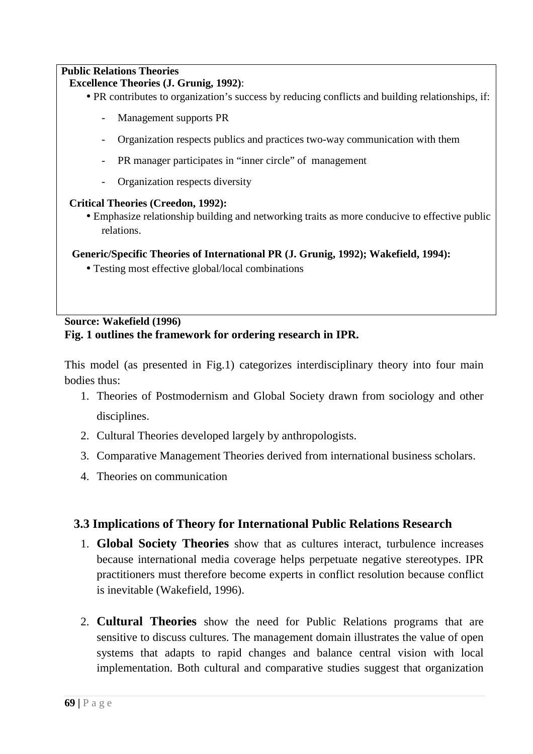**Public Relations Theories**

**Excellence Theories (J. Grunig, 1992)**:

- PR contributes to organization's success by reducing conflicts and building relationships, if:
  - Management supports PR
  - Organization respects publics and practices two-way communication with them
  - PR manager participates in "inner circle" of management
  - Organization respects diversity

**Critical Theories (Creedon, 1992):**

- Emphasize relationship building and networking traits as more conducive to effective public relations.

**Generic/Specific Theories of International PR (J. Grunig, 1992); Wakefield, 1994):**

- Testing most effective global/local combinations

**Source: Wakefield (1996)**

**Fig. 1 outlines the framework for ordering research in IPR.**

This model (as presented in Fig.1) categorizes interdisciplinary theory into four main bodies thus:

1. Theories of Postmodernism and Global Society drawn from sociology and other disciplines.
2. Cultural Theories developed largely by anthropologists.
3. Comparative Management Theories derived from international business scholars.
4. Theories on communication

## 3.3 Implications of Theory for International Public Relations Research

1. **Global Society Theories** show that as cultures interact, turbulence increases because international media coverage helps perpetuate negative stereotypes. IPR practitioners must therefore become experts in conflict resolution because conflict is inevitable (Wakefield, 1996).

2. **Cultural Theories** show the need for Public Relations programs that are sensitive to discuss cultures. The management domain illustrates the value of open systems that adapts to rapid changes and balance central vision with local implementation. Both cultural and comparative studies suggest that organization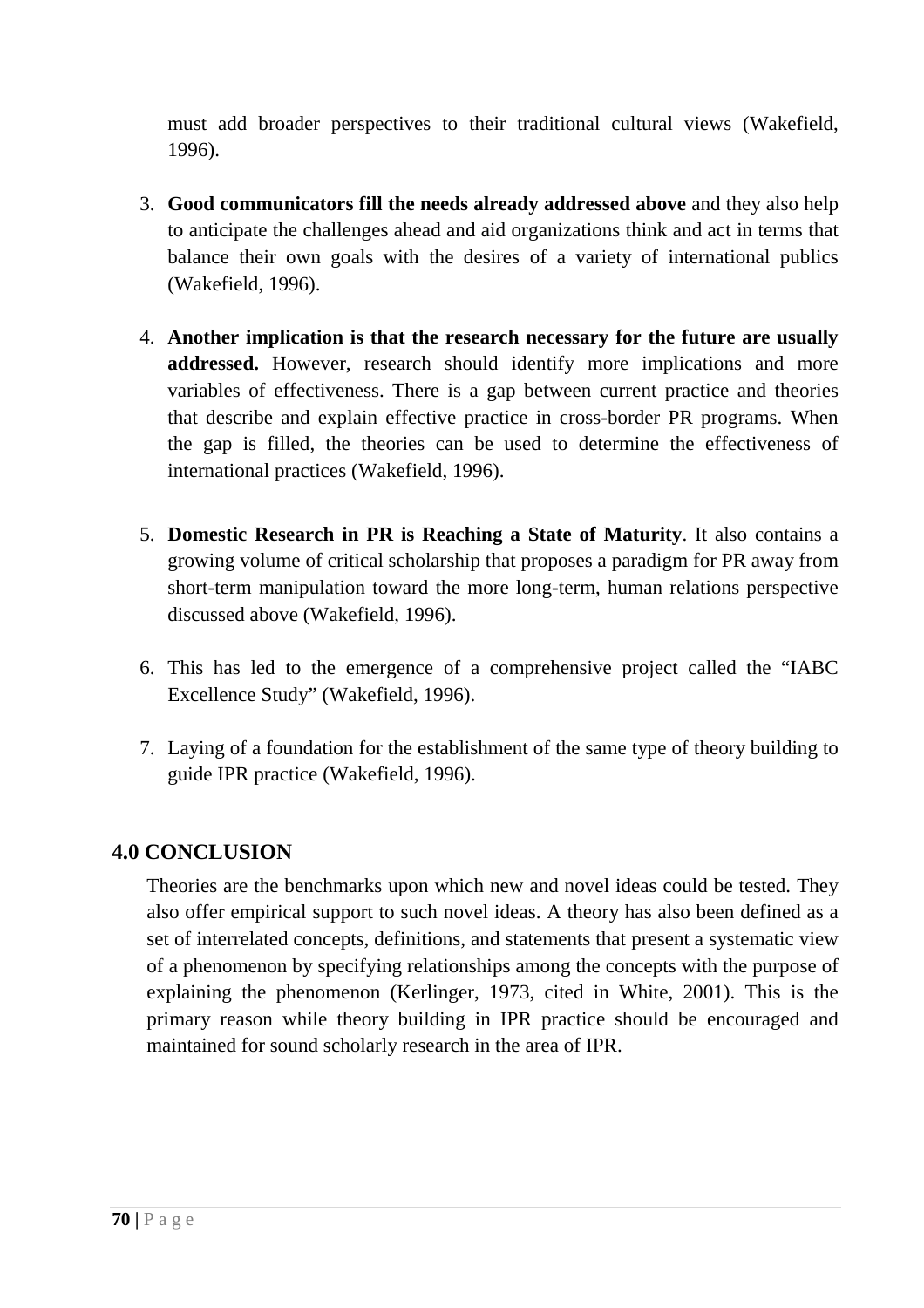must add broader perspectives to their traditional cultural views (Wakefield, 1996).

3. **Good communicators fill the needs already addressed above** and they also help to anticipate the challenges ahead and aid organizations think and act in terms that balance their own goals with the desires of a variety of international publics (Wakefield, 1996).

4. **Another implication is that the research necessary for the future are usually addressed.** However, research should identify more implications and more variables of effectiveness. There is a gap between current practice and theories that describe and explain effective practice in cross-border PR programs. When the gap is filled, the theories can be used to determine the effectiveness of international practices (Wakefield, 1996).

5. **Domestic Research in PR is Reaching a State of Maturity**. It also contains a growing volume of critical scholarship that proposes a paradigm for PR away from short-term manipulation toward the more long-term, human relations perspective discussed above (Wakefield, 1996).

6. This has led to the emergence of a comprehensive project called the "IABC Excellence Study" (Wakefield, 1996).

7. Laying of a foundation for the establishment of the same type of theory building to guide IPR practice (Wakefield, 1996).

## 4.0 CONCLUSION

Theories are the benchmarks upon which new and novel ideas could be tested. They also offer empirical support to such novel ideas. A theory has also been defined as a set of interrelated concepts, definitions, and statements that present a systematic view of a phenomenon by specifying relationships among the concepts with the purpose of explaining the phenomenon (Kerlinger, 1973, cited in White, 2001). This is the primary reason while theory building in IPR practice should be encouraged and maintained for sound scholarly research in the area of IPR.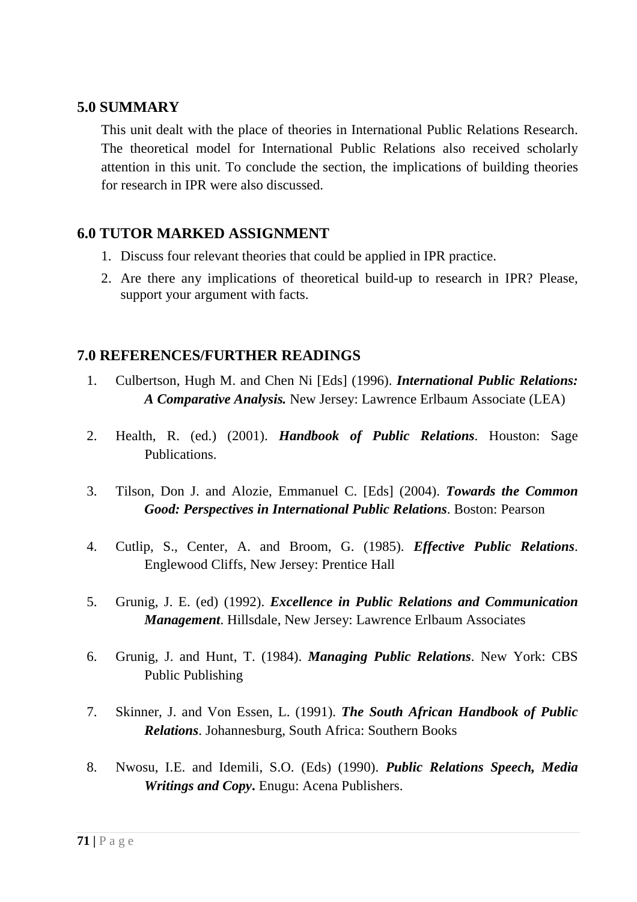## 5.0 SUMMARY

This unit dealt with the place of theories in International Public Relations Research. The theoretical model for International Public Relations also received scholarly attention in this unit. To conclude the section, the implications of building theories for research in IPR were also discussed.

## 6.0 TUTOR MARKED ASSIGNMENT

1. Discuss four relevant theories that could be applied in IPR practice.
2. Are there any implications of theoretical build-up to research in IPR? Please, support your argument with facts.

## 7.0 REFERENCES/FURTHER READINGS

1. Culbertson, Hugh M. and Chen Ni [Eds] (1996). ***International Public Relations: A Comparative Analysis.*** New Jersey: Lawrence Erlbaum Associate (LEA)

2. Health, R. (ed.) (2001). ***Handbook of Public Relations***. Houston: Sage Publications.

3. Tilson, Don J. and Alozie, Emmanuel C. [Eds] (2004). ***Towards the Common Good: Perspectives in International Public Relations***. Boston: Pearson

4. Cutlip, S., Center, A. and Broom, G. (1985). ***Effective Public Relations***. Englewood Cliffs, New Jersey: Prentice Hall

5. Grunig, J. E. (ed) (1992). ***Excellence in Public Relations and Communication Management***. Hillsdale, New Jersey: Lawrence Erlbaum Associates

6. Grunig, J. and Hunt, T. (1984). ***Managing Public Relations***. New York: CBS Public Publishing

7. Skinner, J. and Von Essen, L. (1991). ***The South African Handbook of Public Relations***. Johannesburg, South Africa: Southern Books

8. Nwosu, I.E. and Idemili, S.O. (Eds) (1990). ***Public Relations Speech, Media Writings and Copy*.** Enugu: Acena Publishers.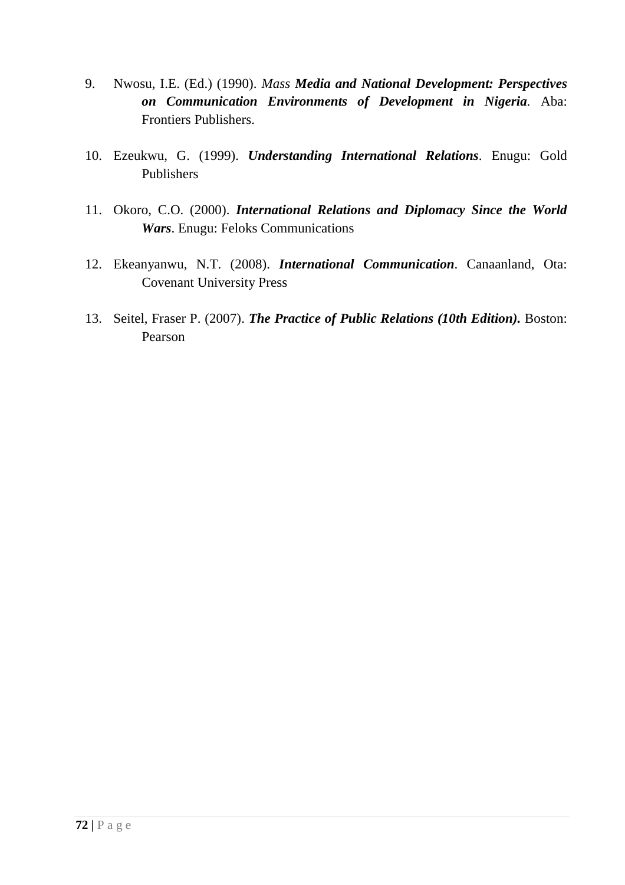9. Nwosu, I.E. (Ed.) (1990). *Mass **Media and National Development: Perspectives on Communication Environments of Development in Nigeria***. Aba: Frontiers Publishers.

10. Ezeukwu, G. (1999). ***Understanding International Relations***. Enugu: Gold Publishers

11. Okoro, C.O. (2000). ***International Relations and Diplomacy Since the World Wars***. Enugu: Feloks Communications

12. Ekeanyanwu, N.T. (2008). ***International Communication***. Canaanland, Ota: Covenant University Press

13. Seitel, Fraser P. (2007). ***The Practice of Public Relations (10th Edition).*** Boston: Pearson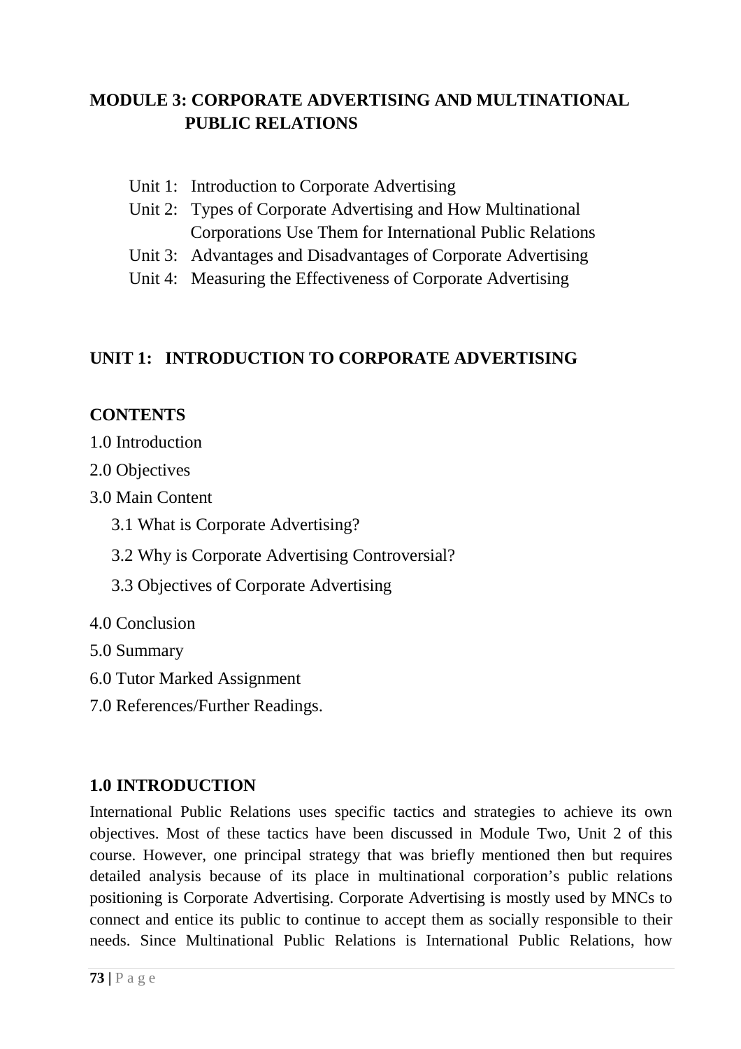# MODULE 3: CORPORATE ADVERTISING AND MULTINATIONAL PUBLIC RELATIONS

Unit 1: Introduction to Corporate Advertising
Unit 2: Types of Corporate Advertising and How Multinational Corporations Use Them for International Public Relations
Unit 3: Advantages and Disadvantages of Corporate Advertising
Unit 4: Measuring the Effectiveness of Corporate Advertising

## UNIT 1: INTRODUCTION TO CORPORATE ADVERTISING

### CONTENTS

1.0 Introduction
2.0 Objectives
3.0 Main Content
- 3.1 What is Corporate Advertising?
- 3.2 Why is Corporate Advertising Controversial?
- 3.3 Objectives of Corporate Advertising

4.0 Conclusion
5.0 Summary
6.0 Tutor Marked Assignment
7.0 References/Further Readings.

### 1.0 INTRODUCTION

International Public Relations uses specific tactics and strategies to achieve its own objectives. Most of these tactics have been discussed in Module Two, Unit 2 of this course. However, one principal strategy that was briefly mentioned then but requires detailed analysis because of its place in multinational corporation's public relations positioning is Corporate Advertising. Corporate Advertising is mostly used by MNCs to connect and entice its public to continue to accept them as socially responsible to their needs. Since Multinational Public Relations is International Public Relations, how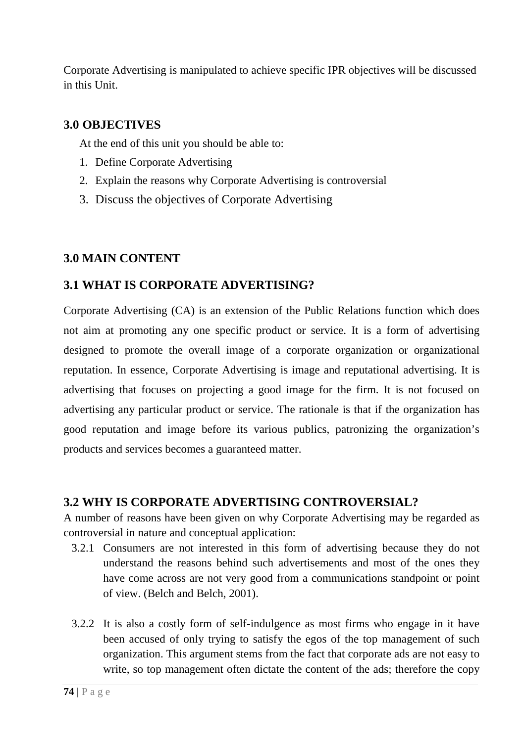Corporate Advertising is manipulated to achieve specific IPR objectives will be discussed in this Unit.

## 3.0 OBJECTIVES

At the end of this unit you should be able to:

1. Define Corporate Advertising
2. Explain the reasons why Corporate Advertising is controversial
3. Discuss the objectives of Corporate Advertising

## 3.0 MAIN CONTENT

### 3.1 WHAT IS CORPORATE ADVERTISING?

Corporate Advertising (CA) is an extension of the Public Relations function which does not aim at promoting any one specific product or service. It is a form of advertising designed to promote the overall image of a corporate organization or organizational reputation. In essence, Corporate Advertising is image and reputational advertising. It is advertising that focuses on projecting a good image for the firm. It is not focused on advertising any particular product or service. The rationale is that if the organization has good reputation and image before its various publics, patronizing the organization's products and services becomes a guaranteed matter.

### 3.2 WHY IS CORPORATE ADVERTISING CONTROVERSIAL?

A number of reasons have been given on why Corporate Advertising may be regarded as controversial in nature and conceptual application:

3.2.1 Consumers are not interested in this form of advertising because they do not understand the reasons behind such advertisements and most of the ones they have come across are not very good from a communications standpoint or point of view. (Belch and Belch, 2001).

3.2.2 It is also a costly form of self-indulgence as most firms who engage in it have been accused of only trying to satisfy the egos of the top management of such organization. This argument stems from the fact that corporate ads are not easy to write, so top management often dictate the content of the ads; therefore the copy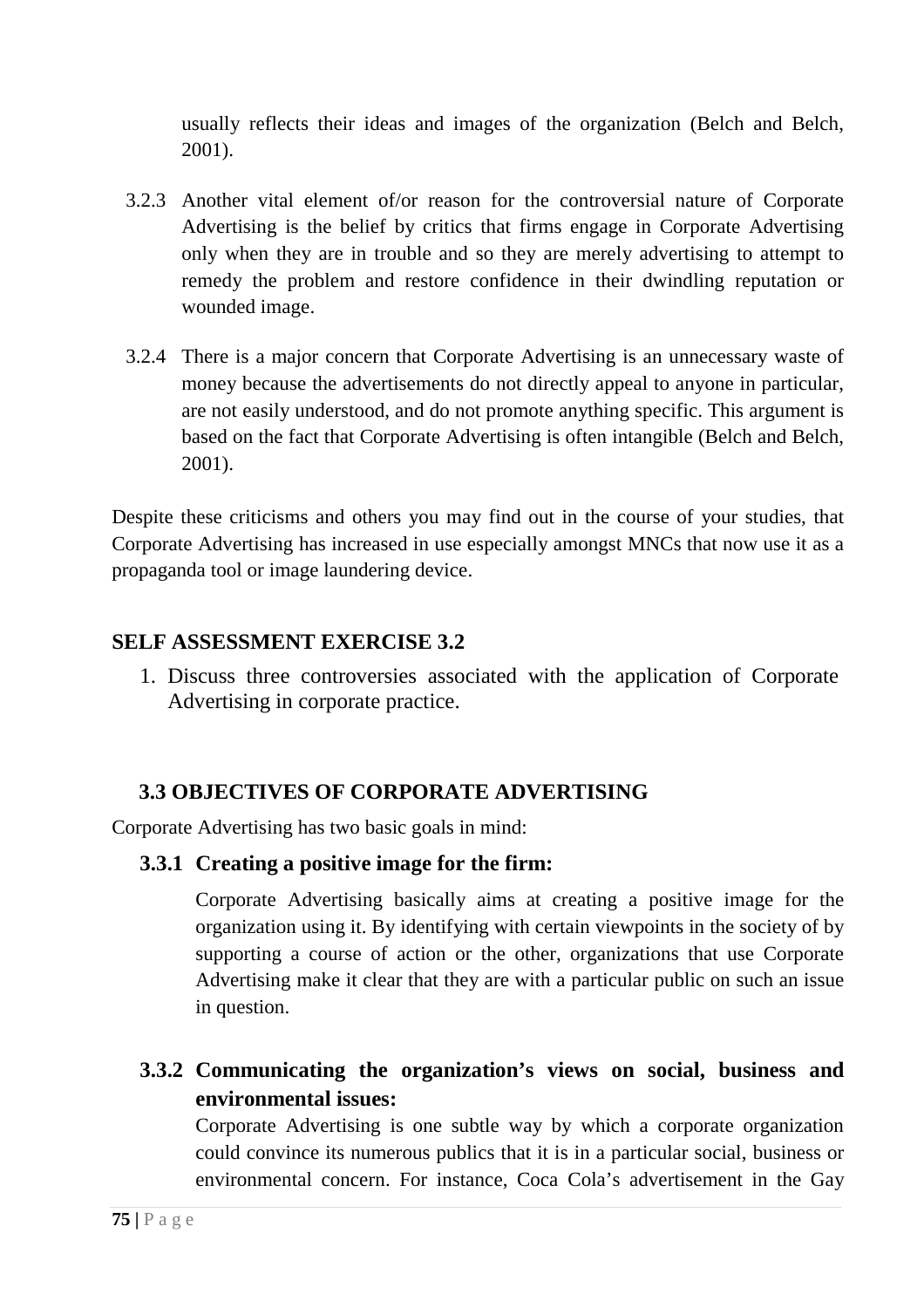usually reflects their ideas and images of the organization (Belch and Belch, 2001).

3.2.3 Another vital element of/or reason for the controversial nature of Corporate Advertising is the belief by critics that firms engage in Corporate Advertising only when they are in trouble and so they are merely advertising to attempt to remedy the problem and restore confidence in their dwindling reputation or wounded image.

3.2.4 There is a major concern that Corporate Advertising is an unnecessary waste of money because the advertisements do not directly appeal to anyone in particular, are not easily understood, and do not promote anything specific. This argument is based on the fact that Corporate Advertising is often intangible (Belch and Belch, 2001).

Despite these criticisms and others you may find out in the course of your studies, that Corporate Advertising has increased in use especially amongst MNCs that now use it as a propaganda tool or image laundering device.

## SELF ASSESSMENT EXERCISE 3.2

1. Discuss three controversies associated with the application of Corporate Advertising in corporate practice.

## 3.3 OBJECTIVES OF CORPORATE ADVERTISING

Corporate Advertising has two basic goals in mind:

### 3.3.1 Creating a positive image for the firm:

Corporate Advertising basically aims at creating a positive image for the organization using it. By identifying with certain viewpoints in the society of by supporting a course of action or the other, organizations that use Corporate Advertising make it clear that they are with a particular public on such an issue in question.

### 3.3.2 Communicating the organization's views on social, business and environmental issues:

Corporate Advertising is one subtle way by which a corporate organization could convince its numerous publics that it is in a particular social, business or environmental concern. For instance, Coca Cola's advertisement in the Gay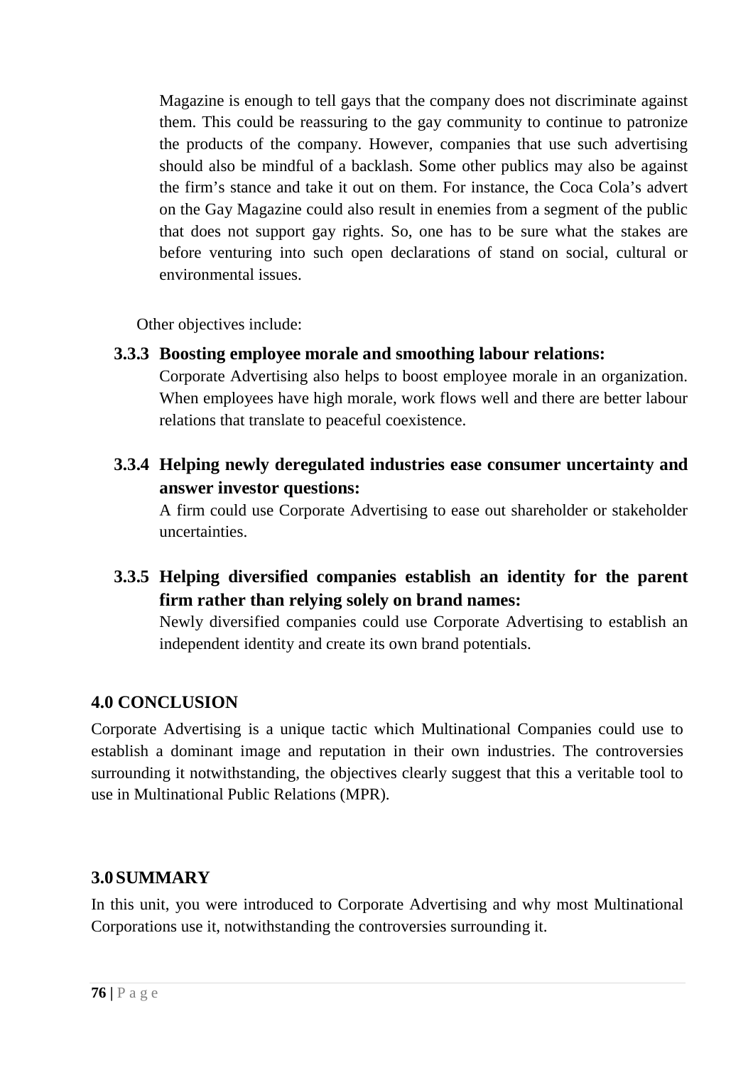Magazine is enough to tell gays that the company does not discriminate against them. This could be reassuring to the gay community to continue to patronize the products of the company. However, companies that use such advertising should also be mindful of a backlash. Some other publics may also be against the firm's stance and take it out on them. For instance, the Coca Cola's advert on the Gay Magazine could also result in enemies from a segment of the public that does not support gay rights. So, one has to be sure what the stakes are before venturing into such open declarations of stand on social, cultural or environmental issues.

Other objectives include:

### 3.3.3 Boosting employee morale and smoothing labour relations:

Corporate Advertising also helps to boost employee morale in an organization. When employees have high morale, work flows well and there are better labour relations that translate to peaceful coexistence.

### 3.3.4 Helping newly deregulated industries ease consumer uncertainty and answer investor questions:

A firm could use Corporate Advertising to ease out shareholder or stakeholder uncertainties.

### 3.3.5 Helping diversified companies establish an identity for the parent firm rather than relying solely on brand names:

Newly diversified companies could use Corporate Advertising to establish an independent identity and create its own brand potentials.

## 4.0 CONCLUSION

Corporate Advertising is a unique tactic which Multinational Companies could use to establish a dominant image and reputation in their own industries. The controversies surrounding it notwithstanding, the objectives clearly suggest that this a veritable tool to use in Multinational Public Relations (MPR).

## 3.0 SUMMARY

In this unit, you were introduced to Corporate Advertising and why most Multinational Corporations use it, notwithstanding the controversies surrounding it.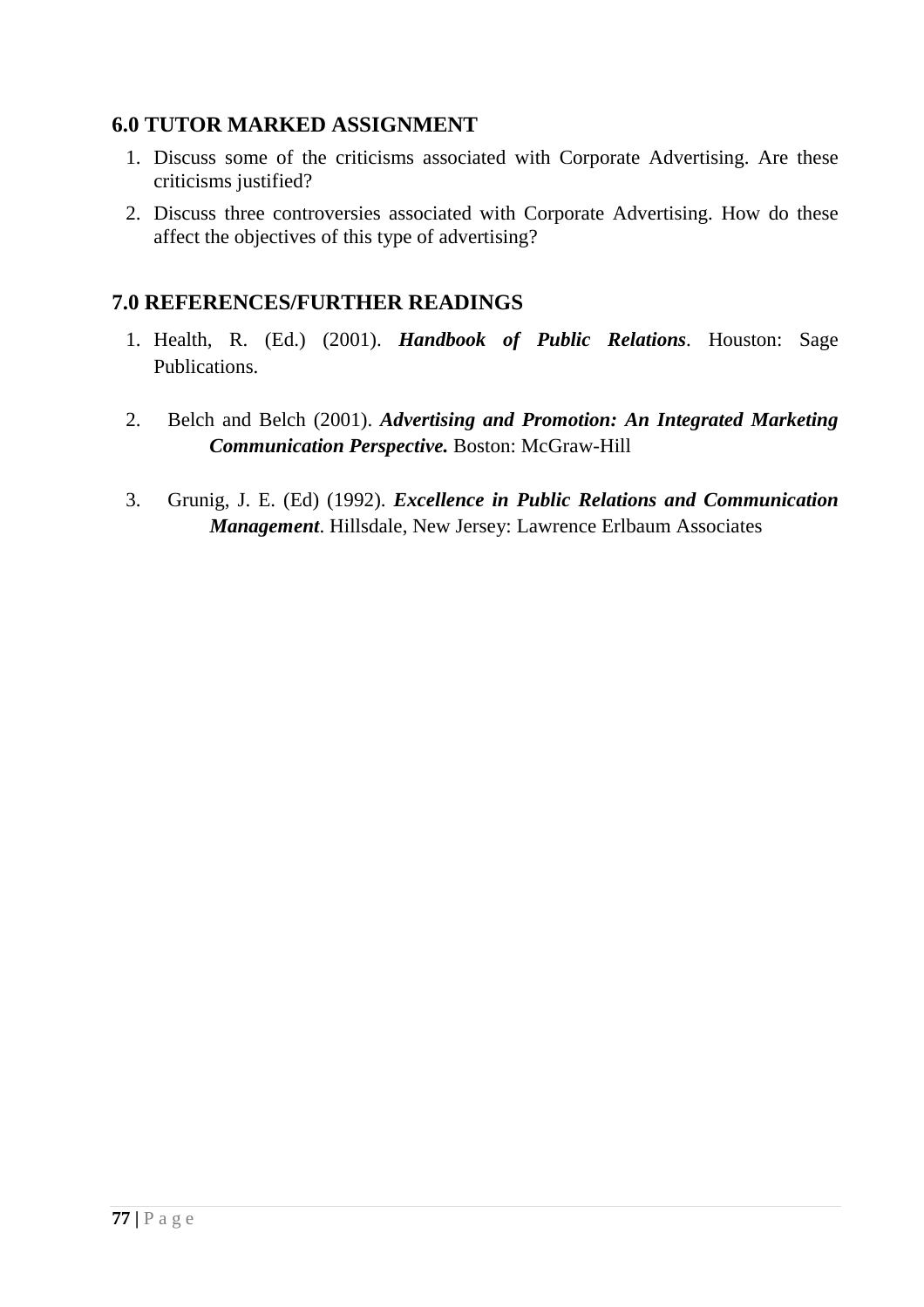## 6.0 TUTOR MARKED ASSIGNMENT

1. Discuss some of the criticisms associated with Corporate Advertising. Are these criticisms justified?
2. Discuss three controversies associated with Corporate Advertising. How do these affect the objectives of this type of advertising?

## 7.0 REFERENCES/FURTHER READINGS

1. Health, R. (Ed.) (2001). ***Handbook of Public Relations***. Houston: Sage Publications.

2. Belch and Belch (2001). ***Advertising and Promotion: An Integrated Marketing Communication Perspective.*** Boston: McGraw-Hill

3. Grunig, J. E. (Ed) (1992). ***Excellence in Public Relations and Communication Management***. Hillsdale, New Jersey: Lawrence Erlbaum Associates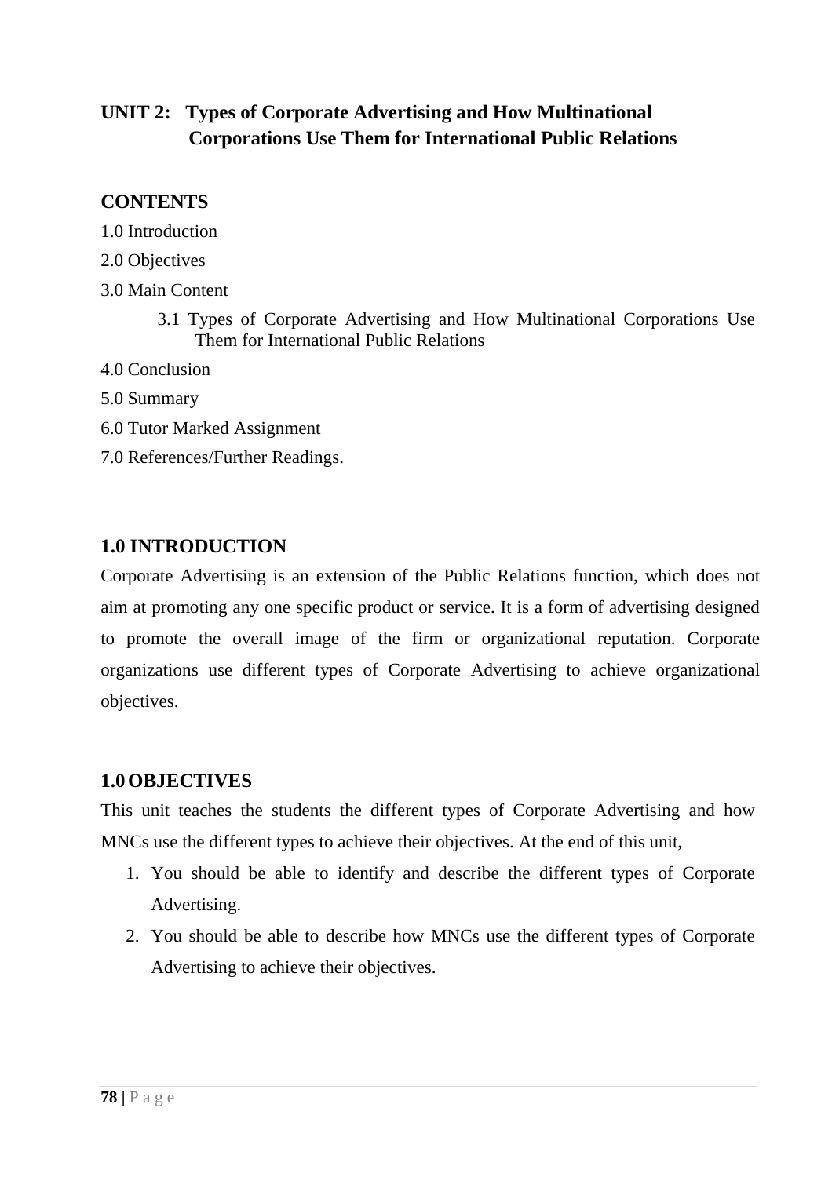## UNIT 2: Types of Corporate Advertising and How Multinational Corporations Use Them for International Public Relations

### CONTENTS

1.0 Introduction

2.0 Objectives

3.0 Main Content

- 3.1 Types of Corporate Advertising and How Multinational Corporations Use Them for International Public Relations

4.0 Conclusion

5.0 Summary

6.0 Tutor Marked Assignment

7.0 References/Further Readings.

### 1.0 INTRODUCTION

Corporate Advertising is an extension of the Public Relations function, which does not aim at promoting any one specific product or service. It is a form of advertising designed to promote the overall image of the firm or organizational reputation. Corporate organizations use different types of Corporate Advertising to achieve organizational objectives.

### 1.0 OBJECTIVES

This unit teaches the students the different types of Corporate Advertising and how MNCs use the different types to achieve their objectives. At the end of this unit,

1. You should be able to identify and describe the different types of Corporate Advertising.
2. You should be able to describe how MNCs use the different types of Corporate Advertising to achieve their objectives.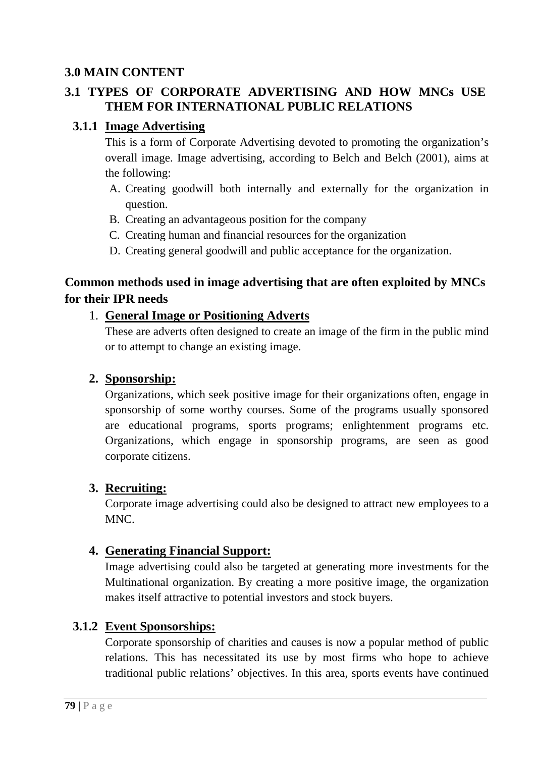## 3.0 MAIN CONTENT

### 3.1 TYPES OF CORPORATE ADVERTISING AND HOW MNCs USE THEM FOR INTERNATIONAL PUBLIC RELATIONS

#### 3.1.1 Image Advertising

This is a form of Corporate Advertising devoted to promoting the organization's overall image. Image advertising, according to Belch and Belch (2001), aims at the following:

A. Creating goodwill both internally and externally for the organization in question.
B. Creating an advantageous position for the company
C. Creating human and financial resources for the organization
D. Creating general goodwill and public acceptance for the organization.

**Common methods used in image advertising that are often exploited by MNCs for their IPR needs**

1. **General Image or Positioning Adverts**
   These are adverts often designed to create an image of the firm in the public mind or to attempt to change an existing image.

2. **Sponsorship:**
   Organizations, which seek positive image for their organizations often, engage in sponsorship of some worthy courses. Some of the programs usually sponsored are educational programs, sports programs; enlightenment programs etc. Organizations, which engage in sponsorship programs, are seen as good corporate citizens.

3. **Recruiting:**
   Corporate image advertising could also be designed to attract new employees to a MNC.

4. **Generating Financial Support:**
   Image advertising could also be targeted at generating more investments for the Multinational organization. By creating a more positive image, the organization makes itself attractive to potential investors and stock buyers.

#### 3.1.2 Event Sponsorships:

Corporate sponsorship of charities and causes is now a popular method of public relations. This has necessitated its use by most firms who hope to achieve traditional public relations' objectives. In this area, sports events have continued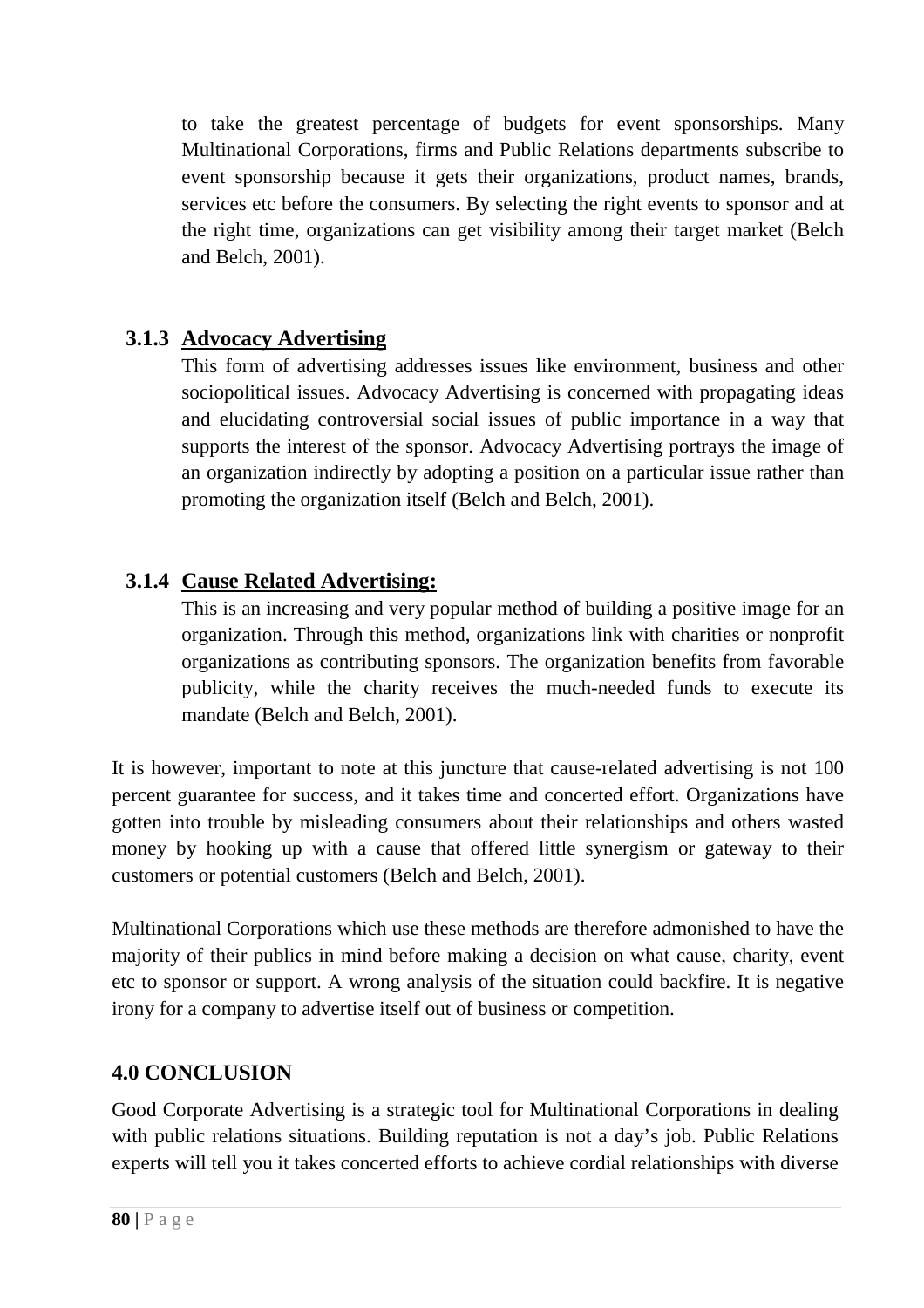to take the greatest percentage of budgets for event sponsorships. Many Multinational Corporations, firms and Public Relations departments subscribe to event sponsorship because it gets their organizations, product names, brands, services etc before the consumers. By selecting the right events to sponsor and at the right time, organizations can get visibility among their target market (Belch and Belch, 2001).

### 3.1.3 Advocacy Advertising

This form of advertising addresses issues like environment, business and other sociopolitical issues. Advocacy Advertising is concerned with propagating ideas and elucidating controversial social issues of public importance in a way that supports the interest of the sponsor. Advocacy Advertising portrays the image of an organization indirectly by adopting a position on a particular issue rather than promoting the organization itself (Belch and Belch, 2001).

### 3.1.4 Cause Related Advertising:

This is an increasing and very popular method of building a positive image for an organization. Through this method, organizations link with charities or nonprofit organizations as contributing sponsors. The organization benefits from favorable publicity, while the charity receives the much-needed funds to execute its mandate (Belch and Belch, 2001).

It is however, important to note at this juncture that cause-related advertising is not 100 percent guarantee for success, and it takes time and concerted effort. Organizations have gotten into trouble by misleading consumers about their relationships and others wasted money by hooking up with a cause that offered little synergism or gateway to their customers or potential customers (Belch and Belch, 2001).

Multinational Corporations which use these methods are therefore admonished to have the majority of their publics in mind before making a decision on what cause, charity, event etc to sponsor or support. A wrong analysis of the situation could backfire. It is negative irony for a company to advertise itself out of business or competition.

## 4.0 CONCLUSION

Good Corporate Advertising is a strategic tool for Multinational Corporations in dealing with public relations situations. Building reputation is not a day's job. Public Relations experts will tell you it takes concerted efforts to achieve cordial relationships with diverse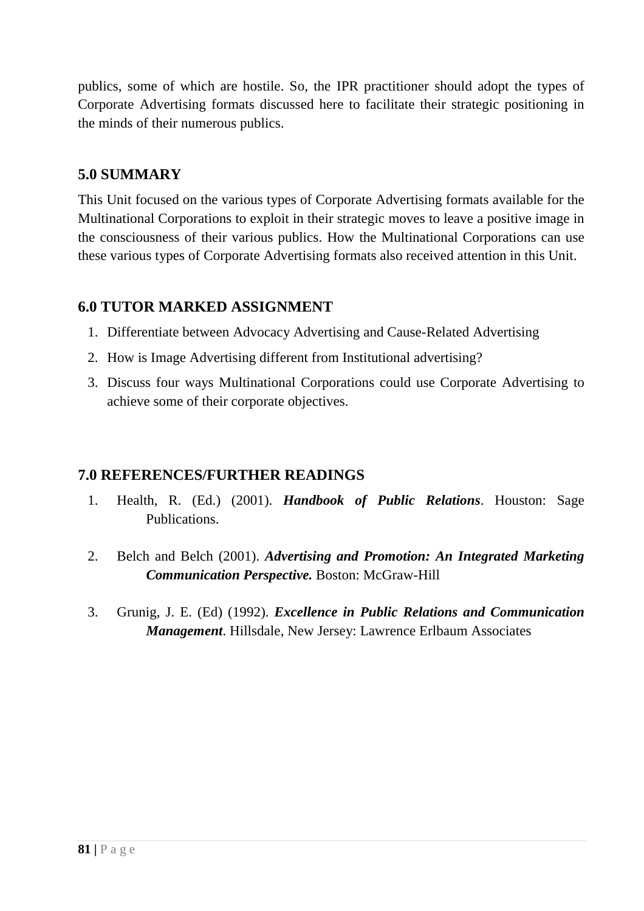publics, some of which are hostile. So, the IPR practitioner should adopt the types of Corporate Advertising formats discussed here to facilitate their strategic positioning in the minds of their numerous publics.

## 5.0 SUMMARY

This Unit focused on the various types of Corporate Advertising formats available for the Multinational Corporations to exploit in their strategic moves to leave a positive image in the consciousness of their various publics. How the Multinational Corporations can use these various types of Corporate Advertising formats also received attention in this Unit.

## 6.0 TUTOR MARKED ASSIGNMENT

1. Differentiate between Advocacy Advertising and Cause-Related Advertising
2. How is Image Advertising different from Institutional advertising?
3. Discuss four ways Multinational Corporations could use Corporate Advertising to achieve some of their corporate objectives.

## 7.0 REFERENCES/FURTHER READINGS

1. Health, R. (Ed.) (2001). ***Handbook of Public Relations***. Houston: Sage Publications.
2. Belch and Belch (2001). ***Advertising and Promotion: An Integrated Marketing Communication Perspective.*** Boston: McGraw-Hill
3. Grunig, J. E. (Ed) (1992). ***Excellence in Public Relations and Communication Management***. Hillsdale, New Jersey: Lawrence Erlbaum Associates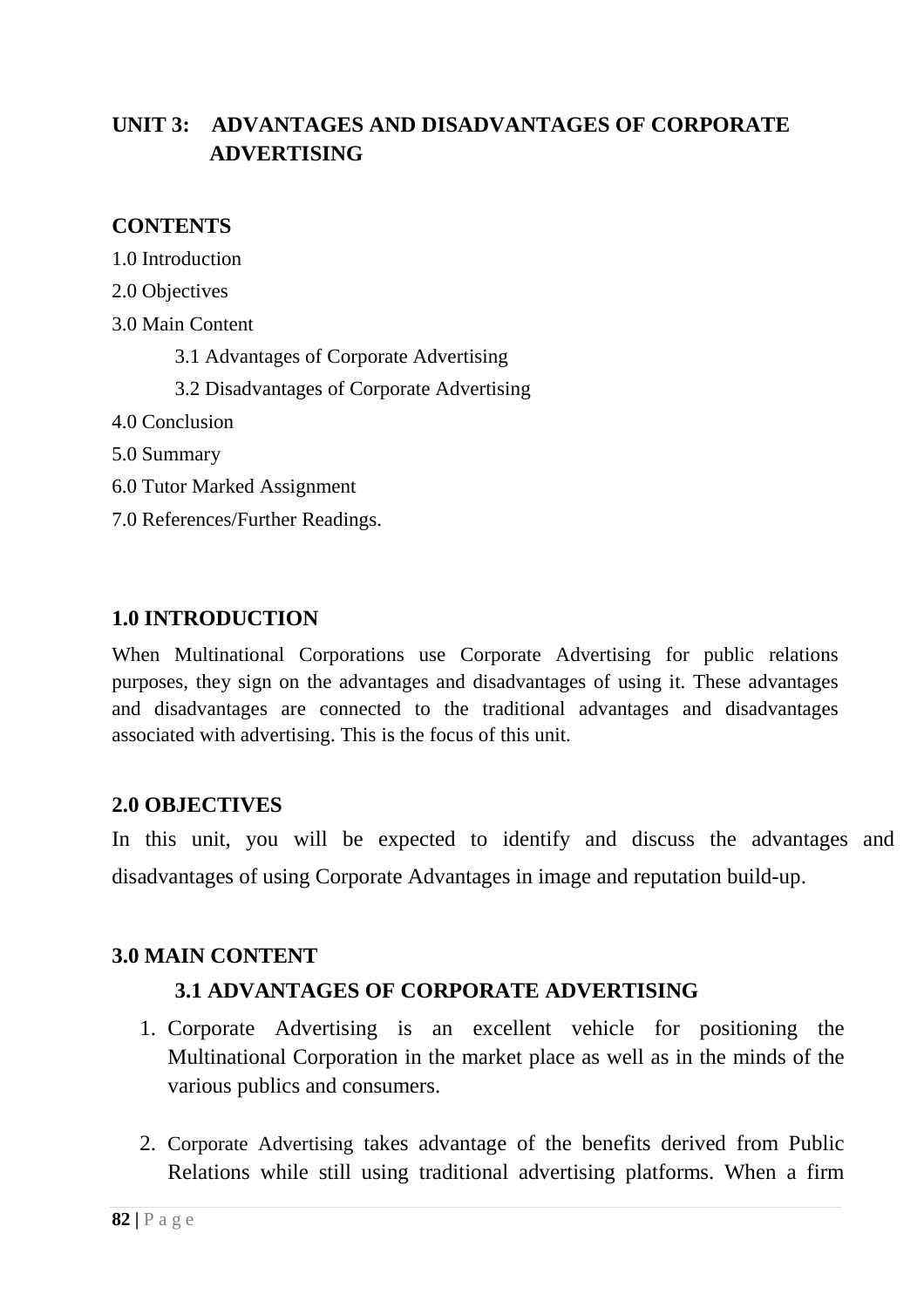## UNIT 3: ADVANTAGES AND DISADVANTAGES OF CORPORATE ADVERTISING

**CONTENTS**

1.0 Introduction

2.0 Objectives

3.0 Main Content

3.1 Advantages of Corporate Advertising

3.2 Disadvantages of Corporate Advertising

4.0 Conclusion

5.0 Summary

6.0 Tutor Marked Assignment

7.0 References/Further Readings.

### 1.0 INTRODUCTION

When Multinational Corporations use Corporate Advertising for public relations purposes, they sign on the advantages and disadvantages of using it. These advantages and disadvantages are connected to the traditional advantages and disadvantages associated with advertising. This is the focus of this unit.

### 2.0 OBJECTIVES

In this unit, you will be expected to identify and discuss the advantages and disadvantages of using Corporate Advantages in image and reputation build-up.

### 3.0 MAIN CONTENT

#### 3.1 ADVANTAGES OF CORPORATE ADVERTISING

1. Corporate Advertising is an excellent vehicle for positioning the Multinational Corporation in the market place as well as in the minds of the various publics and consumers.

2. Corporate Advertising takes advantage of the benefits derived from Public Relations while still using traditional advertising platforms. When a firm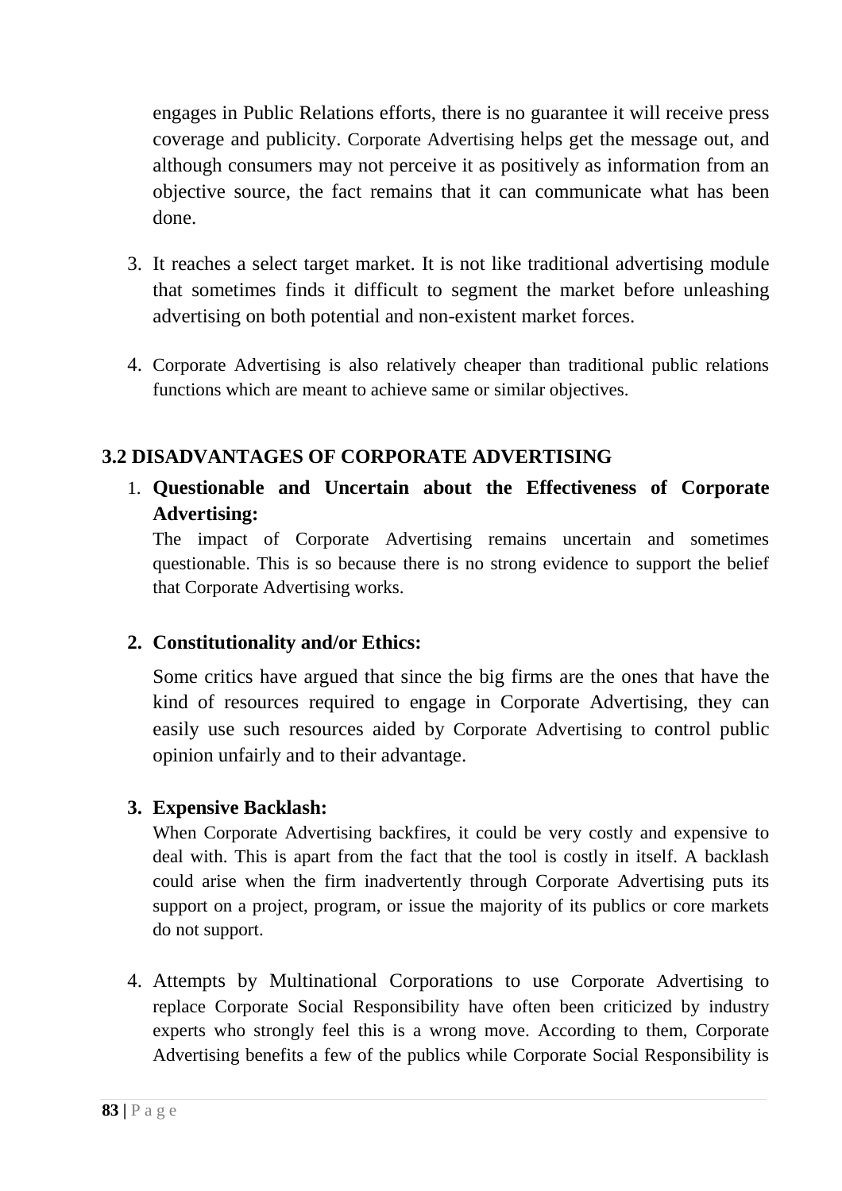engages in Public Relations efforts, there is no guarantee it will receive press coverage and publicity. Corporate Advertising helps get the message out, and although consumers may not perceive it as positively as information from an objective source, the fact remains that it can communicate what has been done.

3. It reaches a select target market. It is not like traditional advertising module that sometimes finds it difficult to segment the market before unleashing advertising on both potential and non-existent market forces.

4. Corporate Advertising is also relatively cheaper than traditional public relations functions which are meant to achieve same or similar objectives.

## 3.2 DISADVANTAGES OF CORPORATE ADVERTISING

1. **Questionable and Uncertain about the Effectiveness of Corporate Advertising:**
   The impact of Corporate Advertising remains uncertain and sometimes questionable. This is so because there is no strong evidence to support the belief that Corporate Advertising works.

2. **Constitutionality and/or Ethics:**

   Some critics have argued that since the big firms are the ones that have the kind of resources required to engage in Corporate Advertising, they can easily use such resources aided by Corporate Advertising to control public opinion unfairly and to their advantage.

3. **Expensive Backlash:**
   When Corporate Advertising backfires, it could be very costly and expensive to deal with. This is apart from the fact that the tool is costly in itself. A backlash could arise when the firm inadvertently through Corporate Advertising puts its support on a project, program, or issue the majority of its publics or core markets do not support.

4. Attempts by Multinational Corporations to use Corporate Advertising to replace Corporate Social Responsibility have often been criticized by industry experts who strongly feel this is a wrong move. According to them, Corporate Advertising benefits a few of the publics while Corporate Social Responsibility is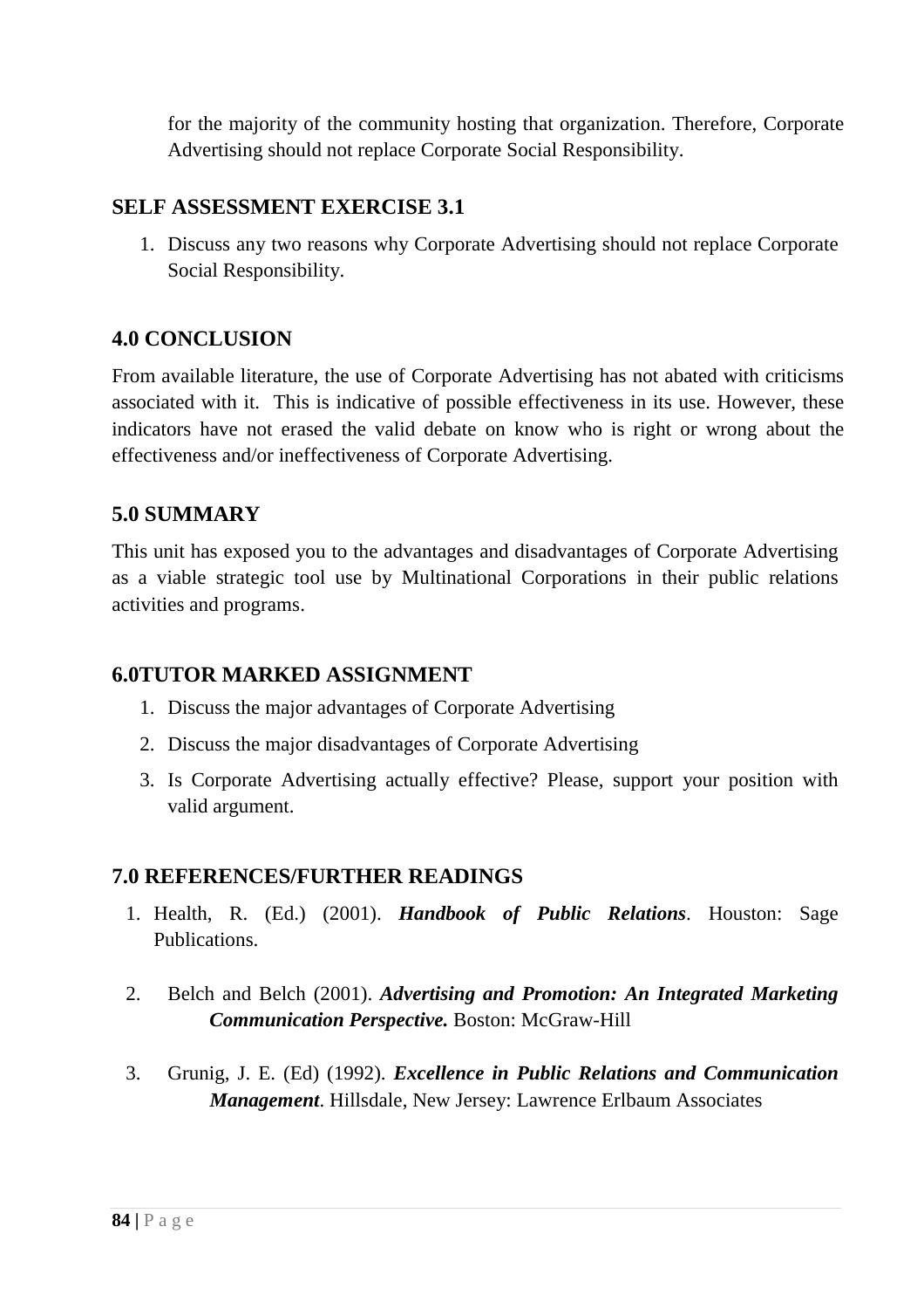for the majority of the community hosting that organization. Therefore, Corporate Advertising should not replace Corporate Social Responsibility.

## SELF ASSESSMENT EXERCISE 3.1

1. Discuss any two reasons why Corporate Advertising should not replace Corporate Social Responsibility.

## 4.0 CONCLUSION

From available literature, the use of Corporate Advertising has not abated with criticisms associated with it. This is indicative of possible effectiveness in its use. However, these indicators have not erased the valid debate on know who is right or wrong about the effectiveness and/or ineffectiveness of Corporate Advertising.

## 5.0 SUMMARY

This unit has exposed you to the advantages and disadvantages of Corporate Advertising as a viable strategic tool use by Multinational Corporations in their public relations activities and programs.

## 6.0TUTOR MARKED ASSIGNMENT

1. Discuss the major advantages of Corporate Advertising
2. Discuss the major disadvantages of Corporate Advertising
3. Is Corporate Advertising actually effective? Please, support your position with valid argument.

## 7.0 REFERENCES/FURTHER READINGS

1. Health, R. (Ed.) (2001). ***Handbook of Public Relations***. Houston: Sage Publications.
2. Belch and Belch (2001). ***Advertising and Promotion: An Integrated Marketing Communication Perspective.*** Boston: McGraw-Hill
3. Grunig, J. E. (Ed) (1992). ***Excellence in Public Relations and Communication Management***. Hillsdale, New Jersey: Lawrence Erlbaum Associates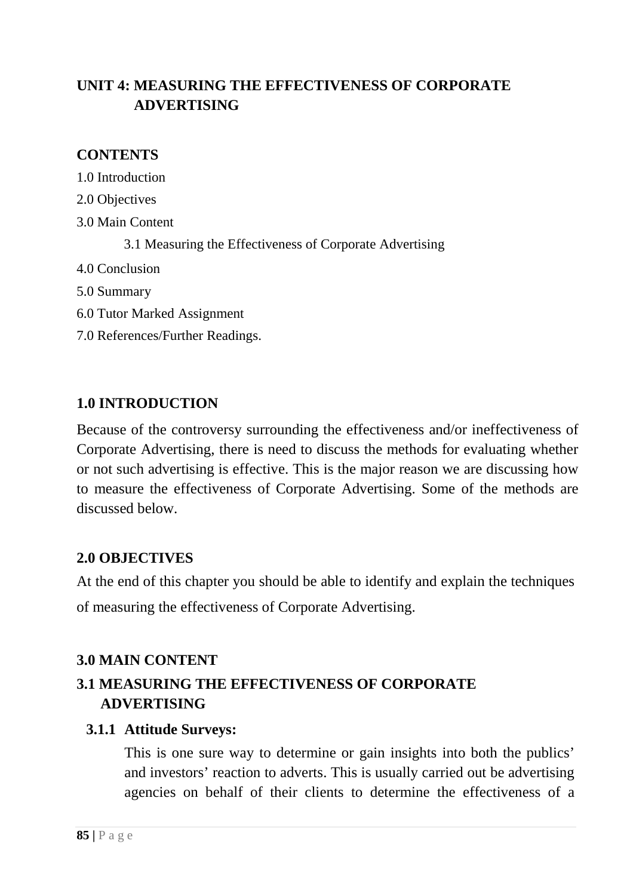## UNIT 4: MEASURING THE EFFECTIVENESS OF CORPORATE ADVERTISING

**CONTENTS**

1.0 Introduction

2.0 Objectives

3.0 Main Content

  3.1 Measuring the Effectiveness of Corporate Advertising

4.0 Conclusion

5.0 Summary

6.0 Tutor Marked Assignment

7.0 References/Further Readings.

### 1.0 INTRODUCTION

Because of the controversy surrounding the effectiveness and/or ineffectiveness of Corporate Advertising, there is need to discuss the methods for evaluating whether or not such advertising is effective. This is the major reason we are discussing how to measure the effectiveness of Corporate Advertising. Some of the methods are discussed below.

### 2.0 OBJECTIVES

At the end of this chapter you should be able to identify and explain the techniques of measuring the effectiveness of Corporate Advertising.

### 3.0 MAIN CONTENT

### 3.1 MEASURING THE EFFECTIVENESS OF CORPORATE ADVERTISING

#### 3.1.1 Attitude Surveys:

This is one sure way to determine or gain insights into both the publics' and investors' reaction to adverts. This is usually carried out be advertising agencies on behalf of their clients to determine the effectiveness of a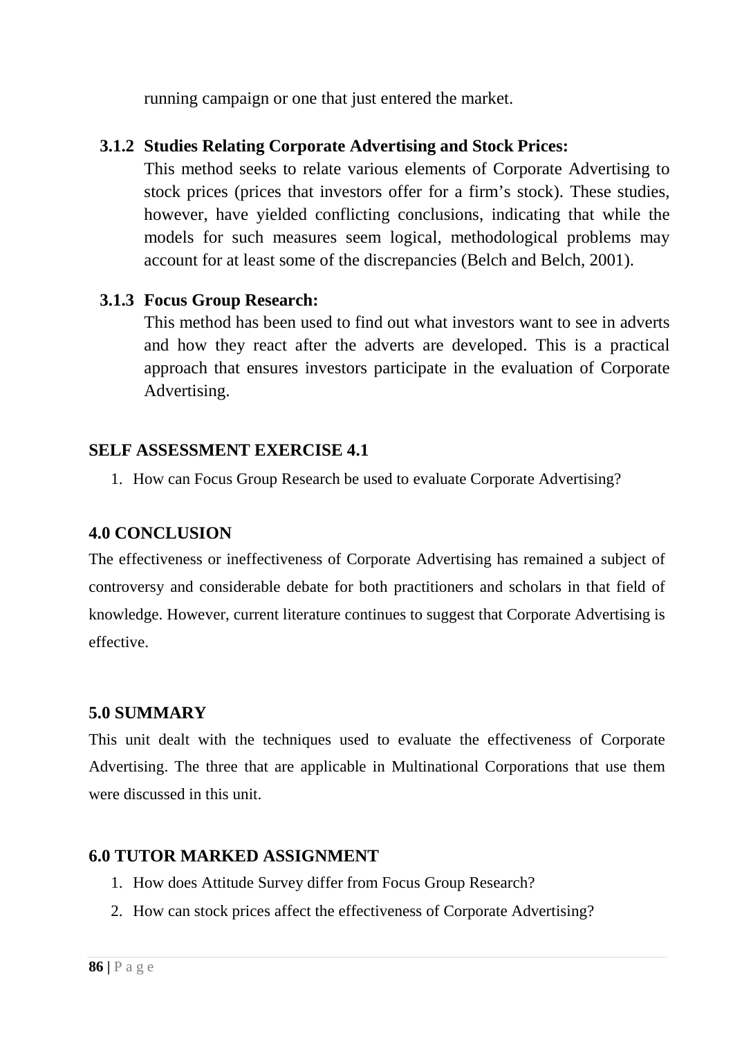running campaign or one that just entered the market.

### 3.1.2 Studies Relating Corporate Advertising and Stock Prices:

This method seeks to relate various elements of Corporate Advertising to stock prices (prices that investors offer for a firm's stock). These studies, however, have yielded conflicting conclusions, indicating that while the models for such measures seem logical, methodological problems may account for at least some of the discrepancies (Belch and Belch, 2001).

### 3.1.3 Focus Group Research:

This method has been used to find out what investors want to see in adverts and how they react after the adverts are developed. This is a practical approach that ensures investors participate in the evaluation of Corporate Advertising.

## SELF ASSESSMENT EXERCISE 4.1

1. How can Focus Group Research be used to evaluate Corporate Advertising?

## 4.0 CONCLUSION

The effectiveness or ineffectiveness of Corporate Advertising has remained a subject of controversy and considerable debate for both practitioners and scholars in that field of knowledge. However, current literature continues to suggest that Corporate Advertising is effective.

## 5.0 SUMMARY

This unit dealt with the techniques used to evaluate the effectiveness of Corporate Advertising. The three that are applicable in Multinational Corporations that use them were discussed in this unit.

## 6.0 TUTOR MARKED ASSIGNMENT

1. How does Attitude Survey differ from Focus Group Research?
2. How can stock prices affect the effectiveness of Corporate Advertising?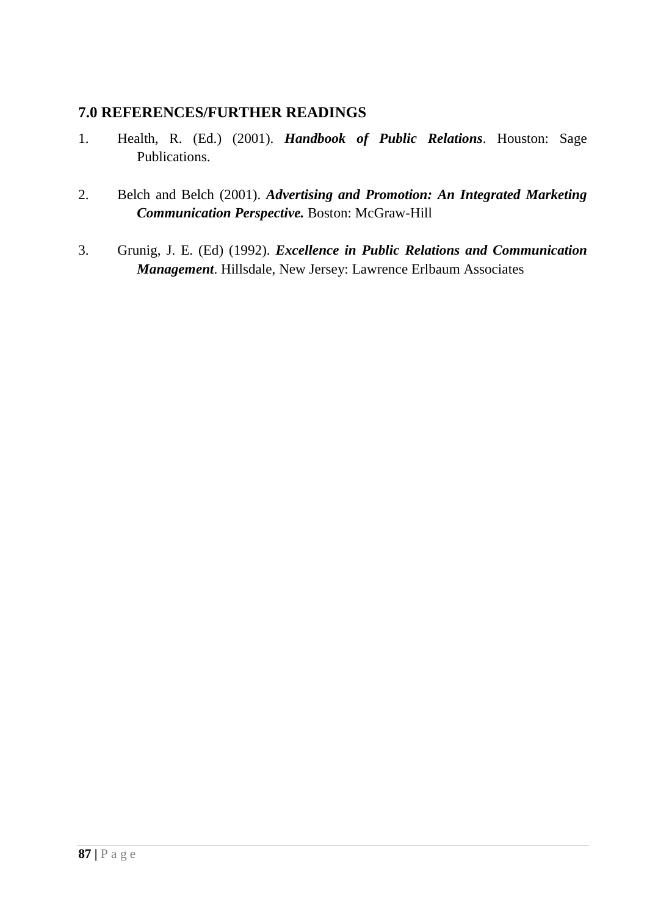## 7.0 REFERENCES/FURTHER READINGS

1. Health, R. (Ed.) (2001). ***Handbook of Public Relations***. Houston: Sage Publications.

2. Belch and Belch (2001). ***Advertising and Promotion: An Integrated Marketing Communication Perspective.*** Boston: McGraw-Hill

3. Grunig, J. E. (Ed) (1992). ***Excellence in Public Relations and Communication Management***. Hillsdale, New Jersey: Lawrence Erlbaum Associates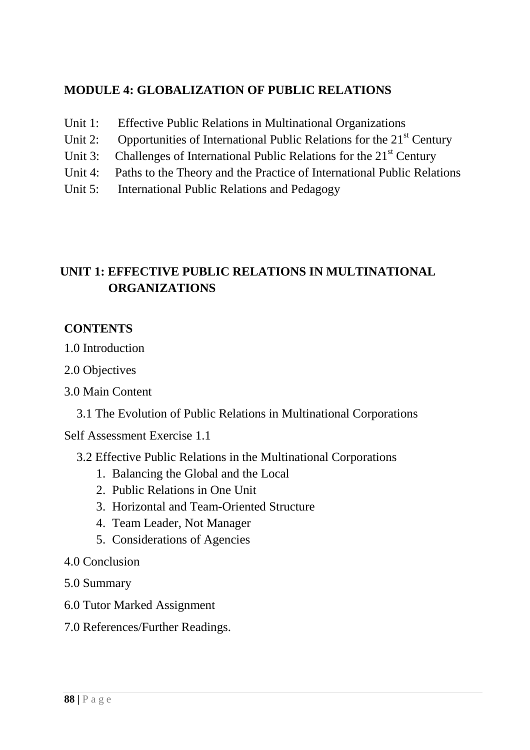## MODULE 4: GLOBALIZATION OF PUBLIC RELATIONS

Unit 1: Effective Public Relations in Multinational Organizations
Unit 2: Opportunities of International Public Relations for the 21st Century
Unit 3: Challenges of International Public Relations for the 21st Century
Unit 4: Paths to the Theory and the Practice of International Public Relations
Unit 5: International Public Relations and Pedagogy

## UNIT 1: EFFECTIVE PUBLIC RELATIONS IN MULTINATIONAL ORGANIZATIONS

**CONTENTS**

1.0 Introduction

2.0 Objectives

3.0 Main Content

3.1 The Evolution of Public Relations in Multinational Corporations

Self Assessment Exercise 1.1

3.2 Effective Public Relations in the Multinational Corporations

1. Balancing the Global and the Local
2. Public Relations in One Unit
3. Horizontal and Team-Oriented Structure
4. Team Leader, Not Manager
5. Considerations of Agencies

4.0 Conclusion

5.0 Summary

6.0 Tutor Marked Assignment

7.0 References/Further Readings.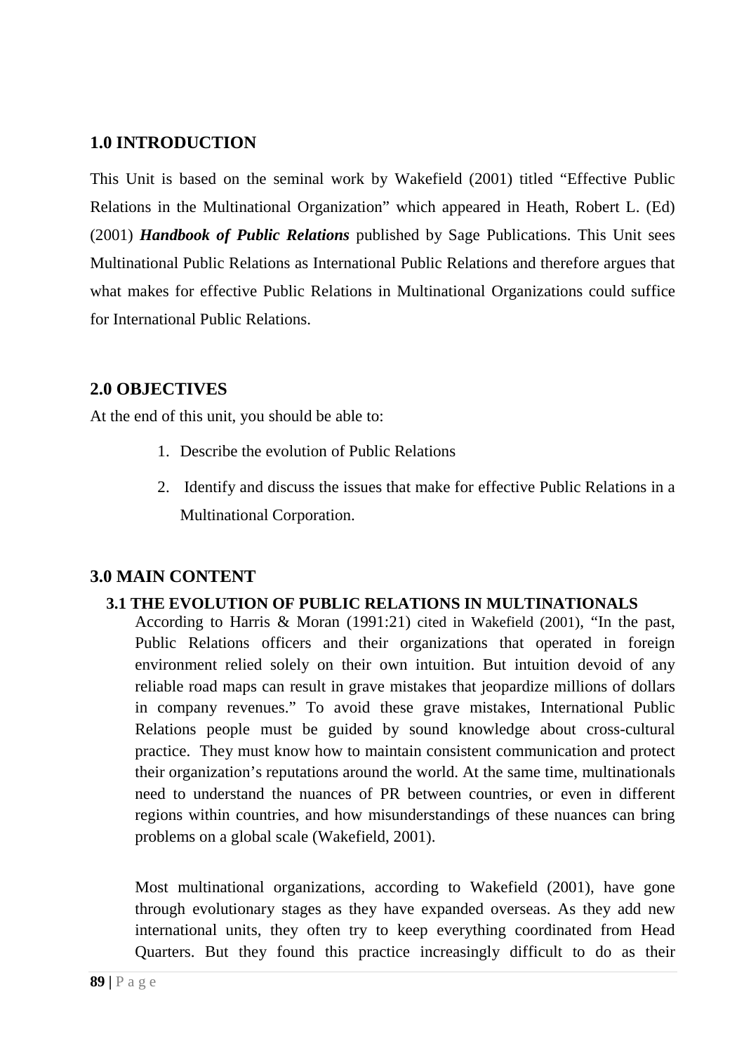## 1.0 INTRODUCTION

This Unit is based on the seminal work by Wakefield (2001) titled "Effective Public Relations in the Multinational Organization" which appeared in Heath, Robert L. (Ed) (2001) ***Handbook of Public Relations*** published by Sage Publications. This Unit sees Multinational Public Relations as International Public Relations and therefore argues that what makes for effective Public Relations in Multinational Organizations could suffice for International Public Relations.

## 2.0 OBJECTIVES

At the end of this unit, you should be able to:

1. Describe the evolution of Public Relations
2. Identify and discuss the issues that make for effective Public Relations in a Multinational Corporation.

## 3.0 MAIN CONTENT

### 3.1 THE EVOLUTION OF PUBLIC RELATIONS IN MULTINATIONALS

According to Harris & Moran (1991:21) cited in Wakefield (2001), "In the past, Public Relations officers and their organizations that operated in foreign environment relied solely on their own intuition. But intuition devoid of any reliable road maps can result in grave mistakes that jeopardize millions of dollars in company revenues." To avoid these grave mistakes, International Public Relations people must be guided by sound knowledge about cross-cultural practice. They must know how to maintain consistent communication and protect their organization's reputations around the world. At the same time, multinationals need to understand the nuances of PR between countries, or even in different regions within countries, and how misunderstandings of these nuances can bring problems on a global scale (Wakefield, 2001).

Most multinational organizations, according to Wakefield (2001), have gone through evolutionary stages as they have expanded overseas. As they add new international units, they often try to keep everything coordinated from Head Quarters. But they found this practice increasingly difficult to do as their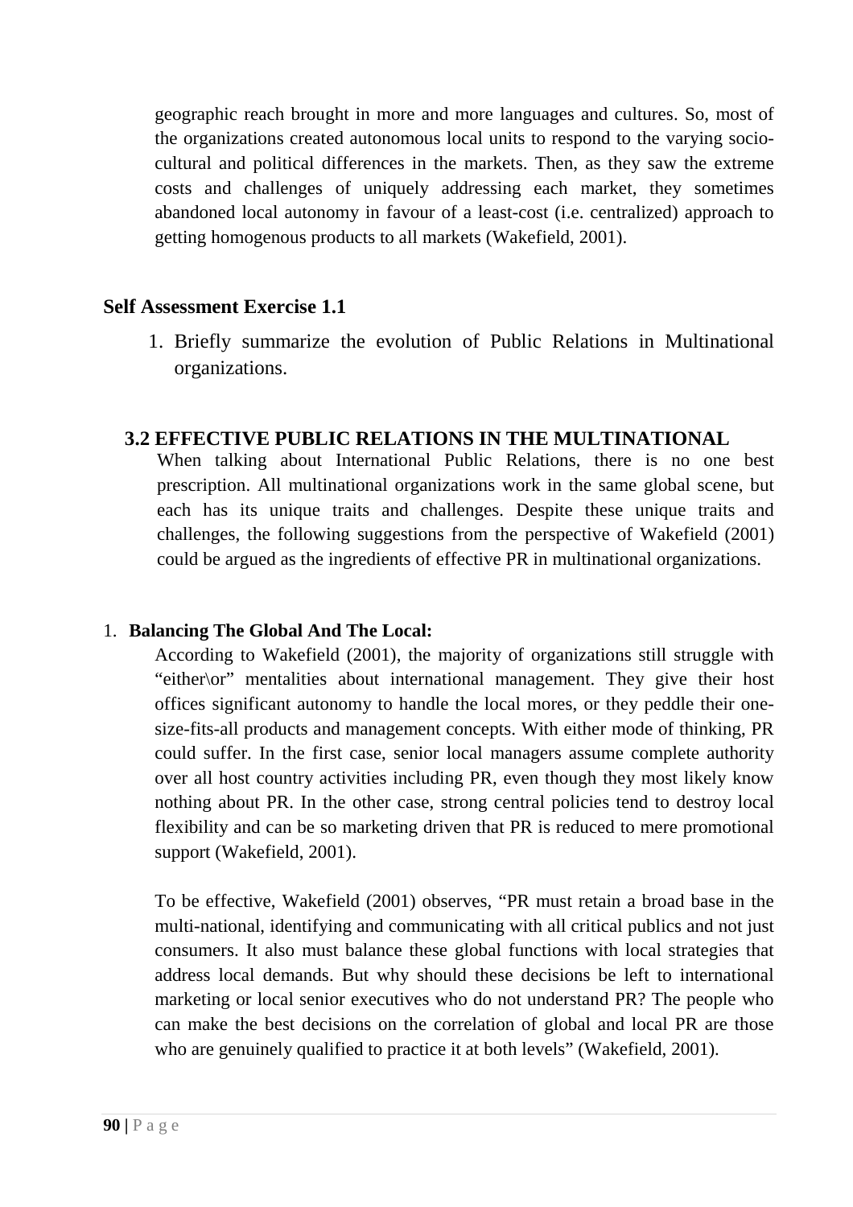geographic reach brought in more and more languages and cultures. So, most of the organizations created autonomous local units to respond to the varying socio-cultural and political differences in the markets. Then, as they saw the extreme costs and challenges of uniquely addressing each market, they sometimes abandoned local autonomy in favour of a least-cost (i.e. centralized) approach to getting homogenous products to all markets (Wakefield, 2001).

## Self Assessment Exercise 1.1

1. Briefly summarize the evolution of Public Relations in Multinational organizations.

## 3.2 EFFECTIVE PUBLIC RELATIONS IN THE MULTINATIONAL

When talking about International Public Relations, there is no one best prescription. All multinational organizations work in the same global scene, but each has its unique traits and challenges. Despite these unique traits and challenges, the following suggestions from the perspective of Wakefield (2001) could be argued as the ingredients of effective PR in multinational organizations.

1. **Balancing The Global And The Local:**

   According to Wakefield (2001), the majority of organizations still struggle with "either\or" mentalities about international management. They give their host offices significant autonomy to handle the local mores, or they peddle their one-size-fits-all products and management concepts. With either mode of thinking, PR could suffer. In the first case, senior local managers assume complete authority over all host country activities including PR, even though they most likely know nothing about PR. In the other case, strong central policies tend to destroy local flexibility and can be so marketing driven that PR is reduced to mere promotional support (Wakefield, 2001).

   To be effective, Wakefield (2001) observes, "PR must retain a broad base in the multi-national, identifying and communicating with all critical publics and not just consumers. It also must balance these global functions with local strategies that address local demands. But why should these decisions be left to international marketing or local senior executives who do not understand PR? The people who can make the best decisions on the correlation of global and local PR are those who are genuinely qualified to practice it at both levels" (Wakefield, 2001).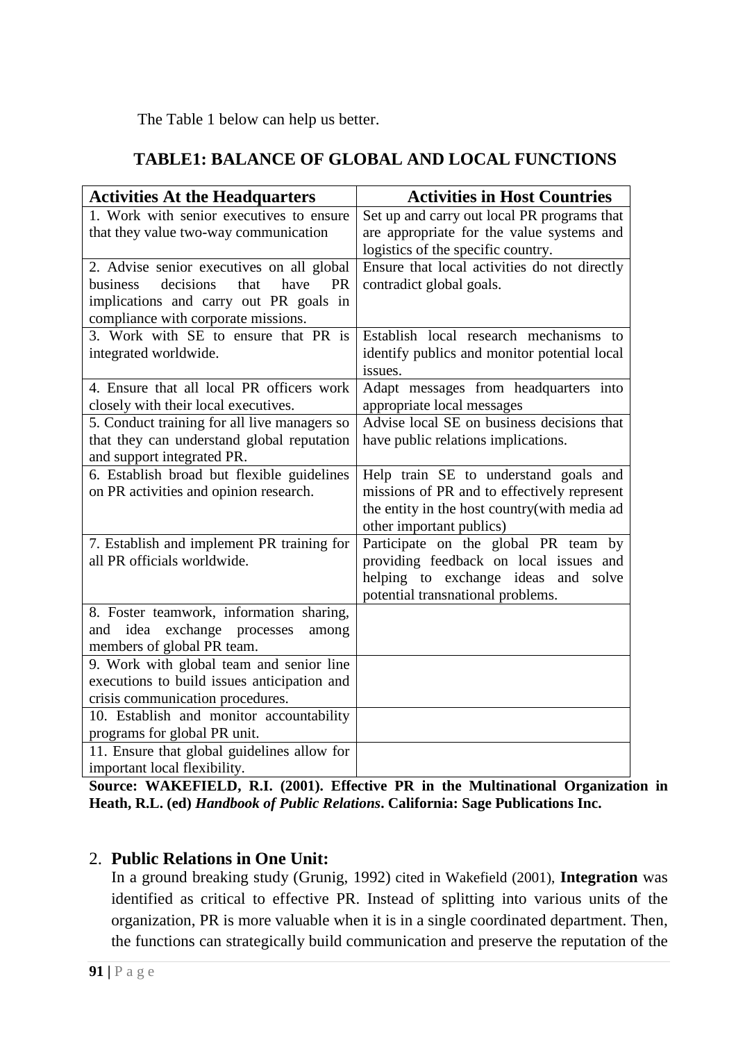The Table 1 below can help us better.

### TABLE1: BALANCE OF GLOBAL AND LOCAL FUNCTIONS

| **Activities At the Headquarters** | **Activities in Host Countries** |
|---|---|
| 1. Work with senior executives to ensure that they value two-way communication | Set up and carry out local PR programs that are appropriate for the value systems and logistics of the specific country. |
| 2. Advise senior executives on all global business decisions that have PR implications and carry out PR goals in compliance with corporate missions. | Ensure that local activities do not directly contradict global goals. |
| 3. Work with SE to ensure that PR is integrated worldwide. | Establish local research mechanisms to identify publics and monitor potential local issues. |
| 4. Ensure that all local PR officers work closely with their local executives. | Adapt messages from headquarters into appropriate local messages |
| 5. Conduct training for all live managers so that they can understand global reputation and support integrated PR. | Advise local SE on business decisions that have public relations implications. |
| 6. Establish broad but flexible guidelines on PR activities and opinion research. | Help train SE to understand goals and missions of PR and to effectively represent the entity in the host country(with media ad other important publics) |
| 7. Establish and implement PR training for all PR officials worldwide. | Participate on the global PR team by providing feedback on local issues and helping to exchange ideas and solve potential transnational problems. |
| 8. Foster teamwork, information sharing, and idea exchange processes among members of global PR team. | |
| 9. Work with global team and senior line executions to build issues anticipation and crisis communication procedures. | |
| 10. Establish and monitor accountability programs for global PR unit. | |
| 11. Ensure that global guidelines allow for important local flexibility. | |

**Source: WAKEFIELD, R.I. (2001). Effective PR in the Multinational Organization in Heath, R.L. (ed) *Handbook of Public Relations*. California: Sage Publications Inc.**

2. **Public Relations in One Unit:**
   In a ground breaking study (Grunig, 1992) cited in Wakefield (2001), **Integration** was identified as critical to effective PR. Instead of splitting into various units of the organization, PR is more valuable when it is in a single coordinated department. Then, the functions can strategically build communication and preserve the reputation of the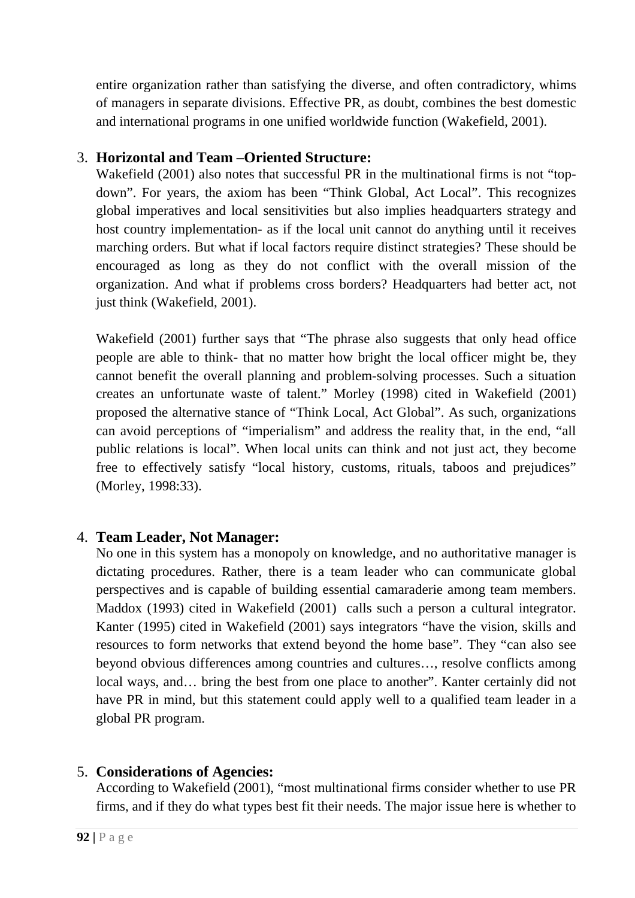entire organization rather than satisfying the diverse, and often contradictory, whims of managers in separate divisions. Effective PR, as doubt, combines the best domestic and international programs in one unified worldwide function (Wakefield, 2001).

3. **Horizontal and Team –Oriented Structure:**
   Wakefield (2001) also notes that successful PR in the multinational firms is not "top-down". For years, the axiom has been "Think Global, Act Local". This recognizes global imperatives and local sensitivities but also implies headquarters strategy and host country implementation- as if the local unit cannot do anything until it receives marching orders. But what if local factors require distinct strategies? These should be encouraged as long as they do not conflict with the overall mission of the organization. And what if problems cross borders? Headquarters had better act, not just think (Wakefield, 2001).

   Wakefield (2001) further says that "The phrase also suggests that only head office people are able to think- that no matter how bright the local officer might be, they cannot benefit the overall planning and problem-solving processes. Such a situation creates an unfortunate waste of talent." Morley (1998) cited in Wakefield (2001) proposed the alternative stance of "Think Local, Act Global". As such, organizations can avoid perceptions of "imperialism" and address the reality that, in the end, "all public relations is local". When local units can think and not just act, they become free to effectively satisfy "local history, customs, rituals, taboos and prejudices" (Morley, 1998:33).

4. **Team Leader, Not Manager:**
   No one in this system has a monopoly on knowledge, and no authoritative manager is dictating procedures. Rather, there is a team leader who can communicate global perspectives and is capable of building essential camaraderie among team members. Maddox (1993) cited in Wakefield (2001) calls such a person a cultural integrator. Kanter (1995) cited in Wakefield (2001) says integrators "have the vision, skills and resources to form networks that extend beyond the home base". They "can also see beyond obvious differences among countries and cultures…, resolve conflicts among local ways, and… bring the best from one place to another". Kanter certainly did not have PR in mind, but this statement could apply well to a qualified team leader in a global PR program.

5. **Considerations of Agencies:**
   According to Wakefield (2001), "most multinational firms consider whether to use PR firms, and if they do what types best fit their needs. The major issue here is whether to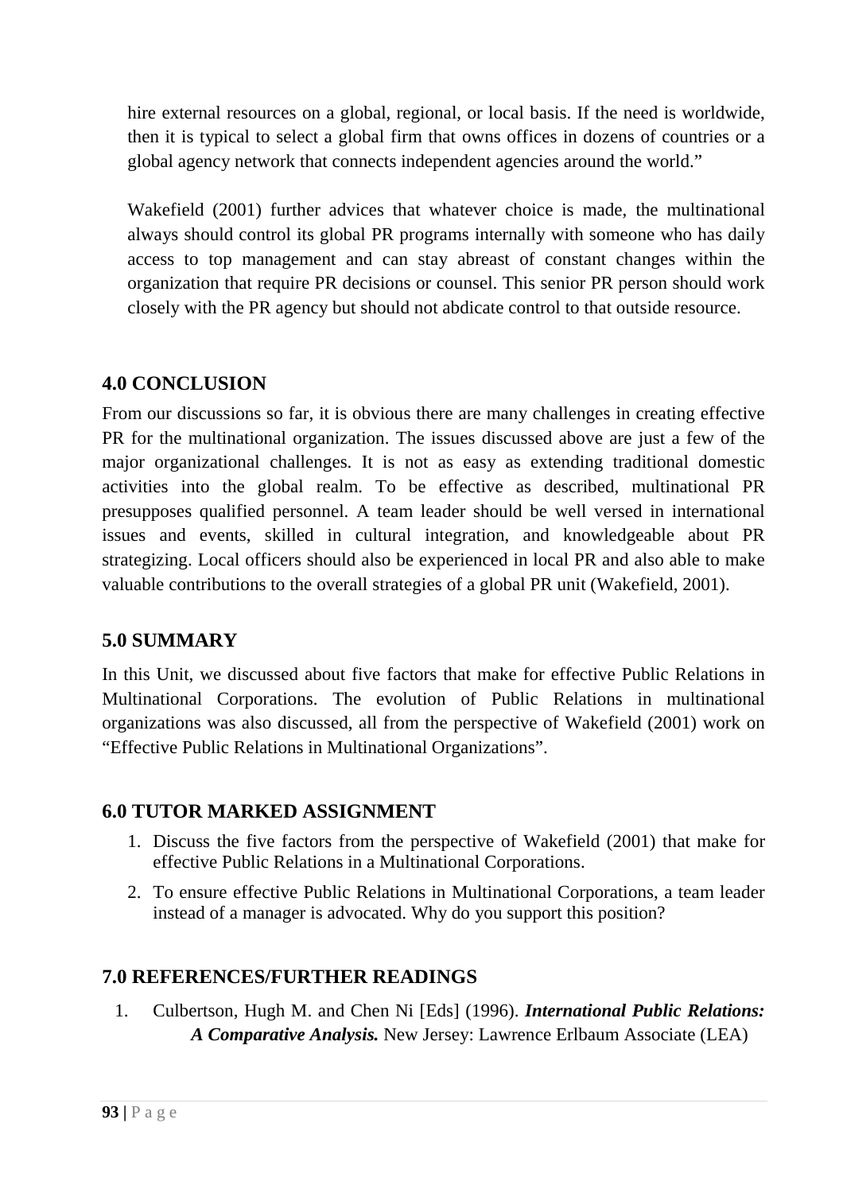hire external resources on a global, regional, or local basis. If the need is worldwide, then it is typical to select a global firm that owns offices in dozens of countries or a global agency network that connects independent agencies around the world."

Wakefield (2001) further advices that whatever choice is made, the multinational always should control its global PR programs internally with someone who has daily access to top management and can stay abreast of constant changes within the organization that require PR decisions or counsel. This senior PR person should work closely with the PR agency but should not abdicate control to that outside resource.

## 4.0 CONCLUSION

From our discussions so far, it is obvious there are many challenges in creating effective PR for the multinational organization. The issues discussed above are just a few of the major organizational challenges. It is not as easy as extending traditional domestic activities into the global realm. To be effective as described, multinational PR presupposes qualified personnel. A team leader should be well versed in international issues and events, skilled in cultural integration, and knowledgeable about PR strategizing. Local officers should also be experienced in local PR and also able to make valuable contributions to the overall strategies of a global PR unit (Wakefield, 2001).

## 5.0 SUMMARY

In this Unit, we discussed about five factors that make for effective Public Relations in Multinational Corporations. The evolution of Public Relations in multinational organizations was also discussed, all from the perspective of Wakefield (2001) work on "Effective Public Relations in Multinational Organizations".

## 6.0 TUTOR MARKED ASSIGNMENT

1. Discuss the five factors from the perspective of Wakefield (2001) that make for effective Public Relations in a Multinational Corporations.
2. To ensure effective Public Relations in Multinational Corporations, a team leader instead of a manager is advocated. Why do you support this position?

## 7.0 REFERENCES/FURTHER READINGS

1. Culbertson, Hugh M. and Chen Ni [Eds] (1996). ***International Public Relations: A Comparative Analysis.*** New Jersey: Lawrence Erlbaum Associate (LEA)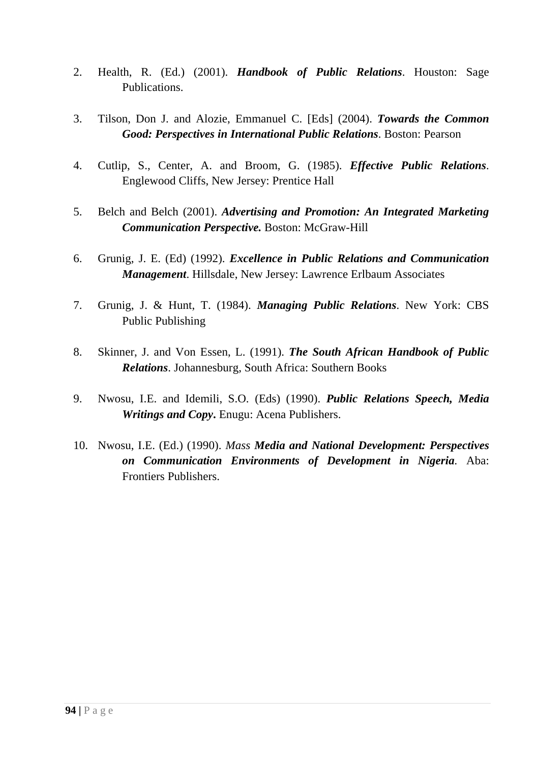2. Health, R. (Ed.) (2001). ***Handbook of Public Relations***. Houston: Sage Publications.

3. Tilson, Don J. and Alozie, Emmanuel C. [Eds] (2004). ***Towards the Common Good: Perspectives in International Public Relations***. Boston: Pearson

4. Cutlip, S., Center, A. and Broom, G. (1985). ***Effective Public Relations***. Englewood Cliffs, New Jersey: Prentice Hall

5. Belch and Belch (2001). ***Advertising and Promotion: An Integrated Marketing Communication Perspective.*** Boston: McGraw-Hill

6. Grunig, J. E. (Ed) (1992). ***Excellence in Public Relations and Communication Management***. Hillsdale, New Jersey: Lawrence Erlbaum Associates

7. Grunig, J. & Hunt, T. (1984). ***Managing Public Relations***. New York: CBS Public Publishing

8. Skinner, J. and Von Essen, L. (1991). ***The South African Handbook of Public Relations***. Johannesburg, South Africa: Southern Books

9. Nwosu, I.E. and Idemili, S.O. (Eds) (1990). ***Public Relations Speech, Media Writings and Copy*****.** Enugu: Acena Publishers.

10. Nwosu, I.E. (Ed.) (1990). *Mass* ***Media and National Development: Perspectives on Communication Environments of Development in Nigeria***. Aba: Frontiers Publishers.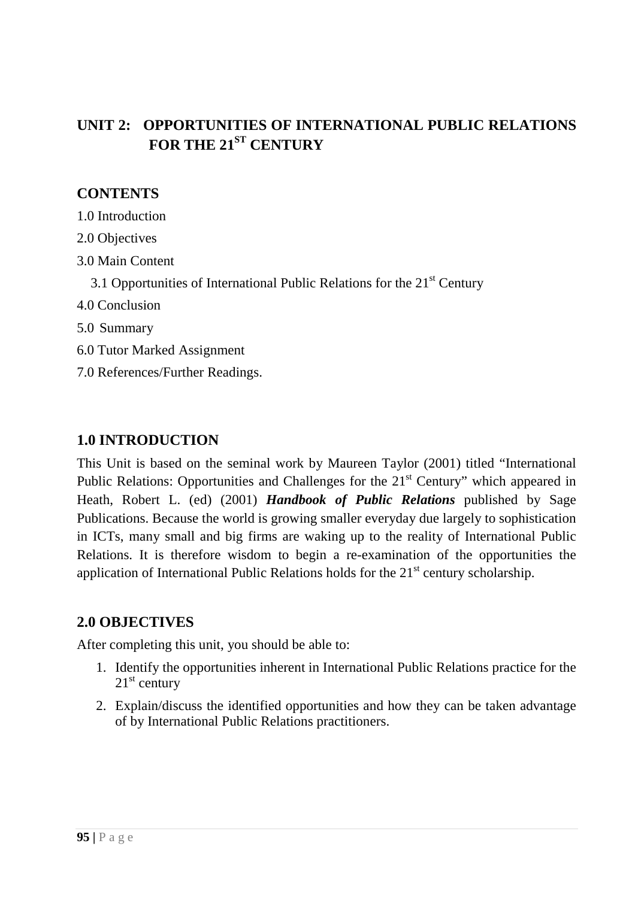# UNIT 2: OPPORTUNITIES OF INTERNATIONAL PUBLIC RELATIONS FOR THE 21$^{ST}$ CENTURY

## CONTENTS

1.0 Introduction

2.0 Objectives

3.0 Main Content

  3.1 Opportunities of International Public Relations for the 21$^{st}$ Century

4.0 Conclusion

5.0 Summary

6.0 Tutor Marked Assignment

7.0 References/Further Readings.

## 1.0 INTRODUCTION

This Unit is based on the seminal work by Maureen Taylor (2001) titled "International Public Relations: Opportunities and Challenges for the 21$^{st}$ Century" which appeared in Heath, Robert L. (ed) (2001) ***Handbook of Public Relations*** published by Sage Publications. Because the world is growing smaller everyday due largely to sophistication in ICTs, many small and big firms are waking up to the reality of International Public Relations. It is therefore wisdom to begin a re-examination of the opportunities the application of International Public Relations holds for the 21$^{st}$ century scholarship.

## 2.0 OBJECTIVES

After completing this unit, you should be able to:

1. Identify the opportunities inherent in International Public Relations practice for the 21$^{st}$ century
2. Explain/discuss the identified opportunities and how they can be taken advantage of by International Public Relations practitioners.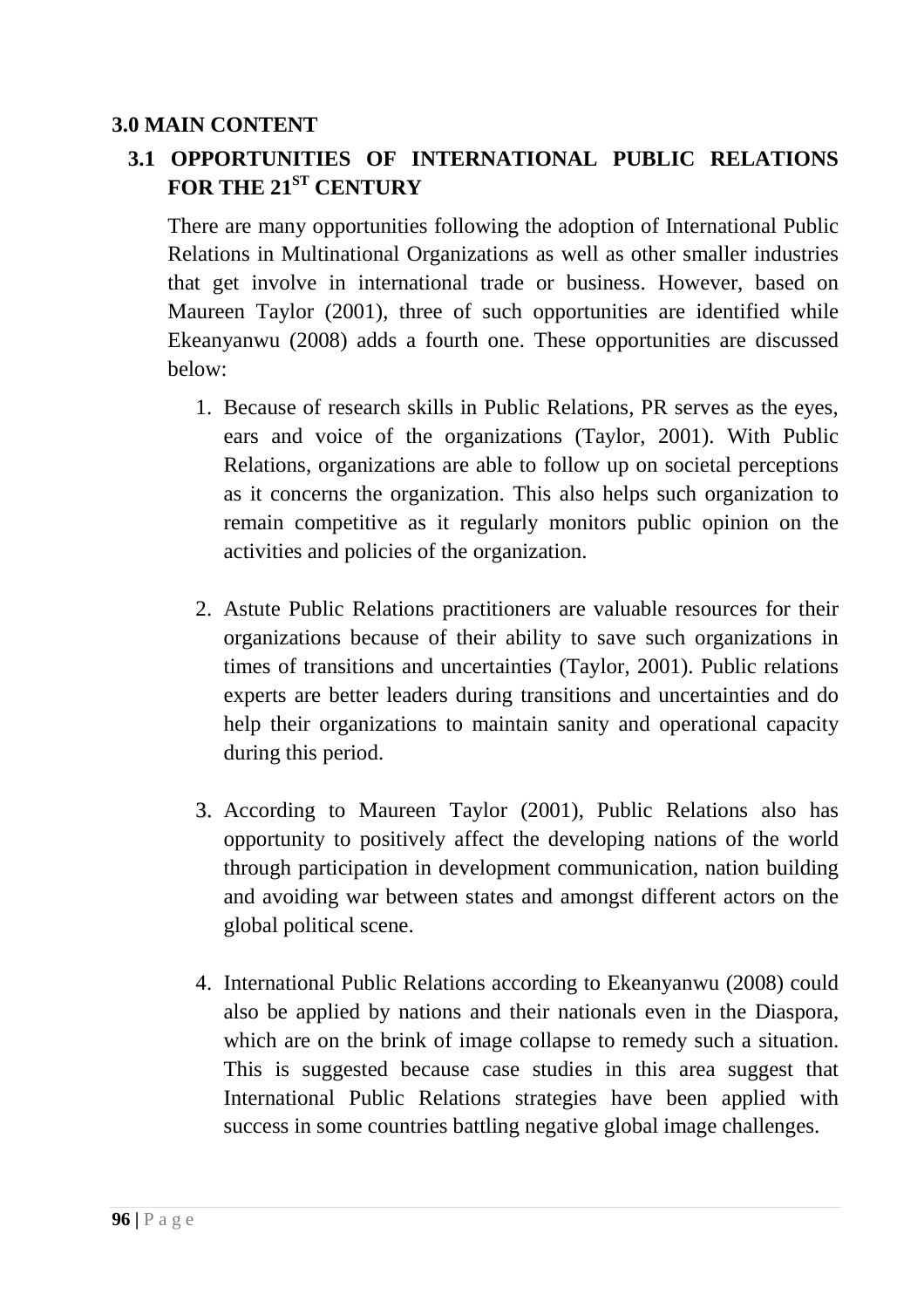## 3.0 MAIN CONTENT

### 3.1 OPPORTUNITIES OF INTERNATIONAL PUBLIC RELATIONS FOR THE 21ST CENTURY

There are many opportunities following the adoption of International Public Relations in Multinational Organizations as well as other smaller industries that get involve in international trade or business. However, based on Maureen Taylor (2001), three of such opportunities are identified while Ekeanyanwu (2008) adds a fourth one. These opportunities are discussed below:

1. Because of research skills in Public Relations, PR serves as the eyes, ears and voice of the organizations (Taylor, 2001). With Public Relations, organizations are able to follow up on societal perceptions as it concerns the organization. This also helps such organization to remain competitive as it regularly monitors public opinion on the activities and policies of the organization.

2. Astute Public Relations practitioners are valuable resources for their organizations because of their ability to save such organizations in times of transitions and uncertainties (Taylor, 2001). Public relations experts are better leaders during transitions and uncertainties and do help their organizations to maintain sanity and operational capacity during this period.

3. According to Maureen Taylor (2001), Public Relations also has opportunity to positively affect the developing nations of the world through participation in development communication, nation building and avoiding war between states and amongst different actors on the global political scene.

4. International Public Relations according to Ekeanyanwu (2008) could also be applied by nations and their nationals even in the Diaspora, which are on the brink of image collapse to remedy such a situation. This is suggested because case studies in this area suggest that International Public Relations strategies have been applied with success in some countries battling negative global image challenges.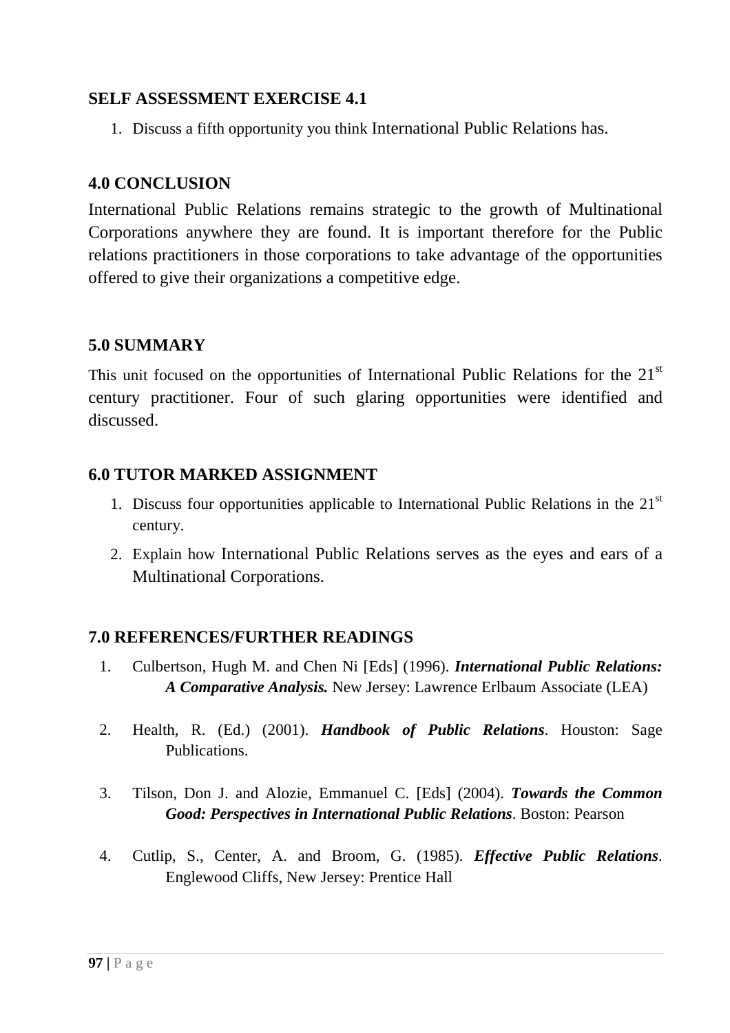### SELF ASSESSMENT EXERCISE 4.1

1. Discuss a fifth opportunity you think International Public Relations has.

## 4.0 CONCLUSION

International Public Relations remains strategic to the growth of Multinational Corporations anywhere they are found. It is important therefore for the Public relations practitioners in those corporations to take advantage of the opportunities offered to give their organizations a competitive edge.

## 5.0 SUMMARY

This unit focused on the opportunities of International Public Relations for the 21st century practitioner. Four of such glaring opportunities were identified and discussed.

## 6.0 TUTOR MARKED ASSIGNMENT

1. Discuss four opportunities applicable to International Public Relations in the 21st century.
2. Explain how International Public Relations serves as the eyes and ears of a Multinational Corporations.

## 7.0 REFERENCES/FURTHER READINGS

1. Culbertson, Hugh M. and Chen Ni [Eds] (1996). ***International Public Relations: A Comparative Analysis.*** New Jersey: Lawrence Erlbaum Associate (LEA)
2. Health, R. (Ed.) (2001). ***Handbook of Public Relations***. Houston: Sage Publications.
3. Tilson, Don J. and Alozie, Emmanuel C. [Eds] (2004). ***Towards the Common Good: Perspectives in International Public Relations***. Boston: Pearson
4. Cutlip, S., Center, A. and Broom, G. (1985). ***Effective Public Relations***. Englewood Cliffs, New Jersey: Prentice Hall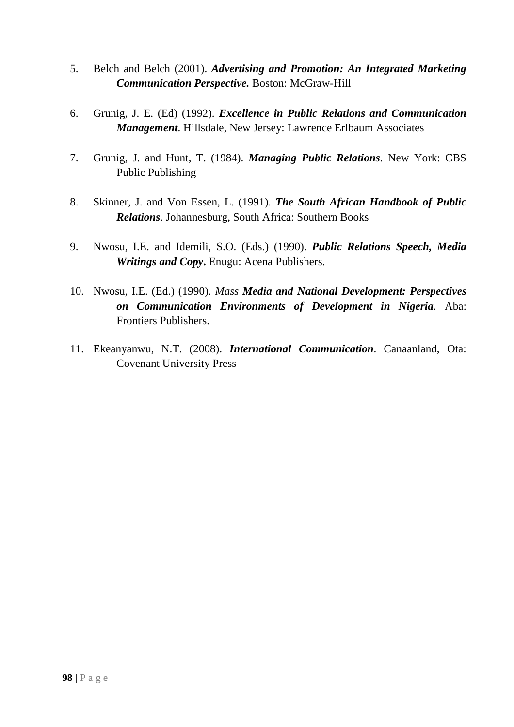5. Belch and Belch (2001). ***Advertising and Promotion: An Integrated Marketing Communication Perspective.*** Boston: McGraw-Hill

6. Grunig, J. E. (Ed) (1992). ***Excellence in Public Relations and Communication Management***. Hillsdale, New Jersey: Lawrence Erlbaum Associates

7. Grunig, J. and Hunt, T. (1984). ***Managing Public Relations***. New York: CBS Public Publishing

8. Skinner, J. and Von Essen, L. (1991). ***The South African Handbook of Public Relations***. Johannesburg, South Africa: Southern Books

9. Nwosu, I.E. and Idemili, S.O. (Eds.) (1990). ***Public Relations Speech, Media Writings and Copy*****.** Enugu: Acena Publishers.

10. Nwosu, I.E. (Ed.) (1990). *Mass* ***Media and National Development: Perspectives on Communication Environments of Development in Nigeria***. Aba: Frontiers Publishers.

11. Ekeanyanwu, N.T. (2008). ***International Communication***. Canaanland, Ota: Covenant University Press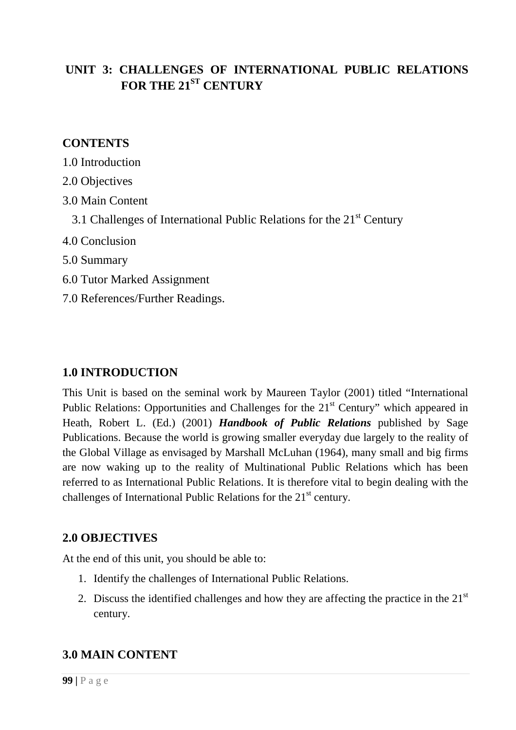# UNIT 3: CHALLENGES OF INTERNATIONAL PUBLIC RELATIONS FOR THE 21$^{ST}$ CENTURY

## CONTENTS

1.0 Introduction

2.0 Objectives

3.0 Main Content

3.1 Challenges of International Public Relations for the 21$^{st}$ Century

4.0 Conclusion

5.0 Summary

6.0 Tutor Marked Assignment

7.0 References/Further Readings.

## 1.0 INTRODUCTION

This Unit is based on the seminal work by Maureen Taylor (2001) titled "International Public Relations: Opportunities and Challenges for the 21$^{st}$ Century" which appeared in Heath, Robert L. (Ed.) (2001) ***Handbook of Public Relations*** published by Sage Publications. Because the world is growing smaller everyday due largely to the reality of the Global Village as envisaged by Marshall McLuhan (1964), many small and big firms are now waking up to the reality of Multinational Public Relations which has been referred to as International Public Relations. It is therefore vital to begin dealing with the challenges of International Public Relations for the 21$^{st}$ century.

## 2.0 OBJECTIVES

At the end of this unit, you should be able to:

1. Identify the challenges of International Public Relations.
2. Discuss the identified challenges and how they are affecting the practice in the 21$^{st}$ century.

## 3.0 MAIN CONTENT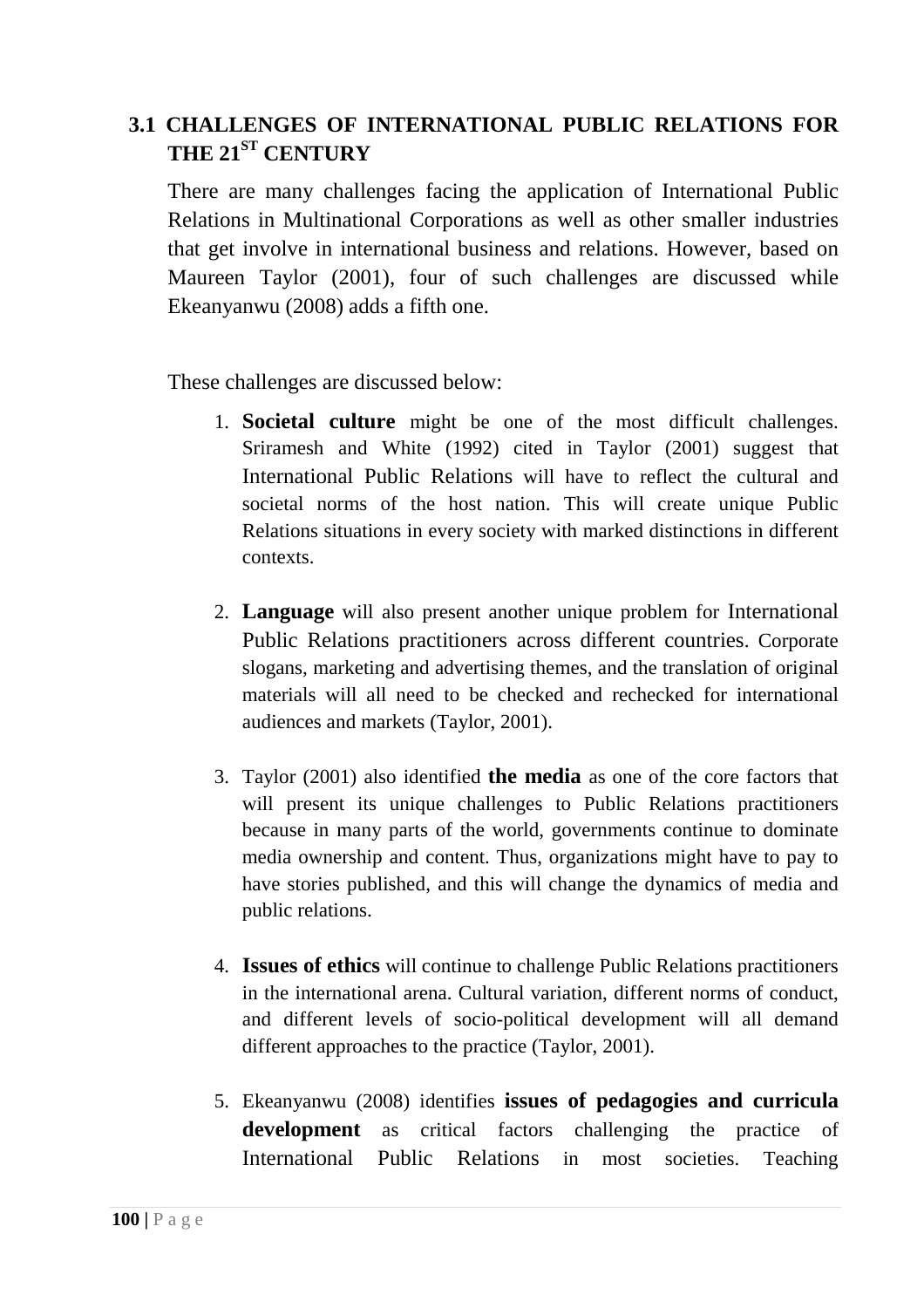## 3.1 CHALLENGES OF INTERNATIONAL PUBLIC RELATIONS FOR THE 21ST CENTURY

There are many challenges facing the application of International Public Relations in Multinational Corporations as well as other smaller industries that get involve in international business and relations. However, based on Maureen Taylor (2001), four of such challenges are discussed while Ekeanyanwu (2008) adds a fifth one.

These challenges are discussed below:

1. **Societal culture** might be one of the most difficult challenges. Sriramesh and White (1992) cited in Taylor (2001) suggest that International Public Relations will have to reflect the cultural and societal norms of the host nation. This will create unique Public Relations situations in every society with marked distinctions in different contexts.

2. **Language** will also present another unique problem for International Public Relations practitioners across different countries. Corporate slogans, marketing and advertising themes, and the translation of original materials will all need to be checked and rechecked for international audiences and markets (Taylor, 2001).

3. Taylor (2001) also identified **the media** as one of the core factors that will present its unique challenges to Public Relations practitioners because in many parts of the world, governments continue to dominate media ownership and content. Thus, organizations might have to pay to have stories published, and this will change the dynamics of media and public relations.

4. **Issues of ethics** will continue to challenge Public Relations practitioners in the international arena. Cultural variation, different norms of conduct, and different levels of socio-political development will all demand different approaches to the practice (Taylor, 2001).

5. Ekeanyanwu (2008) identifies **issues of pedagogies and curricula development** as critical factors challenging the practice of International Public Relations in most societies. Teaching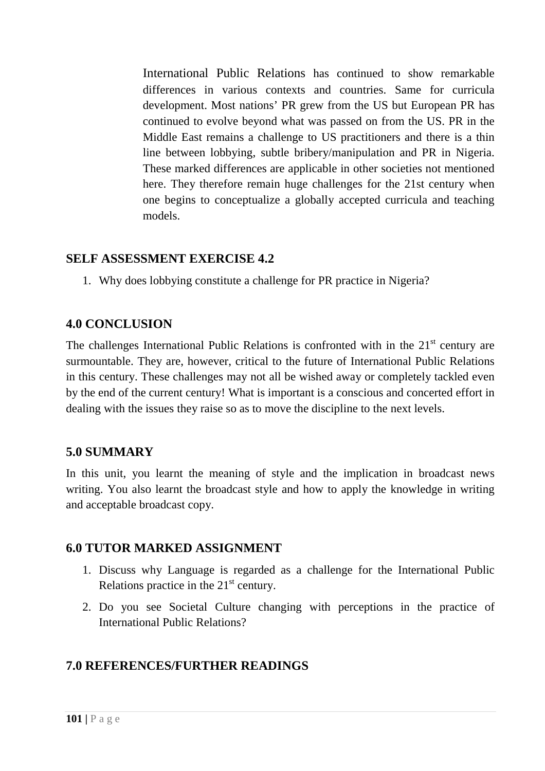International Public Relations has continued to show remarkable differences in various contexts and countries. Same for curricula development. Most nations' PR grew from the US but European PR has continued to evolve beyond what was passed on from the US. PR in the Middle East remains a challenge to US practitioners and there is a thin line between lobbying, subtle bribery/manipulation and PR in Nigeria. These marked differences are applicable in other societies not mentioned here. They therefore remain huge challenges for the 21st century when one begins to conceptualize a globally accepted curricula and teaching models.

## SELF ASSESSMENT EXERCISE 4.2

1. Why does lobbying constitute a challenge for PR practice in Nigeria?

## 4.0 CONCLUSION

The challenges International Public Relations is confronted with in the 21st century are surmountable. They are, however, critical to the future of International Public Relations in this century. These challenges may not all be wished away or completely tackled even by the end of the current century! What is important is a conscious and concerted effort in dealing with the issues they raise so as to move the discipline to the next levels.

## 5.0 SUMMARY

In this unit, you learnt the meaning of style and the implication in broadcast news writing. You also learnt the broadcast style and how to apply the knowledge in writing and acceptable broadcast copy.

## 6.0 TUTOR MARKED ASSIGNMENT

1. Discuss why Language is regarded as a challenge for the International Public Relations practice in the 21st century.
2. Do you see Societal Culture changing with perceptions in the practice of International Public Relations?

## 7.0 REFERENCES/FURTHER READINGS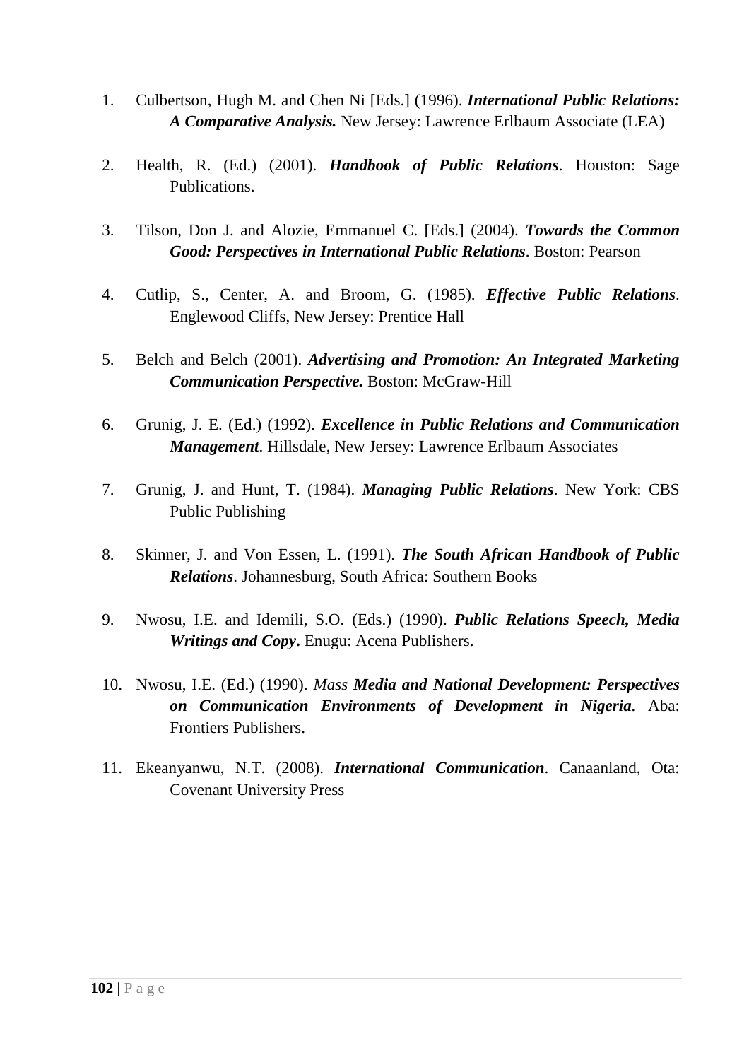1. Culbertson, Hugh M. and Chen Ni [Eds.] (1996). ***International Public Relations: A Comparative Analysis.*** New Jersey: Lawrence Erlbaum Associate (LEA)

2. Health, R. (Ed.) (2001). ***Handbook of Public Relations***. Houston: Sage Publications.

3. Tilson, Don J. and Alozie, Emmanuel C. [Eds.] (2004). ***Towards the Common Good: Perspectives in International Public Relations***. Boston: Pearson

4. Cutlip, S., Center, A. and Broom, G. (1985). ***Effective Public Relations***. Englewood Cliffs, New Jersey: Prentice Hall

5. Belch and Belch (2001). ***Advertising and Promotion: An Integrated Marketing Communication Perspective.*** Boston: McGraw-Hill

6. Grunig, J. E. (Ed.) (1992). ***Excellence in Public Relations and Communication Management***. Hillsdale, New Jersey: Lawrence Erlbaum Associates

7. Grunig, J. and Hunt, T. (1984). ***Managing Public Relations***. New York: CBS Public Publishing

8. Skinner, J. and Von Essen, L. (1991). ***The South African Handbook of Public Relations***. Johannesburg, South Africa: Southern Books

9. Nwosu, I.E. and Idemili, S.O. (Eds.) (1990). ***Public Relations Speech, Media Writings and Copy*. Enugu: Acena Publishers.

10. Nwosu, I.E. (Ed.) (1990). *Mass* ***Media and National Development: Perspectives on Communication Environments of Development in Nigeria***. Aba: Frontiers Publishers.

11. Ekeanyanwu, N.T. (2008). ***International Communication***. Canaanland, Ota: Covenant University Press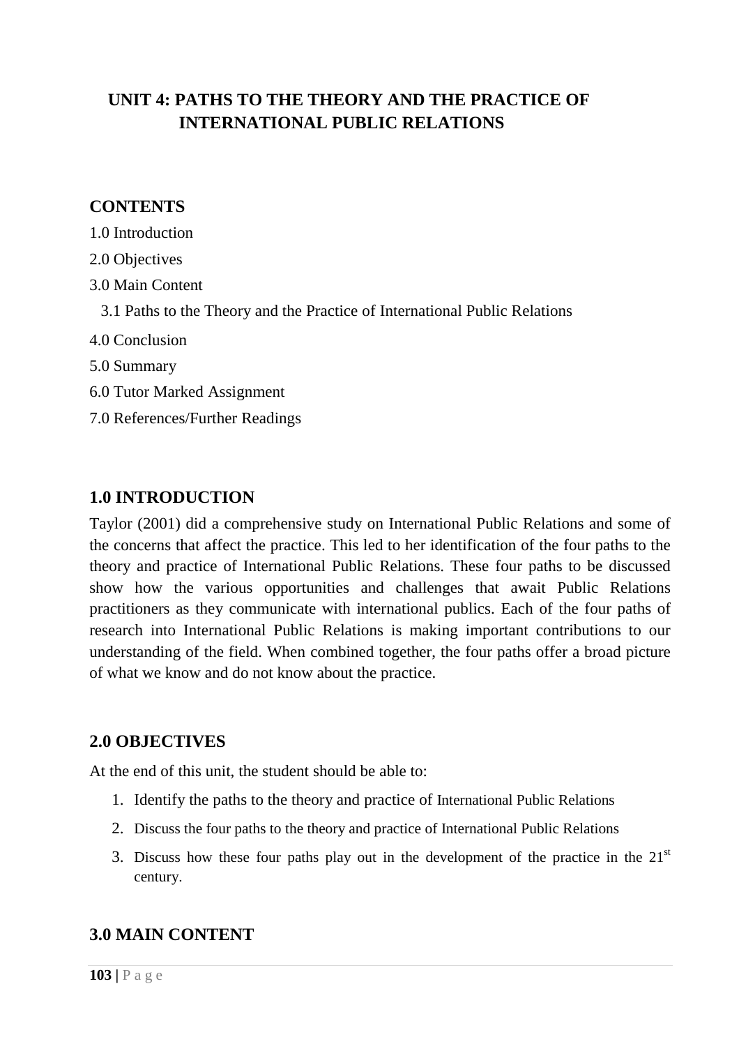# UNIT 4: PATHS TO THE THEORY AND THE PRACTICE OF INTERNATIONAL PUBLIC RELATIONS

## CONTENTS

1.0 Introduction

2.0 Objectives

3.0 Main Content

3.1 Paths to the Theory and the Practice of International Public Relations

4.0 Conclusion

5.0 Summary

6.0 Tutor Marked Assignment

7.0 References/Further Readings

## 1.0 INTRODUCTION

Taylor (2001) did a comprehensive study on International Public Relations and some of the concerns that affect the practice. This led to her identification of the four paths to the theory and practice of International Public Relations. These four paths to be discussed show how the various opportunities and challenges that await Public Relations practitioners as they communicate with international publics. Each of the four paths of research into International Public Relations is making important contributions to our understanding of the field. When combined together, the four paths offer a broad picture of what we know and do not know about the practice.

## 2.0 OBJECTIVES

At the end of this unit, the student should be able to:

1. Identify the paths to the theory and practice of International Public Relations
2. Discuss the four paths to the theory and practice of International Public Relations
3. Discuss how these four paths play out in the development of the practice in the 21st century.

## 3.0 MAIN CONTENT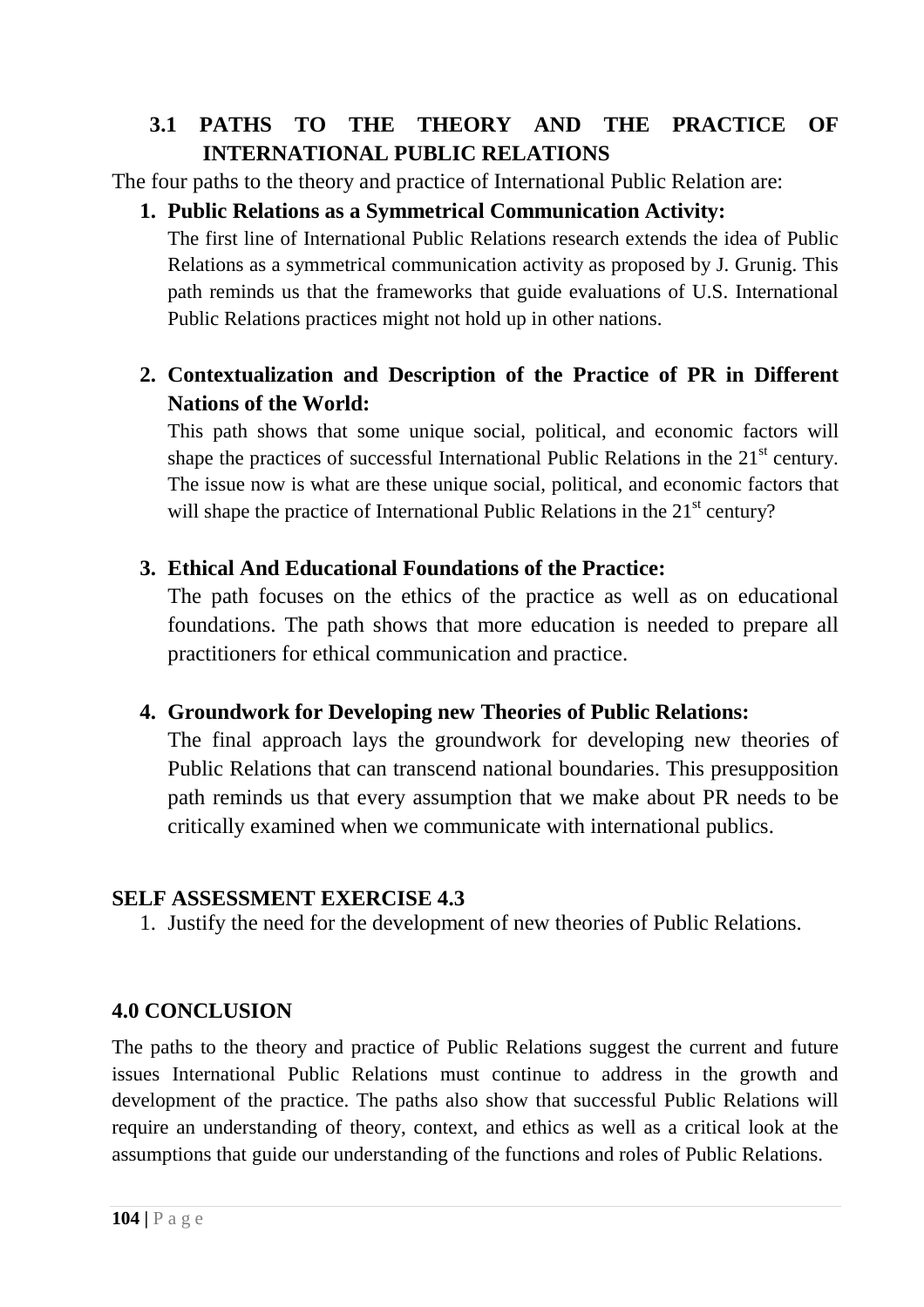## 3.1 PATHS TO THE THEORY AND THE PRACTICE OF INTERNATIONAL PUBLIC RELATIONS

The four paths to the theory and practice of International Public Relation are:

1. **Public Relations as a Symmetrical Communication Activity:**
   The first line of International Public Relations research extends the idea of Public Relations as a symmetrical communication activity as proposed by J. Grunig. This path reminds us that the frameworks that guide evaluations of U.S. International Public Relations practices might not hold up in other nations.

2. **Contextualization and Description of the Practice of PR in Different Nations of the World:**
   This path shows that some unique social, political, and economic factors will shape the practices of successful International Public Relations in the 21st century. The issue now is what are these unique social, political, and economic factors that will shape the practice of International Public Relations in the 21st century?

3. **Ethical And Educational Foundations of the Practice:**
   The path focuses on the ethics of the practice as well as on educational foundations. The path shows that more education is needed to prepare all practitioners for ethical communication and practice.

4. **Groundwork for Developing new Theories of Public Relations:**
   The final approach lays the groundwork for developing new theories of Public Relations that can transcend national boundaries. This presupposition path reminds us that every assumption that we make about PR needs to be critically examined when we communicate with international publics.

**SELF ASSESSMENT EXERCISE 4.3**

1. Justify the need for the development of new theories of Public Relations.

## 4.0 CONCLUSION

The paths to the theory and practice of Public Relations suggest the current and future issues International Public Relations must continue to address in the growth and development of the practice. The paths also show that successful Public Relations will require an understanding of theory, context, and ethics as well as a critical look at the assumptions that guide our understanding of the functions and roles of Public Relations.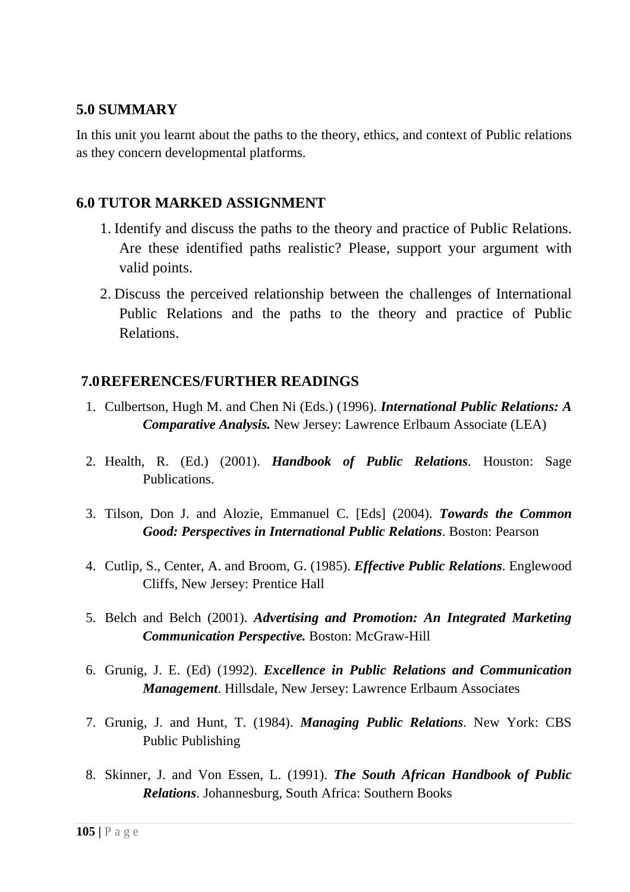## 5.0 SUMMARY

In this unit you learnt about the paths to the theory, ethics, and context of Public relations as they concern developmental platforms.

## 6.0 TUTOR MARKED ASSIGNMENT

1. Identify and discuss the paths to the theory and practice of Public Relations. Are these identified paths realistic? Please, support your argument with valid points.
2. Discuss the perceived relationship between the challenges of International Public Relations and the paths to the theory and practice of Public Relations.

## 7.0 REFERENCES/FURTHER READINGS

1. Culbertson, Hugh M. and Chen Ni (Eds.) (1996). ***International Public Relations: A Comparative Analysis.*** New Jersey: Lawrence Erlbaum Associate (LEA)
2. Health, R. (Ed.) (2001). ***Handbook of Public Relations***. Houston: Sage Publications.
3. Tilson, Don J. and Alozie, Emmanuel C. [Eds] (2004). ***Towards the Common Good: Perspectives in International Public Relations***. Boston: Pearson
4. Cutlip, S., Center, A. and Broom, G. (1985). ***Effective Public Relations***. Englewood Cliffs, New Jersey: Prentice Hall
5. Belch and Belch (2001). ***Advertising and Promotion: An Integrated Marketing Communication Perspective.*** Boston: McGraw-Hill
6. Grunig, J. E. (Ed) (1992). ***Excellence in Public Relations and Communication Management***. Hillsdale, New Jersey: Lawrence Erlbaum Associates
7. Grunig, J. and Hunt, T. (1984). ***Managing Public Relations***. New York: CBS Public Publishing
8. Skinner, J. and Von Essen, L. (1991). ***The South African Handbook of Public Relations***. Johannesburg, South Africa: Southern Books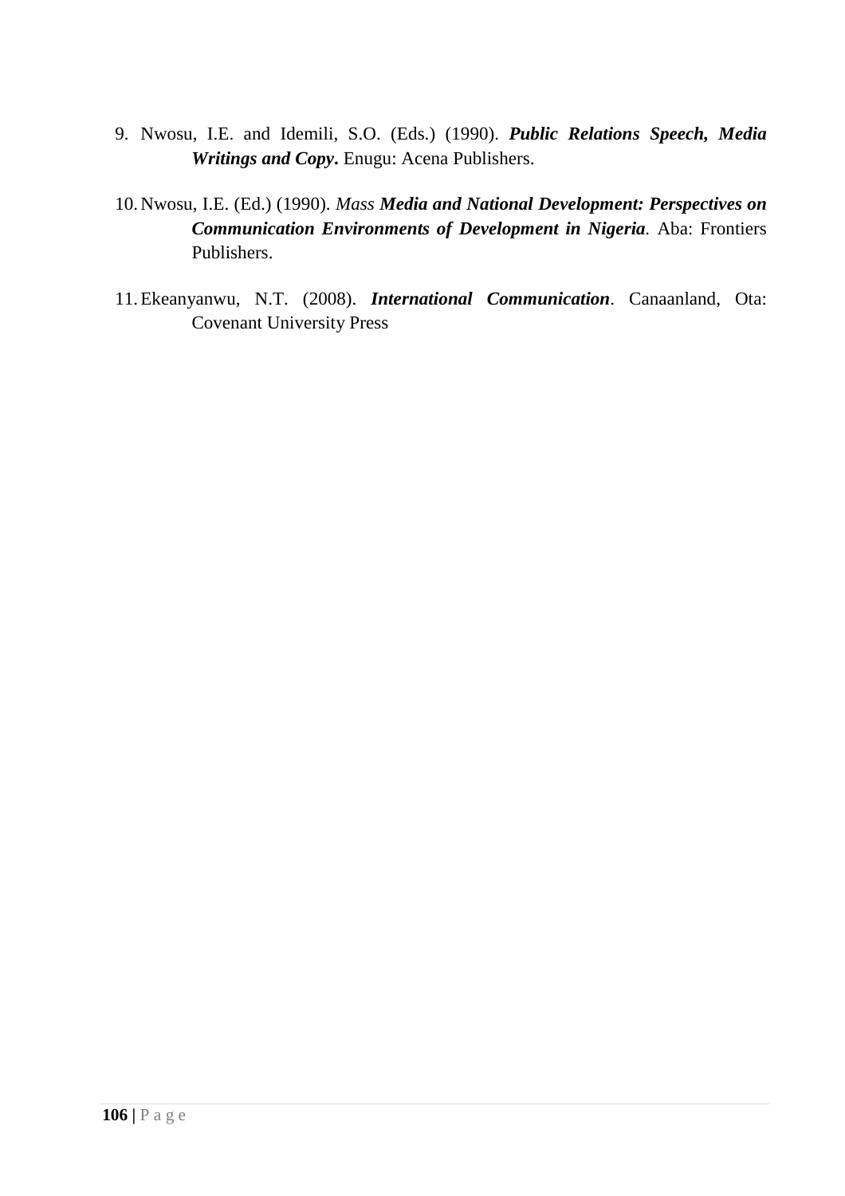9. Nwosu, I.E. and Idemili, S.O. (Eds.) (1990). ***Public Relations Speech, Media Writings and Copy*****.** Enugu: Acena Publishers.

10. Nwosu, I.E. (Ed.) (1990). *Mass* ***Media and National Development: Perspectives on Communication Environments of Development in Nigeria***. Aba: Frontiers Publishers.

11. Ekeanyanwu, N.T. (2008). ***International Communication***. Canaanland, Ota: Covenant University Press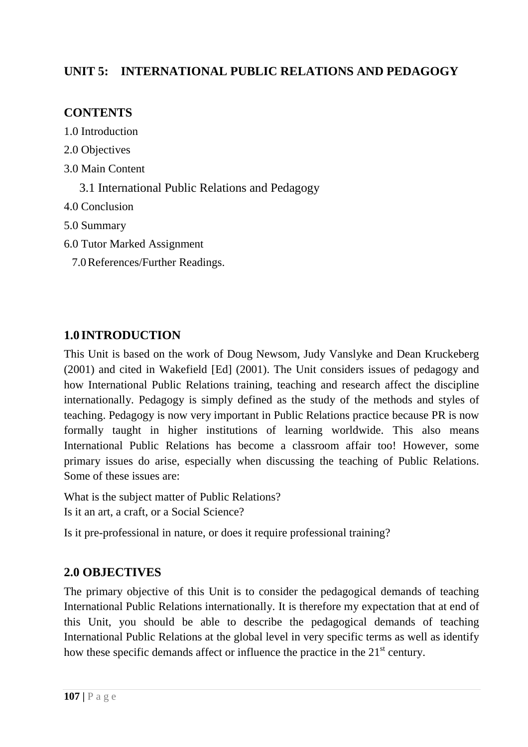## UNIT 5: INTERNATIONAL PUBLIC RELATIONS AND PEDAGOGY

### CONTENTS

1.0 Introduction

2.0 Objectives

3.0 Main Content

3.1 International Public Relations and Pedagogy

4.0 Conclusion

5.0 Summary

6.0 Tutor Marked Assignment

7.0 References/Further Readings.

### 1.0 INTRODUCTION

This Unit is based on the work of Doug Newsom, Judy Vanslyke and Dean Kruckeberg (2001) and cited in Wakefield [Ed] (2001). The Unit considers issues of pedagogy and how International Public Relations training, teaching and research affect the discipline internationally. Pedagogy is simply defined as the study of the methods and styles of teaching. Pedagogy is now very important in Public Relations practice because PR is now formally taught in higher institutions of learning worldwide. This also means International Public Relations has become a classroom affair too! However, some primary issues do arise, especially when discussing the teaching of Public Relations. Some of these issues are:

What is the subject matter of Public Relations?
Is it an art, a craft, or a Social Science?

Is it pre-professional in nature, or does it require professional training?

### 2.0 OBJECTIVES

The primary objective of this Unit is to consider the pedagogical demands of teaching International Public Relations internationally. It is therefore my expectation that at end of this Unit, you should be able to describe the pedagogical demands of teaching International Public Relations at the global level in very specific terms as well as identify how these specific demands affect or influence the practice in the 21st century.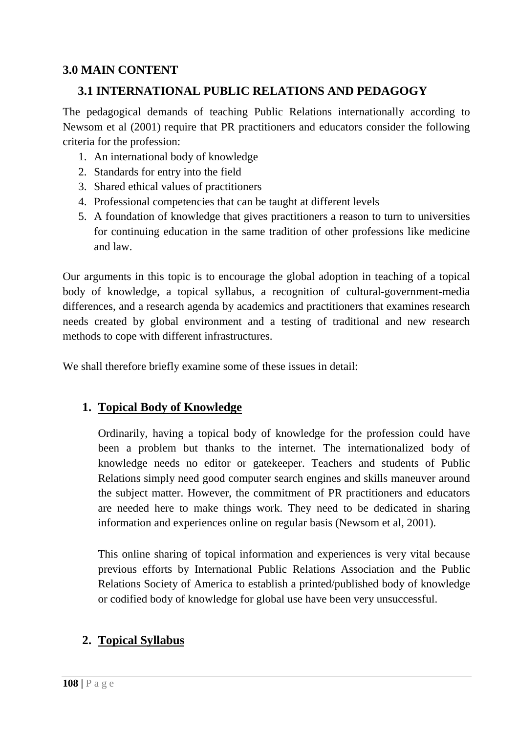## 3.0 MAIN CONTENT

### 3.1 INTERNATIONAL PUBLIC RELATIONS AND PEDAGOGY

The pedagogical demands of teaching Public Relations internationally according to Newsom et al (2001) require that PR practitioners and educators consider the following criteria for the profession:

1. An international body of knowledge
2. Standards for entry into the field
3. Shared ethical values of practitioners
4. Professional competencies that can be taught at different levels
5. A foundation of knowledge that gives practitioners a reason to turn to universities for continuing education in the same tradition of other professions like medicine and law.

Our arguments in this topic is to encourage the global adoption in teaching of a topical body of knowledge, a topical syllabus, a recognition of cultural-government-media differences, and a research agenda by academics and practitioners that examines research needs created by global environment and a testing of traditional and new research methods to cope with different infrastructures.

We shall therefore briefly examine some of these issues in detail:

1. **<u>Topical Body of Knowledge</u>**

   Ordinarily, having a topical body of knowledge for the profession could have been a problem but thanks to the internet. The internationalized body of knowledge needs no editor or gatekeeper. Teachers and students of Public Relations simply need good computer search engines and skills maneuver around the subject matter. However, the commitment of PR practitioners and educators are needed here to make things work. They need to be dedicated in sharing information and experiences online on regular basis (Newsom et al, 2001).

   This online sharing of topical information and experiences is very vital because previous efforts by International Public Relations Association and the Public Relations Society of America to establish a printed/published body of knowledge or codified body of knowledge for global use have been very unsuccessful.

2. **<u>Topical Syllabus</u>**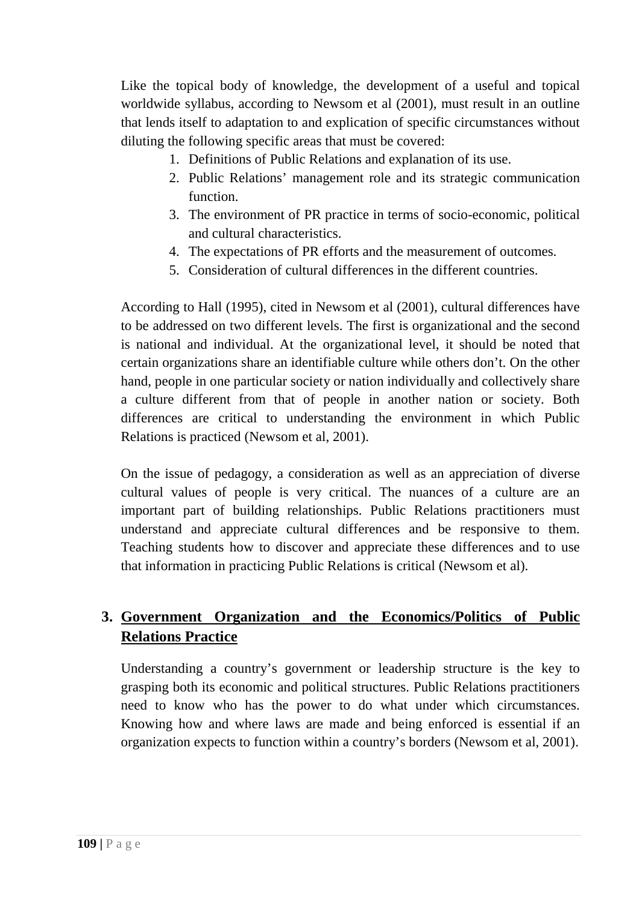Like the topical body of knowledge, the development of a useful and topical worldwide syllabus, according to Newsom et al (2001), must result in an outline that lends itself to adaptation to and explication of specific circumstances without diluting the following specific areas that must be covered:

1. Definitions of Public Relations and explanation of its use.
2. Public Relations' management role and its strategic communication function.
3. The environment of PR practice in terms of socio-economic, political and cultural characteristics.
4. The expectations of PR efforts and the measurement of outcomes.
5. Consideration of cultural differences in the different countries.

According to Hall (1995), cited in Newsom et al (2001), cultural differences have to be addressed on two different levels. The first is organizational and the second is national and individual. At the organizational level, it should be noted that certain organizations share an identifiable culture while others don't. On the other hand, people in one particular society or nation individually and collectively share a culture different from that of people in another nation or society. Both differences are critical to understanding the environment in which Public Relations is practiced (Newsom et al, 2001).

On the issue of pedagogy, a consideration as well as an appreciation of diverse cultural values of people is very critical. The nuances of a culture are an important part of building relationships. Public Relations practitioners must understand and appreciate cultural differences and be responsive to them. Teaching students how to discover and appreciate these differences and to use that information in practicing Public Relations is critical (Newsom et al).

### 3. Government Organization and the Economics/Politics of Public Relations Practice

Understanding a country's government or leadership structure is the key to grasping both its economic and political structures. Public Relations practitioners need to know who has the power to do what under which circumstances. Knowing how and where laws are made and being enforced is essential if an organization expects to function within a country's borders (Newsom et al, 2001).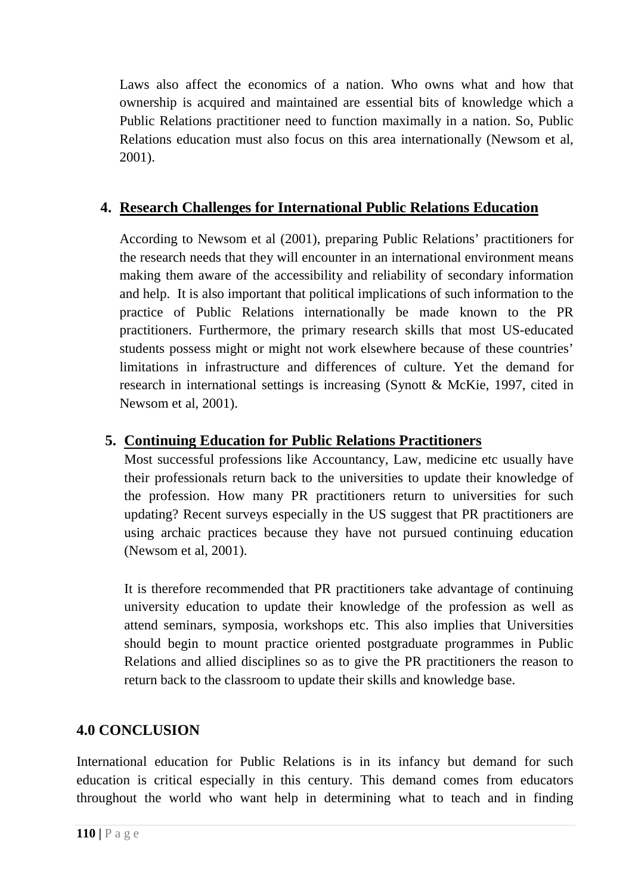Laws also affect the economics of a nation. Who owns what and how that ownership is acquired and maintained are essential bits of knowledge which a Public Relations practitioner need to function maximally in a nation. So, Public Relations education must also focus on this area internationally (Newsom et al, 2001).

4. **Research Challenges for International Public Relations Education**

According to Newsom et al (2001), preparing Public Relations' practitioners for the research needs that they will encounter in an international environment means making them aware of the accessibility and reliability of secondary information and help. It is also important that political implications of such information to the practice of Public Relations internationally be made known to the PR practitioners. Furthermore, the primary research skills that most US-educated students possess might or might not work elsewhere because of these countries' limitations in infrastructure and differences of culture. Yet the demand for research in international settings is increasing (Synott & McKie, 1997, cited in Newsom et al, 2001).

5. **Continuing Education for Public Relations Practitioners**

Most successful professions like Accountancy, Law, medicine etc usually have their professionals return back to the universities to update their knowledge of the profession. How many PR practitioners return to universities for such updating? Recent surveys especially in the US suggest that PR practitioners are using archaic practices because they have not pursued continuing education (Newsom et al, 2001).

It is therefore recommended that PR practitioners take advantage of continuing university education to update their knowledge of the profession as well as attend seminars, symposia, workshops etc. This also implies that Universities should begin to mount practice oriented postgraduate programmes in Public Relations and allied disciplines so as to give the PR practitioners the reason to return back to the classroom to update their skills and knowledge base.

## 4.0 CONCLUSION

International education for Public Relations is in its infancy but demand for such education is critical especially in this century. This demand comes from educators throughout the world who want help in determining what to teach and in finding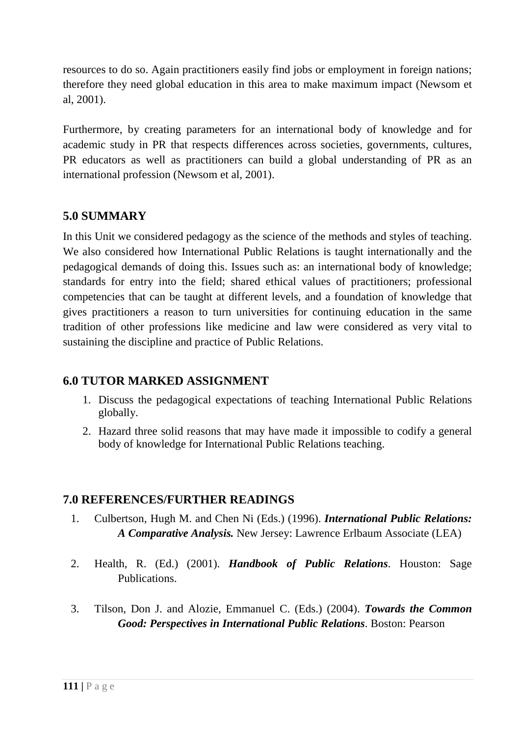resources to do so. Again practitioners easily find jobs or employment in foreign nations; therefore they need global education in this area to make maximum impact (Newsom et al, 2001).

Furthermore, by creating parameters for an international body of knowledge and for academic study in PR that respects differences across societies, governments, cultures, PR educators as well as practitioners can build a global understanding of PR as an international profession (Newsom et al, 2001).

## 5.0 SUMMARY

In this Unit we considered pedagogy as the science of the methods and styles of teaching. We also considered how International Public Relations is taught internationally and the pedagogical demands of doing this. Issues such as: an international body of knowledge; standards for entry into the field; shared ethical values of practitioners; professional competencies that can be taught at different levels, and a foundation of knowledge that gives practitioners a reason to turn universities for continuing education in the same tradition of other professions like medicine and law were considered as very vital to sustaining the discipline and practice of Public Relations.

## 6.0 TUTOR MARKED ASSIGNMENT

1. Discuss the pedagogical expectations of teaching International Public Relations globally.
2. Hazard three solid reasons that may have made it impossible to codify a general body of knowledge for International Public Relations teaching.

## 7.0 REFERENCES/FURTHER READINGS

1. Culbertson, Hugh M. and Chen Ni (Eds.) (1996). ***International Public Relations: A Comparative Analysis.*** New Jersey: Lawrence Erlbaum Associate (LEA)
2. Health, R. (Ed.) (2001). ***Handbook of Public Relations***. Houston: Sage Publications.
3. Tilson, Don J. and Alozie, Emmanuel C. (Eds.) (2004). ***Towards the Common Good: Perspectives in International Public Relations***. Boston: Pearson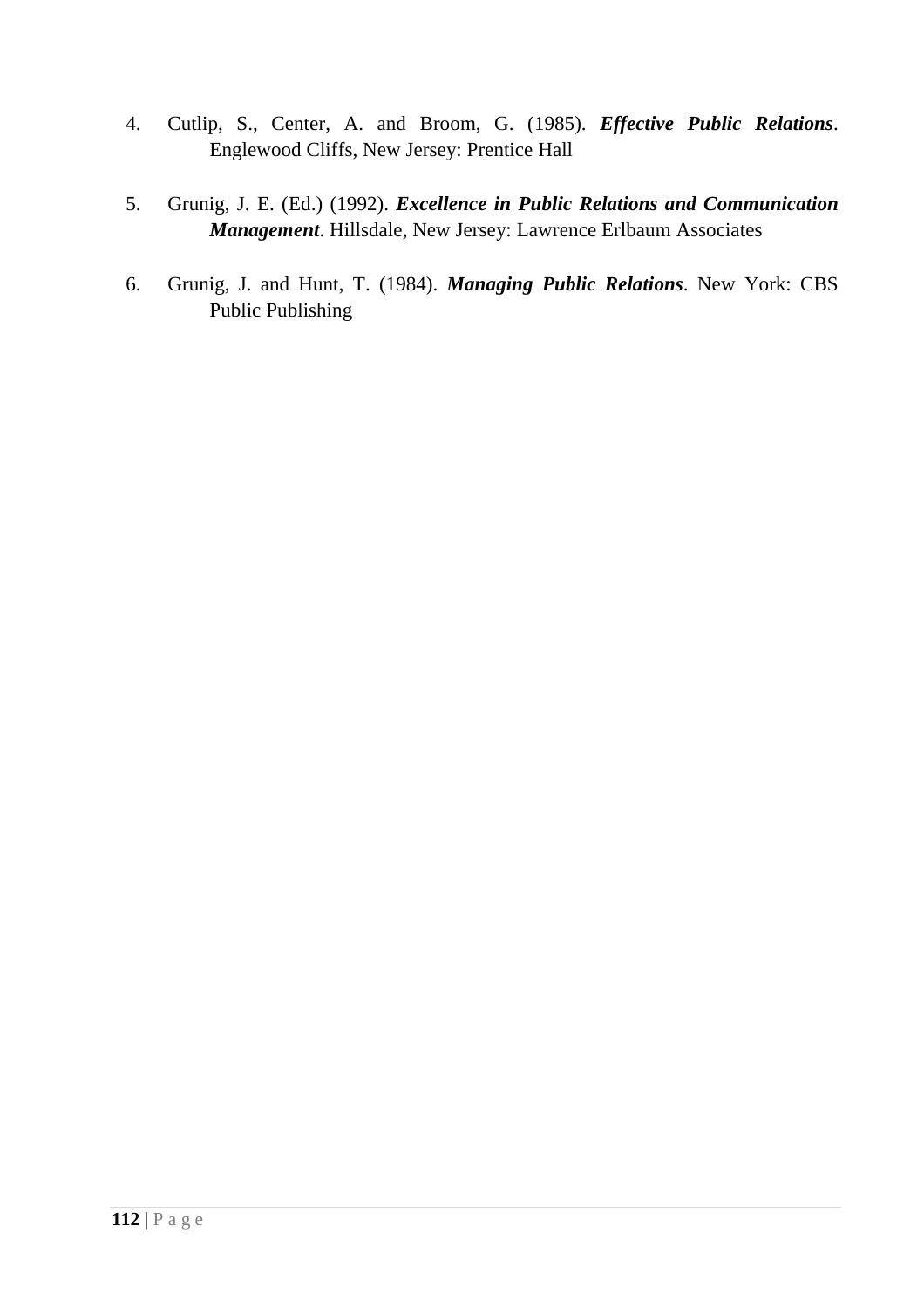4. Cutlip, S., Center, A. and Broom, G. (1985). ***Effective Public Relations***. Englewood Cliffs, New Jersey: Prentice Hall

5. Grunig, J. E. (Ed.) (1992). ***Excellence in Public Relations and Communication Management***. Hillsdale, New Jersey: Lawrence Erlbaum Associates

6. Grunig, J. and Hunt, T. (1984). ***Managing Public Relations***. New York: CBS Public Publishing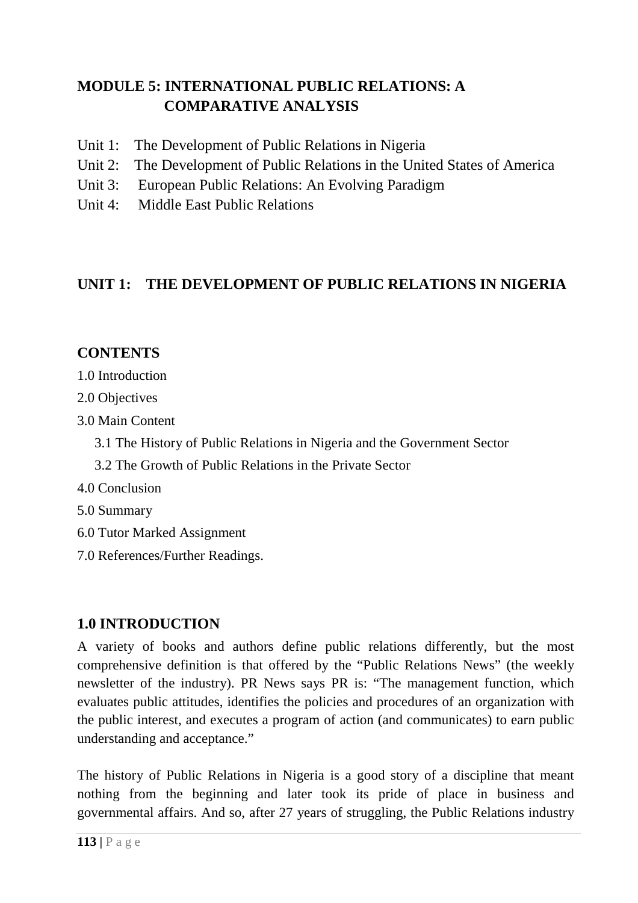# MODULE 5: INTERNATIONAL PUBLIC RELATIONS: A COMPARATIVE ANALYSIS

Unit 1: The Development of Public Relations in Nigeria

Unit 2: The Development of Public Relations in the United States of America

Unit 3: European Public Relations: An Evolving Paradigm

Unit 4: Middle East Public Relations

## UNIT 1: THE DEVELOPMENT OF PUBLIC RELATIONS IN NIGERIA

### CONTENTS

1.0 Introduction

2.0 Objectives

3.0 Main Content

- 3.1 The History of Public Relations in Nigeria and the Government Sector
- 3.2 The Growth of Public Relations in the Private Sector

4.0 Conclusion

5.0 Summary

6.0 Tutor Marked Assignment

7.0 References/Further Readings.

### 1.0 INTRODUCTION

A variety of books and authors define public relations differently, but the most comprehensive definition is that offered by the "Public Relations News" (the weekly newsletter of the industry). PR News says PR is: "The management function, which evaluates public attitudes, identifies the policies and procedures of an organization with the public interest, and executes a program of action (and communicates) to earn public understanding and acceptance."

The history of Public Relations in Nigeria is a good story of a discipline that meant nothing from the beginning and later took its pride of place in business and governmental affairs. And so, after 27 years of struggling, the Public Relations industry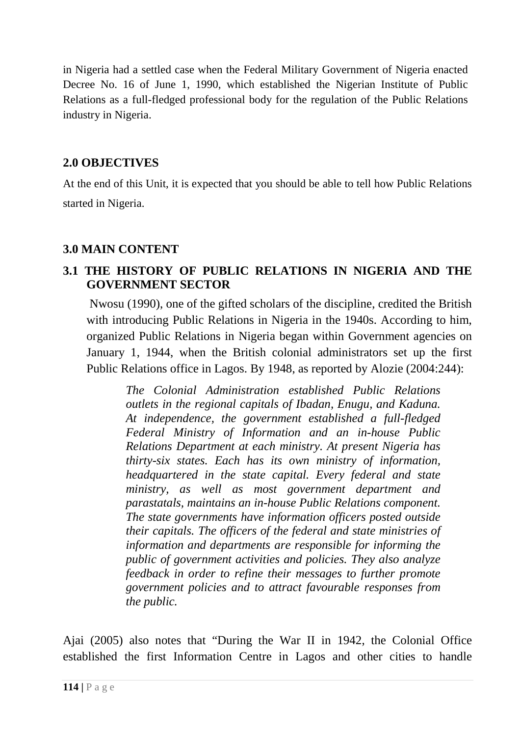in Nigeria had a settled case when the Federal Military Government of Nigeria enacted Decree No. 16 of June 1, 1990, which established the Nigerian Institute of Public Relations as a full-fledged professional body for the regulation of the Public Relations industry in Nigeria.

## 2.0 OBJECTIVES

At the end of this Unit, it is expected that you should be able to tell how Public Relations started in Nigeria.

## 3.0 MAIN CONTENT

### 3.1 THE HISTORY OF PUBLIC RELATIONS IN NIGERIA AND THE GOVERNMENT SECTOR

Nwosu (1990), one of the gifted scholars of the discipline, credited the British with introducing Public Relations in Nigeria in the 1940s. According to him, organized Public Relations in Nigeria began within Government agencies on January 1, 1944, when the British colonial administrators set up the first Public Relations office in Lagos. By 1948, as reported by Alozie (2004:244):

> *The Colonial Administration established Public Relations outlets in the regional capitals of Ibadan, Enugu, and Kaduna. At independence, the government established a full-fledged Federal Ministry of Information and an in-house Public Relations Department at each ministry. At present Nigeria has thirty-six states. Each has its own ministry of information, headquartered in the state capital. Every federal and state ministry, as well as most government department and parastatals, maintains an in-house Public Relations component. The state governments have information officers posted outside their capitals. The officers of the federal and state ministries of information and departments are responsible for informing the public of government activities and policies. They also analyze feedback in order to refine their messages to further promote government policies and to attract favourable responses from the public.*

Ajai (2005) also notes that "During the War II in 1942, the Colonial Office established the first Information Centre in Lagos and other cities to handle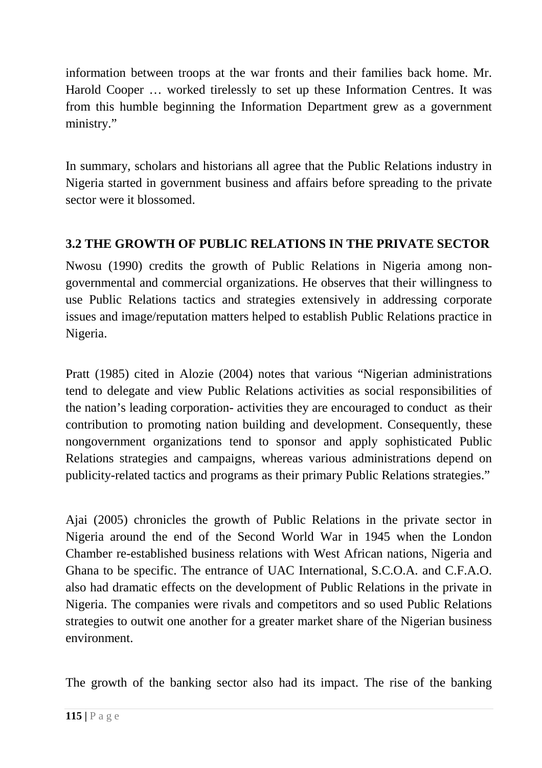information between troops at the war fronts and their families back home. Mr. Harold Cooper … worked tirelessly to set up these Information Centres. It was from this humble beginning the Information Department grew as a government ministry."

In summary, scholars and historians all agree that the Public Relations industry in Nigeria started in government business and affairs before spreading to the private sector were it blossomed.

### 3.2 THE GROWTH OF PUBLIC RELATIONS IN THE PRIVATE SECTOR

Nwosu (1990) credits the growth of Public Relations in Nigeria among non-governmental and commercial organizations. He observes that their willingness to use Public Relations tactics and strategies extensively in addressing corporate issues and image/reputation matters helped to establish Public Relations practice in Nigeria.

Pratt (1985) cited in Alozie (2004) notes that various "Nigerian administrations tend to delegate and view Public Relations activities as social responsibilities of the nation's leading corporation- activities they are encouraged to conduct as their contribution to promoting nation building and development. Consequently, these nongovernment organizations tend to sponsor and apply sophisticated Public Relations strategies and campaigns, whereas various administrations depend on publicity-related tactics and programs as their primary Public Relations strategies."

Ajai (2005) chronicles the growth of Public Relations in the private sector in Nigeria around the end of the Second World War in 1945 when the London Chamber re-established business relations with West African nations, Nigeria and Ghana to be specific. The entrance of UAC International, S.C.O.A. and C.F.A.O. also had dramatic effects on the development of Public Relations in the private in Nigeria. The companies were rivals and competitors and so used Public Relations strategies to outwit one another for a greater market share of the Nigerian business environment.

The growth of the banking sector also had its impact. The rise of the banking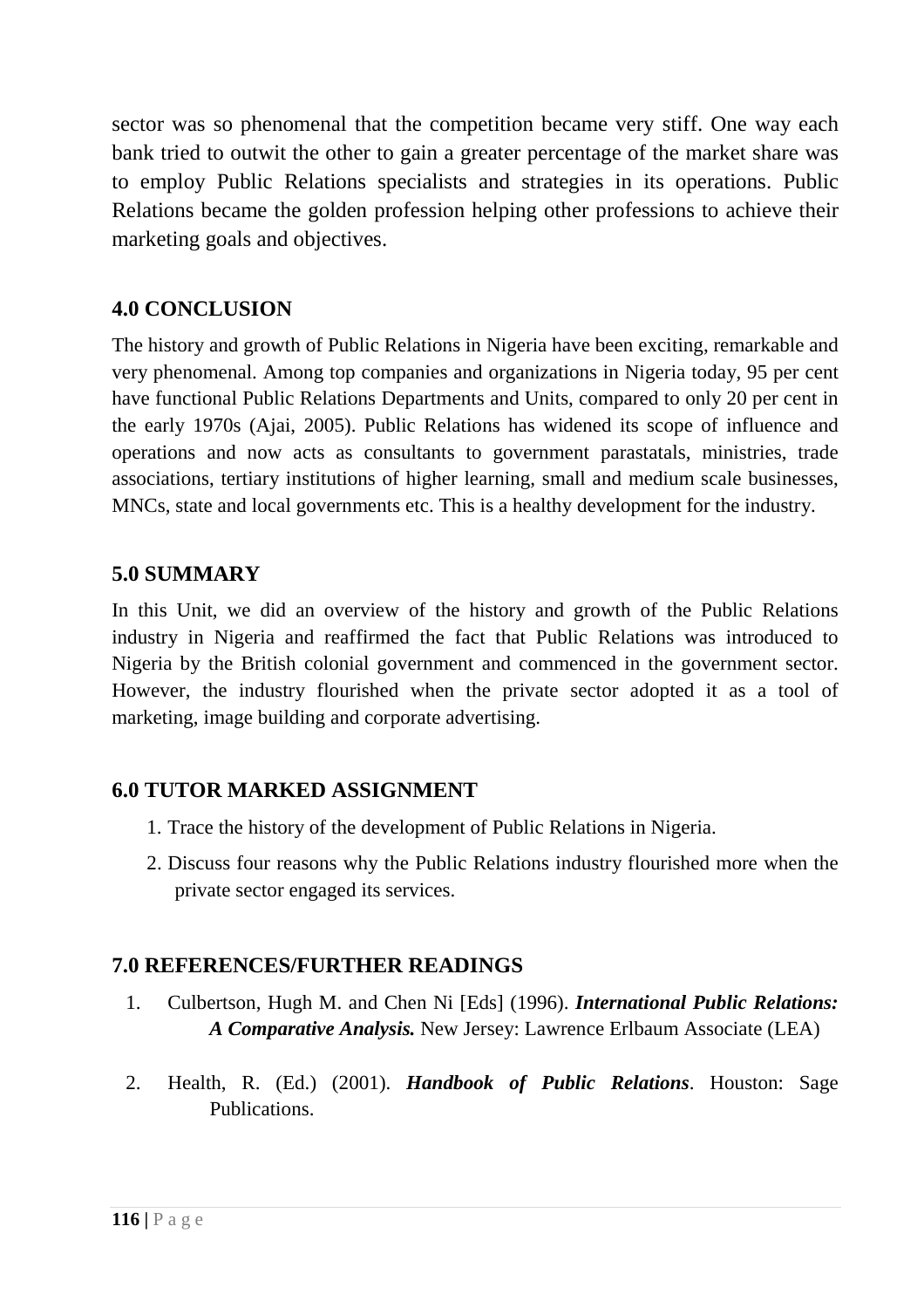sector was so phenomenal that the competition became very stiff. One way each bank tried to outwit the other to gain a greater percentage of the market share was to employ Public Relations specialists and strategies in its operations. Public Relations became the golden profession helping other professions to achieve their marketing goals and objectives.

## 4.0 CONCLUSION

The history and growth of Public Relations in Nigeria have been exciting, remarkable and very phenomenal. Among top companies and organizations in Nigeria today, 95 per cent have functional Public Relations Departments and Units, compared to only 20 per cent in the early 1970s (Ajai, 2005). Public Relations has widened its scope of influence and operations and now acts as consultants to government parastatals, ministries, trade associations, tertiary institutions of higher learning, small and medium scale businesses, MNCs, state and local governments etc. This is a healthy development for the industry.

## 5.0 SUMMARY

In this Unit, we did an overview of the history and growth of the Public Relations industry in Nigeria and reaffirmed the fact that Public Relations was introduced to Nigeria by the British colonial government and commenced in the government sector. However, the industry flourished when the private sector adopted it as a tool of marketing, image building and corporate advertising.

## 6.0 TUTOR MARKED ASSIGNMENT

1. Trace the history of the development of Public Relations in Nigeria.
2. Discuss four reasons why the Public Relations industry flourished more when the private sector engaged its services.

## 7.0 REFERENCES/FURTHER READINGS

1. Culbertson, Hugh M. and Chen Ni [Eds] (1996). ***International Public Relations: A Comparative Analysis.*** New Jersey: Lawrence Erlbaum Associate (LEA)

2. Health, R. (Ed.) (2001). ***Handbook of Public Relations***. Houston: Sage Publications.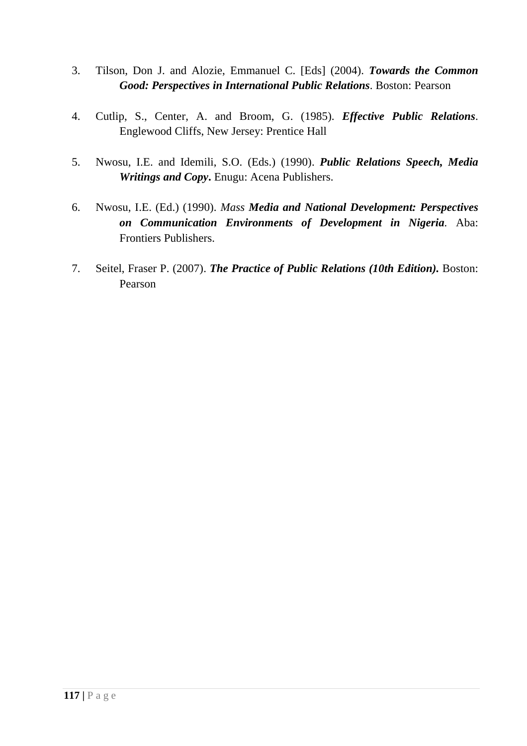3. Tilson, Don J. and Alozie, Emmanuel C. [Eds] (2004). ***Towards the Common Good: Perspectives in International Public Relations***. Boston: Pearson

4. Cutlip, S., Center, A. and Broom, G. (1985). ***Effective Public Relations***. Englewood Cliffs, New Jersey: Prentice Hall

5. Nwosu, I.E. and Idemili, S.O. (Eds.) (1990). ***Public Relations Speech, Media Writings and Copy*****.** Enugu: Acena Publishers.

6. Nwosu, I.E. (Ed.) (1990). *Mass* ***Media and National Development: Perspectives on Communication Environments of Development in Nigeria***. Aba: Frontiers Publishers.

7. Seitel, Fraser P. (2007). ***The Practice of Public Relations (10th Edition)*****.** Boston: Pearson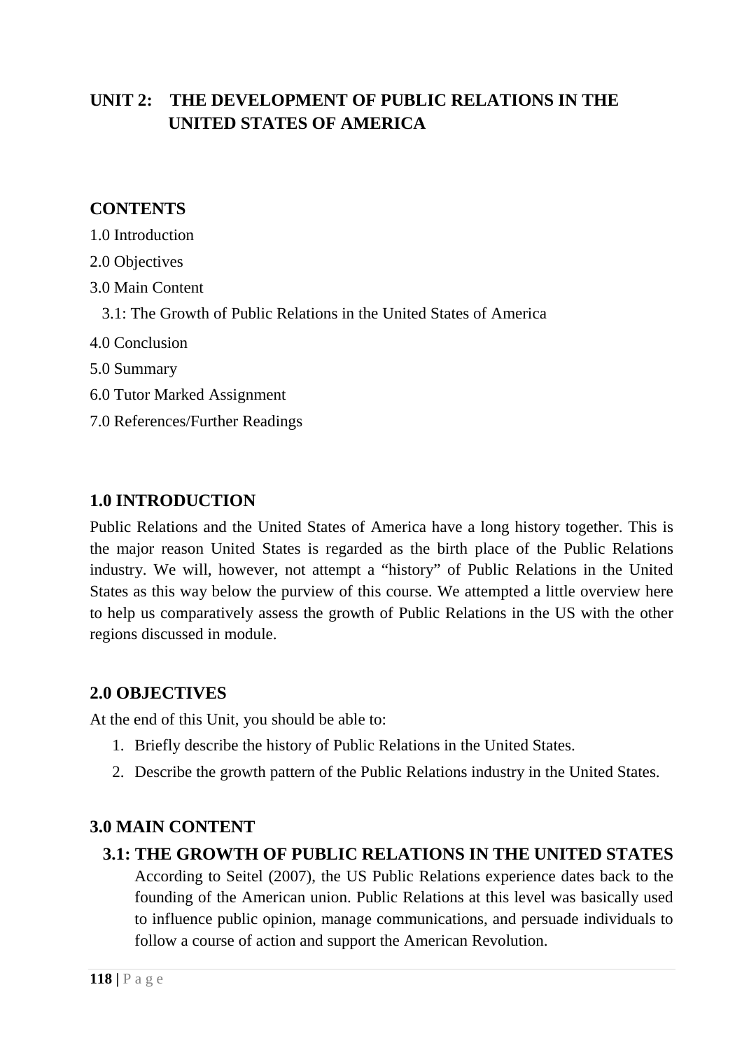# UNIT 2: THE DEVELOPMENT OF PUBLIC RELATIONS IN THE UNITED STATES OF AMERICA

## CONTENTS

1.0 Introduction

2.0 Objectives

3.0 Main Content

3.1: The Growth of Public Relations in the United States of America

4.0 Conclusion

5.0 Summary

6.0 Tutor Marked Assignment

7.0 References/Further Readings

## 1.0 INTRODUCTION

Public Relations and the United States of America have a long history together. This is the major reason United States is regarded as the birth place of the Public Relations industry. We will, however, not attempt a "history" of Public Relations in the United States as this way below the purview of this course. We attempted a little overview here to help us comparatively assess the growth of Public Relations in the US with the other regions discussed in module.

## 2.0 OBJECTIVES

At the end of this Unit, you should be able to:

1. Briefly describe the history of Public Relations in the United States.
2. Describe the growth pattern of the Public Relations industry in the United States.

## 3.0 MAIN CONTENT

### 3.1: THE GROWTH OF PUBLIC RELATIONS IN THE UNITED STATES

According to Seitel (2007), the US Public Relations experience dates back to the founding of the American union. Public Relations at this level was basically used to influence public opinion, manage communications, and persuade individuals to follow a course of action and support the American Revolution.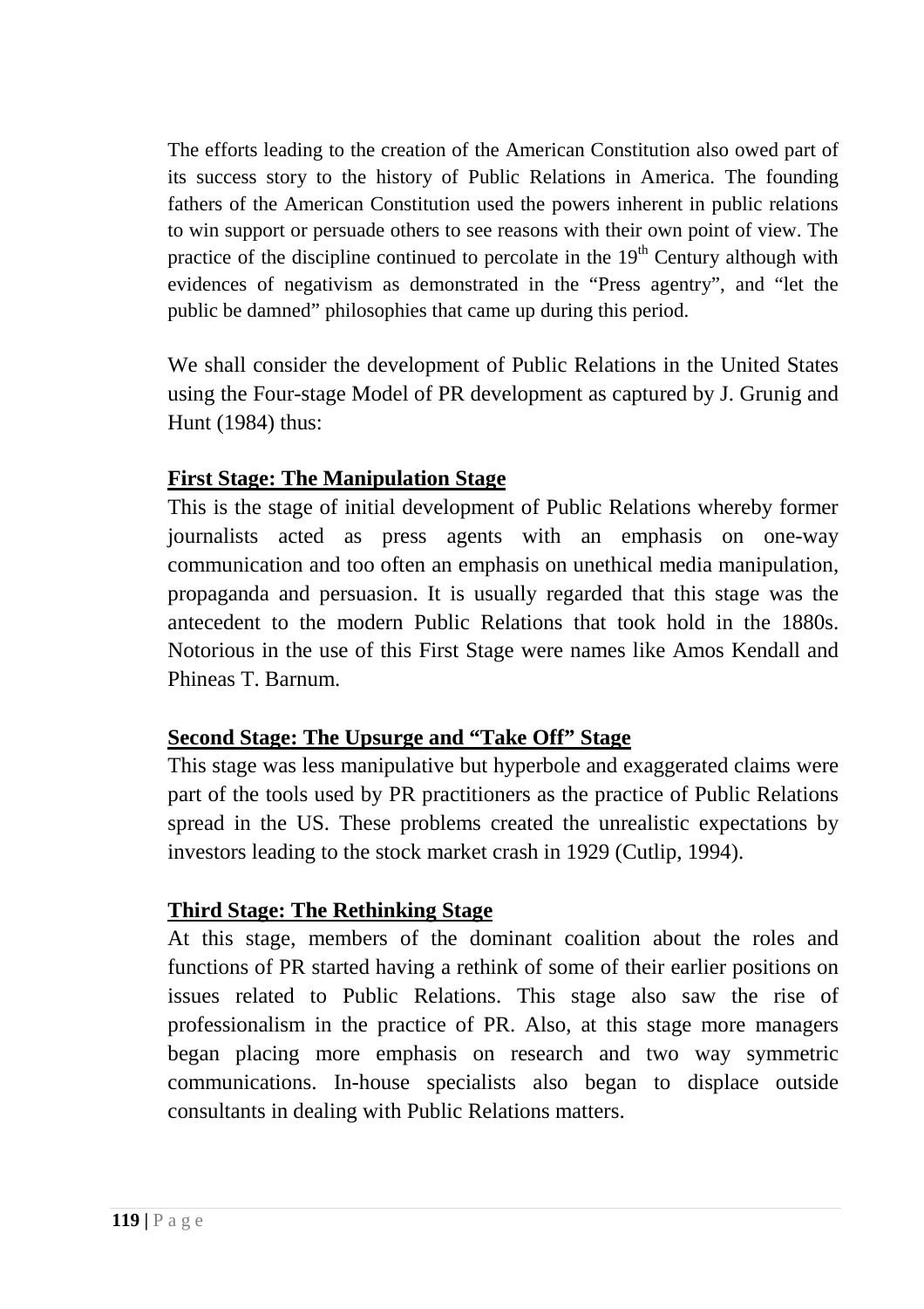The efforts leading to the creation of the American Constitution also owed part of its success story to the history of Public Relations in America. The founding fathers of the American Constitution used the powers inherent in public relations to win support or persuade others to see reasons with their own point of view. The practice of the discipline continued to percolate in the 19th Century although with evidences of negativism as demonstrated in the "Press agentry", and "let the public be damned" philosophies that came up during this period.

We shall consider the development of Public Relations in the United States using the Four-stage Model of PR development as captured by J. Grunig and Hunt (1984) thus:

**First Stage: The Manipulation Stage**

This is the stage of initial development of Public Relations whereby former journalists acted as press agents with an emphasis on one-way communication and too often an emphasis on unethical media manipulation, propaganda and persuasion. It is usually regarded that this stage was the antecedent to the modern Public Relations that took hold in the 1880s. Notorious in the use of this First Stage were names like Amos Kendall and Phineas T. Barnum.

**Second Stage: The Upsurge and "Take Off" Stage**

This stage was less manipulative but hyperbole and exaggerated claims were part of the tools used by PR practitioners as the practice of Public Relations spread in the US. These problems created the unrealistic expectations by investors leading to the stock market crash in 1929 (Cutlip, 1994).

**Third Stage: The Rethinking Stage**

At this stage, members of the dominant coalition about the roles and functions of PR started having a rethink of some of their earlier positions on issues related to Public Relations. This stage also saw the rise of professionalism in the practice of PR. Also, at this stage more managers began placing more emphasis on research and two way symmetric communications. In-house specialists also began to displace outside consultants in dealing with Public Relations matters.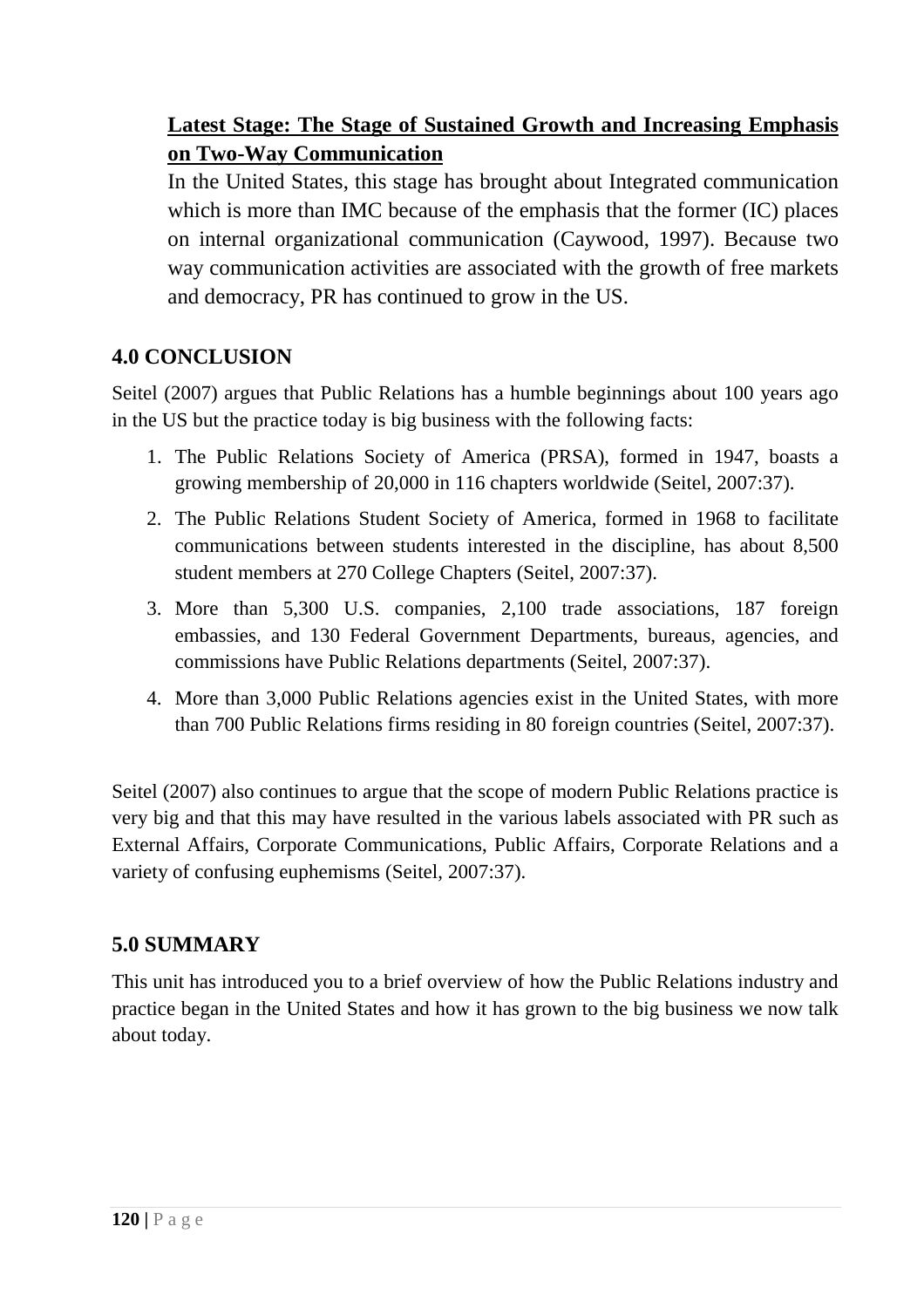**Latest Stage: The Stage of Sustained Growth and Increasing Emphasis on Two-Way Communication**

In the United States, this stage has brought about Integrated communication which is more than IMC because of the emphasis that the former (IC) places on internal organizational communication (Caywood, 1997). Because two way communication activities are associated with the growth of free markets and democracy, PR has continued to grow in the US.

## 4.0 CONCLUSION

Seitel (2007) argues that Public Relations has a humble beginnings about 100 years ago in the US but the practice today is big business with the following facts:

1. The Public Relations Society of America (PRSA), formed in 1947, boasts a growing membership of 20,000 in 116 chapters worldwide (Seitel, 2007:37).
2. The Public Relations Student Society of America, formed in 1968 to facilitate communications between students interested in the discipline, has about 8,500 student members at 270 College Chapters (Seitel, 2007:37).
3. More than 5,300 U.S. companies, 2,100 trade associations, 187 foreign embassies, and 130 Federal Government Departments, bureaus, agencies, and commissions have Public Relations departments (Seitel, 2007:37).
4. More than 3,000 Public Relations agencies exist in the United States, with more than 700 Public Relations firms residing in 80 foreign countries (Seitel, 2007:37).

Seitel (2007) also continues to argue that the scope of modern Public Relations practice is very big and that this may have resulted in the various labels associated with PR such as External Affairs, Corporate Communications, Public Affairs, Corporate Relations and a variety of confusing euphemisms (Seitel, 2007:37).

## 5.0 SUMMARY

This unit has introduced you to a brief overview of how the Public Relations industry and practice began in the United States and how it has grown to the big business we now talk about today.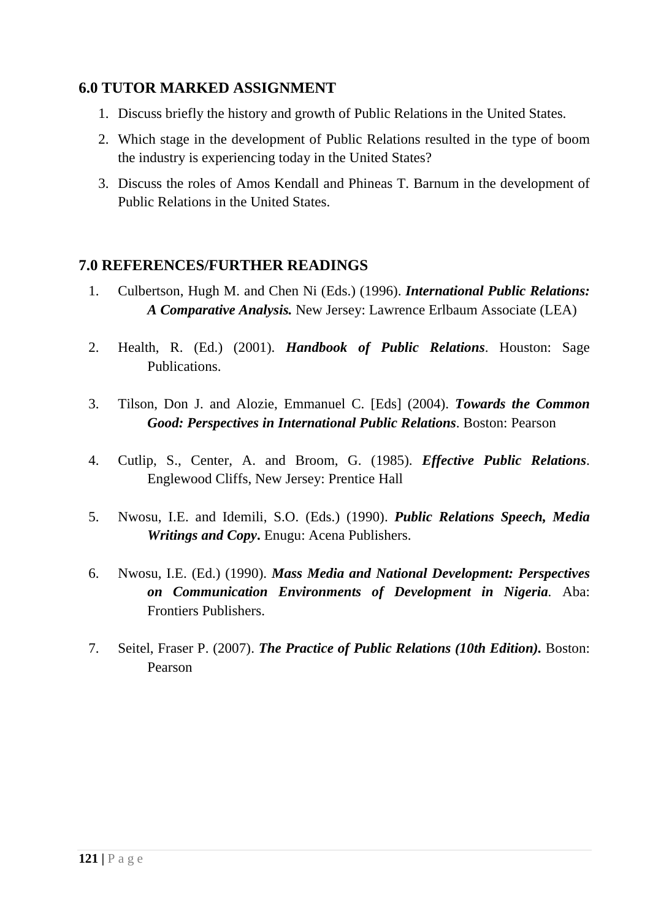## 6.0 TUTOR MARKED ASSIGNMENT

1. Discuss briefly the history and growth of Public Relations in the United States.
2. Which stage in the development of Public Relations resulted in the type of boom the industry is experiencing today in the United States?
3. Discuss the roles of Amos Kendall and Phineas T. Barnum in the development of Public Relations in the United States.

## 7.0 REFERENCES/FURTHER READINGS

1. Culbertson, Hugh M. and Chen Ni (Eds.) (1996). ***International Public Relations: A Comparative Analysis.*** New Jersey: Lawrence Erlbaum Associate (LEA)

2. Health, R. (Ed.) (2001). ***Handbook of Public Relations***. Houston: Sage Publications.

3. Tilson, Don J. and Alozie, Emmanuel C. [Eds] (2004). ***Towards the Common Good: Perspectives in International Public Relations***. Boston: Pearson

4. Cutlip, S., Center, A. and Broom, G. (1985). ***Effective Public Relations***. Englewood Cliffs, New Jersey: Prentice Hall

5. Nwosu, I.E. and Idemili, S.O. (Eds.) (1990). ***Public Relations Speech, Media Writings and Copy***. Enugu: Acena Publishers.

6. Nwosu, I.E. (Ed.) (1990). ***Mass Media and National Development: Perspectives on Communication Environments of Development in Nigeria***. Aba: Frontiers Publishers.

7. Seitel, Fraser P. (2007). ***The Practice of Public Relations (10th Edition).*** Boston: Pearson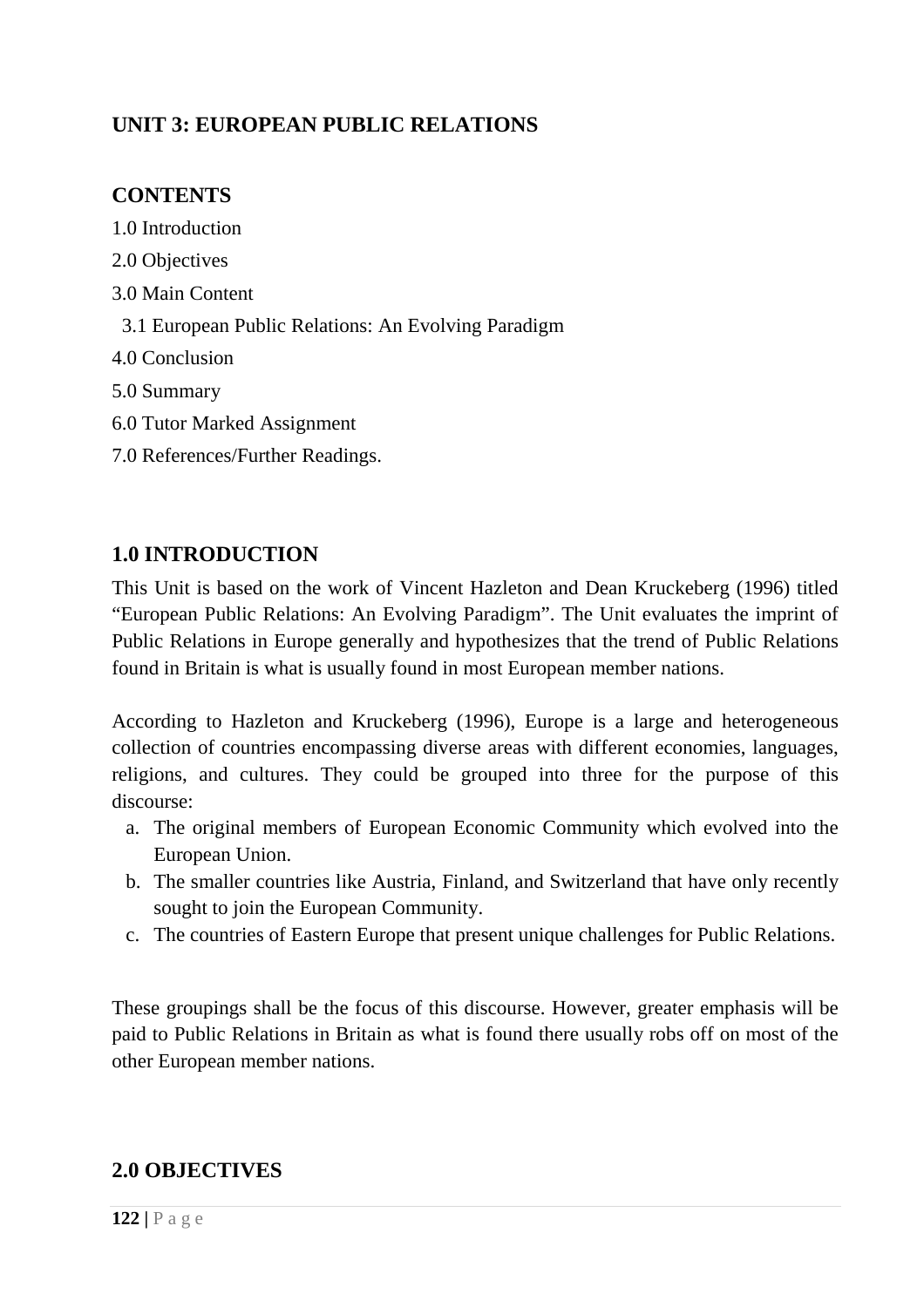## UNIT 3: EUROPEAN PUBLIC RELATIONS

### CONTENTS

1.0 Introduction

2.0 Objectives

3.0 Main Content

3.1 European Public Relations: An Evolving Paradigm

4.0 Conclusion

5.0 Summary

6.0 Tutor Marked Assignment

7.0 References/Further Readings.

### 1.0 INTRODUCTION

This Unit is based on the work of Vincent Hazleton and Dean Kruckeberg (1996) titled "European Public Relations: An Evolving Paradigm". The Unit evaluates the imprint of Public Relations in Europe generally and hypothesizes that the trend of Public Relations found in Britain is what is usually found in most European member nations.

According to Hazleton and Kruckeberg (1996), Europe is a large and heterogeneous collection of countries encompassing diverse areas with different economies, languages, religions, and cultures. They could be grouped into three for the purpose of this discourse:

a. The original members of European Economic Community which evolved into the European Union.
b. The smaller countries like Austria, Finland, and Switzerland that have only recently sought to join the European Community.
c. The countries of Eastern Europe that present unique challenges for Public Relations.

These groupings shall be the focus of this discourse. However, greater emphasis will be paid to Public Relations in Britain as what is found there usually robs off on most of the other European member nations.

### 2.0 OBJECTIVES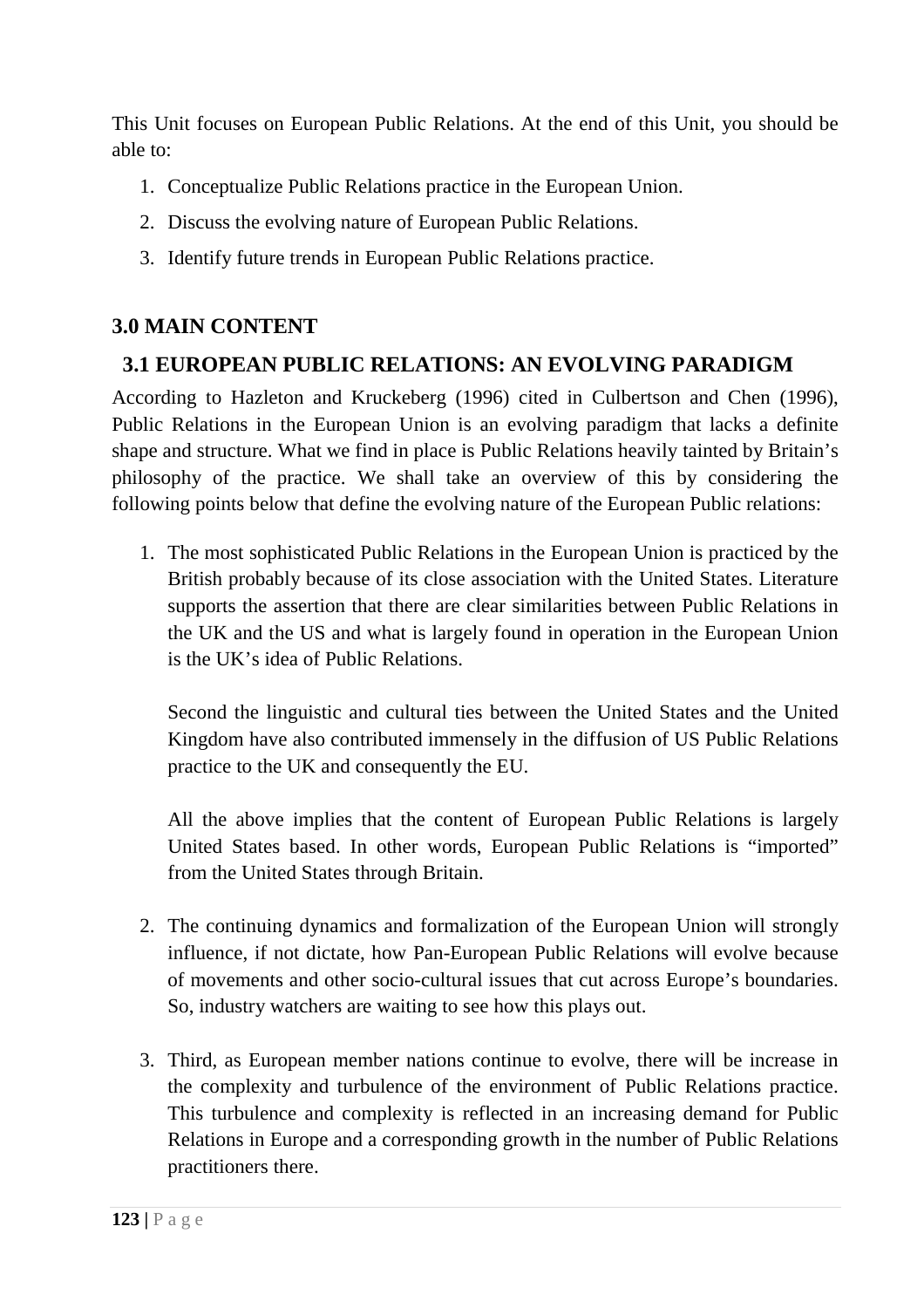This Unit focuses on European Public Relations. At the end of this Unit, you should be able to:

1. Conceptualize Public Relations practice in the European Union.
2. Discuss the evolving nature of European Public Relations.
3. Identify future trends in European Public Relations practice.

## 3.0 MAIN CONTENT

### 3.1 EUROPEAN PUBLIC RELATIONS: AN EVOLVING PARADIGM

According to Hazleton and Kruckeberg (1996) cited in Culbertson and Chen (1996), Public Relations in the European Union is an evolving paradigm that lacks a definite shape and structure. What we find in place is Public Relations heavily tainted by Britain's philosophy of the practice. We shall take an overview of this by considering the following points below that define the evolving nature of the European Public relations:

1. The most sophisticated Public Relations in the European Union is practiced by the British probably because of its close association with the United States. Literature supports the assertion that there are clear similarities between Public Relations in the UK and the US and what is largely found in operation in the European Union is the UK's idea of Public Relations.

   Second the linguistic and cultural ties between the United States and the United Kingdom have also contributed immensely in the diffusion of US Public Relations practice to the UK and consequently the EU.

   All the above implies that the content of European Public Relations is largely United States based. In other words, European Public Relations is "imported" from the United States through Britain.

2. The continuing dynamics and formalization of the European Union will strongly influence, if not dictate, how Pan-European Public Relations will evolve because of movements and other socio-cultural issues that cut across Europe's boundaries. So, industry watchers are waiting to see how this plays out.

3. Third, as European member nations continue to evolve, there will be increase in the complexity and turbulence of the environment of Public Relations practice. This turbulence and complexity is reflected in an increasing demand for Public Relations in Europe and a corresponding growth in the number of Public Relations practitioners there.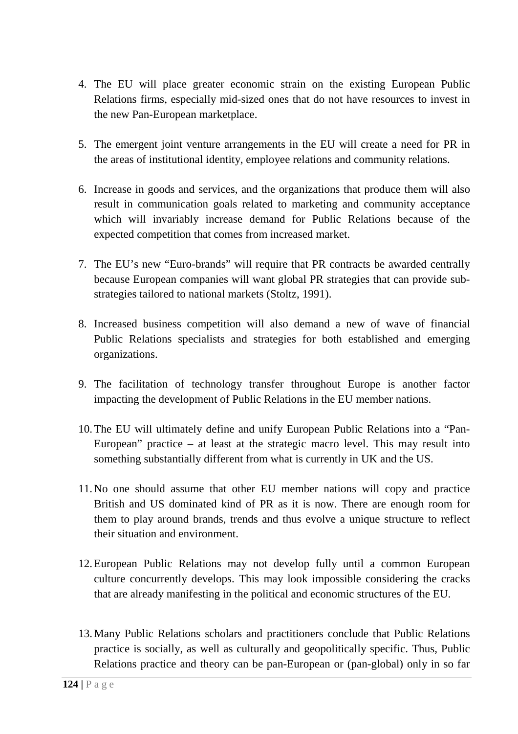4. The EU will place greater economic strain on the existing European Public Relations firms, especially mid-sized ones that do not have resources to invest in the new Pan-European marketplace.

5. The emergent joint venture arrangements in the EU will create a need for PR in the areas of institutional identity, employee relations and community relations.

6. Increase in goods and services, and the organizations that produce them will also result in communication goals related to marketing and community acceptance which will invariably increase demand for Public Relations because of the expected competition that comes from increased market.

7. The EU's new "Euro-brands" will require that PR contracts be awarded centrally because European companies will want global PR strategies that can provide sub-strategies tailored to national markets (Stoltz, 1991).

8. Increased business competition will also demand a new of wave of financial Public Relations specialists and strategies for both established and emerging organizations.

9. The facilitation of technology transfer throughout Europe is another factor impacting the development of Public Relations in the EU member nations.

10. The EU will ultimately define and unify European Public Relations into a "Pan-European" practice – at least at the strategic macro level. This may result into something substantially different from what is currently in UK and the US.

11. No one should assume that other EU member nations will copy and practice British and US dominated kind of PR as it is now. There are enough room for them to play around brands, trends and thus evolve a unique structure to reflect their situation and environment.

12. European Public Relations may not develop fully until a common European culture concurrently develops. This may look impossible considering the cracks that are already manifesting in the political and economic structures of the EU.

13. Many Public Relations scholars and practitioners conclude that Public Relations practice is socially, as well as culturally and geopolitically specific. Thus, Public Relations practice and theory can be pan-European or (pan-global) only in so far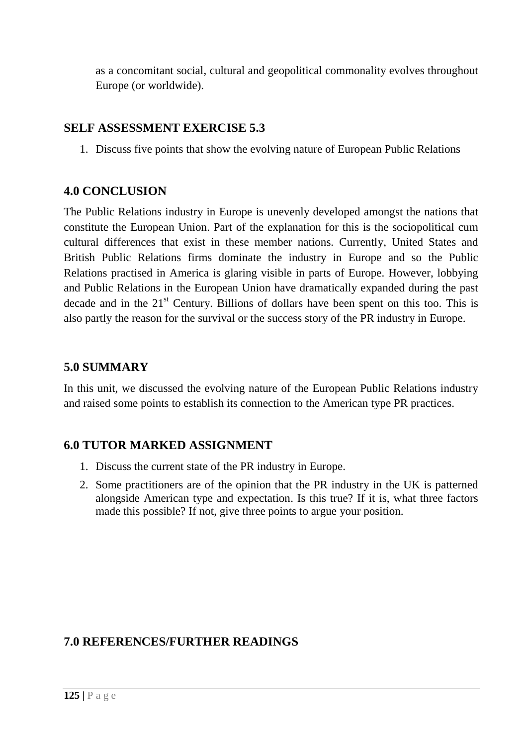as a concomitant social, cultural and geopolitical commonality evolves throughout Europe (or worldwide).

## SELF ASSESSMENT EXERCISE 5.3

1. Discuss five points that show the evolving nature of European Public Relations

## 4.0 CONCLUSION

The Public Relations industry in Europe is unevenly developed amongst the nations that constitute the European Union. Part of the explanation for this is the sociopolitical cum cultural differences that exist in these member nations. Currently, United States and British Public Relations firms dominate the industry in Europe and so the Public Relations practised in America is glaring visible in parts of Europe. However, lobbying and Public Relations in the European Union have dramatically expanded during the past decade and in the 21st Century. Billions of dollars have been spent on this too. This is also partly the reason for the survival or the success story of the PR industry in Europe.

## 5.0 SUMMARY

In this unit, we discussed the evolving nature of the European Public Relations industry and raised some points to establish its connection to the American type PR practices.

## 6.0 TUTOR MARKED ASSIGNMENT

1. Discuss the current state of the PR industry in Europe.
2. Some practitioners are of the opinion that the PR industry in the UK is patterned alongside American type and expectation. Is this true? If it is, what three factors made this possible? If not, give three points to argue your position.

## 7.0 REFERENCES/FURTHER READINGS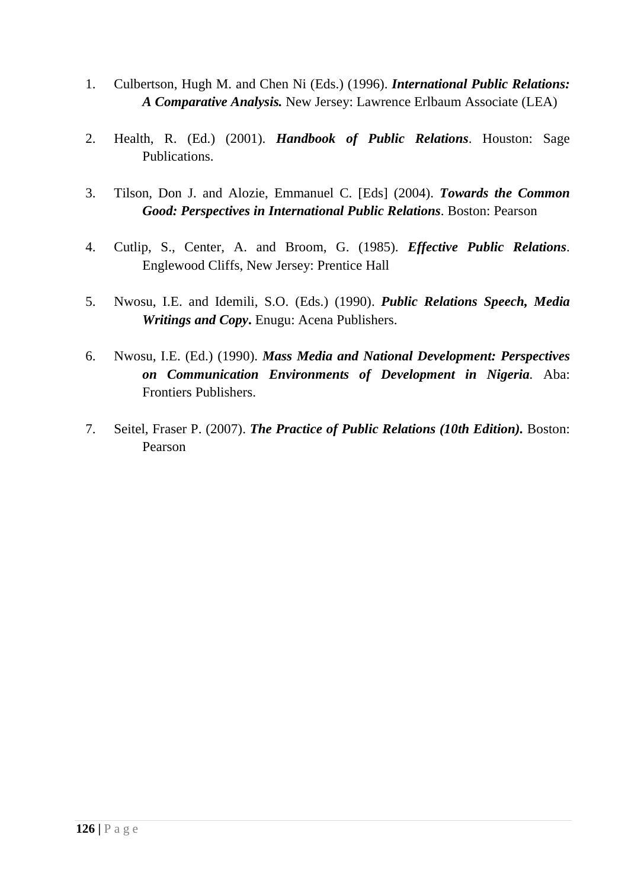1. Culbertson, Hugh M. and Chen Ni (Eds.) (1996). ***International Public Relations: A Comparative Analysis.*** New Jersey: Lawrence Erlbaum Associate (LEA)

2. Health, R. (Ed.) (2001). ***Handbook of Public Relations***. Houston: Sage Publications.

3. Tilson, Don J. and Alozie, Emmanuel C. [Eds] (2004). ***Towards the Common Good: Perspectives in International Public Relations***. Boston: Pearson

4. Cutlip, S., Center, A. and Broom, G. (1985). ***Effective Public Relations***. Englewood Cliffs, New Jersey: Prentice Hall

5. Nwosu, I.E. and Idemili, S.O. (Eds.) (1990). ***Public Relations Speech, Media Writings and Copy*****.** Enugu: Acena Publishers.

6. Nwosu, I.E. (Ed.) (1990). ***Mass Media and National Development: Perspectives on Communication Environments of Development in Nigeria***. Aba: Frontiers Publishers.

7. Seitel, Fraser P. (2007). ***The Practice of Public Relations (10th Edition)*****.** Boston: Pearson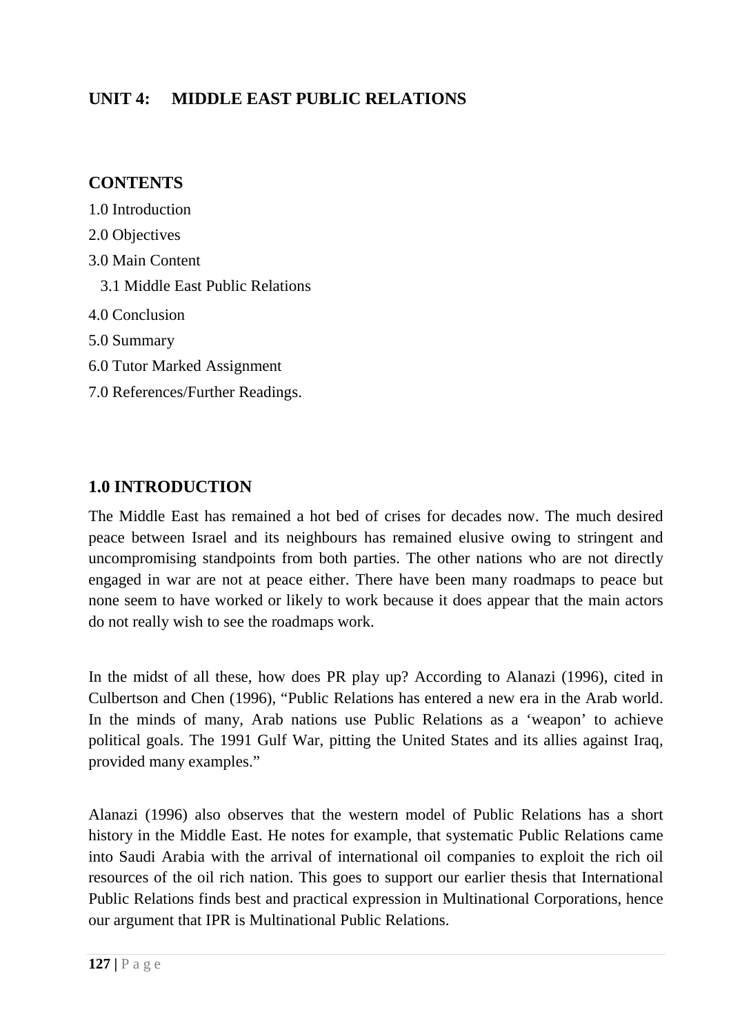## UNIT 4: MIDDLE EAST PUBLIC RELATIONS

### CONTENTS

1.0 Introduction
2.0 Objectives
3.0 Main Content
   3.1 Middle East Public Relations
4.0 Conclusion
5.0 Summary
6.0 Tutor Marked Assignment
7.0 References/Further Readings.

### 1.0 INTRODUCTION

The Middle East has remained a hot bed of crises for decades now. The much desired peace between Israel and its neighbours has remained elusive owing to stringent and uncompromising standpoints from both parties. The other nations who are not directly engaged in war are not at peace either. There have been many roadmaps to peace but none seem to have worked or likely to work because it does appear that the main actors do not really wish to see the roadmaps work.

In the midst of all these, how does PR play up? According to Alanazi (1996), cited in Culbertson and Chen (1996), "Public Relations has entered a new era in the Arab world. In the minds of many, Arab nations use Public Relations as a 'weapon' to achieve political goals. The 1991 Gulf War, pitting the United States and its allies against Iraq, provided many examples."

Alanazi (1996) also observes that the western model of Public Relations has a short history in the Middle East. He notes for example, that systematic Public Relations came into Saudi Arabia with the arrival of international oil companies to exploit the rich oil resources of the oil rich nation. This goes to support our earlier thesis that International Public Relations finds best and practical expression in Multinational Corporations, hence our argument that IPR is Multinational Public Relations.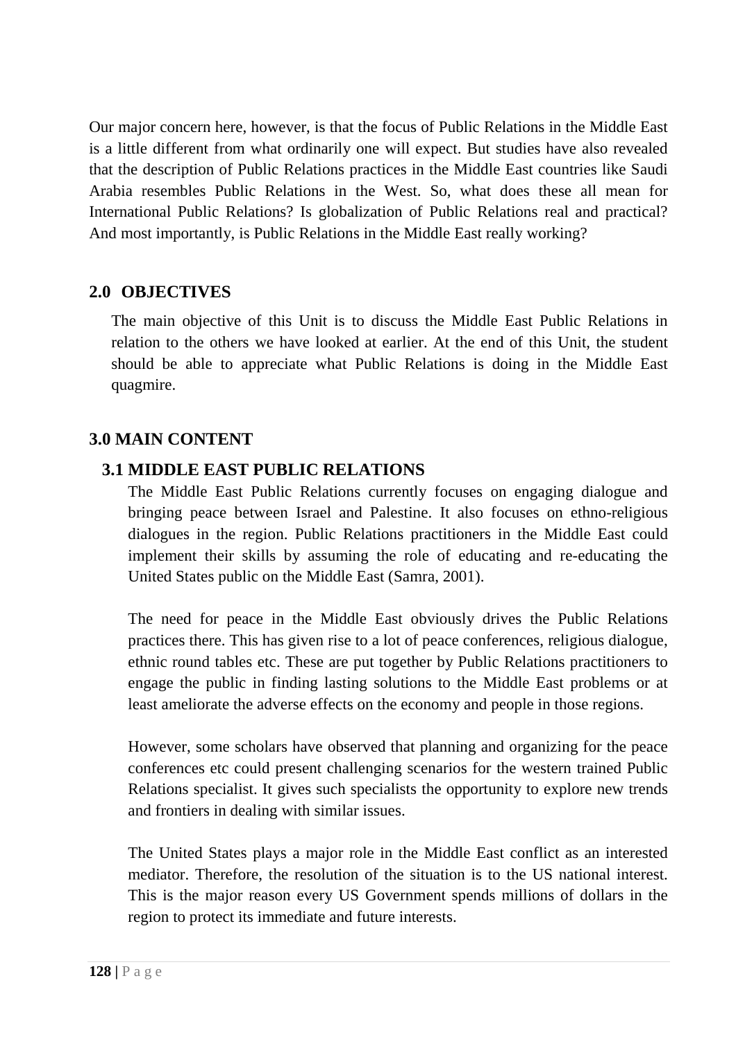Our major concern here, however, is that the focus of Public Relations in the Middle East is a little different from what ordinarily one will expect. But studies have also revealed that the description of Public Relations practices in the Middle East countries like Saudi Arabia resembles Public Relations in the West. So, what does these all mean for International Public Relations? Is globalization of Public Relations real and practical? And most importantly, is Public Relations in the Middle East really working?

## 2.0 OBJECTIVES

The main objective of this Unit is to discuss the Middle East Public Relations in relation to the others we have looked at earlier. At the end of this Unit, the student should be able to appreciate what Public Relations is doing in the Middle East quagmire.

## 3.0 MAIN CONTENT

### 3.1 MIDDLE EAST PUBLIC RELATIONS

The Middle East Public Relations currently focuses on engaging dialogue and bringing peace between Israel and Palestine. It also focuses on ethno-religious dialogues in the region. Public Relations practitioners in the Middle East could implement their skills by assuming the role of educating and re-educating the United States public on the Middle East (Samra, 2001).

The need for peace in the Middle East obviously drives the Public Relations practices there. This has given rise to a lot of peace conferences, religious dialogue, ethnic round tables etc. These are put together by Public Relations practitioners to engage the public in finding lasting solutions to the Middle East problems or at least ameliorate the adverse effects on the economy and people in those regions.

However, some scholars have observed that planning and organizing for the peace conferences etc could present challenging scenarios for the western trained Public Relations specialist. It gives such specialists the opportunity to explore new trends and frontiers in dealing with similar issues.

The United States plays a major role in the Middle East conflict as an interested mediator. Therefore, the resolution of the situation is to the US national interest. This is the major reason every US Government spends millions of dollars in the region to protect its immediate and future interests.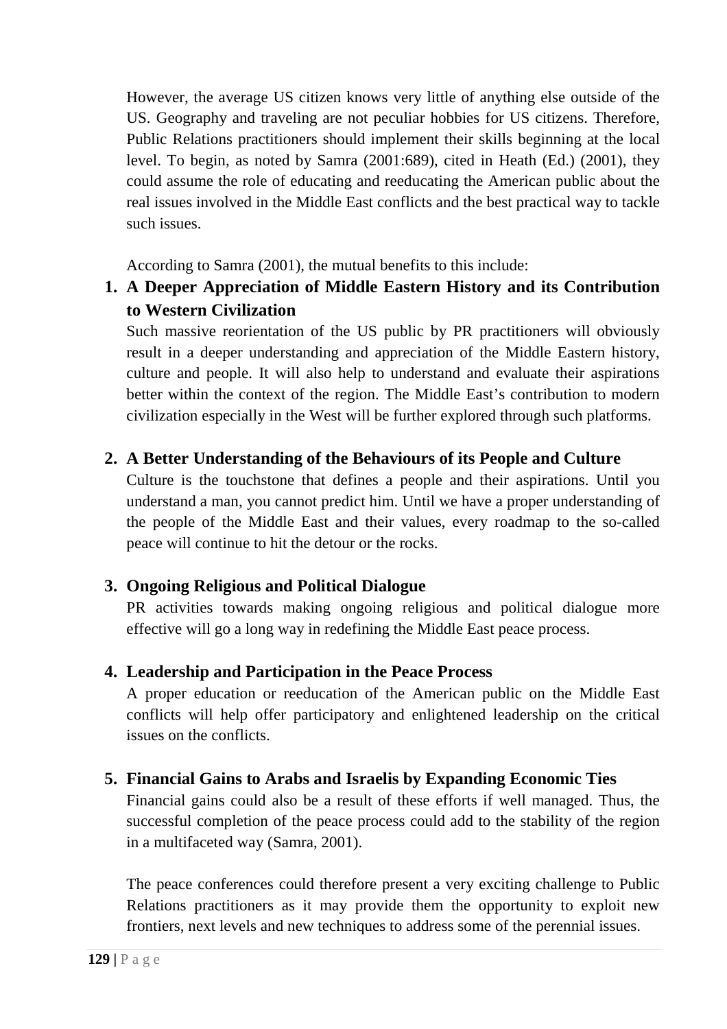However, the average US citizen knows very little of anything else outside of the US. Geography and traveling are not peculiar hobbies for US citizens. Therefore, Public Relations practitioners should implement their skills beginning at the local level. To begin, as noted by Samra (2001:689), cited in Heath (Ed.) (2001), they could assume the role of educating and reeducating the American public about the real issues involved in the Middle East conflicts and the best practical way to tackle such issues.

According to Samra (2001), the mutual benefits to this include:

1. **A Deeper Appreciation of Middle Eastern History and its Contribution to Western Civilization**

   Such massive reorientation of the US public by PR practitioners will obviously result in a deeper understanding and appreciation of the Middle Eastern history, culture and people. It will also help to understand and evaluate their aspirations better within the context of the region. The Middle East's contribution to modern civilization especially in the West will be further explored through such platforms.

2. **A Better Understanding of the Behaviours of its People and Culture**

   Culture is the touchstone that defines a people and their aspirations. Until you understand a man, you cannot predict him. Until we have a proper understanding of the people of the Middle East and their values, every roadmap to the so-called peace will continue to hit the detour or the rocks.

3. **Ongoing Religious and Political Dialogue**

   PR activities towards making ongoing religious and political dialogue more effective will go a long way in redefining the Middle East peace process.

4. **Leadership and Participation in the Peace Process**

   A proper education or reeducation of the American public on the Middle East conflicts will help offer participatory and enlightened leadership on the critical issues on the conflicts.

5. **Financial Gains to Arabs and Israelis by Expanding Economic Ties**

   Financial gains could also be a result of these efforts if well managed. Thus, the successful completion of the peace process could add to the stability of the region in a multifaceted way (Samra, 2001).

The peace conferences could therefore present a very exciting challenge to Public Relations practitioners as it may provide them the opportunity to exploit new frontiers, next levels and new techniques to address some of the perennial issues.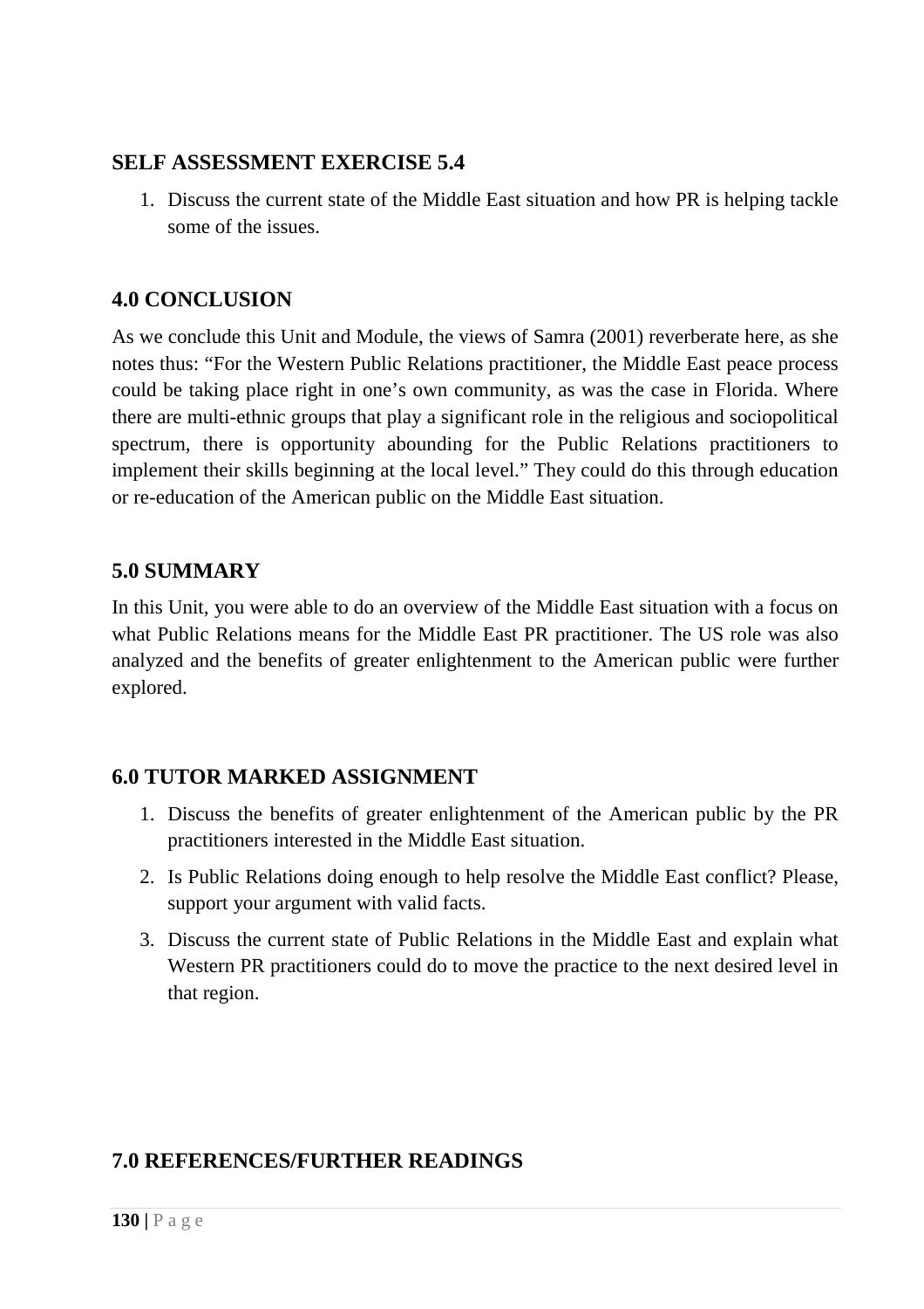## SELF ASSESSMENT EXERCISE 5.4

1. Discuss the current state of the Middle East situation and how PR is helping tackle some of the issues.

## 4.0 CONCLUSION

As we conclude this Unit and Module, the views of Samra (2001) reverberate here, as she notes thus: "For the Western Public Relations practitioner, the Middle East peace process could be taking place right in one's own community, as was the case in Florida. Where there are multi-ethnic groups that play a significant role in the religious and sociopolitical spectrum, there is opportunity abounding for the Public Relations practitioners to implement their skills beginning at the local level." They could do this through education or re-education of the American public on the Middle East situation.

## 5.0 SUMMARY

In this Unit, you were able to do an overview of the Middle East situation with a focus on what Public Relations means for the Middle East PR practitioner. The US role was also analyzed and the benefits of greater enlightenment to the American public were further explored.

## 6.0 TUTOR MARKED ASSIGNMENT

1. Discuss the benefits of greater enlightenment of the American public by the PR practitioners interested in the Middle East situation.
2. Is Public Relations doing enough to help resolve the Middle East conflict? Please, support your argument with valid facts.
3. Discuss the current state of Public Relations in the Middle East and explain what Western PR practitioners could do to move the practice to the next desired level in that region.

## 7.0 REFERENCES/FURTHER READINGS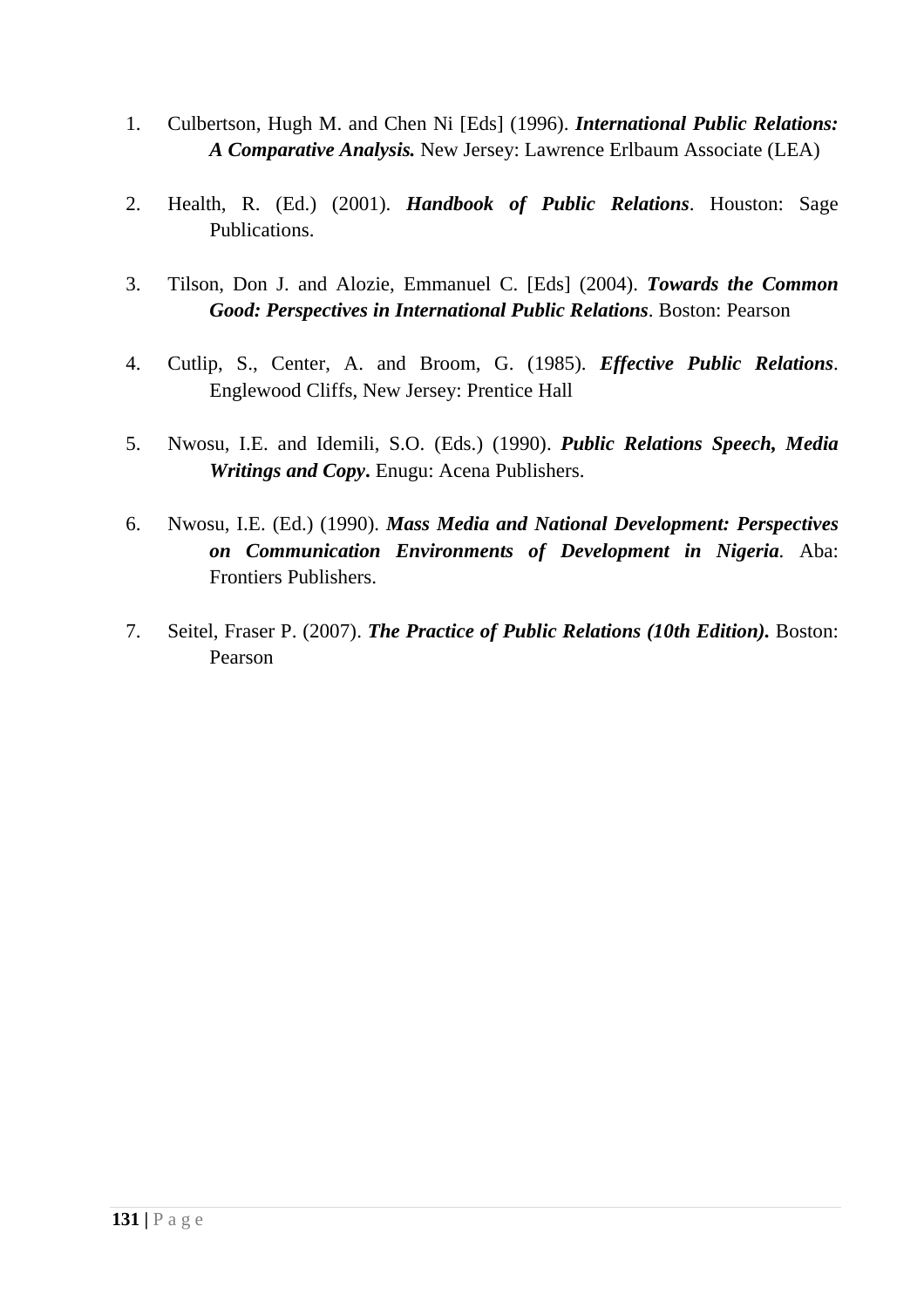1. Culbertson, Hugh M. and Chen Ni [Eds] (1996). ***International Public Relations: A Comparative Analysis.*** New Jersey: Lawrence Erlbaum Associate (LEA)

2. Health, R. (Ed.) (2001). ***Handbook of Public Relations***. Houston: Sage Publications.

3. Tilson, Don J. and Alozie, Emmanuel C. [Eds] (2004). ***Towards the Common Good: Perspectives in International Public Relations***. Boston: Pearson

4. Cutlip, S., Center, A. and Broom, G. (1985). ***Effective Public Relations***. Englewood Cliffs, New Jersey: Prentice Hall

5. Nwosu, I.E. and Idemili, S.O. (Eds.) (1990). ***Public Relations Speech, Media Writings and Copy*****.** Enugu: Acena Publishers.

6. Nwosu, I.E. (Ed.) (1990). ***Mass Media and National Development: Perspectives on Communication Environments of Development in Nigeria***. Aba: Frontiers Publishers.

7. Seitel, Fraser P. (2007). ***The Practice of Public Relations (10th Edition)*****.** Boston: Pearson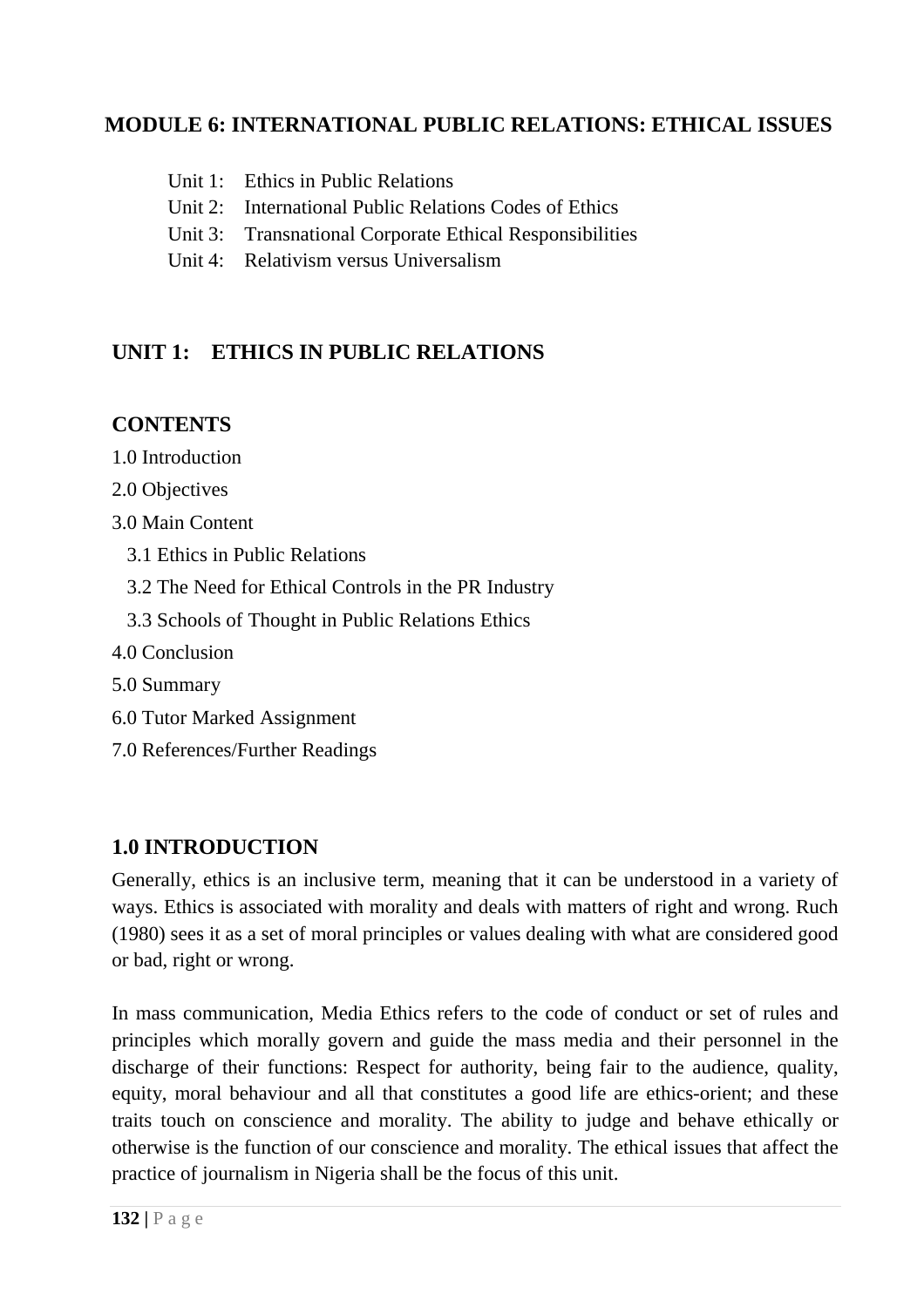## MODULE 6: INTERNATIONAL PUBLIC RELATIONS: ETHICAL ISSUES

- Unit 1: Ethics in Public Relations
- Unit 2: International Public Relations Codes of Ethics
- Unit 3: Transnational Corporate Ethical Responsibilities
- Unit 4: Relativism versus Universalism

## UNIT 1: ETHICS IN PUBLIC RELATIONS

### CONTENTS

1.0 Introduction

2.0 Objectives

3.0 Main Content

  3.1 Ethics in Public Relations

  3.2 The Need for Ethical Controls in the PR Industry

  3.3 Schools of Thought in Public Relations Ethics

4.0 Conclusion

5.0 Summary

6.0 Tutor Marked Assignment

7.0 References/Further Readings

### 1.0 INTRODUCTION

Generally, ethics is an inclusive term, meaning that it can be understood in a variety of ways. Ethics is associated with morality and deals with matters of right and wrong. Ruch (1980) sees it as a set of moral principles or values dealing with what are considered good or bad, right or wrong.

In mass communication, Media Ethics refers to the code of conduct or set of rules and principles which morally govern and guide the mass media and their personnel in the discharge of their functions: Respect for authority, being fair to the audience, quality, equity, moral behaviour and all that constitutes a good life are ethics-orient; and these traits touch on conscience and morality. The ability to judge and behave ethically or otherwise is the function of our conscience and morality. The ethical issues that affect the practice of journalism in Nigeria shall be the focus of this unit.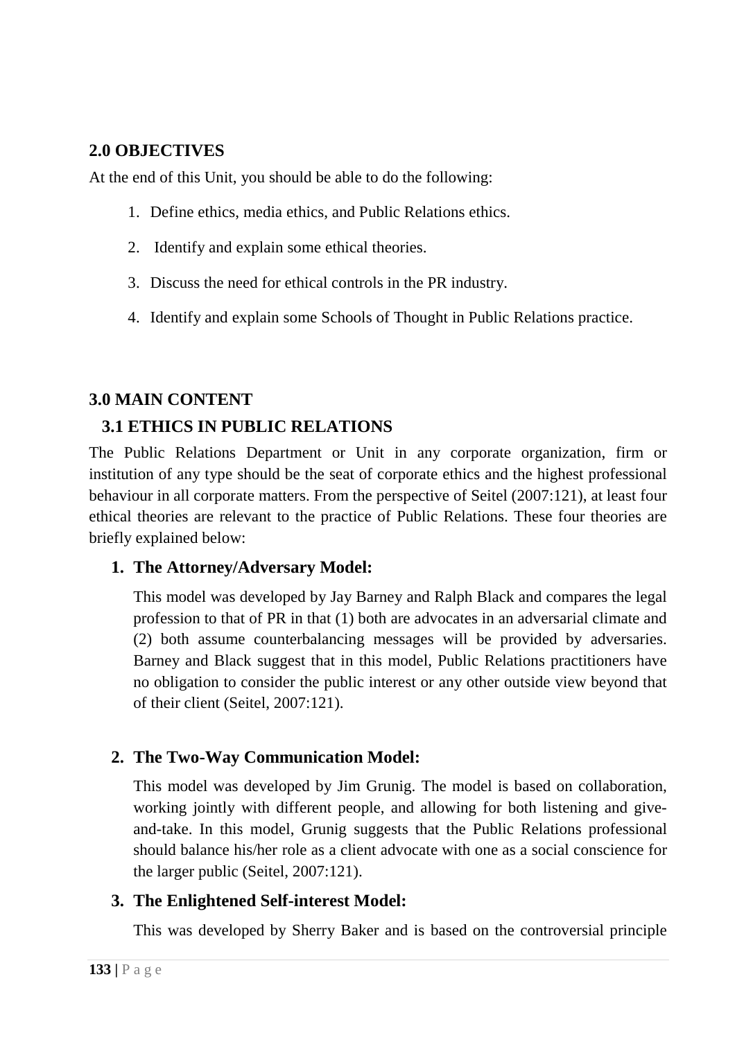## 2.0 OBJECTIVES

At the end of this Unit, you should be able to do the following:

1. Define ethics, media ethics, and Public Relations ethics.
2. Identify and explain some ethical theories.
3. Discuss the need for ethical controls in the PR industry.
4. Identify and explain some Schools of Thought in Public Relations practice.

## 3.0 MAIN CONTENT

### 3.1 ETHICS IN PUBLIC RELATIONS

The Public Relations Department or Unit in any corporate organization, firm or institution of any type should be the seat of corporate ethics and the highest professional behaviour in all corporate matters. From the perspective of Seitel (2007:121), at least four ethical theories are relevant to the practice of Public Relations. These four theories are briefly explained below:

1. **The Attorney/Adversary Model:**

   This model was developed by Jay Barney and Ralph Black and compares the legal profession to that of PR in that (1) both are advocates in an adversarial climate and (2) both assume counterbalancing messages will be provided by adversaries. Barney and Black suggest that in this model, Public Relations practitioners have no obligation to consider the public interest or any other outside view beyond that of their client (Seitel, 2007:121).

2. **The Two-Way Communication Model:**

   This model was developed by Jim Grunig. The model is based on collaboration, working jointly with different people, and allowing for both listening and give-and-take. In this model, Grunig suggests that the Public Relations professional should balance his/her role as a client advocate with one as a social conscience for the larger public (Seitel, 2007:121).

3. **The Enlightened Self-interest Model:**

   This was developed by Sherry Baker and is based on the controversial principle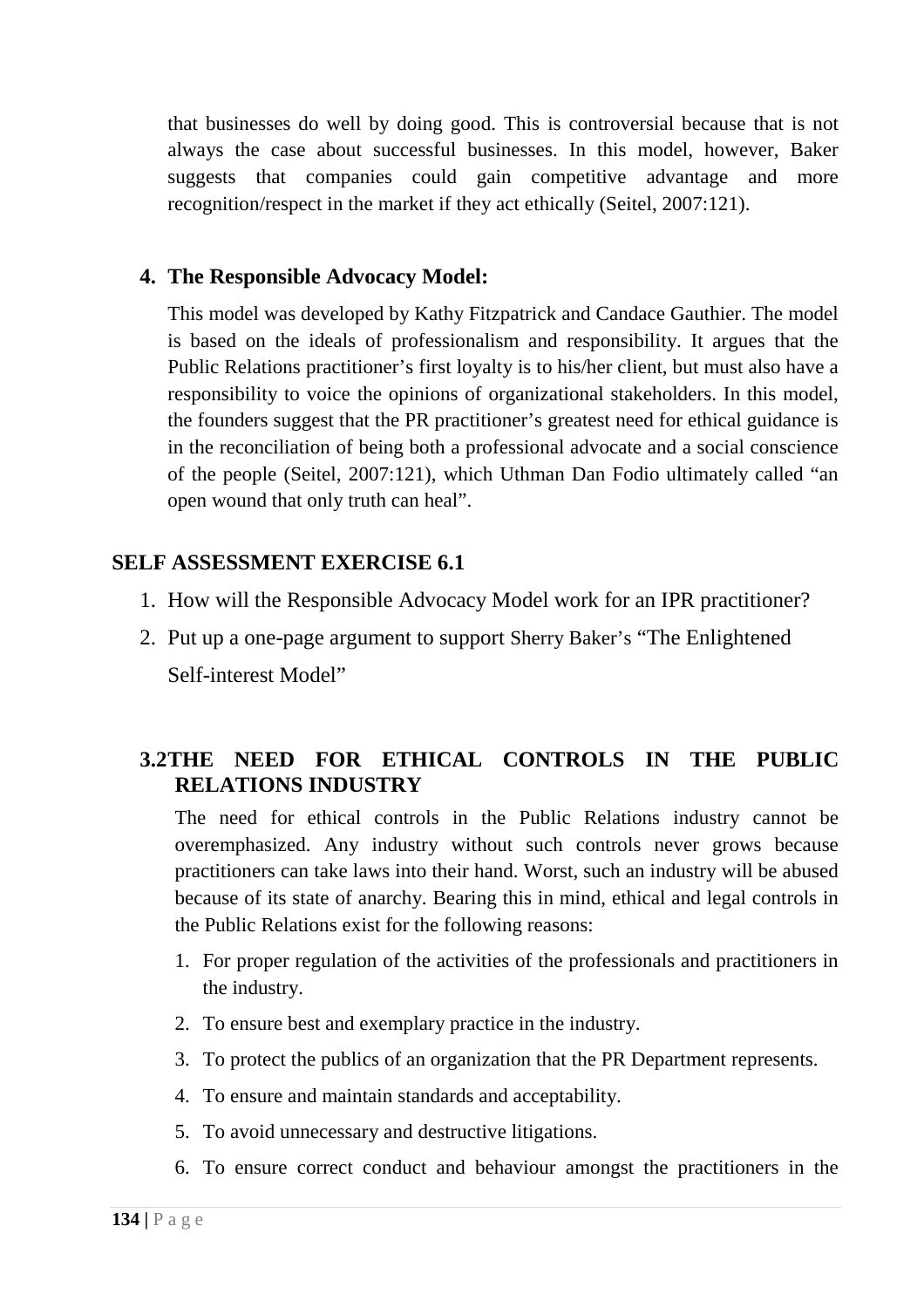that businesses do well by doing good. This is controversial because that is not always the case about successful businesses. In this model, however, Baker suggests that companies could gain competitive advantage and more recognition/respect in the market if they act ethically (Seitel, 2007:121).

4. **The Responsible Advocacy Model:**

   This model was developed by Kathy Fitzpatrick and Candace Gauthier. The model is based on the ideals of professionalism and responsibility. It argues that the Public Relations practitioner's first loyalty is to his/her client, but must also have a responsibility to voice the opinions of organizational stakeholders. In this model, the founders suggest that the PR practitioner's greatest need for ethical guidance is in the reconciliation of being both a professional advocate and a social conscience of the people (Seitel, 2007:121), which Uthman Dan Fodio ultimately called "an open wound that only truth can heal".

**SELF ASSESSMENT EXERCISE 6.1**

1. How will the Responsible Advocacy Model work for an IPR practitioner?
2. Put up a one-page argument to support Sherry Baker's "The Enlightened Self-interest Model"

## 3.2 THE NEED FOR ETHICAL CONTROLS IN THE PUBLIC RELATIONS INDUSTRY

The need for ethical controls in the Public Relations industry cannot be overemphasized. Any industry without such controls never grows because practitioners can take laws into their hand. Worst, such an industry will be abused because of its state of anarchy. Bearing this in mind, ethical and legal controls in the Public Relations exist for the following reasons:

1. For proper regulation of the activities of the professionals and practitioners in the industry.
2. To ensure best and exemplary practice in the industry.
3. To protect the publics of an organization that the PR Department represents.
4. To ensure and maintain standards and acceptability.
5. To avoid unnecessary and destructive litigations.
6. To ensure correct conduct and behaviour amongst the practitioners in the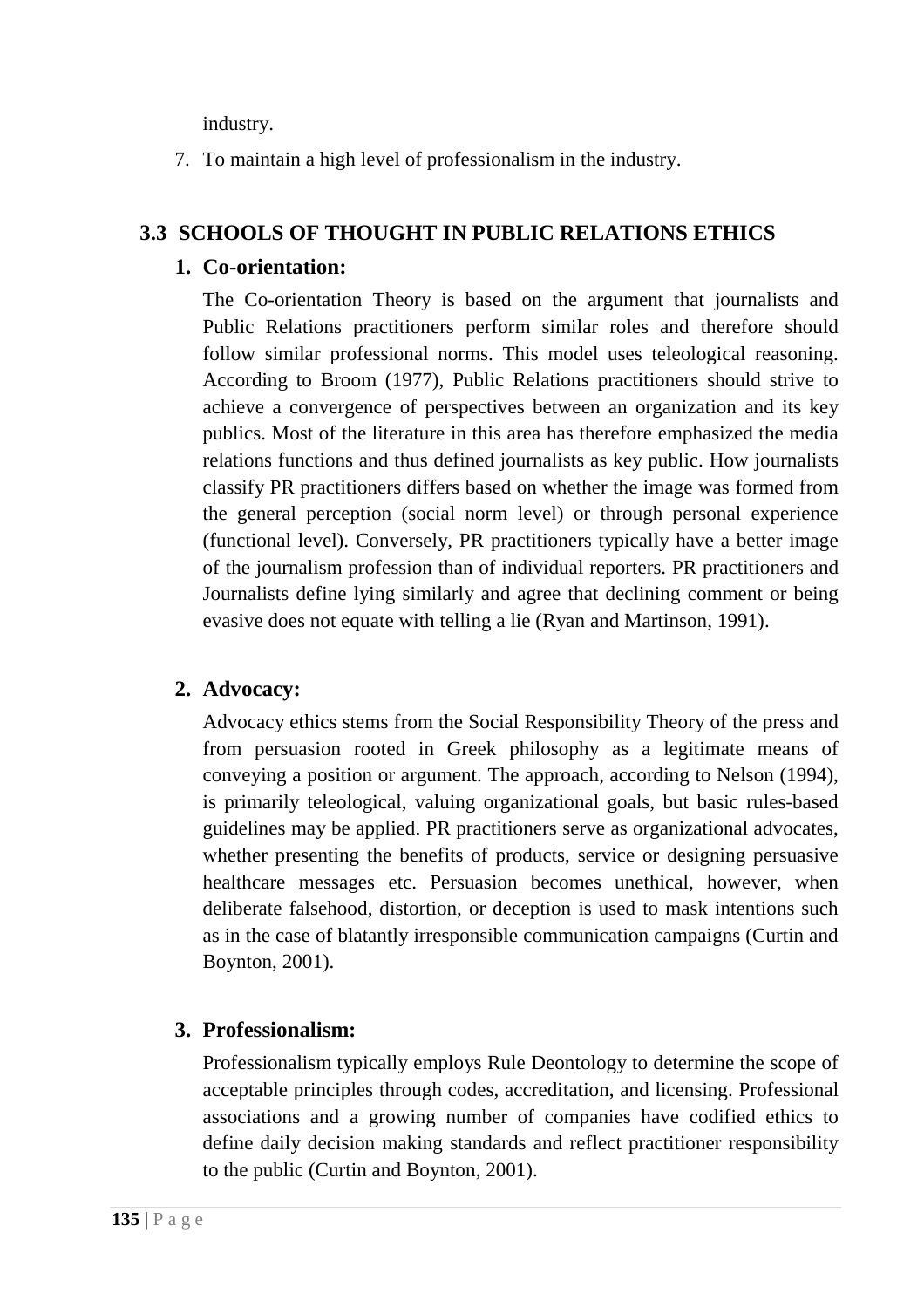industry.

7. To maintain a high level of professionalism in the industry.

## 3.3 SCHOOLS OF THOUGHT IN PUBLIC RELATIONS ETHICS

### 1. Co-orientation:

The Co-orientation Theory is based on the argument that journalists and Public Relations practitioners perform similar roles and therefore should follow similar professional norms. This model uses teleological reasoning. According to Broom (1977), Public Relations practitioners should strive to achieve a convergence of perspectives between an organization and its key publics. Most of the literature in this area has therefore emphasized the media relations functions and thus defined journalists as key public. How journalists classify PR practitioners differs based on whether the image was formed from the general perception (social norm level) or through personal experience (functional level). Conversely, PR practitioners typically have a better image of the journalism profession than of individual reporters. PR practitioners and Journalists define lying similarly and agree that declining comment or being evasive does not equate with telling a lie (Ryan and Martinson, 1991).

### 2. Advocacy:

Advocacy ethics stems from the Social Responsibility Theory of the press and from persuasion rooted in Greek philosophy as a legitimate means of conveying a position or argument. The approach, according to Nelson (1994), is primarily teleological, valuing organizational goals, but basic rules-based guidelines may be applied. PR practitioners serve as organizational advocates, whether presenting the benefits of products, service or designing persuasive healthcare messages etc. Persuasion becomes unethical, however, when deliberate falsehood, distortion, or deception is used to mask intentions such as in the case of blatantly irresponsible communication campaigns (Curtin and Boynton, 2001).

### 3. Professionalism:

Professionalism typically employs Rule Deontology to determine the scope of acceptable principles through codes, accreditation, and licensing. Professional associations and a growing number of companies have codified ethics to define daily decision making standards and reflect practitioner responsibility to the public (Curtin and Boynton, 2001).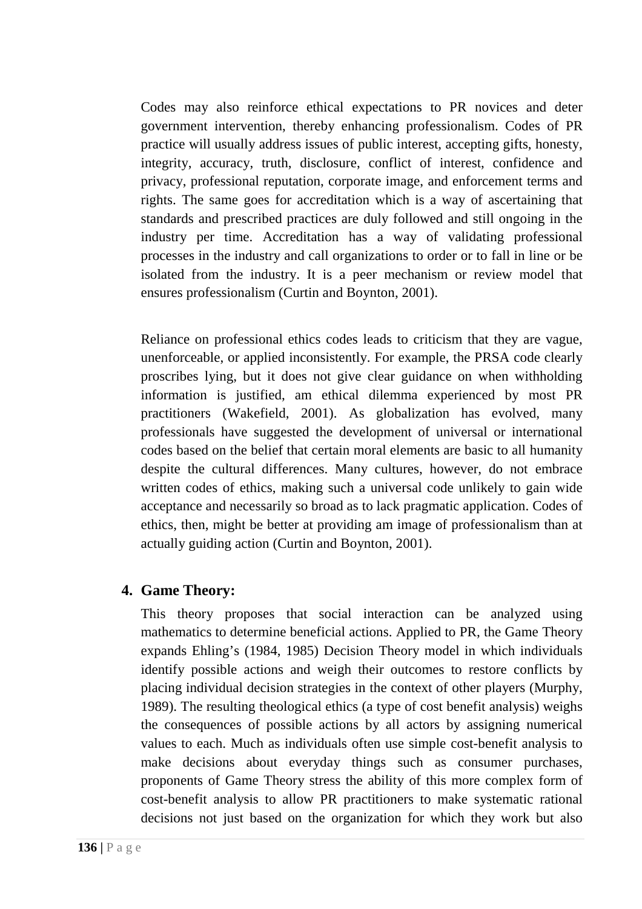Codes may also reinforce ethical expectations to PR novices and deter government intervention, thereby enhancing professionalism. Codes of PR practice will usually address issues of public interest, accepting gifts, honesty, integrity, accuracy, truth, disclosure, conflict of interest, confidence and privacy, professional reputation, corporate image, and enforcement terms and rights. The same goes for accreditation which is a way of ascertaining that standards and prescribed practices are duly followed and still ongoing in the industry per time. Accreditation has a way of validating professional processes in the industry and call organizations to order or to fall in line or be isolated from the industry. It is a peer mechanism or review model that ensures professionalism (Curtin and Boynton, 2001).

Reliance on professional ethics codes leads to criticism that they are vague, unenforceable, or applied inconsistently. For example, the PRSA code clearly proscribes lying, but it does not give clear guidance on when withholding information is justified, am ethical dilemma experienced by most PR practitioners (Wakefield, 2001). As globalization has evolved, many professionals have suggested the development of universal or international codes based on the belief that certain moral elements are basic to all humanity despite the cultural differences. Many cultures, however, do not embrace written codes of ethics, making such a universal code unlikely to gain wide acceptance and necessarily so broad as to lack pragmatic application. Codes of ethics, then, might be better at providing am image of professionalism than at actually guiding action (Curtin and Boynton, 2001).

4. **Game Theory:**

This theory proposes that social interaction can be analyzed using mathematics to determine beneficial actions. Applied to PR, the Game Theory expands Ehling's (1984, 1985) Decision Theory model in which individuals identify possible actions and weigh their outcomes to restore conflicts by placing individual decision strategies in the context of other players (Murphy, 1989). The resulting theological ethics (a type of cost benefit analysis) weighs the consequences of possible actions by all actors by assigning numerical values to each. Much as individuals often use simple cost-benefit analysis to make decisions about everyday things such as consumer purchases, proponents of Game Theory stress the ability of this more complex form of cost-benefit analysis to allow PR practitioners to make systematic rational decisions not just based on the organization for which they work but also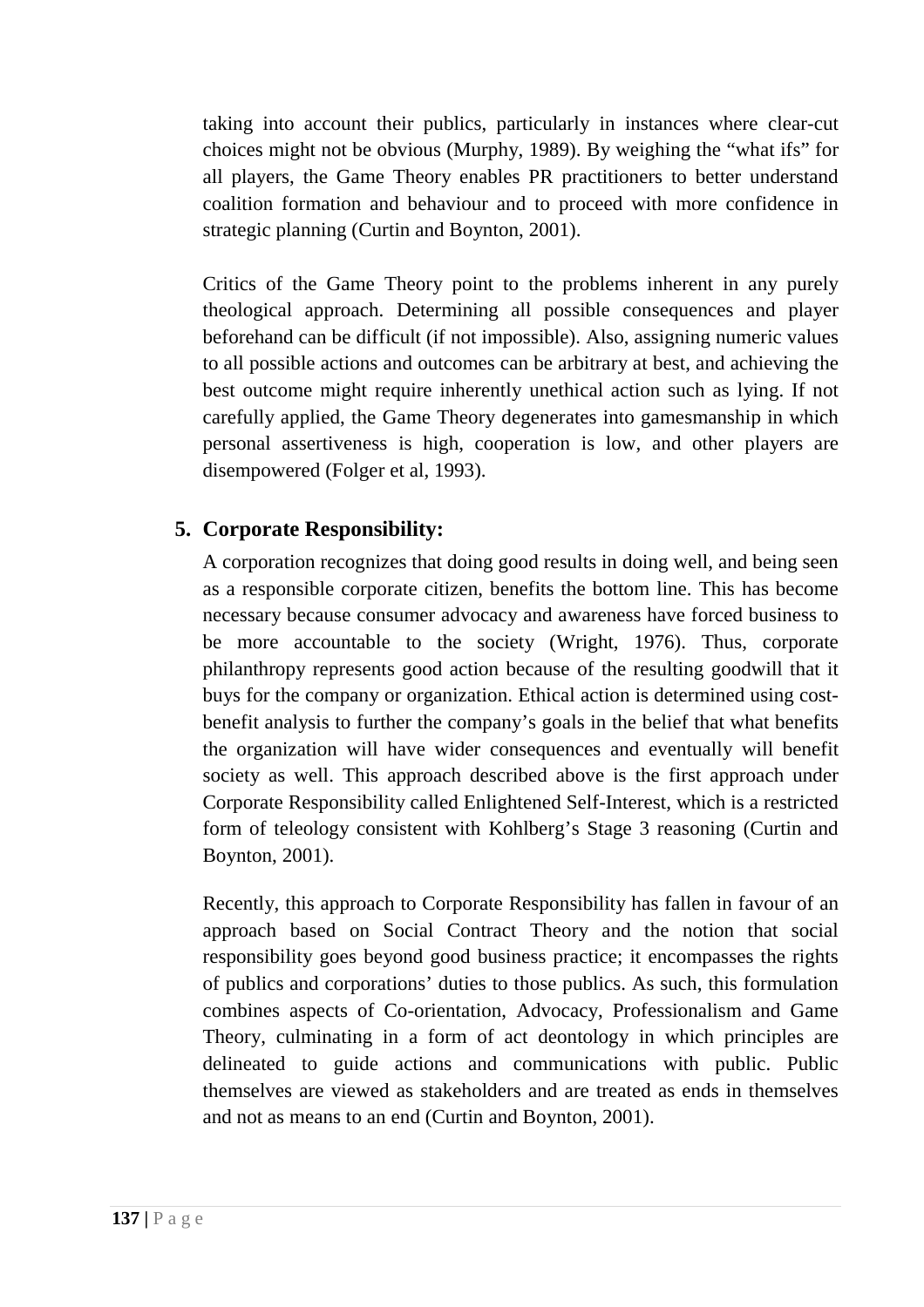taking into account their publics, particularly in instances where clear-cut choices might not be obvious (Murphy, 1989). By weighing the "what ifs" for all players, the Game Theory enables PR practitioners to better understand coalition formation and behaviour and to proceed with more confidence in strategic planning (Curtin and Boynton, 2001).

Critics of the Game Theory point to the problems inherent in any purely theological approach. Determining all possible consequences and player beforehand can be difficult (if not impossible). Also, assigning numeric values to all possible actions and outcomes can be arbitrary at best, and achieving the best outcome might require inherently unethical action such as lying. If not carefully applied, the Game Theory degenerates into gamesmanship in which personal assertiveness is high, cooperation is low, and other players are disempowered (Folger et al, 1993).

5. **Corporate Responsibility:**

   A corporation recognizes that doing good results in doing well, and being seen as a responsible corporate citizen, benefits the bottom line. This has become necessary because consumer advocacy and awareness have forced business to be more accountable to the society (Wright, 1976). Thus, corporate philanthropy represents good action because of the resulting goodwill that it buys for the company or organization. Ethical action is determined using cost-benefit analysis to further the company's goals in the belief that what benefits the organization will have wider consequences and eventually will benefit society as well. This approach described above is the first approach under Corporate Responsibility called Enlightened Self-Interest, which is a restricted form of teleology consistent with Kohlberg's Stage 3 reasoning (Curtin and Boynton, 2001).

   Recently, this approach to Corporate Responsibility has fallen in favour of an approach based on Social Contract Theory and the notion that social responsibility goes beyond good business practice; it encompasses the rights of publics and corporations' duties to those publics. As such, this formulation combines aspects of Co-orientation, Advocacy, Professionalism and Game Theory, culminating in a form of act deontology in which principles are delineated to guide actions and communications with public. Public themselves are viewed as stakeholders and are treated as ends in themselves and not as means to an end (Curtin and Boynton, 2001).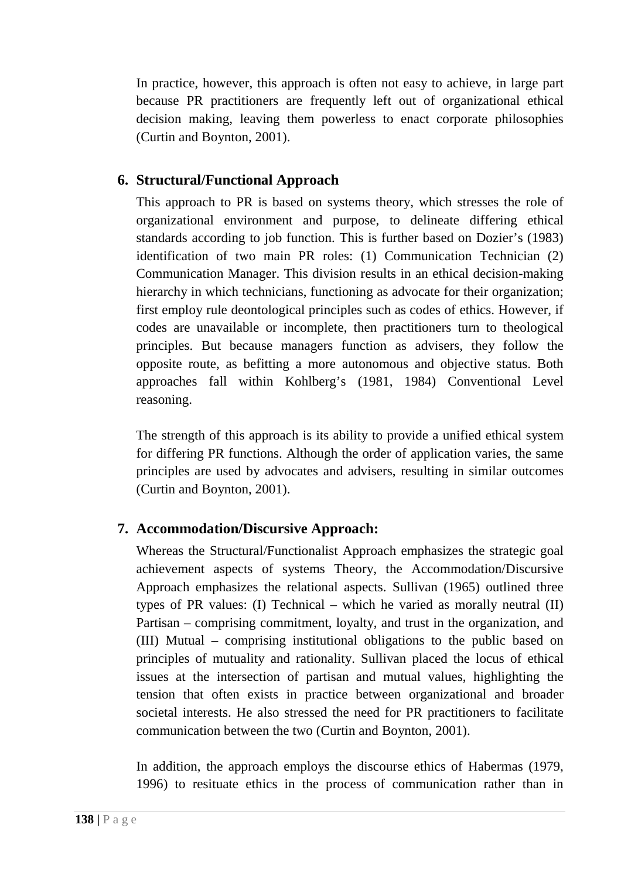In practice, however, this approach is often not easy to achieve, in large part because PR practitioners are frequently left out of organizational ethical decision making, leaving them powerless to enact corporate philosophies (Curtin and Boynton, 2001).

### 6. Structural/Functional Approach

This approach to PR is based on systems theory, which stresses the role of organizational environment and purpose, to delineate differing ethical standards according to job function. This is further based on Dozier's (1983) identification of two main PR roles: (1) Communication Technician (2) Communication Manager. This division results in an ethical decision-making hierarchy in which technicians, functioning as advocate for their organization; first employ rule deontological principles such as codes of ethics. However, if codes are unavailable or incomplete, then practitioners turn to theological principles. But because managers function as advisers, they follow the opposite route, as befitting a more autonomous and objective status. Both approaches fall within Kohlberg's (1981, 1984) Conventional Level reasoning.

The strength of this approach is its ability to provide a unified ethical system for differing PR functions. Although the order of application varies, the same principles are used by advocates and advisers, resulting in similar outcomes (Curtin and Boynton, 2001).

### 7. Accommodation/Discursive Approach:

Whereas the Structural/Functionalist Approach emphasizes the strategic goal achievement aspects of systems Theory, the Accommodation/Discursive Approach emphasizes the relational aspects. Sullivan (1965) outlined three types of PR values: (I) Technical – which he varied as morally neutral (II) Partisan – comprising commitment, loyalty, and trust in the organization, and (III) Mutual – comprising institutional obligations to the public based on principles of mutuality and rationality. Sullivan placed the locus of ethical issues at the intersection of partisan and mutual values, highlighting the tension that often exists in practice between organizational and broader societal interests. He also stressed the need for PR practitioners to facilitate communication between the two (Curtin and Boynton, 2001).

In addition, the approach employs the discourse ethics of Habermas (1979, 1996) to resituate ethics in the process of communication rather than in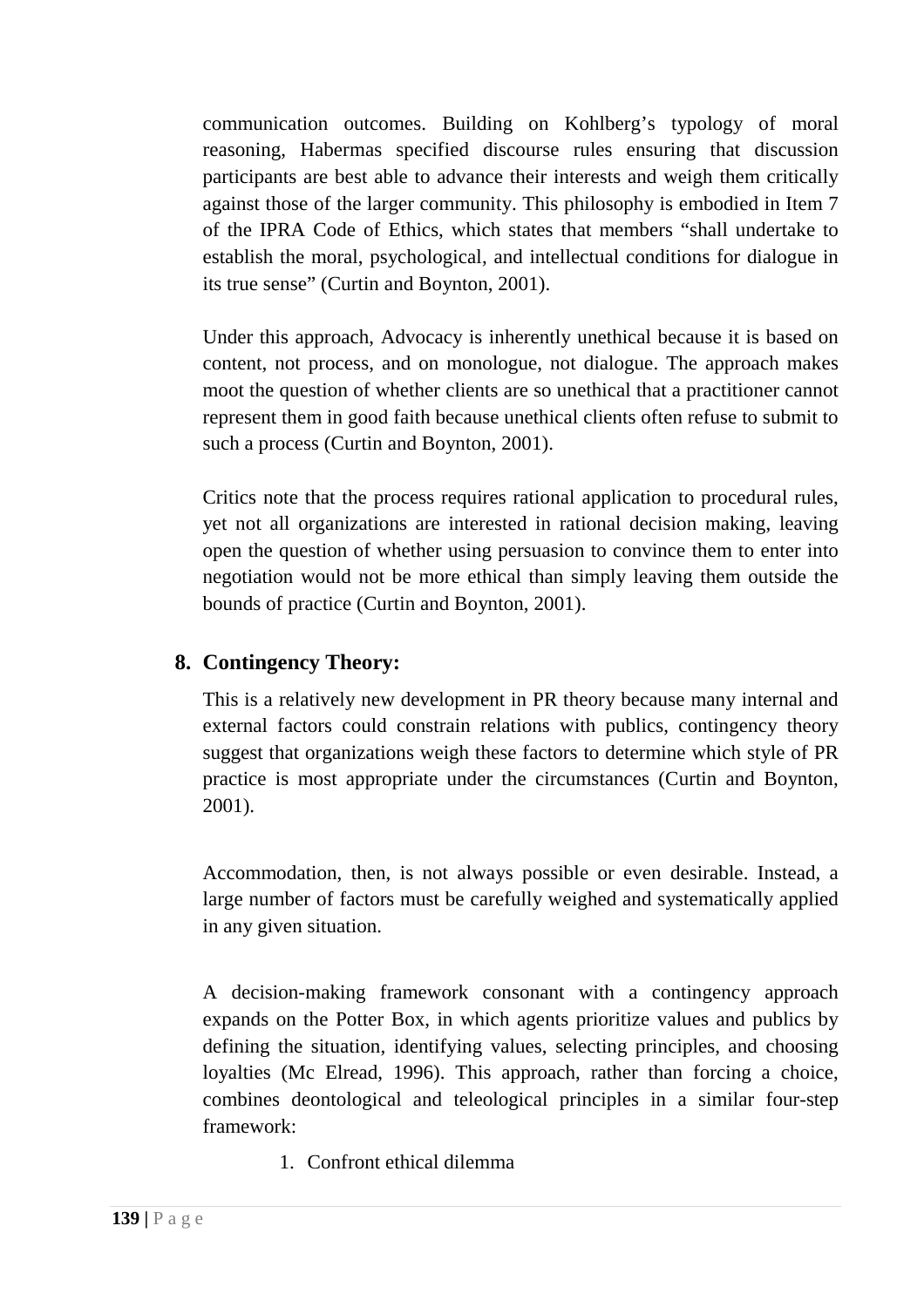communication outcomes. Building on Kohlberg's typology of moral reasoning, Habermas specified discourse rules ensuring that discussion participants are best able to advance their interests and weigh them critically against those of the larger community. This philosophy is embodied in Item 7 of the IPRA Code of Ethics, which states that members "shall undertake to establish the moral, psychological, and intellectual conditions for dialogue in its true sense" (Curtin and Boynton, 2001).

Under this approach, Advocacy is inherently unethical because it is based on content, not process, and on monologue, not dialogue. The approach makes moot the question of whether clients are so unethical that a practitioner cannot represent them in good faith because unethical clients often refuse to submit to such a process (Curtin and Boynton, 2001).

Critics note that the process requires rational application to procedural rules, yet not all organizations are interested in rational decision making, leaving open the question of whether using persuasion to convince them to enter into negotiation would not be more ethical than simply leaving them outside the bounds of practice (Curtin and Boynton, 2001).

**8. Contingency Theory:**

This is a relatively new development in PR theory because many internal and external factors could constrain relations with publics, contingency theory suggest that organizations weigh these factors to determine which style of PR practice is most appropriate under the circumstances (Curtin and Boynton, 2001).

Accommodation, then, is not always possible or even desirable. Instead, a large number of factors must be carefully weighed and systematically applied in any given situation.

A decision-making framework consonant with a contingency approach expands on the Potter Box, in which agents prioritize values and publics by defining the situation, identifying values, selecting principles, and choosing loyalties (Mc Elread, 1996). This approach, rather than forcing a choice, combines deontological and teleological principles in a similar four-step framework:

1. Confront ethical dilemma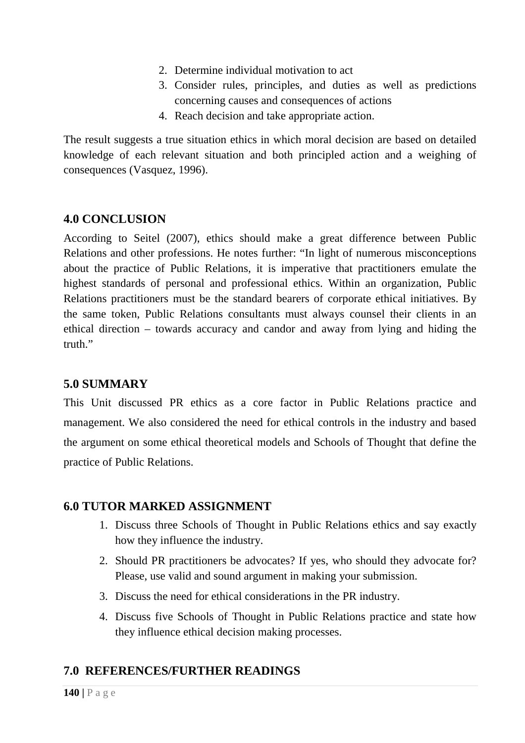2. Determine individual motivation to act
3. Consider rules, principles, and duties as well as predictions concerning causes and consequences of actions
4. Reach decision and take appropriate action.

The result suggests a true situation ethics in which moral decision are based on detailed knowledge of each relevant situation and both principled action and a weighing of consequences (Vasquez, 1996).

## 4.0 CONCLUSION

According to Seitel (2007), ethics should make a great difference between Public Relations and other professions. He notes further: "In light of numerous misconceptions about the practice of Public Relations, it is imperative that practitioners emulate the highest standards of personal and professional ethics. Within an organization, Public Relations practitioners must be the standard bearers of corporate ethical initiatives. By the same token, Public Relations consultants must always counsel their clients in an ethical direction – towards accuracy and candor and away from lying and hiding the truth."

## 5.0 SUMMARY

This Unit discussed PR ethics as a core factor in Public Relations practice and management. We also considered the need for ethical controls in the industry and based the argument on some ethical theoretical models and Schools of Thought that define the practice of Public Relations.

## 6.0 TUTOR MARKED ASSIGNMENT

1. Discuss three Schools of Thought in Public Relations ethics and say exactly how they influence the industry.
2. Should PR practitioners be advocates? If yes, who should they advocate for? Please, use valid and sound argument in making your submission.
3. Discuss the need for ethical considerations in the PR industry.
4. Discuss five Schools of Thought in Public Relations practice and state how they influence ethical decision making processes.

## 7.0 REFERENCES/FURTHER READINGS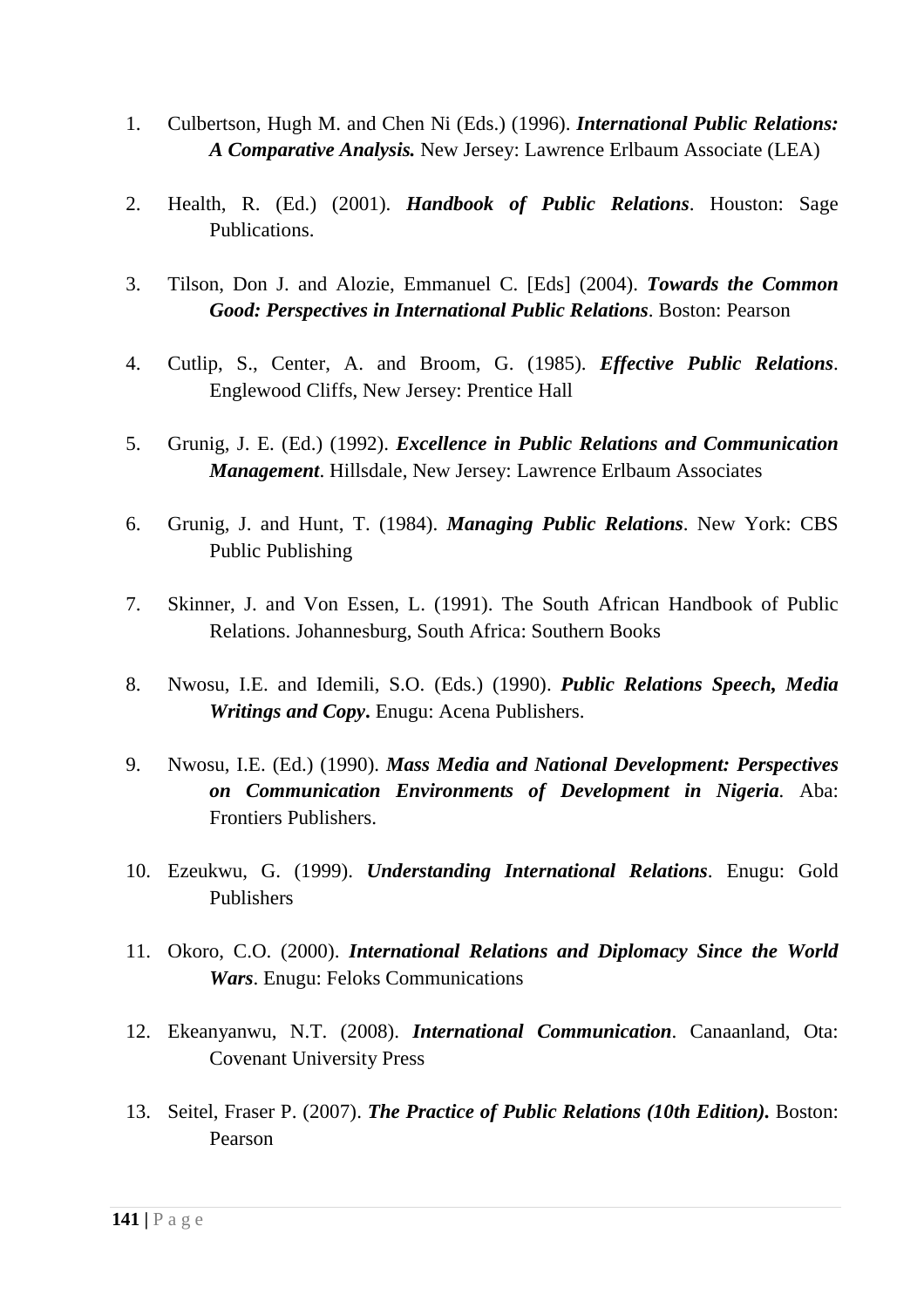1. Culbertson, Hugh M. and Chen Ni (Eds.) (1996). ***International Public Relations: A Comparative Analysis.*** New Jersey: Lawrence Erlbaum Associate (LEA)

2. Health, R. (Ed.) (2001). ***Handbook of Public Relations***. Houston: Sage Publications.

3. Tilson, Don J. and Alozie, Emmanuel C. [Eds] (2004). ***Towards the Common Good: Perspectives in International Public Relations***. Boston: Pearson

4. Cutlip, S., Center, A. and Broom, G. (1985). ***Effective Public Relations***. Englewood Cliffs, New Jersey: Prentice Hall

5. Grunig, J. E. (Ed.) (1992). ***Excellence in Public Relations and Communication Management***. Hillsdale, New Jersey: Lawrence Erlbaum Associates

6. Grunig, J. and Hunt, T. (1984). ***Managing Public Relations***. New York: CBS Public Publishing

7. Skinner, J. and Von Essen, L. (1991). The South African Handbook of Public Relations. Johannesburg, South Africa: Southern Books

8. Nwosu, I.E. and Idemili, S.O. (Eds.) (1990). ***Public Relations Speech, Media Writings and Copy*****.** Enugu: Acena Publishers.

9. Nwosu, I.E. (Ed.) (1990). ***Mass Media and National Development: Perspectives on Communication Environments of Development in Nigeria***. Aba: Frontiers Publishers.

10. Ezeukwu, G. (1999). ***Understanding International Relations***. Enugu: Gold Publishers

11. Okoro, C.O. (2000). ***International Relations and Diplomacy Since the World Wars***. Enugu: Feloks Communications

12. Ekeanyanwu, N.T. (2008). ***International Communication***. Canaanland, Ota: Covenant University Press

13. Seitel, Fraser P. (2007). ***The Practice of Public Relations (10th Edition)*****.** Boston: Pearson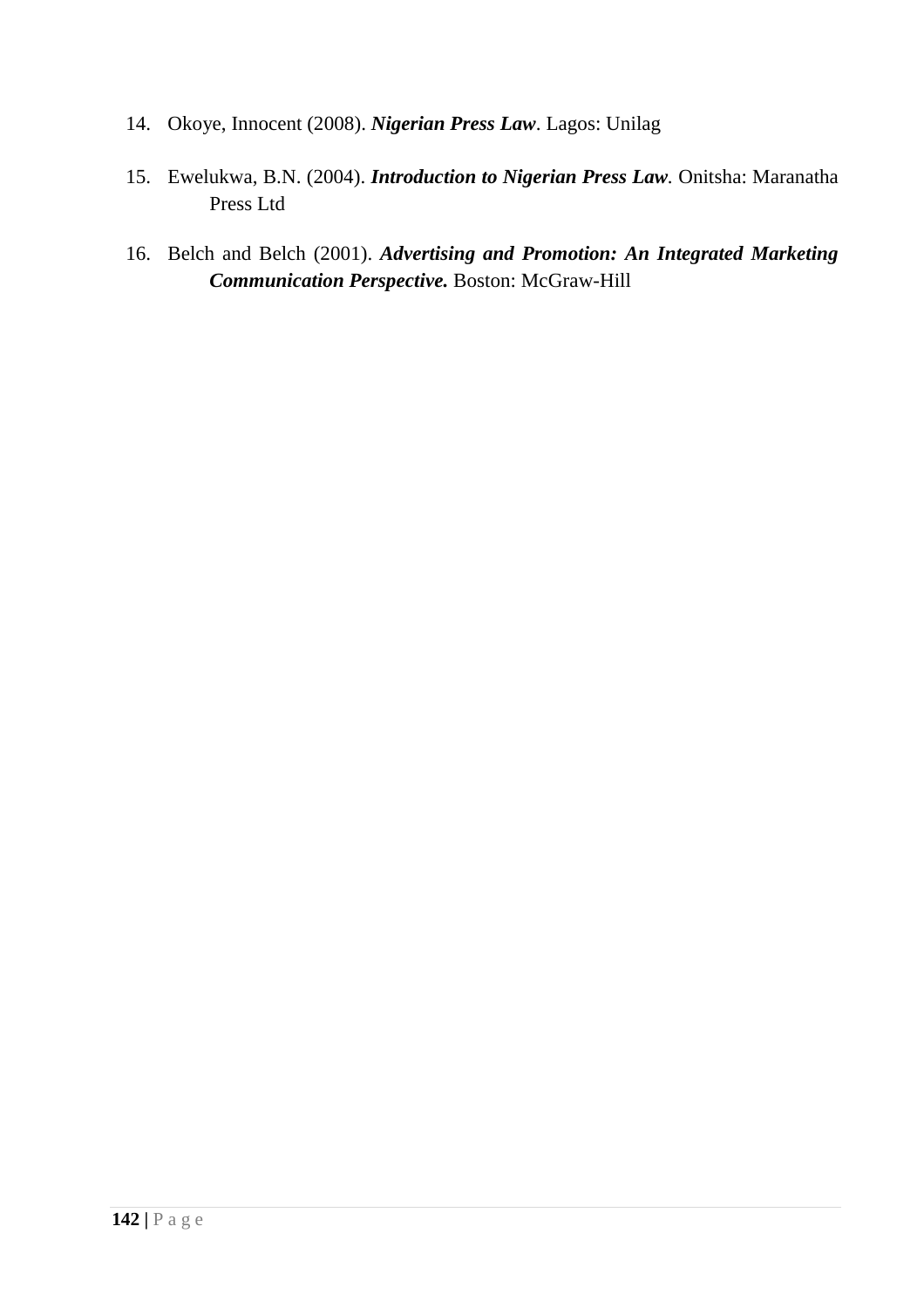14. Okoye, Innocent (2008). ***Nigerian Press Law***. Lagos: Unilag

15. Ewelukwa, B.N. (2004). ***Introduction to Nigerian Press Law***. Onitsha: Maranatha Press Ltd

16. Belch and Belch (2001). ***Advertising and Promotion: An Integrated Marketing Communication Perspective.*** Boston: McGraw-Hill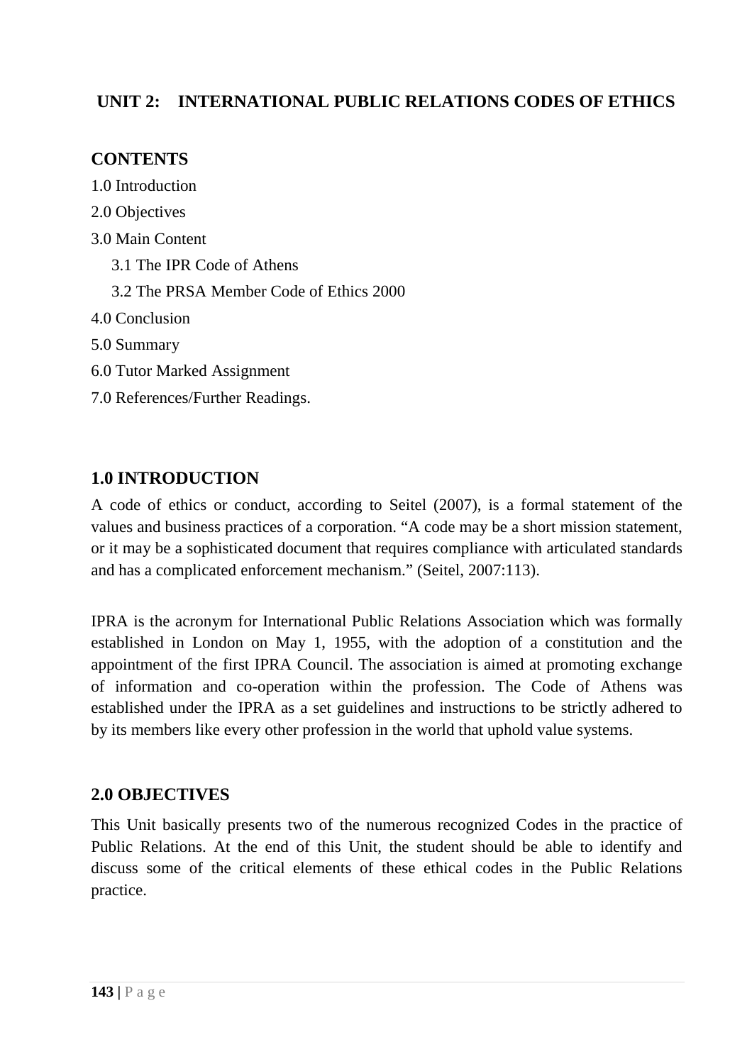## UNIT 2: INTERNATIONAL PUBLIC RELATIONS CODES OF ETHICS

### CONTENTS

1.0 Introduction

2.0 Objectives

3.0 Main Content

  3.1 The IPR Code of Athens

  3.2 The PRSA Member Code of Ethics 2000

4.0 Conclusion

5.0 Summary

6.0 Tutor Marked Assignment

7.0 References/Further Readings.

### 1.0 INTRODUCTION

A code of ethics or conduct, according to Seitel (2007), is a formal statement of the values and business practices of a corporation. "A code may be a short mission statement, or it may be a sophisticated document that requires compliance with articulated standards and has a complicated enforcement mechanism." (Seitel, 2007:113).

IPRA is the acronym for International Public Relations Association which was formally established in London on May 1, 1955, with the adoption of a constitution and the appointment of the first IPRA Council. The association is aimed at promoting exchange of information and co-operation within the profession. The Code of Athens was established under the IPRA as a set guidelines and instructions to be strictly adhered to by its members like every other profession in the world that uphold value systems.

### 2.0 OBJECTIVES

This Unit basically presents two of the numerous recognized Codes in the practice of Public Relations. At the end of this Unit, the student should be able to identify and discuss some of the critical elements of these ethical codes in the Public Relations practice.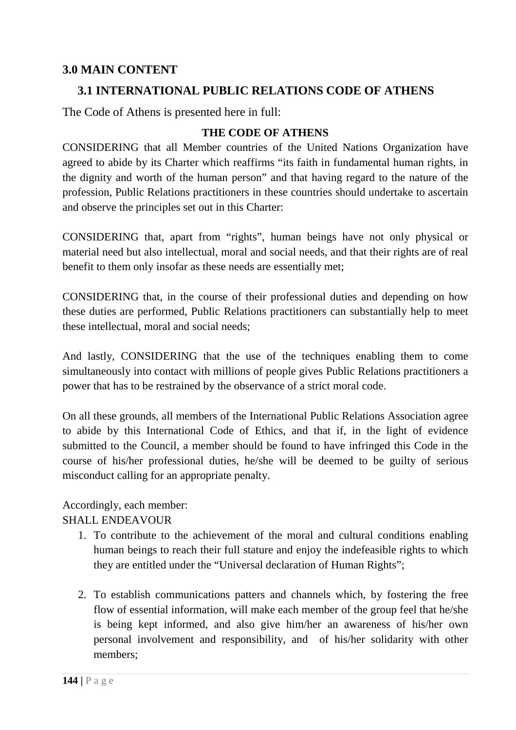## 3.0 MAIN CONTENT

### 3.1 INTERNATIONAL PUBLIC RELATIONS CODE OF ATHENS

The Code of Athens is presented here in full:

**THE CODE OF ATHENS**

CONSIDERING that all Member countries of the United Nations Organization have agreed to abide by its Charter which reaffirms "its faith in fundamental human rights, in the dignity and worth of the human person" and that having regard to the nature of the profession, Public Relations practitioners in these countries should undertake to ascertain and observe the principles set out in this Charter:

CONSIDERING that, apart from "rights", human beings have not only physical or material need but also intellectual, moral and social needs, and that their rights are of real benefit to them only insofar as these needs are essentially met;

CONSIDERING that, in the course of their professional duties and depending on how these duties are performed, Public Relations practitioners can substantially help to meet these intellectual, moral and social needs;

And lastly, CONSIDERING that the use of the techniques enabling them to come simultaneously into contact with millions of people gives Public Relations practitioners a power that has to be restrained by the observance of a strict moral code.

On all these grounds, all members of the International Public Relations Association agree to abide by this International Code of Ethics, and that if, in the light of evidence submitted to the Council, a member should be found to have infringed this Code in the course of his/her professional duties, he/she will be deemed to be guilty of serious misconduct calling for an appropriate penalty.

Accordingly, each member:

SHALL ENDEAVOUR

1. To contribute to the achievement of the moral and cultural conditions enabling human beings to reach their full stature and enjoy the indefeasible rights to which they are entitled under the "Universal declaration of Human Rights";

2. To establish communications patters and channels which, by fostering the free flow of essential information, will make each member of the group feel that he/she is being kept informed, and also give him/her an awareness of his/her own personal involvement and responsibility, and of his/her solidarity with other members;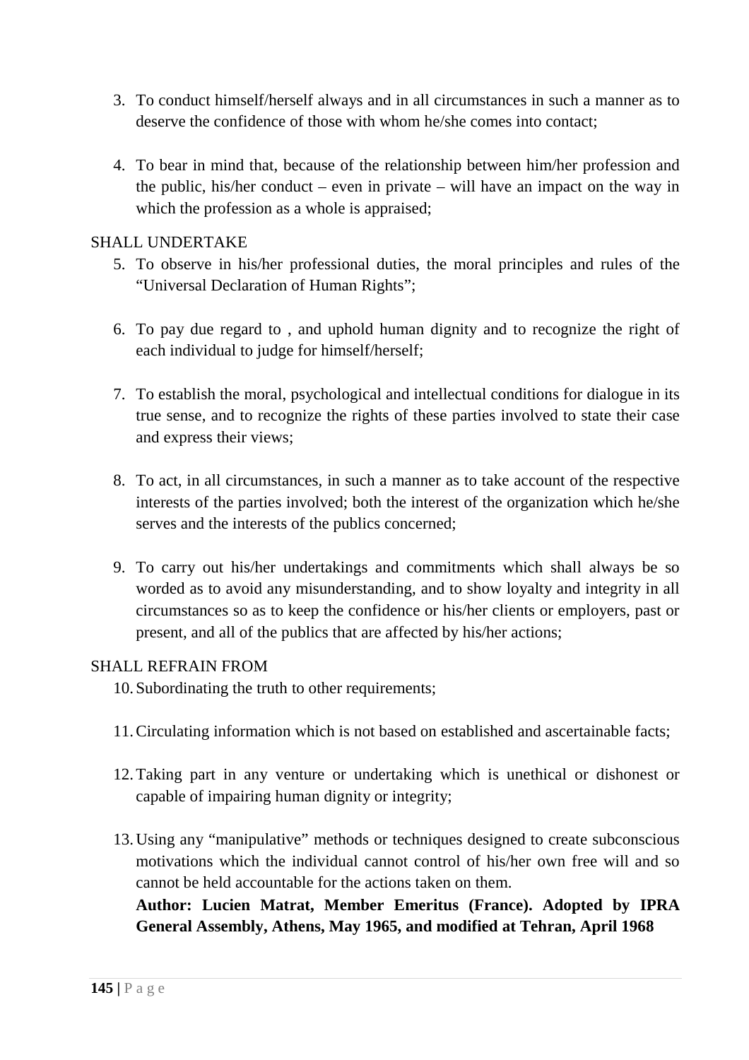3. To conduct himself/herself always and in all circumstances in such a manner as to deserve the confidence of those with whom he/she comes into contact;

4. To bear in mind that, because of the relationship between him/her profession and the public, his/her conduct – even in private – will have an impact on the way in which the profession as a whole is appraised;

SHALL UNDERTAKE

5. To observe in his/her professional duties, the moral principles and rules of the "Universal Declaration of Human Rights";

6. To pay due regard to , and uphold human dignity and to recognize the right of each individual to judge for himself/herself;

7. To establish the moral, psychological and intellectual conditions for dialogue in its true sense, and to recognize the rights of these parties involved to state their case and express their views;

8. To act, in all circumstances, in such a manner as to take account of the respective interests of the parties involved; both the interest of the organization which he/she serves and the interests of the publics concerned;

9. To carry out his/her undertakings and commitments which shall always be so worded as to avoid any misunderstanding, and to show loyalty and integrity in all circumstances so as to keep the confidence or his/her clients or employers, past or present, and all of the publics that are affected by his/her actions;

SHALL REFRAIN FROM

10. Subordinating the truth to other requirements;

11. Circulating information which is not based on established and ascertainable facts;

12. Taking part in any venture or undertaking which is unethical or dishonest or capable of impairing human dignity or integrity;

13. Using any "manipulative" methods or techniques designed to create subconscious motivations which the individual cannot control of his/her own free will and so cannot be held accountable for the actions taken on them.

    **Author: Lucien Matrat, Member Emeritus (France). Adopted by IPRA General Assembly, Athens, May 1965, and modified at Tehran, April 1968**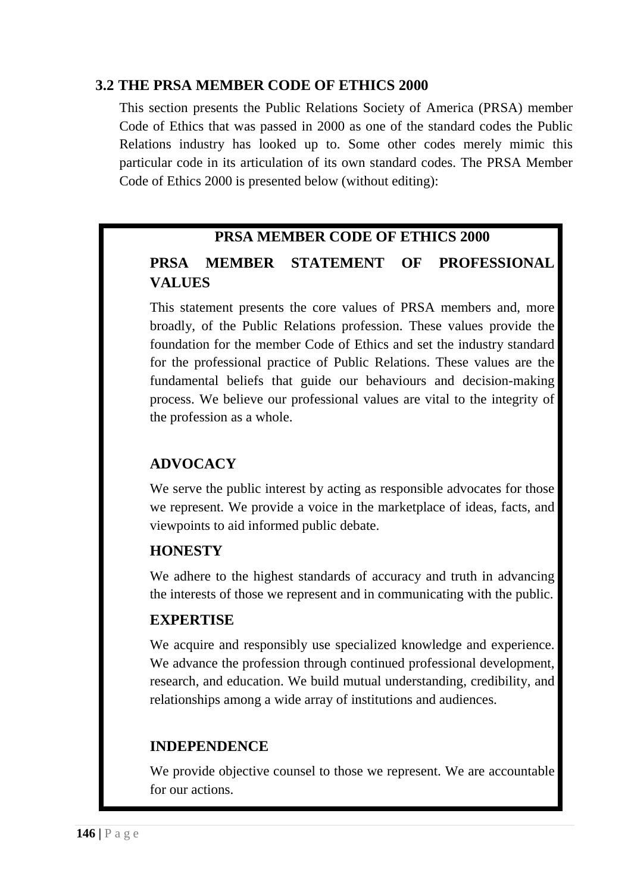## 3.2 THE PRSA MEMBER CODE OF ETHICS 2000

This section presents the Public Relations Society of America (PRSA) member Code of Ethics that was passed in 2000 as one of the standard codes the Public Relations industry has looked up to. Some other codes merely mimic this particular code in its articulation of its own standard codes. The PRSA Member Code of Ethics 2000 is presented below (without editing):

**PRSA MEMBER CODE OF ETHICS 2000**

**PRSA MEMBER STATEMENT OF PROFESSIONAL VALUES**

This statement presents the core values of PRSA members and, more broadly, of the Public Relations profession. These values provide the foundation for the member Code of Ethics and set the industry standard for the professional practice of Public Relations. These values are the fundamental beliefs that guide our behaviours and decision-making process. We believe our professional values are vital to the integrity of the profession as a whole.

**ADVOCACY**

We serve the public interest by acting as responsible advocates for those we represent. We provide a voice in the marketplace of ideas, facts, and viewpoints to aid informed public debate.

**HONESTY**

We adhere to the highest standards of accuracy and truth in advancing the interests of those we represent and in communicating with the public.

**EXPERTISE**

We acquire and responsibly use specialized knowledge and experience. We advance the profession through continued professional development, research, and education. We build mutual understanding, credibility, and relationships among a wide array of institutions and audiences.

**INDEPENDENCE**

We provide objective counsel to those we represent. We are accountable for our actions.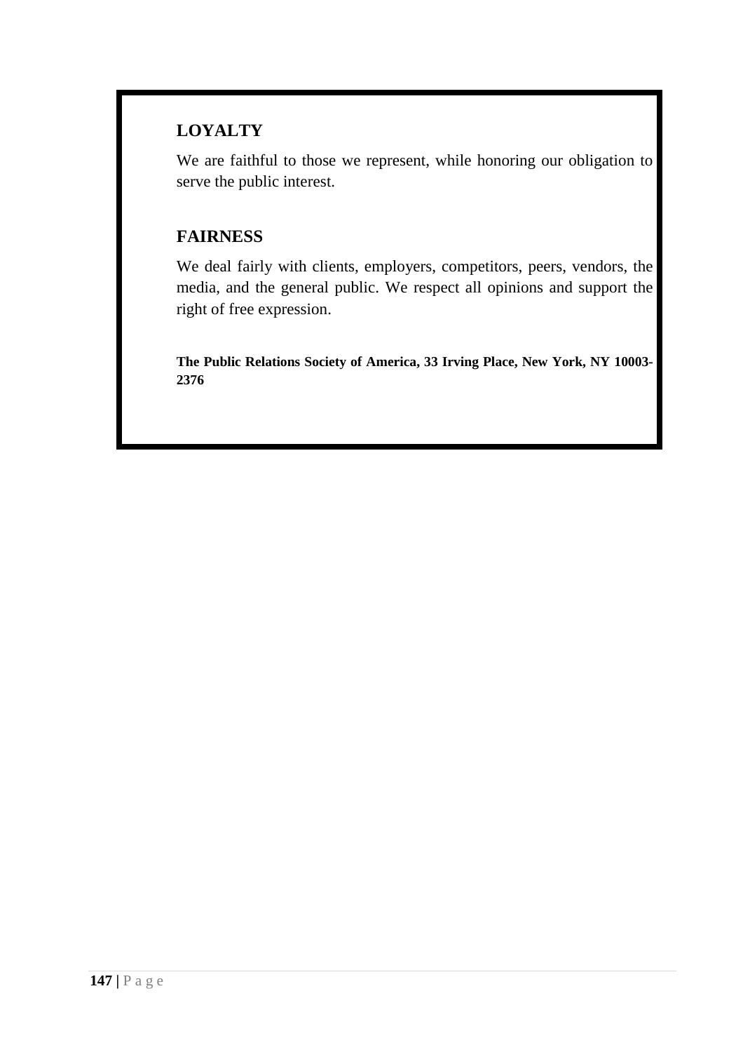## LOYALTY

We are faithful to those we represent, while honoring our obligation to serve the public interest.

## FAIRNESS

We deal fairly with clients, employers, competitors, peers, vendors, the media, and the general public. We respect all opinions and support the right of free expression.

**The Public Relations Society of America, 33 Irving Place, New York, NY 10003-2376**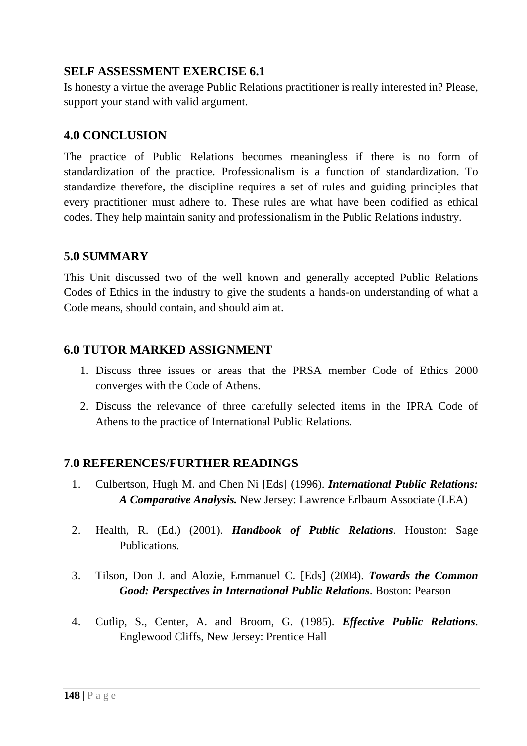## SELF ASSESSMENT EXERCISE 6.1

Is honesty a virtue the average Public Relations practitioner is really interested in? Please, support your stand with valid argument.

## 4.0 CONCLUSION

The practice of Public Relations becomes meaningless if there is no form of standardization of the practice. Professionalism is a function of standardization. To standardize therefore, the discipline requires a set of rules and guiding principles that every practitioner must adhere to. These rules are what have been codified as ethical codes. They help maintain sanity and professionalism in the Public Relations industry.

## 5.0 SUMMARY

This Unit discussed two of the well known and generally accepted Public Relations Codes of Ethics in the industry to give the students a hands-on understanding of what a Code means, should contain, and should aim at.

## 6.0 TUTOR MARKED ASSIGNMENT

1. Discuss three issues or areas that the PRSA member Code of Ethics 2000 converges with the Code of Athens.
2. Discuss the relevance of three carefully selected items in the IPRA Code of Athens to the practice of International Public Relations.

## 7.0 REFERENCES/FURTHER READINGS

1. Culbertson, Hugh M. and Chen Ni [Eds] (1996). ***International Public Relations: A Comparative Analysis.*** New Jersey: Lawrence Erlbaum Associate (LEA)

2. Health, R. (Ed.) (2001). ***Handbook of Public Relations***. Houston: Sage Publications.

3. Tilson, Don J. and Alozie, Emmanuel C. [Eds] (2004). ***Towards the Common Good: Perspectives in International Public Relations***. Boston: Pearson

4. Cutlip, S., Center, A. and Broom, G. (1985). ***Effective Public Relations***. Englewood Cliffs, New Jersey: Prentice Hall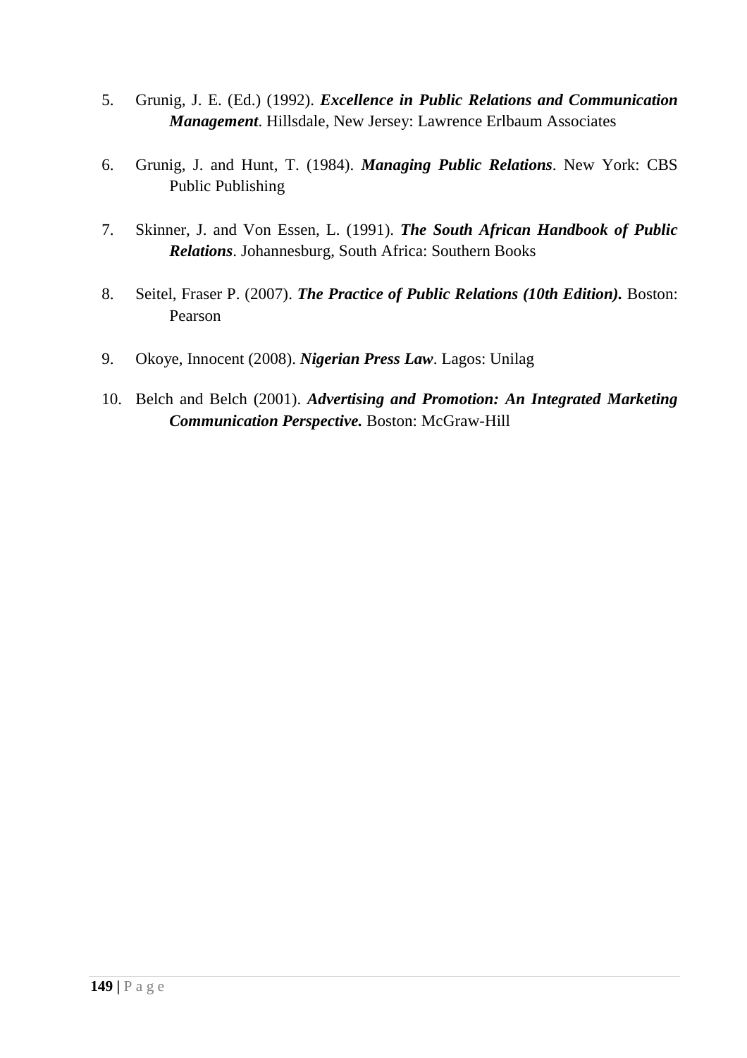5. Grunig, J. E. (Ed.) (1992). ***Excellence in Public Relations and Communication Management***. Hillsdale, New Jersey: Lawrence Erlbaum Associates

6. Grunig, J. and Hunt, T. (1984). ***Managing Public Relations***. New York: CBS Public Publishing

7. Skinner, J. and Von Essen, L. (1991). ***The South African Handbook of Public Relations***. Johannesburg, South Africa: Southern Books

8. Seitel, Fraser P. (2007). ***The Practice of Public Relations (10th Edition).*** Boston: Pearson

9. Okoye, Innocent (2008). ***Nigerian Press Law***. Lagos: Unilag

10. Belch and Belch (2001). ***Advertising and Promotion: An Integrated Marketing Communication Perspective.*** Boston: McGraw-Hill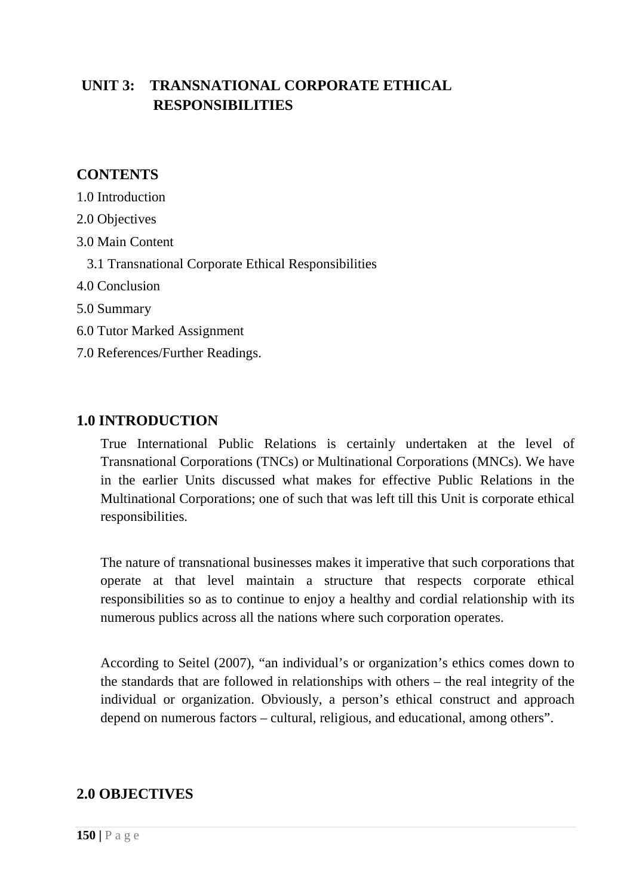# UNIT 3: TRANSNATIONAL CORPORATE ETHICAL RESPONSIBILITIES

## CONTENTS

1.0 Introduction

2.0 Objectives

3.0 Main Content

3.1 Transnational Corporate Ethical Responsibilities

4.0 Conclusion

5.0 Summary

6.0 Tutor Marked Assignment

7.0 References/Further Readings.

## 1.0 INTRODUCTION

True International Public Relations is certainly undertaken at the level of Transnational Corporations (TNCs) or Multinational Corporations (MNCs). We have in the earlier Units discussed what makes for effective Public Relations in the Multinational Corporations; one of such that was left till this Unit is corporate ethical responsibilities.

The nature of transnational businesses makes it imperative that such corporations that operate at that level maintain a structure that respects corporate ethical responsibilities so as to continue to enjoy a healthy and cordial relationship with its numerous publics across all the nations where such corporation operates.

According to Seitel (2007), "an individual's or organization's ethics comes down to the standards that are followed in relationships with others – the real integrity of the individual or organization. Obviously, a person's ethical construct and approach depend on numerous factors – cultural, religious, and educational, among others".

## 2.0 OBJECTIVES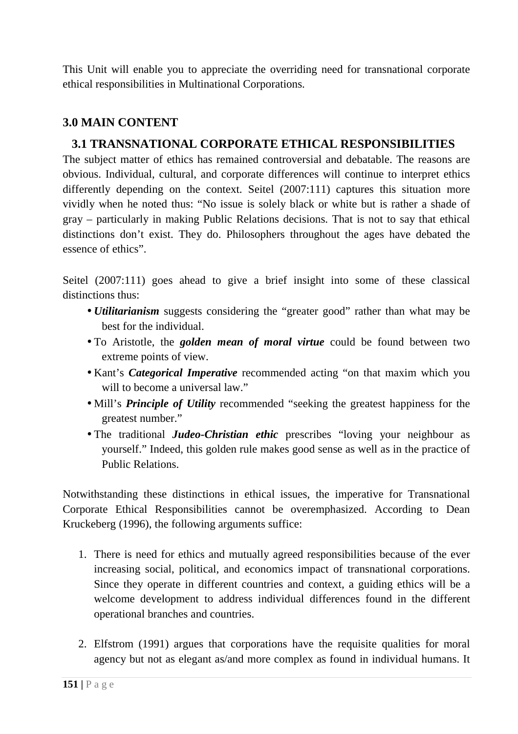This Unit will enable you to appreciate the overriding need for transnational corporate ethical responsibilities in Multinational Corporations.

## 3.0 MAIN CONTENT

### 3.1 TRANSNATIONAL CORPORATE ETHICAL RESPONSIBILITIES

The subject matter of ethics has remained controversial and debatable. The reasons are obvious. Individual, cultural, and corporate differences will continue to interpret ethics differently depending on the context. Seitel (2007:111) captures this situation more vividly when he noted thus: "No issue is solely black or white but is rather a shade of gray – particularly in making Public Relations decisions. That is not to say that ethical distinctions don't exist. They do. Philosophers throughout the ages have debated the essence of ethics".

Seitel (2007:111) goes ahead to give a brief insight into some of these classical distinctions thus:

- ***Utilitarianism*** suggests considering the "greater good" rather than what may be best for the individual.
- To Aristotle, the ***golden mean of moral virtue*** could be found between two extreme points of view.
- Kant's ***Categorical Imperative*** recommended acting "on that maxim which you will to become a universal law."
- Mill's ***Principle of Utility*** recommended "seeking the greatest happiness for the greatest number."
- The traditional ***Judeo-Christian ethic*** prescribes "loving your neighbour as yourself." Indeed, this golden rule makes good sense as well as in the practice of Public Relations.

Notwithstanding these distinctions in ethical issues, the imperative for Transnational Corporate Ethical Responsibilities cannot be overemphasized. According to Dean Kruckeberg (1996), the following arguments suffice:

1. There is need for ethics and mutually agreed responsibilities because of the ever increasing social, political, and economics impact of transnational corporations. Since they operate in different countries and context, a guiding ethics will be a welcome development to address individual differences found in the different operational branches and countries.

2. Elfstrom (1991) argues that corporations have the requisite qualities for moral agency but not as elegant as/and more complex as found in individual humans. It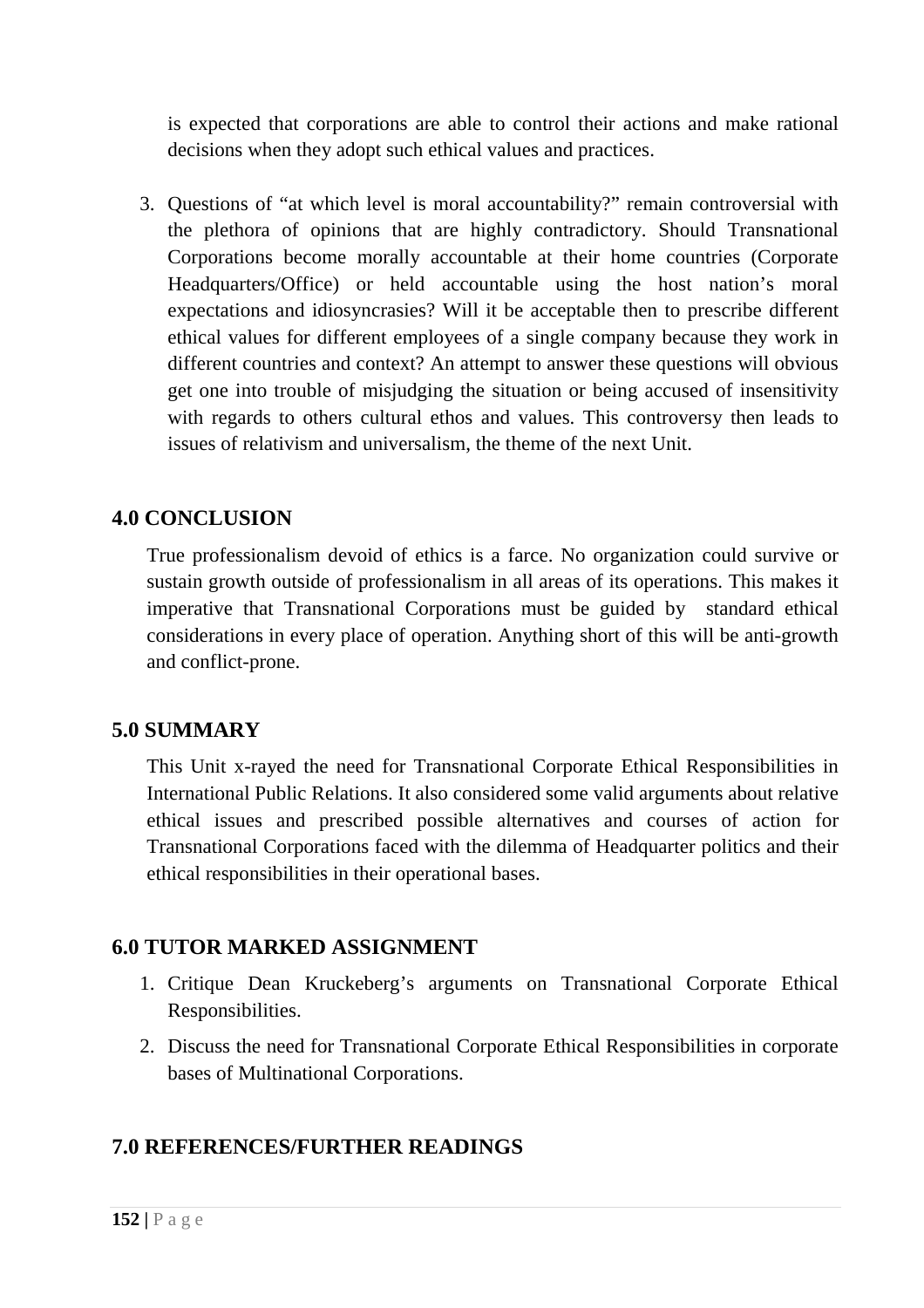is expected that corporations are able to control their actions and make rational decisions when they adopt such ethical values and practices.

3. Questions of “at which level is moral accountability?” remain controversial with the plethora of opinions that are highly contradictory. Should Transnational Corporations become morally accountable at their home countries (Corporate Headquarters/Office) or held accountable using the host nation’s moral expectations and idiosyncrasies? Will it be acceptable then to prescribe different ethical values for different employees of a single company because they work in different countries and context? An attempt to answer these questions will obvious get one into trouble of misjudging the situation or being accused of insensitivity with regards to others cultural ethos and values. This controversy then leads to issues of relativism and universalism, the theme of the next Unit.

## 4.0 CONCLUSION

True professionalism devoid of ethics is a farce. No organization could survive or sustain growth outside of professionalism in all areas of its operations. This makes it imperative that Transnational Corporations must be guided by standard ethical considerations in every place of operation. Anything short of this will be anti-growth and conflict-prone.

## 5.0 SUMMARY

This Unit x-rayed the need for Transnational Corporate Ethical Responsibilities in International Public Relations. It also considered some valid arguments about relative ethical issues and prescribed possible alternatives and courses of action for Transnational Corporations faced with the dilemma of Headquarter politics and their ethical responsibilities in their operational bases.

## 6.0 TUTOR MARKED ASSIGNMENT

1. Critique Dean Kruckeberg’s arguments on Transnational Corporate Ethical Responsibilities.
2. Discuss the need for Transnational Corporate Ethical Responsibilities in corporate bases of Multinational Corporations.

## 7.0 REFERENCES/FURTHER READINGS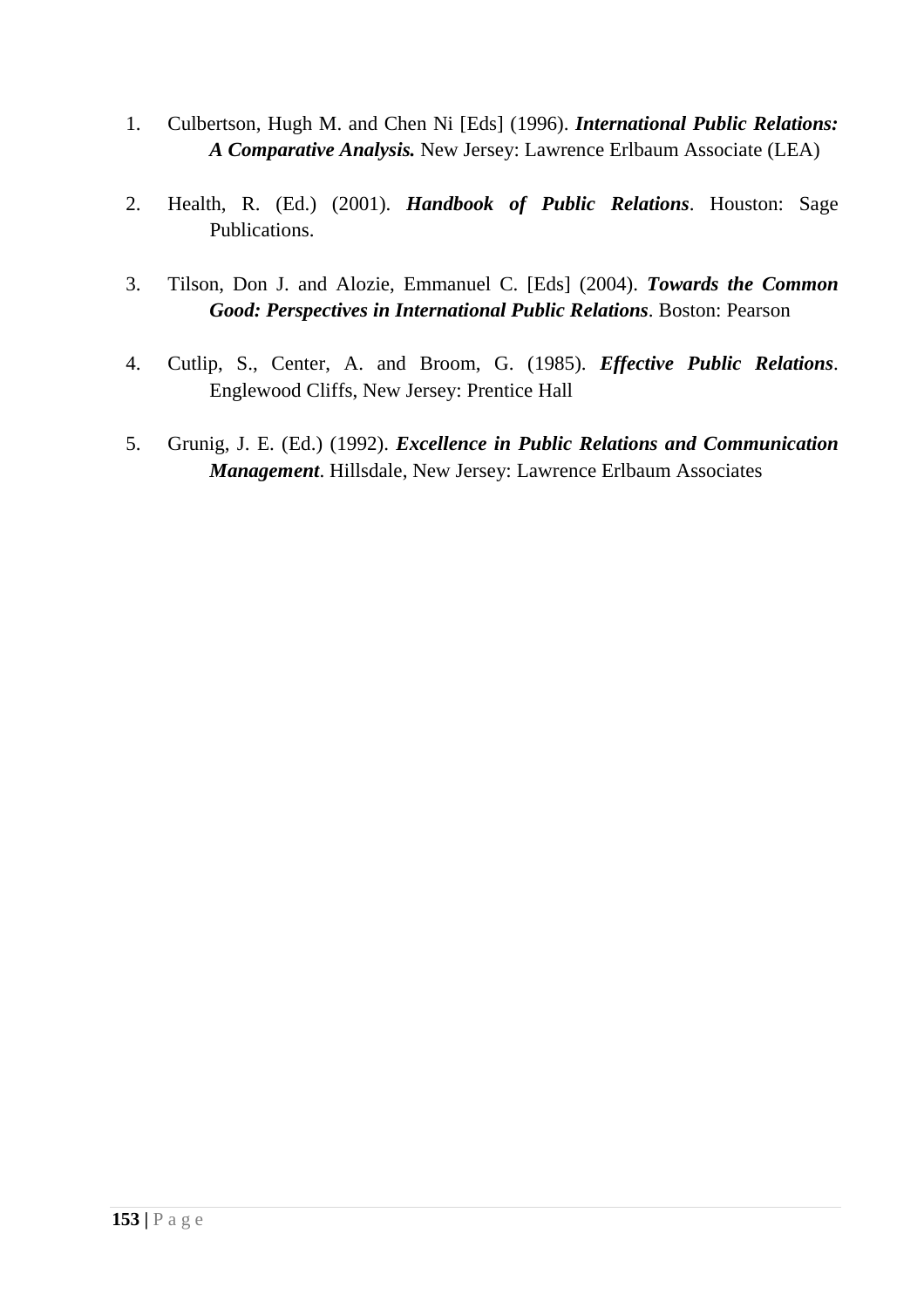1. Culbertson, Hugh M. and Chen Ni [Eds] (1996). ***International Public Relations: A Comparative Analysis.*** New Jersey: Lawrence Erlbaum Associate (LEA)

2. Health, R. (Ed.) (2001). ***Handbook of Public Relations***. Houston: Sage Publications.

3. Tilson, Don J. and Alozie, Emmanuel C. [Eds] (2004). ***Towards the Common Good: Perspectives in International Public Relations***. Boston: Pearson

4. Cutlip, S., Center, A. and Broom, G. (1985). ***Effective Public Relations***. Englewood Cliffs, New Jersey: Prentice Hall

5. Grunig, J. E. (Ed.) (1992). ***Excellence in Public Relations and Communication Management***. Hillsdale, New Jersey: Lawrence Erlbaum Associates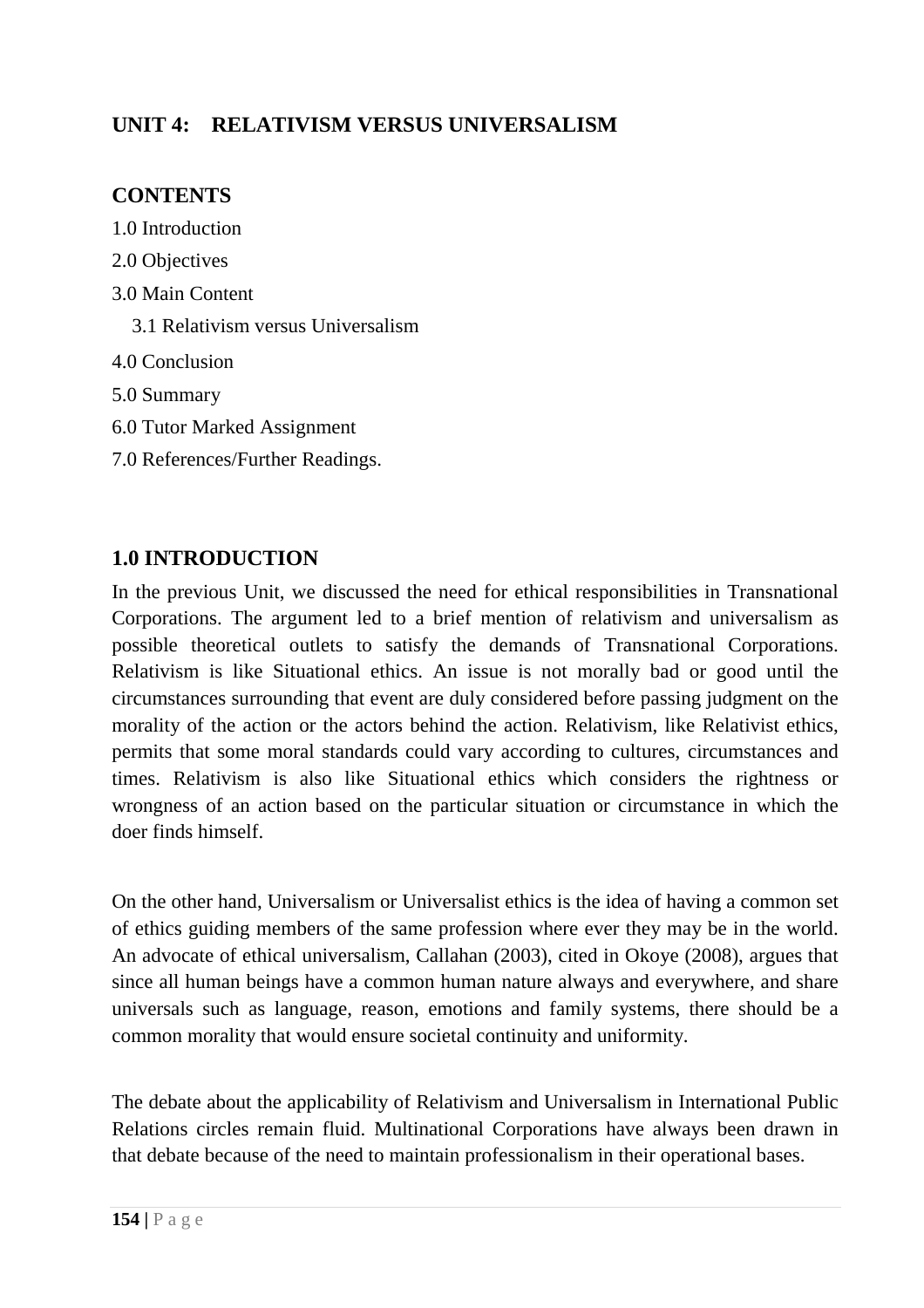## UNIT 4: RELATIVISM VERSUS UNIVERSALISM

### CONTENTS

1.0 Introduction

2.0 Objectives

3.0 Main Content

- 3.1 Relativism versus Universalism

4.0 Conclusion

5.0 Summary

6.0 Tutor Marked Assignment

7.0 References/Further Readings.

### 1.0 INTRODUCTION

In the previous Unit, we discussed the need for ethical responsibilities in Transnational Corporations. The argument led to a brief mention of relativism and universalism as possible theoretical outlets to satisfy the demands of Transnational Corporations. Relativism is like Situational ethics. An issue is not morally bad or good until the circumstances surrounding that event are duly considered before passing judgment on the morality of the action or the actors behind the action. Relativism, like Relativist ethics, permits that some moral standards could vary according to cultures, circumstances and times. Relativism is also like Situational ethics which considers the rightness or wrongness of an action based on the particular situation or circumstance in which the doer finds himself.

On the other hand, Universalism or Universalist ethics is the idea of having a common set of ethics guiding members of the same profession where ever they may be in the world. An advocate of ethical universalism, Callahan (2003), cited in Okoye (2008), argues that since all human beings have a common human nature always and everywhere, and share universals such as language, reason, emotions and family systems, there should be a common morality that would ensure societal continuity and uniformity.

The debate about the applicability of Relativism and Universalism in International Public Relations circles remain fluid. Multinational Corporations have always been drawn in that debate because of the need to maintain professionalism in their operational bases.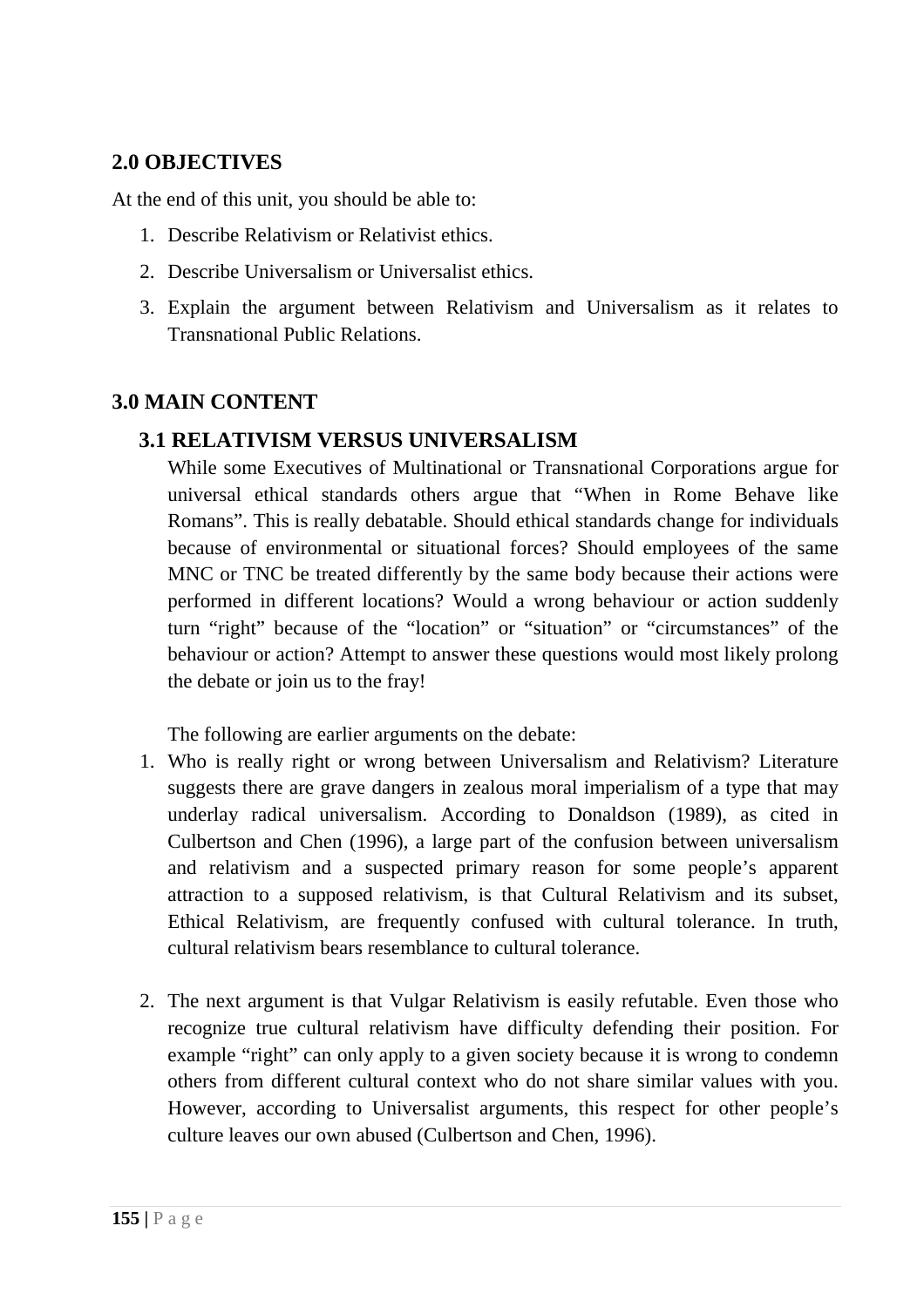## 2.0 OBJECTIVES

At the end of this unit, you should be able to:

1. Describe Relativism or Relativist ethics.
2. Describe Universalism or Universalist ethics.
3. Explain the argument between Relativism and Universalism as it relates to Transnational Public Relations.

## 3.0 MAIN CONTENT

### 3.1 RELATIVISM VERSUS UNIVERSALISM

While some Executives of Multinational or Transnational Corporations argue for universal ethical standards others argue that "When in Rome Behave like Romans". This is really debatable. Should ethical standards change for individuals because of environmental or situational forces? Should employees of the same MNC or TNC be treated differently by the same body because their actions were performed in different locations? Would a wrong behaviour or action suddenly turn "right" because of the "location" or "situation" or "circumstances" of the behaviour or action? Attempt to answer these questions would most likely prolong the debate or join us to the fray!

The following are earlier arguments on the debate:

1. Who is really right or wrong between Universalism and Relativism? Literature suggests there are grave dangers in zealous moral imperialism of a type that may underlay radical universalism. According to Donaldson (1989), as cited in Culbertson and Chen (1996), a large part of the confusion between universalism and relativism and a suspected primary reason for some people's apparent attraction to a supposed relativism, is that Cultural Relativism and its subset, Ethical Relativism, are frequently confused with cultural tolerance. In truth, cultural relativism bears resemblance to cultural tolerance.

2. The next argument is that Vulgar Relativism is easily refutable. Even those who recognize true cultural relativism have difficulty defending their position. For example "right" can only apply to a given society because it is wrong to condemn others from different cultural context who do not share similar values with you. However, according to Universalist arguments, this respect for other people's culture leaves our own abused (Culbertson and Chen, 1996).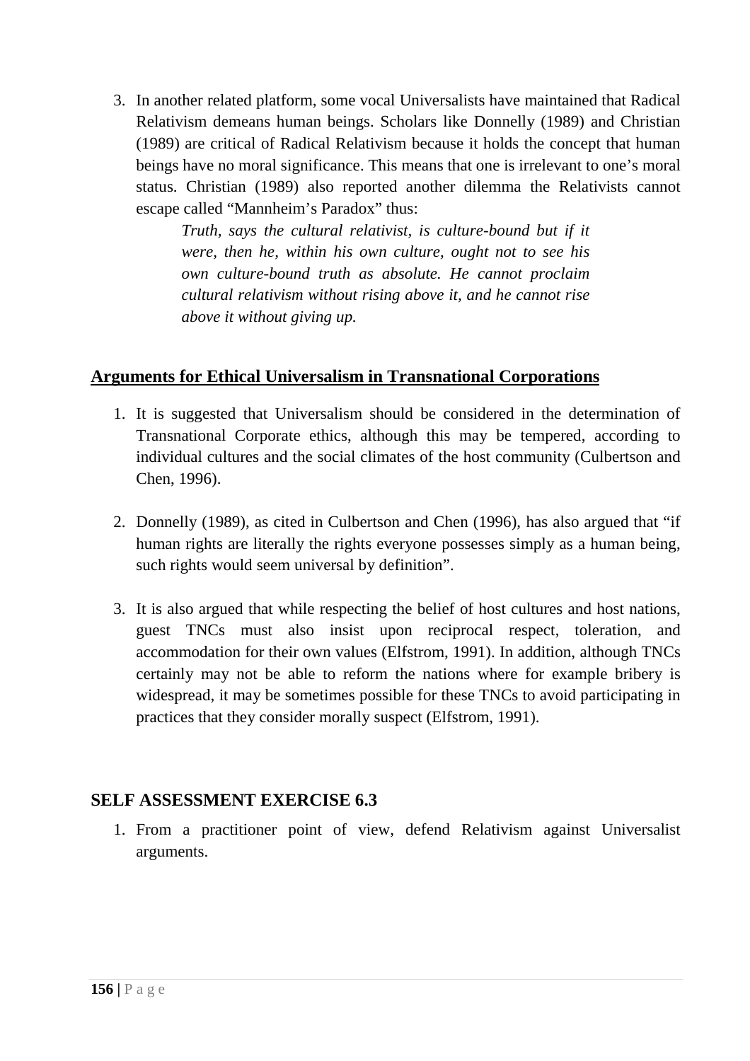3. In another related platform, some vocal Universalists have maintained that Radical Relativism demeans human beings. Scholars like Donnelly (1989) and Christian (1989) are critical of Radical Relativism because it holds the concept that human beings have no moral significance. This means that one is irrelevant to one's moral status. Christian (1989) also reported another dilemma the Relativists cannot escape called "Mannheim's Paradox" thus:

   > *Truth, says the cultural relativist, is culture-bound but if it were, then he, within his own culture, ought not to see his own culture-bound truth as absolute. He cannot proclaim cultural relativism without rising above it, and he cannot rise above it without giving up.*

## Arguments for Ethical Universalism in Transnational Corporations

1. It is suggested that Universalism should be considered in the determination of Transnational Corporate ethics, although this may be tempered, according to individual cultures and the social climates of the host community (Culbertson and Chen, 1996).

2. Donnelly (1989), as cited in Culbertson and Chen (1996), has also argued that "if human rights are literally the rights everyone possesses simply as a human being, such rights would seem universal by definition".

3. It is also argued that while respecting the belief of host cultures and host nations, guest TNCs must also insist upon reciprocal respect, toleration, and accommodation for their own values (Elfstrom, 1991). In addition, although TNCs certainly may not be able to reform the nations where for example bribery is widespread, it may be sometimes possible for these TNCs to avoid participating in practices that they consider morally suspect (Elfstrom, 1991).

## SELF ASSESSMENT EXERCISE 6.3

1. From a practitioner point of view, defend Relativism against Universalist arguments.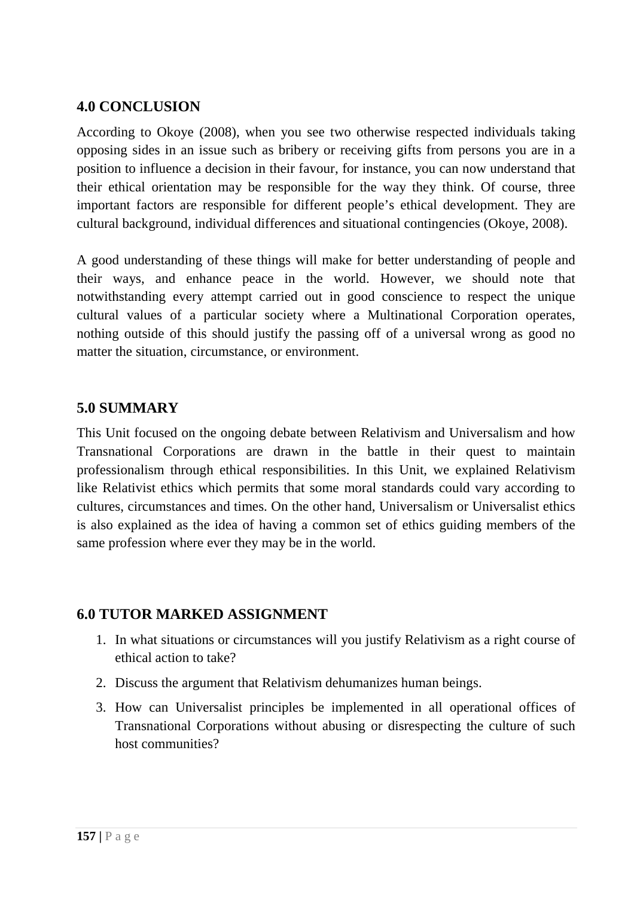## 4.0 CONCLUSION

According to Okoye (2008), when you see two otherwise respected individuals taking opposing sides in an issue such as bribery or receiving gifts from persons you are in a position to influence a decision in their favour, for instance, you can now understand that their ethical orientation may be responsible for the way they think. Of course, three important factors are responsible for different people's ethical development. They are cultural background, individual differences and situational contingencies (Okoye, 2008).

A good understanding of these things will make for better understanding of people and their ways, and enhance peace in the world. However, we should note that notwithstanding every attempt carried out in good conscience to respect the unique cultural values of a particular society where a Multinational Corporation operates, nothing outside of this should justify the passing off of a universal wrong as good no matter the situation, circumstance, or environment.

## 5.0 SUMMARY

This Unit focused on the ongoing debate between Relativism and Universalism and how Transnational Corporations are drawn in the battle in their quest to maintain professionalism through ethical responsibilities. In this Unit, we explained Relativism like Relativist ethics which permits that some moral standards could vary according to cultures, circumstances and times. On the other hand, Universalism or Universalist ethics is also explained as the idea of having a common set of ethics guiding members of the same profession where ever they may be in the world.

## 6.0 TUTOR MARKED ASSIGNMENT

1. In what situations or circumstances will you justify Relativism as a right course of ethical action to take?
2. Discuss the argument that Relativism dehumanizes human beings.
3. How can Universalist principles be implemented in all operational offices of Transnational Corporations without abusing or disrespecting the culture of such host communities?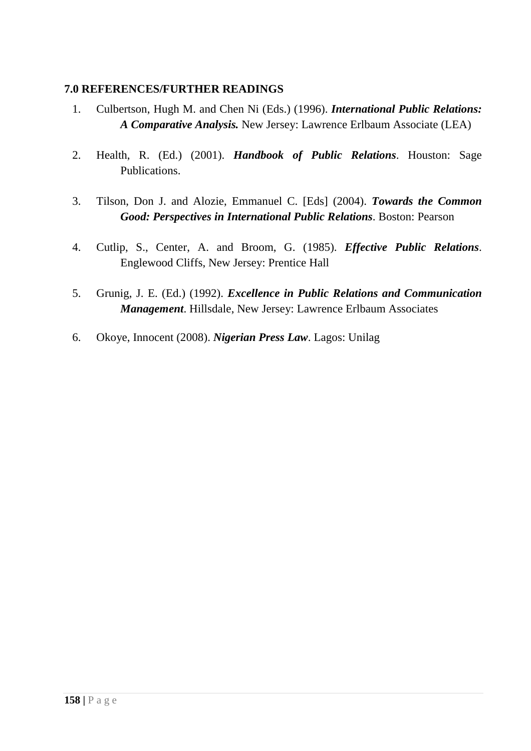**7.0 REFERENCES/FURTHER READINGS**

1. Culbertson, Hugh M. and Chen Ni (Eds.) (1996). ***International Public Relations: A Comparative Analysis.*** New Jersey: Lawrence Erlbaum Associate (LEA)

2. Health, R. (Ed.) (2001). ***Handbook of Public Relations***. Houston: Sage Publications.

3. Tilson, Don J. and Alozie, Emmanuel C. [Eds] (2004). ***Towards the Common Good: Perspectives in International Public Relations***. Boston: Pearson

4. Cutlip, S., Center, A. and Broom, G. (1985). ***Effective Public Relations***. Englewood Cliffs, New Jersey: Prentice Hall

5. Grunig, J. E. (Ed.) (1992). ***Excellence in Public Relations and Communication Management***. Hillsdale, New Jersey: Lawrence Erlbaum Associates

6. Okoye, Innocent (2008). ***Nigerian Press Law***. Lagos: Unilag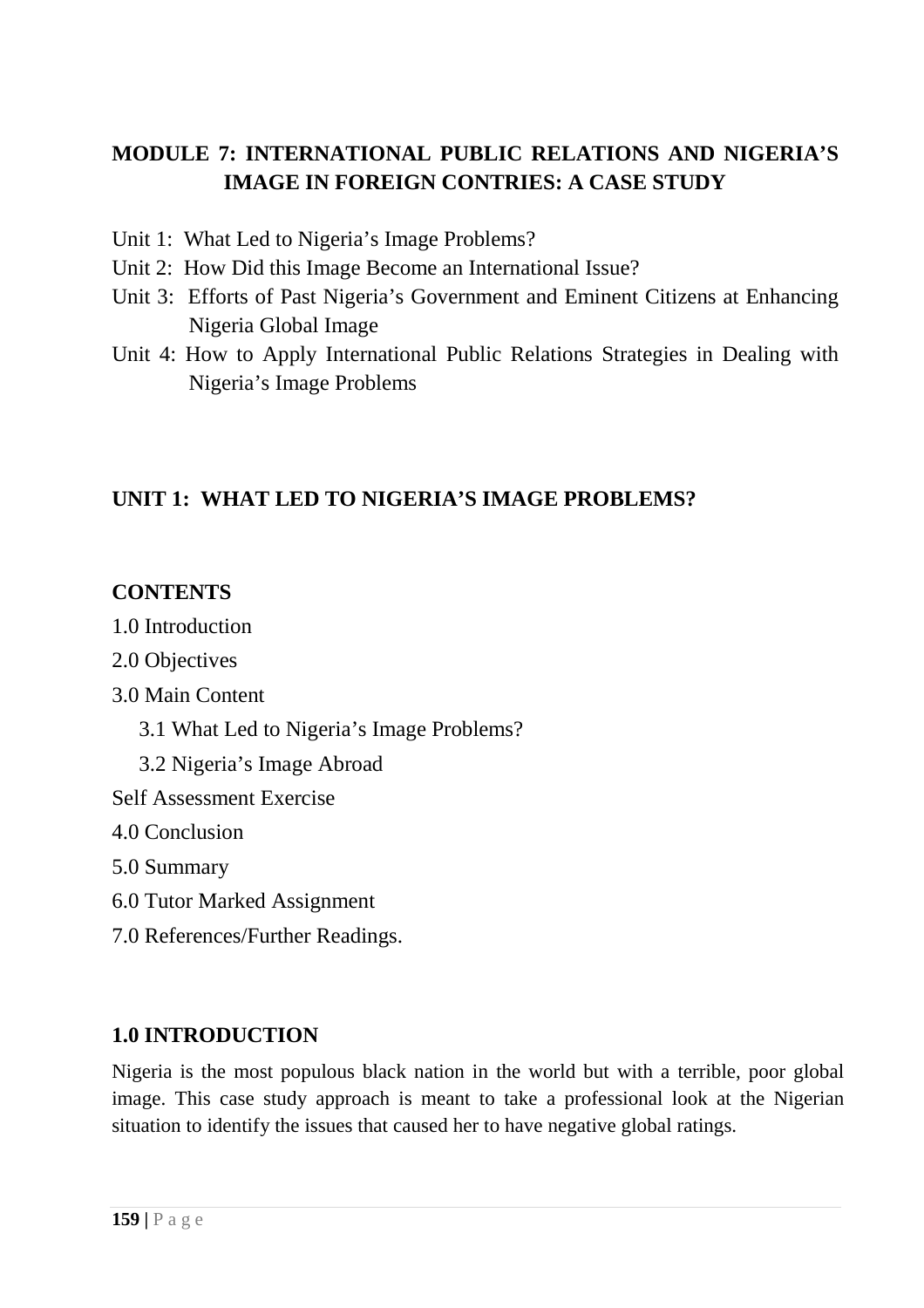# MODULE 7: INTERNATIONAL PUBLIC RELATIONS AND NIGERIA'S IMAGE IN FOREIGN CONTRIES: A CASE STUDY

Unit 1: What Led to Nigeria's Image Problems?
Unit 2: How Did this Image Become an International Issue?
Unit 3: Efforts of Past Nigeria's Government and Eminent Citizens at Enhancing Nigeria Global Image
Unit 4: How to Apply International Public Relations Strategies in Dealing with Nigeria's Image Problems

## UNIT 1: WHAT LED TO NIGERIA'S IMAGE PROBLEMS?

**CONTENTS**

1.0 Introduction

2.0 Objectives

3.0 Main Content

- 3.1 What Led to Nigeria's Image Problems?
- 3.2 Nigeria's Image Abroad

Self Assessment Exercise

4.0 Conclusion

5.0 Summary

6.0 Tutor Marked Assignment

7.0 References/Further Readings.

### 1.0 INTRODUCTION

Nigeria is the most populous black nation in the world but with a terrible, poor global image. This case study approach is meant to take a professional look at the Nigerian situation to identify the issues that caused her to have negative global ratings.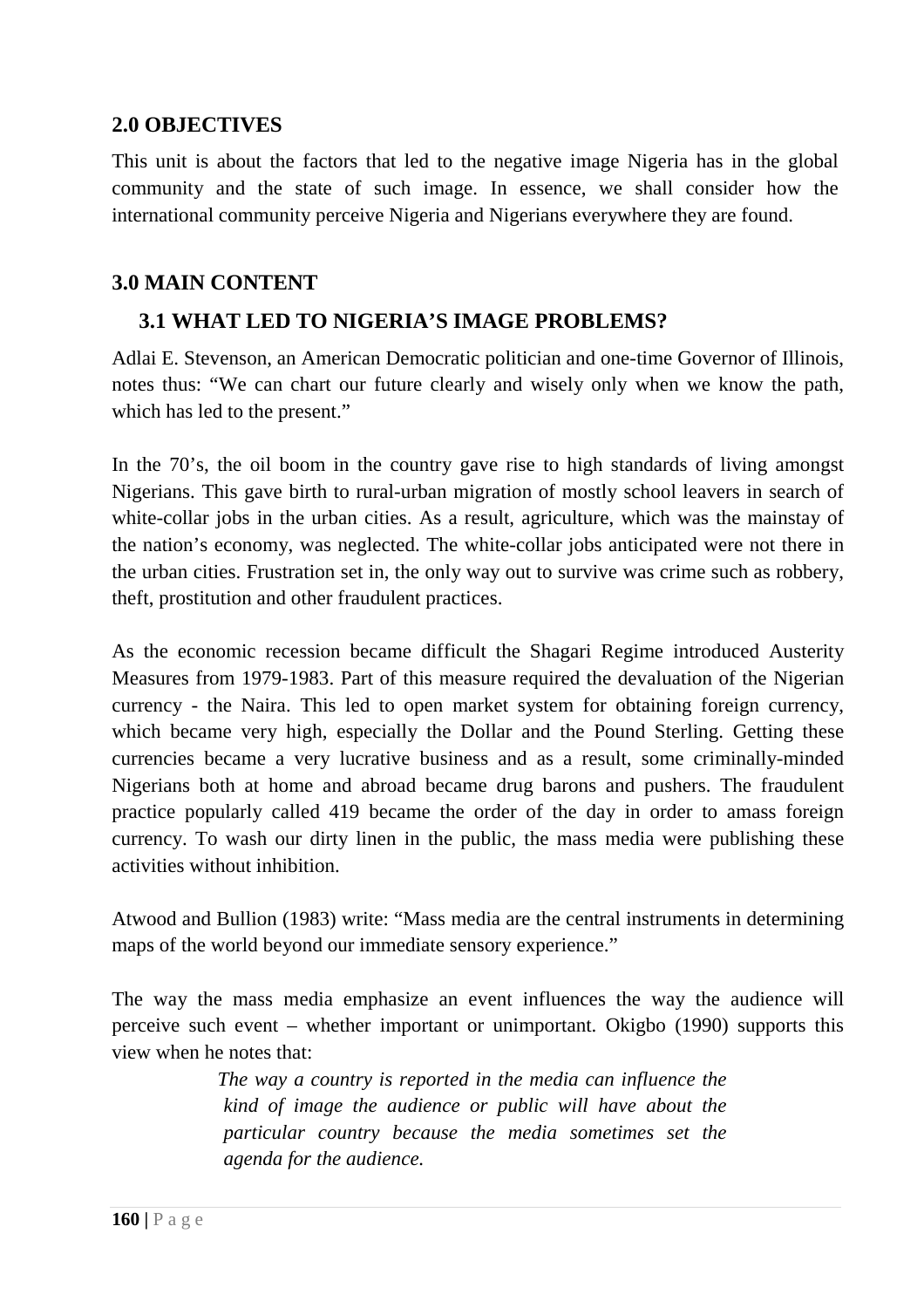## 2.0 OBJECTIVES

This unit is about the factors that led to the negative image Nigeria has in the global community and the state of such image. In essence, we shall consider how the international community perceive Nigeria and Nigerians everywhere they are found.

## 3.0 MAIN CONTENT

### 3.1 WHAT LED TO NIGERIA'S IMAGE PROBLEMS?

Adlai E. Stevenson, an American Democratic politician and one-time Governor of Illinois, notes thus: "We can chart our future clearly and wisely only when we know the path, which has led to the present."

In the 70's, the oil boom in the country gave rise to high standards of living amongst Nigerians. This gave birth to rural-urban migration of mostly school leavers in search of white-collar jobs in the urban cities. As a result, agriculture, which was the mainstay of the nation's economy, was neglected. The white-collar jobs anticipated were not there in the urban cities. Frustration set in, the only way out to survive was crime such as robbery, theft, prostitution and other fraudulent practices.

As the economic recession became difficult the Shagari Regime introduced Austerity Measures from 1979-1983. Part of this measure required the devaluation of the Nigerian currency - the Naira. This led to open market system for obtaining foreign currency, which became very high, especially the Dollar and the Pound Sterling. Getting these currencies became a very lucrative business and as a result, some criminally-minded Nigerians both at home and abroad became drug barons and pushers. The fraudulent practice popularly called 419 became the order of the day in order to amass foreign currency. To wash our dirty linen in the public, the mass media were publishing these activities without inhibition.

Atwood and Bullion (1983) write: "Mass media are the central instruments in determining maps of the world beyond our immediate sensory experience."

The way the mass media emphasize an event influences the way the audience will perceive such event – whether important or unimportant. Okigbo (1990) supports this view when he notes that:

> *The way a country is reported in the media can influence the kind of image the audience or public will have about the particular country because the media sometimes set the agenda for the audience.*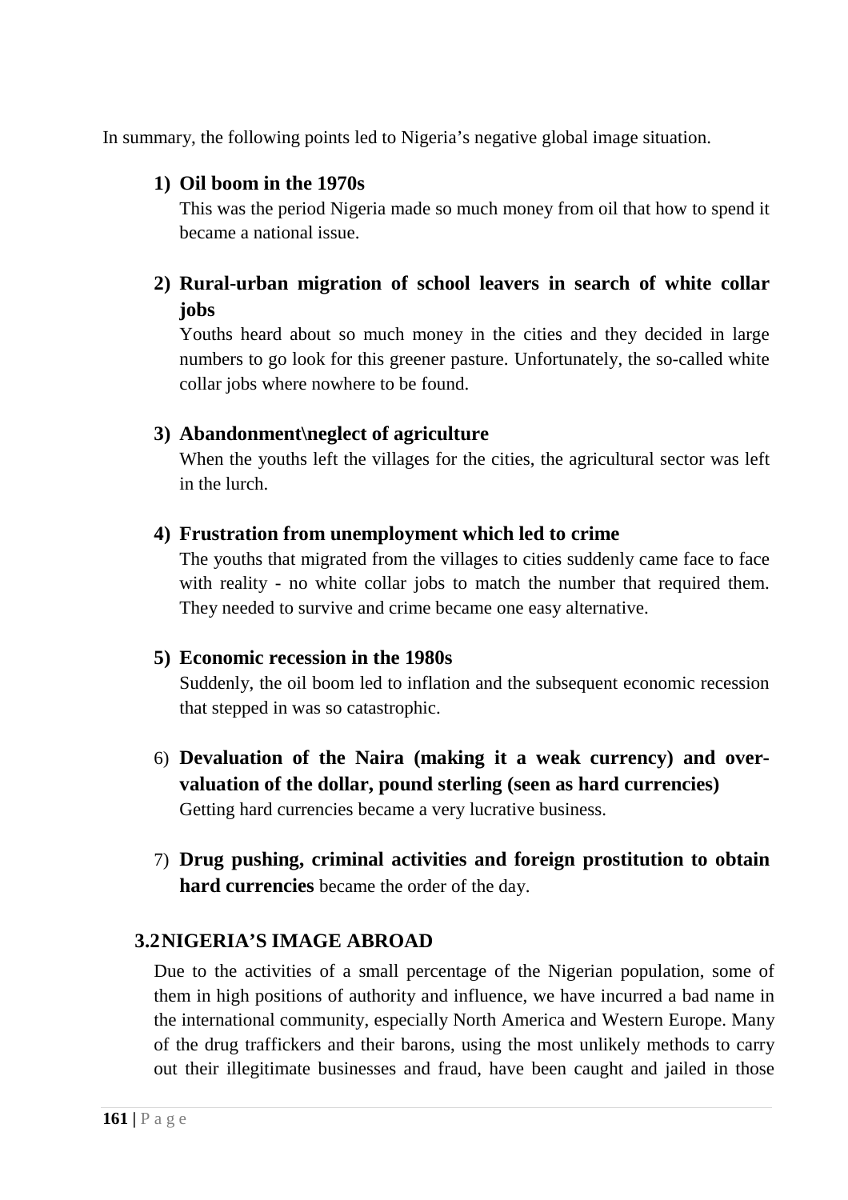In summary, the following points led to Nigeria's negative global image situation.

1) **Oil boom in the 1970s**
   This was the period Nigeria made so much money from oil that how to spend it became a national issue.

2) **Rural-urban migration of school leavers in search of white collar jobs**
   Youths heard about so much money in the cities and they decided in large numbers to go look for this greener pasture. Unfortunately, the so-called white collar jobs where nowhere to be found.

3) **Abandonment\neglect of agriculture**
   When the youths left the villages for the cities, the agricultural sector was left in the lurch.

4) **Frustration from unemployment which led to crime**
   The youths that migrated from the villages to cities suddenly came face to face with reality - no white collar jobs to match the number that required them. They needed to survive and crime became one easy alternative.

5) **Economic recession in the 1980s**
   Suddenly, the oil boom led to inflation and the subsequent economic recession that stepped in was so catastrophic.

6) **Devaluation of the Naira (making it a weak currency) and over-valuation of the dollar, pound sterling (seen as hard currencies)**
   Getting hard currencies became a very lucrative business.

7) **Drug pushing, criminal activities and foreign prostitution to obtain hard currencies** became the order of the day.

## 3.2 NIGERIA'S IMAGE ABROAD

Due to the activities of a small percentage of the Nigerian population, some of them in high positions of authority and influence, we have incurred a bad name in the international community, especially North America and Western Europe. Many of the drug traffickers and their barons, using the most unlikely methods to carry out their illegitimate businesses and fraud, have been caught and jailed in those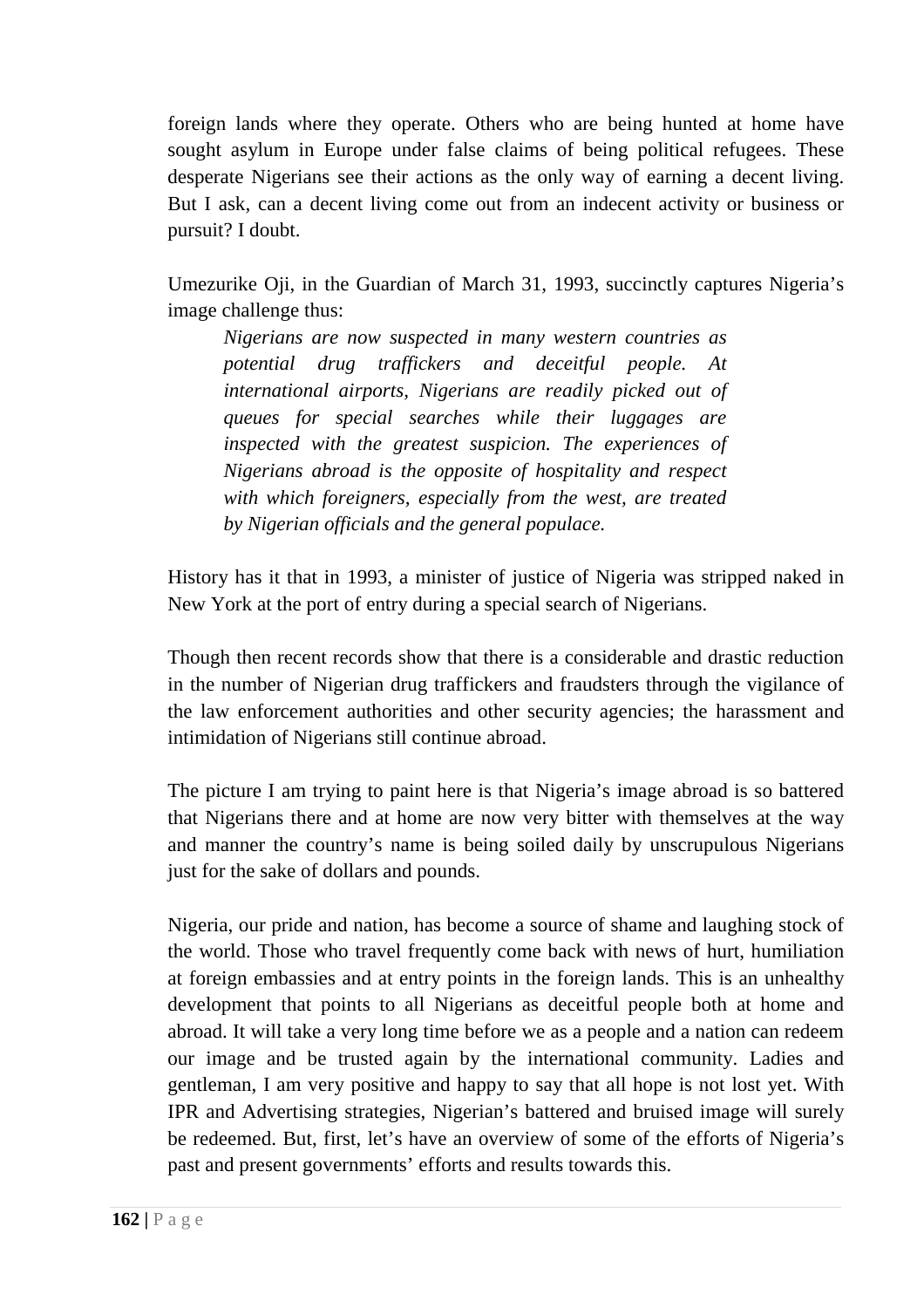foreign lands where they operate. Others who are being hunted at home have sought asylum in Europe under false claims of being political refugees. These desperate Nigerians see their actions as the only way of earning a decent living. But I ask, can a decent living come out from an indecent activity or business or pursuit? I doubt.

Umezurike Oji, in the Guardian of March 31, 1993, succinctly captures Nigeria's image challenge thus:

> *Nigerians are now suspected in many western countries as potential drug traffickers and deceitful people. At international airports, Nigerians are readily picked out of queues for special searches while their luggages are inspected with the greatest suspicion. The experiences of Nigerians abroad is the opposite of hospitality and respect with which foreigners, especially from the west, are treated by Nigerian officials and the general populace.*

History has it that in 1993, a minister of justice of Nigeria was stripped naked in New York at the port of entry during a special search of Nigerians.

Though then recent records show that there is a considerable and drastic reduction in the number of Nigerian drug traffickers and fraudsters through the vigilance of the law enforcement authorities and other security agencies; the harassment and intimidation of Nigerians still continue abroad.

The picture I am trying to paint here is that Nigeria's image abroad is so battered that Nigerians there and at home are now very bitter with themselves at the way and manner the country's name is being soiled daily by unscrupulous Nigerians just for the sake of dollars and pounds.

Nigeria, our pride and nation, has become a source of shame and laughing stock of the world. Those who travel frequently come back with news of hurt, humiliation at foreign embassies and at entry points in the foreign lands. This is an unhealthy development that points to all Nigerians as deceitful people both at home and abroad. It will take a very long time before we as a people and a nation can redeem our image and be trusted again by the international community. Ladies and gentleman, I am very positive and happy to say that all hope is not lost yet. With IPR and Advertising strategies, Nigerian's battered and bruised image will surely be redeemed. But, first, let's have an overview of some of the efforts of Nigeria's past and present governments' efforts and results towards this.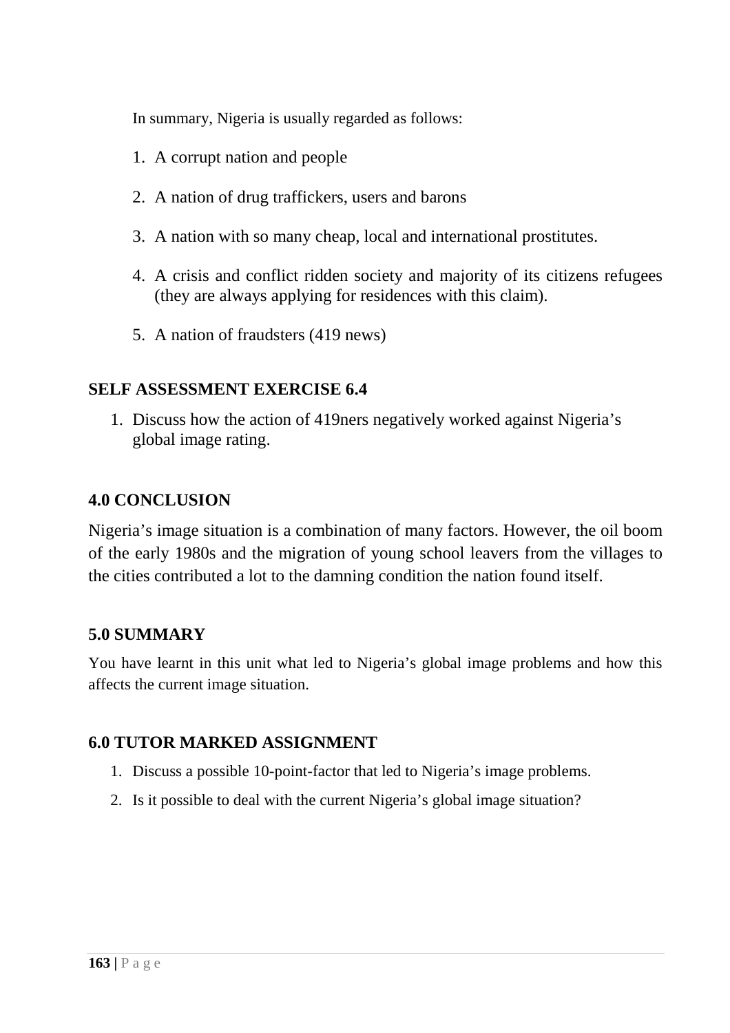In summary, Nigeria is usually regarded as follows:

1. A corrupt nation and people
2. A nation of drug traffickers, users and barons
3. A nation with so many cheap, local and international prostitutes.
4. A crisis and conflict ridden society and majority of its citizens refugees (they are always applying for residences with this claim).
5. A nation of fraudsters (419 news)

## SELF ASSESSMENT EXERCISE 6.4

1. Discuss how the action of 419ners negatively worked against Nigeria's global image rating.

## 4.0 CONCLUSION

Nigeria's image situation is a combination of many factors. However, the oil boom of the early 1980s and the migration of young school leavers from the villages to the cities contributed a lot to the damning condition the nation found itself.

## 5.0 SUMMARY

You have learnt in this unit what led to Nigeria's global image problems and how this affects the current image situation.

## 6.0 TUTOR MARKED ASSIGNMENT

1. Discuss a possible 10-point-factor that led to Nigeria's image problems.
2. Is it possible to deal with the current Nigeria's global image situation?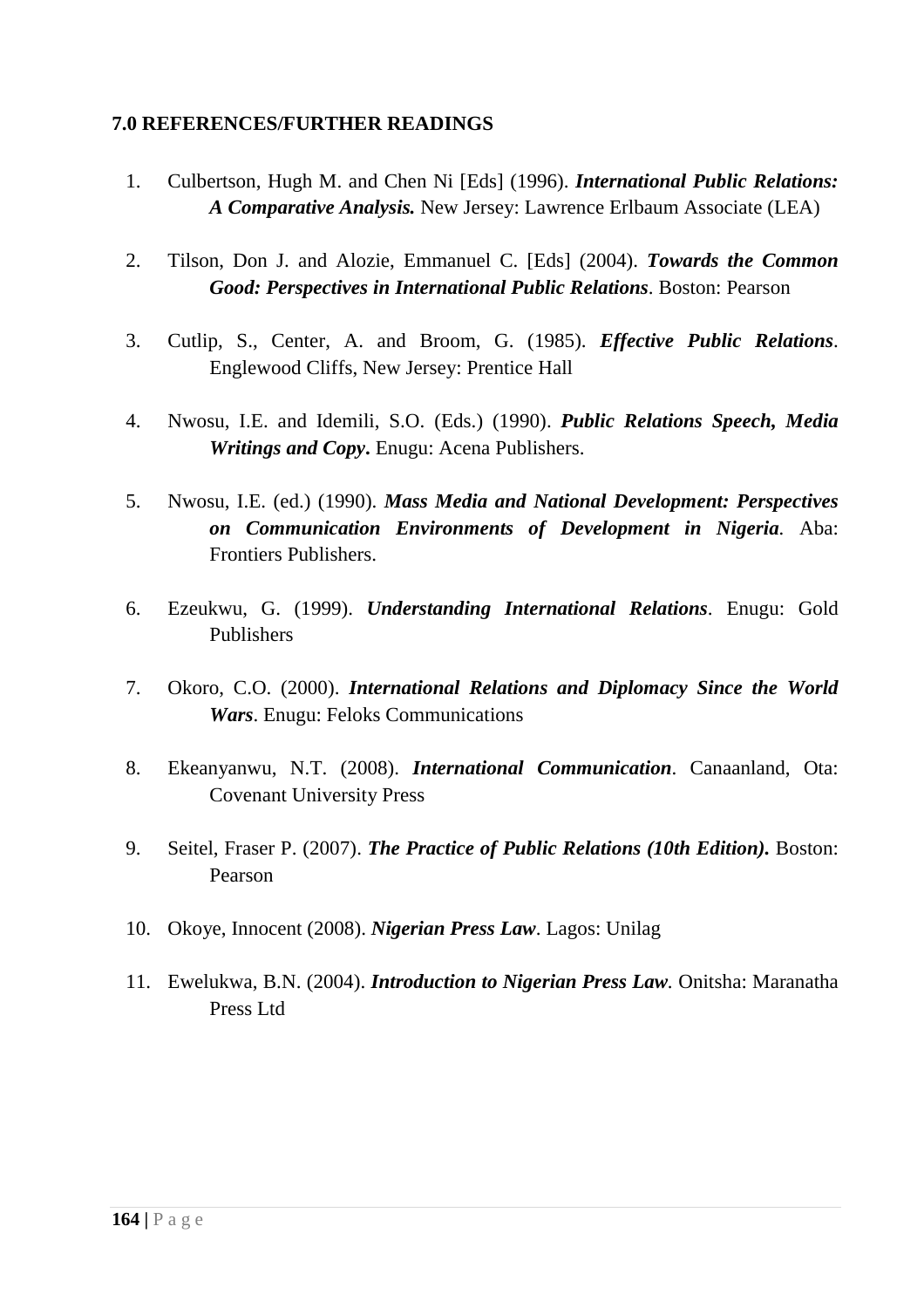**7.0 REFERENCES/FURTHER READINGS**

1. Culbertson, Hugh M. and Chen Ni [Eds] (1996). ***International Public Relations: A Comparative Analysis.*** New Jersey: Lawrence Erlbaum Associate (LEA)

2. Tilson, Don J. and Alozie, Emmanuel C. [Eds] (2004). ***Towards the Common Good: Perspectives in International Public Relations***. Boston: Pearson

3. Cutlip, S., Center, A. and Broom, G. (1985). ***Effective Public Relations***. Englewood Cliffs, New Jersey: Prentice Hall

4. Nwosu, I.E. and Idemili, S.O. (Eds.) (1990). ***Public Relations Speech, Media Writings and Copy*.** Enugu: Acena Publishers.

5. Nwosu, I.E. (ed.) (1990). ***Mass Media and National Development: Perspectives on Communication Environments of Development in Nigeria***. Aba: Frontiers Publishers.

6. Ezeukwu, G. (1999). ***Understanding International Relations***. Enugu: Gold Publishers

7. Okoro, C.O. (2000). ***International Relations and Diplomacy Since the World Wars***. Enugu: Feloks Communications

8. Ekeanyanwu, N.T. (2008). ***International Communication***. Canaanland, Ota: Covenant University Press

9. Seitel, Fraser P. (2007). ***The Practice of Public Relations (10th Edition).*** Boston: Pearson

10. Okoye, Innocent (2008). ***Nigerian Press Law***. Lagos: Unilag

11. Ewelukwa, B.N. (2004). ***Introduction to Nigerian Press Law***. Onitsha: Maranatha Press Ltd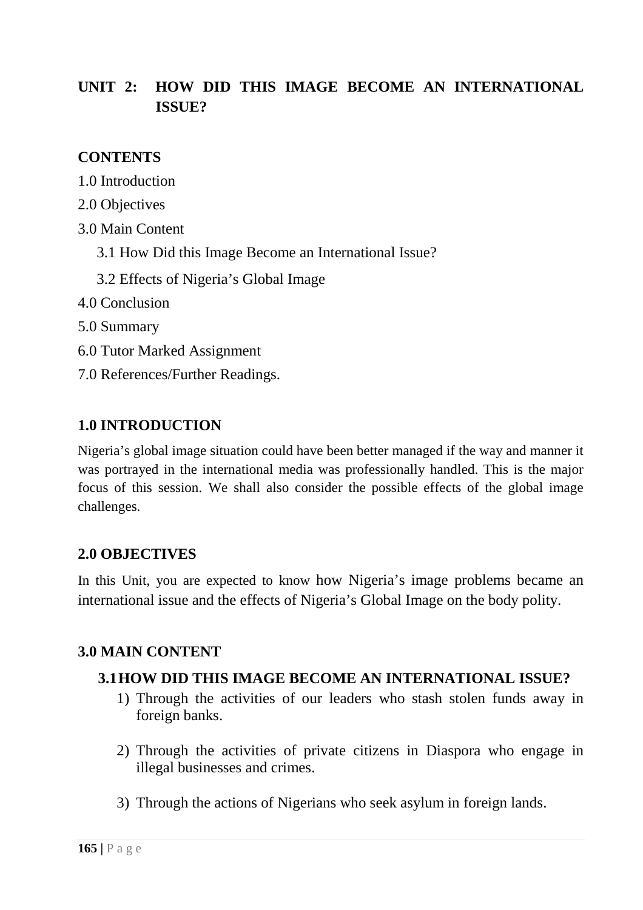## UNIT 2: HOW DID THIS IMAGE BECOME AN INTERNATIONAL ISSUE?

**CONTENTS**

1.0 Introduction

2.0 Objectives

3.0 Main Content

- 3.1 How Did this Image Become an International Issue?
- 3.2 Effects of Nigeria's Global Image

4.0 Conclusion

5.0 Summary

6.0 Tutor Marked Assignment

7.0 References/Further Readings.

### 1.0 INTRODUCTION

Nigeria's global image situation could have been better managed if the way and manner it was portrayed in the international media was professionally handled. This is the major focus of this session. We shall also consider the possible effects of the global image challenges.

### 2.0 OBJECTIVES

In this Unit, you are expected to know how Nigeria's image problems became an international issue and the effects of Nigeria's Global Image on the body polity.

### 3.0 MAIN CONTENT

#### 3.1 HOW DID THIS IMAGE BECOME AN INTERNATIONAL ISSUE?

1) Through the activities of our leaders who stash stolen funds away in foreign banks.

2) Through the activities of private citizens in Diaspora who engage in illegal businesses and crimes.

3) Through the actions of Nigerians who seek asylum in foreign lands.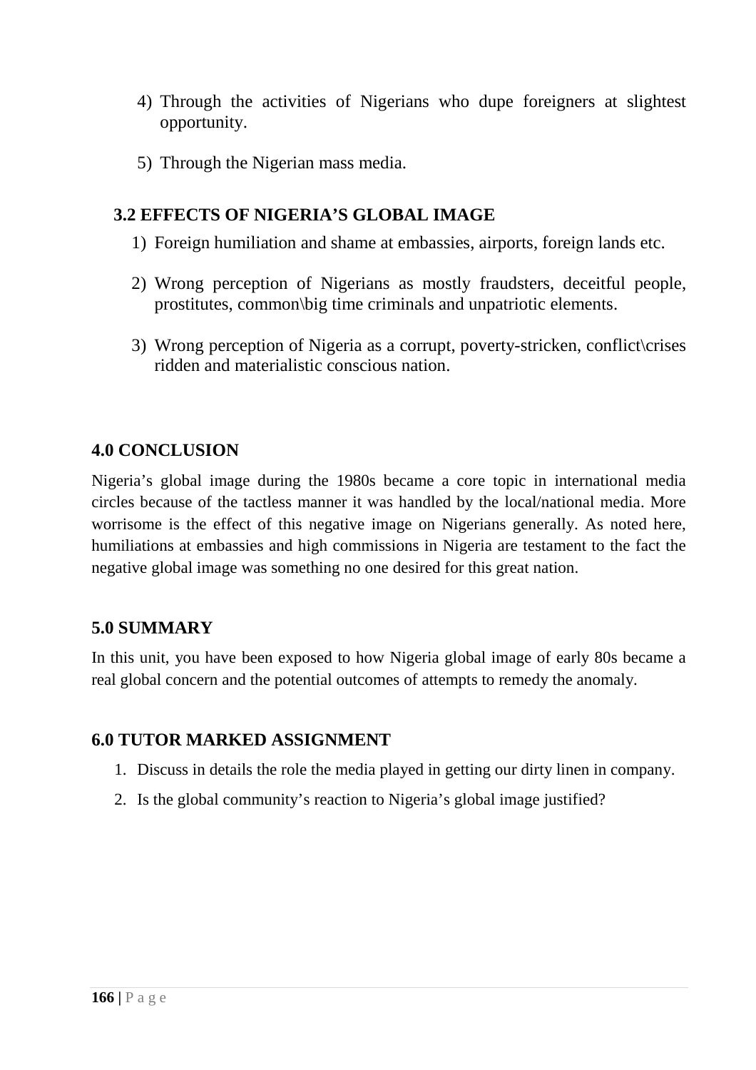4) Through the activities of Nigerians who dupe foreigners at slightest opportunity.

5) Through the Nigerian mass media.

### 3.2 EFFECTS OF NIGERIA'S GLOBAL IMAGE

1) Foreign humiliation and shame at embassies, airports, foreign lands etc.

2) Wrong perception of Nigerians as mostly fraudsters, deceitful people, prostitutes, common\big time criminals and unpatriotic elements.

3) Wrong perception of Nigeria as a corrupt, poverty-stricken, conflict\crises ridden and materialistic conscious nation.

## 4.0 CONCLUSION

Nigeria's global image during the 1980s became a core topic in international media circles because of the tactless manner it was handled by the local/national media. More worrisome is the effect of this negative image on Nigerians generally. As noted here, humiliations at embassies and high commissions in Nigeria are testament to the fact the negative global image was something no one desired for this great nation.

## 5.0 SUMMARY

In this unit, you have been exposed to how Nigeria global image of early 80s became a real global concern and the potential outcomes of attempts to remedy the anomaly.

## 6.0 TUTOR MARKED ASSIGNMENT

1. Discuss in details the role the media played in getting our dirty linen in company.
2. Is the global community's reaction to Nigeria's global image justified?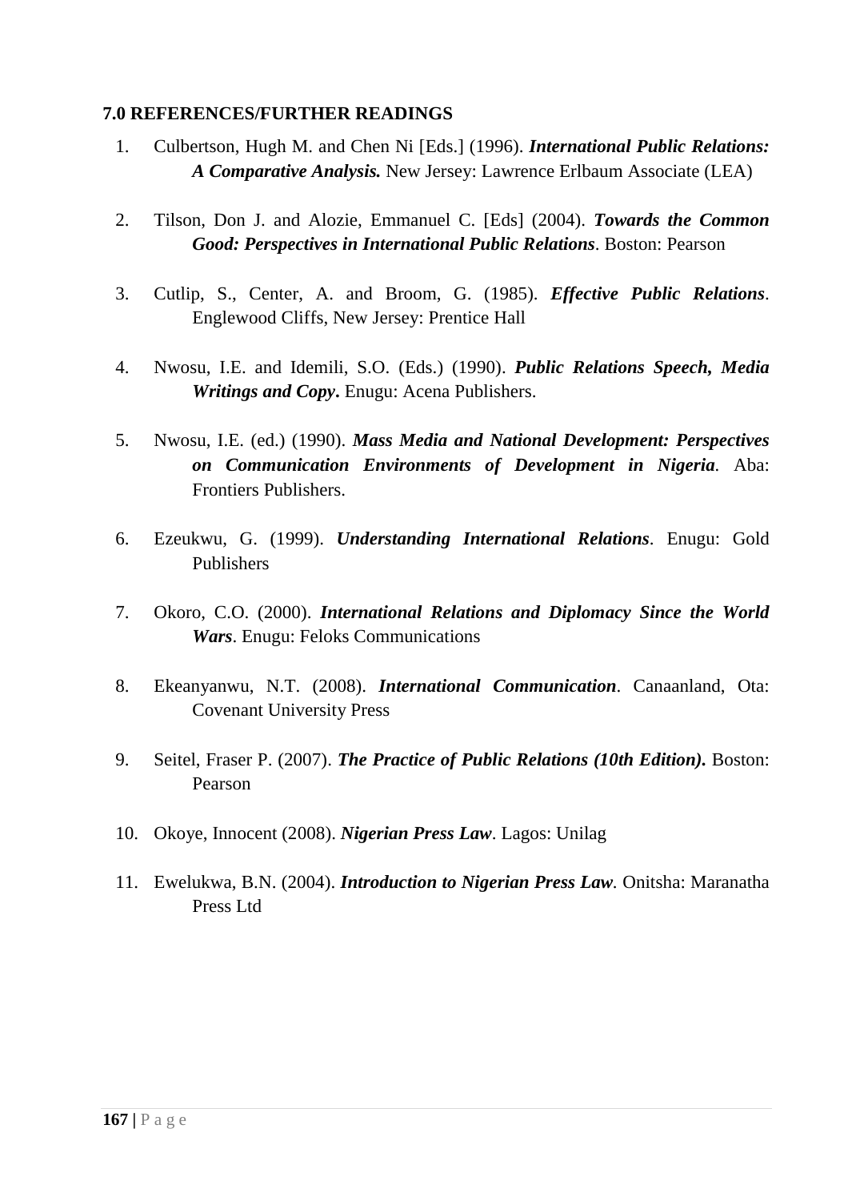## 7.0 REFERENCES/FURTHER READINGS

1. Culbertson, Hugh M. and Chen Ni [Eds.] (1996). ***International Public Relations: A Comparative Analysis.*** New Jersey: Lawrence Erlbaum Associate (LEA)

2. Tilson, Don J. and Alozie, Emmanuel C. [Eds] (2004). ***Towards the Common Good: Perspectives in International Public Relations***. Boston: Pearson

3. Cutlip, S., Center, A. and Broom, G. (1985). ***Effective Public Relations***. Englewood Cliffs, New Jersey: Prentice Hall

4. Nwosu, I.E. and Idemili, S.O. (Eds.) (1990). ***Public Relations Speech, Media Writings and Copy*****.** Enugu: Acena Publishers.

5. Nwosu, I.E. (ed.) (1990). ***Mass Media and National Development: Perspectives on Communication Environments of Development in Nigeria***. Aba: Frontiers Publishers.

6. Ezeukwu, G. (1999). ***Understanding International Relations***. Enugu: Gold Publishers

7. Okoro, C.O. (2000). ***International Relations and Diplomacy Since the World Wars***. Enugu: Feloks Communications

8. Ekeanyanwu, N.T. (2008). ***International Communication***. Canaanland, Ota: Covenant University Press

9. Seitel, Fraser P. (2007). ***The Practice of Public Relations (10th Edition).*** Boston: Pearson

10. Okoye, Innocent (2008). ***Nigerian Press Law***. Lagos: Unilag

11. Ewelukwa, B.N. (2004). ***Introduction to Nigerian Press Law.*** Onitsha: Maranatha Press Ltd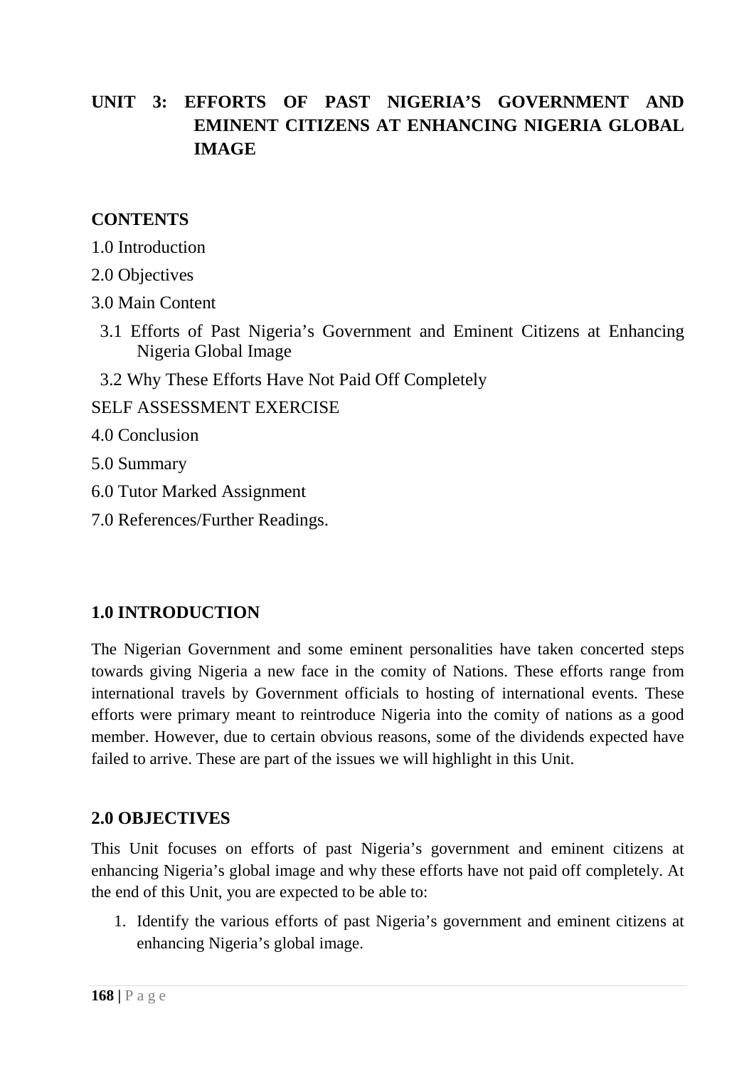## UNIT 3: EFFORTS OF PAST NIGERIA'S GOVERNMENT AND EMINENT CITIZENS AT ENHANCING NIGERIA GLOBAL IMAGE

**CONTENTS**

1.0 Introduction

2.0 Objectives

3.0 Main Content

3.1 Efforts of Past Nigeria's Government and Eminent Citizens at Enhancing Nigeria Global Image

3.2 Why These Efforts Have Not Paid Off Completely

SELF ASSESSMENT EXERCISE

4.0 Conclusion

5.0 Summary

6.0 Tutor Marked Assignment

7.0 References/Further Readings.

### 1.0 INTRODUCTION

The Nigerian Government and some eminent personalities have taken concerted steps towards giving Nigeria a new face in the comity of Nations. These efforts range from international travels by Government officials to hosting of international events. These efforts were primary meant to reintroduce Nigeria into the comity of nations as a good member. However, due to certain obvious reasons, some of the dividends expected have failed to arrive. These are part of the issues we will highlight in this Unit.

### 2.0 OBJECTIVES

This Unit focuses on efforts of past Nigeria's government and eminent citizens at enhancing Nigeria's global image and why these efforts have not paid off completely. At the end of this Unit, you are expected to be able to:

1. Identify the various efforts of past Nigeria's government and eminent citizens at enhancing Nigeria's global image.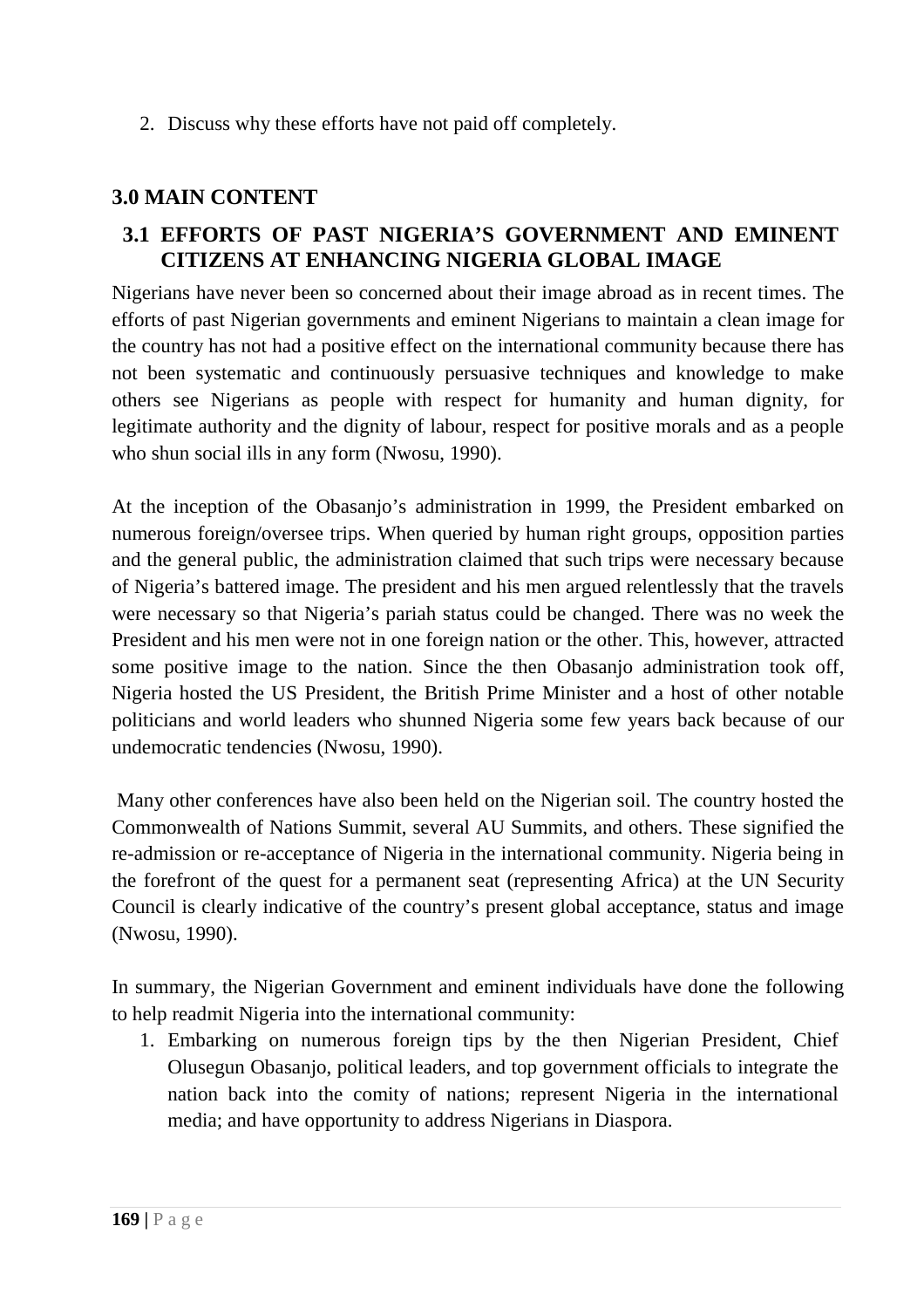2. Discuss why these efforts have not paid off completely.

## 3.0 MAIN CONTENT

### 3.1 EFFORTS OF PAST NIGERIA'S GOVERNMENT AND EMINENT CITIZENS AT ENHANCING NIGERIA GLOBAL IMAGE

Nigerians have never been so concerned about their image abroad as in recent times. The efforts of past Nigerian governments and eminent Nigerians to maintain a clean image for the country has not had a positive effect on the international community because there has not been systematic and continuously persuasive techniques and knowledge to make others see Nigerians as people with respect for humanity and human dignity, for legitimate authority and the dignity of labour, respect for positive morals and as a people who shun social ills in any form (Nwosu, 1990).

At the inception of the Obasanjo's administration in 1999, the President embarked on numerous foreign/oversee trips. When queried by human right groups, opposition parties and the general public, the administration claimed that such trips were necessary because of Nigeria's battered image. The president and his men argued relentlessly that the travels were necessary so that Nigeria's pariah status could be changed. There was no week the President and his men were not in one foreign nation or the other. This, however, attracted some positive image to the nation. Since the then Obasanjo administration took off, Nigeria hosted the US President, the British Prime Minister and a host of other notable politicians and world leaders who shunned Nigeria some few years back because of our undemocratic tendencies (Nwosu, 1990).

Many other conferences have also been held on the Nigerian soil. The country hosted the Commonwealth of Nations Summit, several AU Summits, and others. These signified the re-admission or re-acceptance of Nigeria in the international community. Nigeria being in the forefront of the quest for a permanent seat (representing Africa) at the UN Security Council is clearly indicative of the country's present global acceptance, status and image (Nwosu, 1990).

In summary, the Nigerian Government and eminent individuals have done the following to help readmit Nigeria into the international community:

1. Embarking on numerous foreign tips by the then Nigerian President, Chief Olusegun Obasanjo, political leaders, and top government officials to integrate the nation back into the comity of nations; represent Nigeria in the international media; and have opportunity to address Nigerians in Diaspora.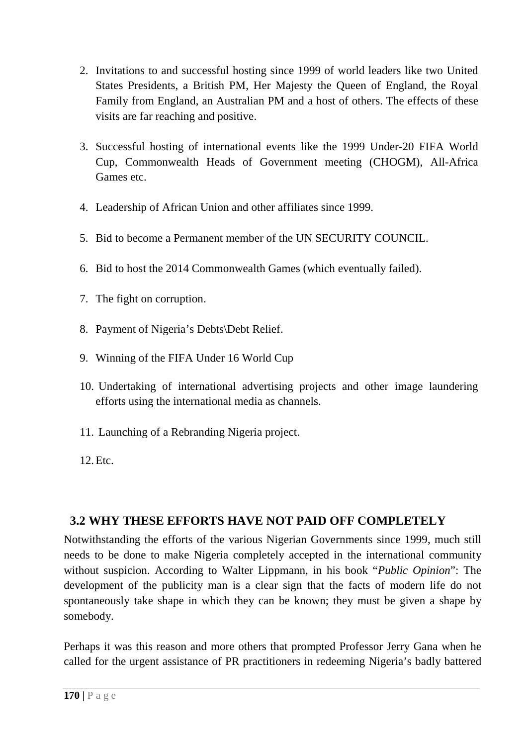2. Invitations to and successful hosting since 1999 of world leaders like two United States Presidents, a British PM, Her Majesty the Queen of England, the Royal Family from England, an Australian PM and a host of others. The effects of these visits are far reaching and positive.

3. Successful hosting of international events like the 1999 Under-20 FIFA World Cup, Commonwealth Heads of Government meeting (CHOGM), All-Africa Games etc.

4. Leadership of African Union and other affiliates since 1999.

5. Bid to become a Permanent member of the UN SECURITY COUNCIL.

6. Bid to host the 2014 Commonwealth Games (which eventually failed).

7. The fight on corruption.

8. Payment of Nigeria's Debts\Debt Relief.

9. Winning of the FIFA Under 16 World Cup

10. Undertaking of international advertising projects and other image laundering efforts using the international media as channels.

11. Launching of a Rebranding Nigeria project.

12. Etc.

## 3.2 WHY THESE EFFORTS HAVE NOT PAID OFF COMPLETELY

Notwithstanding the efforts of the various Nigerian Governments since 1999, much still needs to be done to make Nigeria completely accepted in the international community without suspicion. According to Walter Lippmann, in his book "*Public Opinion*": The development of the publicity man is a clear sign that the facts of modern life do not spontaneously take shape in which they can be known; they must be given a shape by somebody.

Perhaps it was this reason and more others that prompted Professor Jerry Gana when he called for the urgent assistance of PR practitioners in redeeming Nigeria's badly battered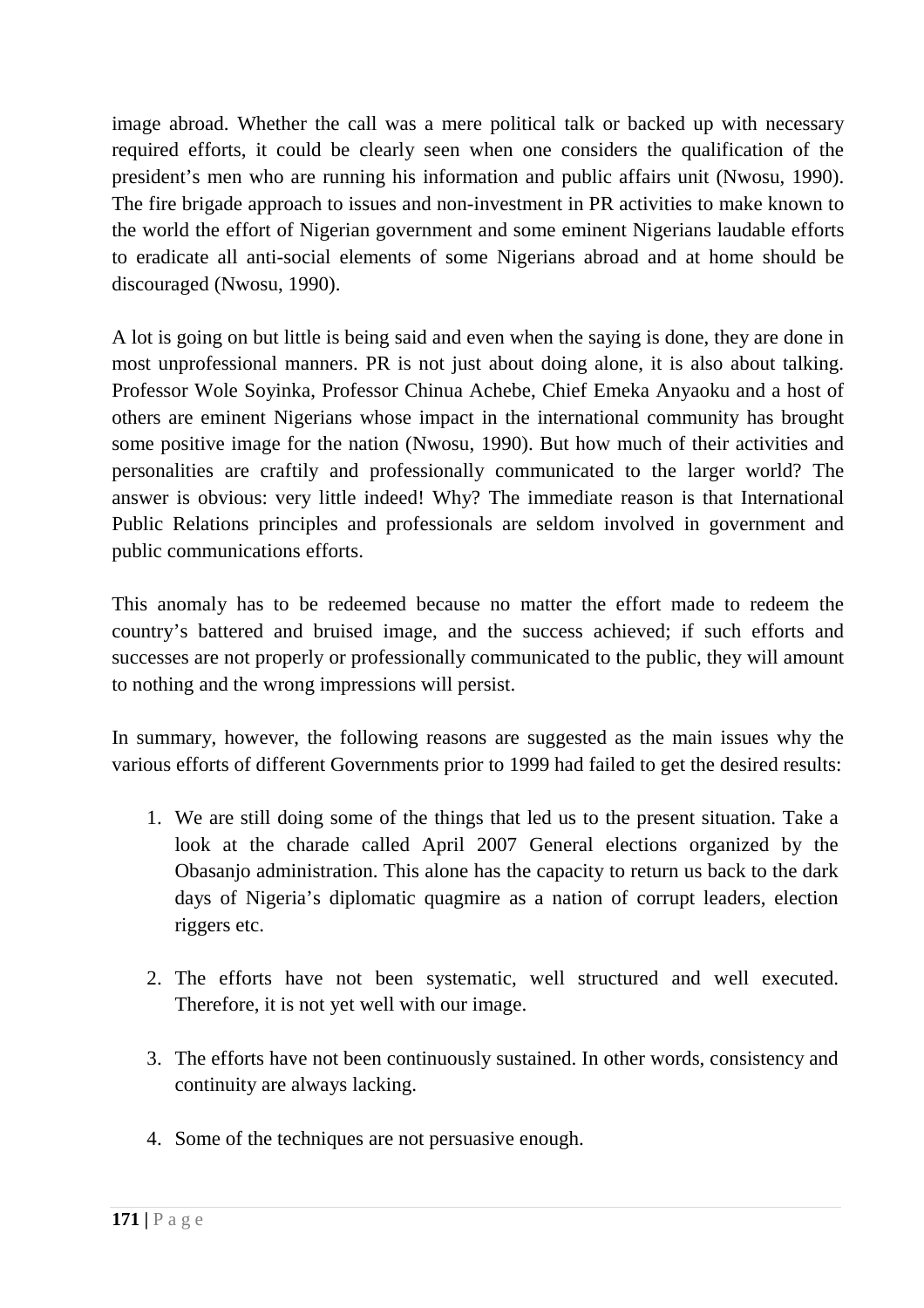image abroad. Whether the call was a mere political talk or backed up with necessary required efforts, it could be clearly seen when one considers the qualification of the president's men who are running his information and public affairs unit (Nwosu, 1990). The fire brigade approach to issues and non-investment in PR activities to make known to the world the effort of Nigerian government and some eminent Nigerians laudable efforts to eradicate all anti-social elements of some Nigerians abroad and at home should be discouraged (Nwosu, 1990).

A lot is going on but little is being said and even when the saying is done, they are done in most unprofessional manners. PR is not just about doing alone, it is also about talking. Professor Wole Soyinka, Professor Chinua Achebe, Chief Emeka Anyaoku and a host of others are eminent Nigerians whose impact in the international community has brought some positive image for the nation (Nwosu, 1990). But how much of their activities and personalities are craftily and professionally communicated to the larger world? The answer is obvious: very little indeed! Why? The immediate reason is that International Public Relations principles and professionals are seldom involved in government and public communications efforts.

This anomaly has to be redeemed because no matter the effort made to redeem the country's battered and bruised image, and the success achieved; if such efforts and successes are not properly or professionally communicated to the public, they will amount to nothing and the wrong impressions will persist.

In summary, however, the following reasons are suggested as the main issues why the various efforts of different Governments prior to 1999 had failed to get the desired results:

1. We are still doing some of the things that led us to the present situation. Take a look at the charade called April 2007 General elections organized by the Obasanjo administration. This alone has the capacity to return us back to the dark days of Nigeria's diplomatic quagmire as a nation of corrupt leaders, election riggers etc.

2. The efforts have not been systematic, well structured and well executed. Therefore, it is not yet well with our image.

3. The efforts have not been continuously sustained. In other words, consistency and continuity are always lacking.

4. Some of the techniques are not persuasive enough.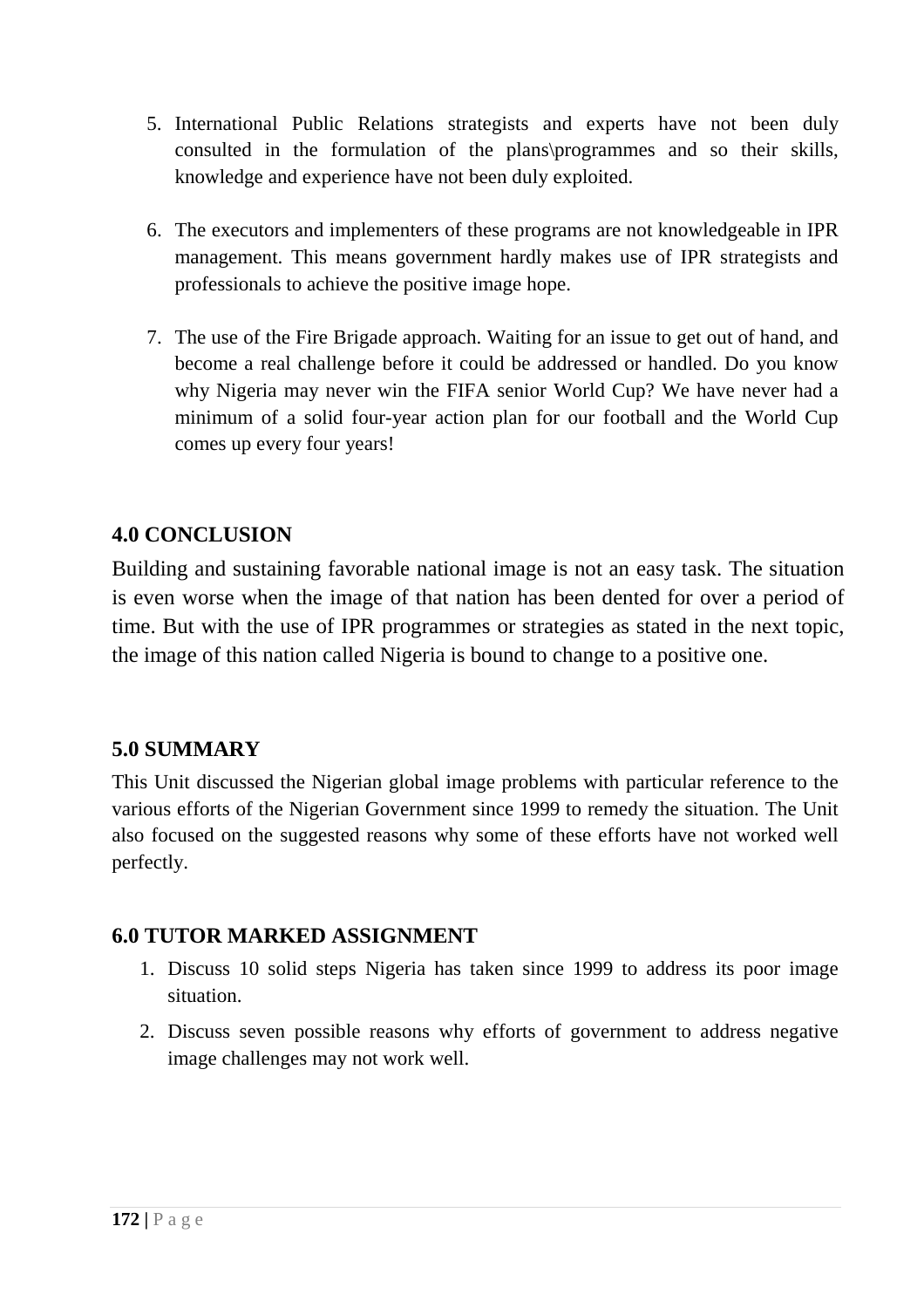5. International Public Relations strategists and experts have not been duly consulted in the formulation of the plans\programmes and so their skills, knowledge and experience have not been duly exploited.

6. The executors and implementers of these programs are not knowledgeable in IPR management. This means government hardly makes use of IPR strategists and professionals to achieve the positive image hope.

7. The use of the Fire Brigade approach. Waiting for an issue to get out of hand, and become a real challenge before it could be addressed or handled. Do you know why Nigeria may never win the FIFA senior World Cup? We have never had a minimum of a solid four-year action plan for our football and the World Cup comes up every four years!

## 4.0 CONCLUSION

Building and sustaining favorable national image is not an easy task. The situation is even worse when the image of that nation has been dented for over a period of time. But with the use of IPR programmes or strategies as stated in the next topic, the image of this nation called Nigeria is bound to change to a positive one.

## 5.0 SUMMARY

This Unit discussed the Nigerian global image problems with particular reference to the various efforts of the Nigerian Government since 1999 to remedy the situation. The Unit also focused on the suggested reasons why some of these efforts have not worked well perfectly.

## 6.0 TUTOR MARKED ASSIGNMENT

1. Discuss 10 solid steps Nigeria has taken since 1999 to address its poor image situation.
2. Discuss seven possible reasons why efforts of government to address negative image challenges may not work well.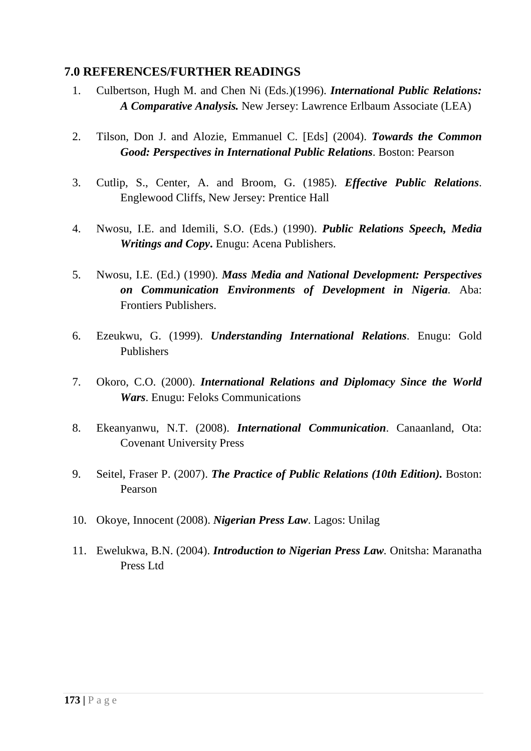### 7.0 REFERENCES/FURTHER READINGS

1. Culbertson, Hugh M. and Chen Ni (Eds.)(1996). ***International Public Relations: A Comparative Analysis.*** New Jersey: Lawrence Erlbaum Associate (LEA)

2. Tilson, Don J. and Alozie, Emmanuel C. [Eds] (2004). ***Towards the Common Good: Perspectives in International Public Relations***. Boston: Pearson

3. Cutlip, S., Center, A. and Broom, G. (1985). ***Effective Public Relations***. Englewood Cliffs, New Jersey: Prentice Hall

4. Nwosu, I.E. and Idemili, S.O. (Eds.) (1990). ***Public Relations Speech, Media Writings and Copy*****.** Enugu: Acena Publishers.

5. Nwosu, I.E. (Ed.) (1990). ***Mass Media and National Development: Perspectives on Communication Environments of Development in Nigeria***. Aba: Frontiers Publishers.

6. Ezeukwu, G. (1999). ***Understanding International Relations***. Enugu: Gold Publishers

7. Okoro, C.O. (2000). ***International Relations and Diplomacy Since the World Wars***. Enugu: Feloks Communications

8. Ekeanyanwu, N.T. (2008). ***International Communication***. Canaanland, Ota: Covenant University Press

9. Seitel, Fraser P. (2007). ***The Practice of Public Relations (10th Edition)*****.** Boston: Pearson

10. Okoye, Innocent (2008). ***Nigerian Press Law***. Lagos: Unilag

11. Ewelukwa, B.N. (2004). ***Introduction to Nigerian Press Law***. Onitsha: Maranatha Press Ltd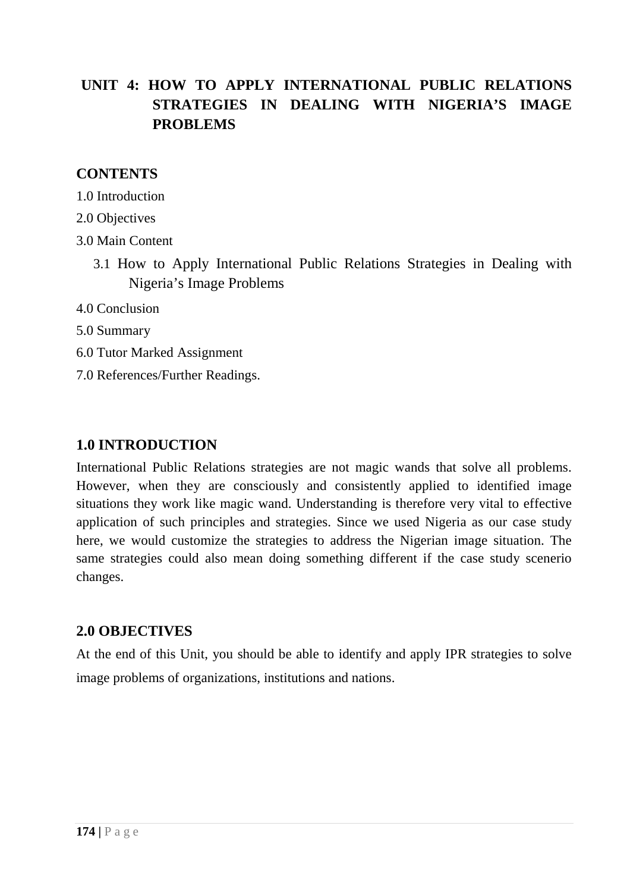## UNIT 4: HOW TO APPLY INTERNATIONAL PUBLIC RELATIONS STRATEGIES IN DEALING WITH NIGERIA'S IMAGE PROBLEMS

### CONTENTS

1.0 Introduction

2.0 Objectives

3.0 Main Content

- 3.1 How to Apply International Public Relations Strategies in Dealing with Nigeria's Image Problems

4.0 Conclusion

5.0 Summary

6.0 Tutor Marked Assignment

7.0 References/Further Readings.

### 1.0 INTRODUCTION

International Public Relations strategies are not magic wands that solve all problems. However, when they are consciously and consistently applied to identified image situations they work like magic wand. Understanding is therefore very vital to effective application of such principles and strategies. Since we used Nigeria as our case study here, we would customize the strategies to address the Nigerian image situation. The same strategies could also mean doing something different if the case study scenerio changes.

### 2.0 OBJECTIVES

At the end of this Unit, you should be able to identify and apply IPR strategies to solve image problems of organizations, institutions and nations.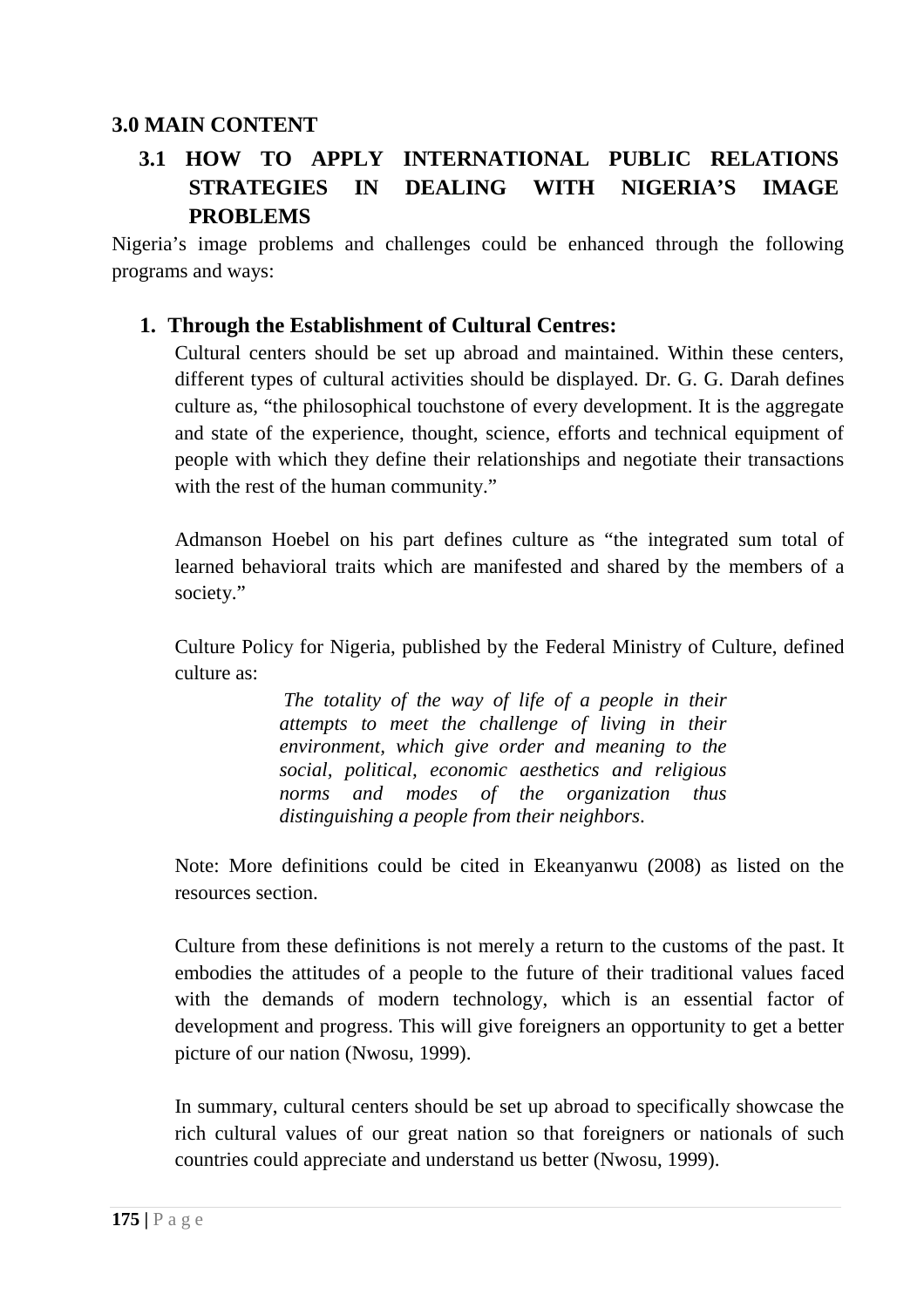## 3.0 MAIN CONTENT

### 3.1 HOW TO APPLY INTERNATIONAL PUBLIC RELATIONS STRATEGIES IN DEALING WITH NIGERIA'S IMAGE PROBLEMS

Nigeria's image problems and challenges could be enhanced through the following programs and ways:

1. **Through the Establishment of Cultural Centres:**

   Cultural centers should be set up abroad and maintained. Within these centers, different types of cultural activities should be displayed. Dr. G. G. Darah defines culture as, "the philosophical touchstone of every development. It is the aggregate and state of the experience, thought, science, efforts and technical equipment of people with which they define their relationships and negotiate their transactions with the rest of the human community."

   Admanson Hoebel on his part defines culture as "the integrated sum total of learned behavioral traits which are manifested and shared by the members of a society."

   Culture Policy for Nigeria, published by the Federal Ministry of Culture, defined culture as:

   > *The totality of the way of life of a people in their attempts to meet the challenge of living in their environment, which give order and meaning to the social, political, economic aesthetics and religious norms and modes of the organization thus distinguishing a people from their neighbors.*

   Note: More definitions could be cited in Ekeanyanwu (2008) as listed on the resources section.

   Culture from these definitions is not merely a return to the customs of the past. It embodies the attitudes of a people to the future of their traditional values faced with the demands of modern technology, which is an essential factor of development and progress. This will give foreigners an opportunity to get a better picture of our nation (Nwosu, 1999).

   In summary, cultural centers should be set up abroad to specifically showcase the rich cultural values of our great nation so that foreigners or nationals of such countries could appreciate and understand us better (Nwosu, 1999).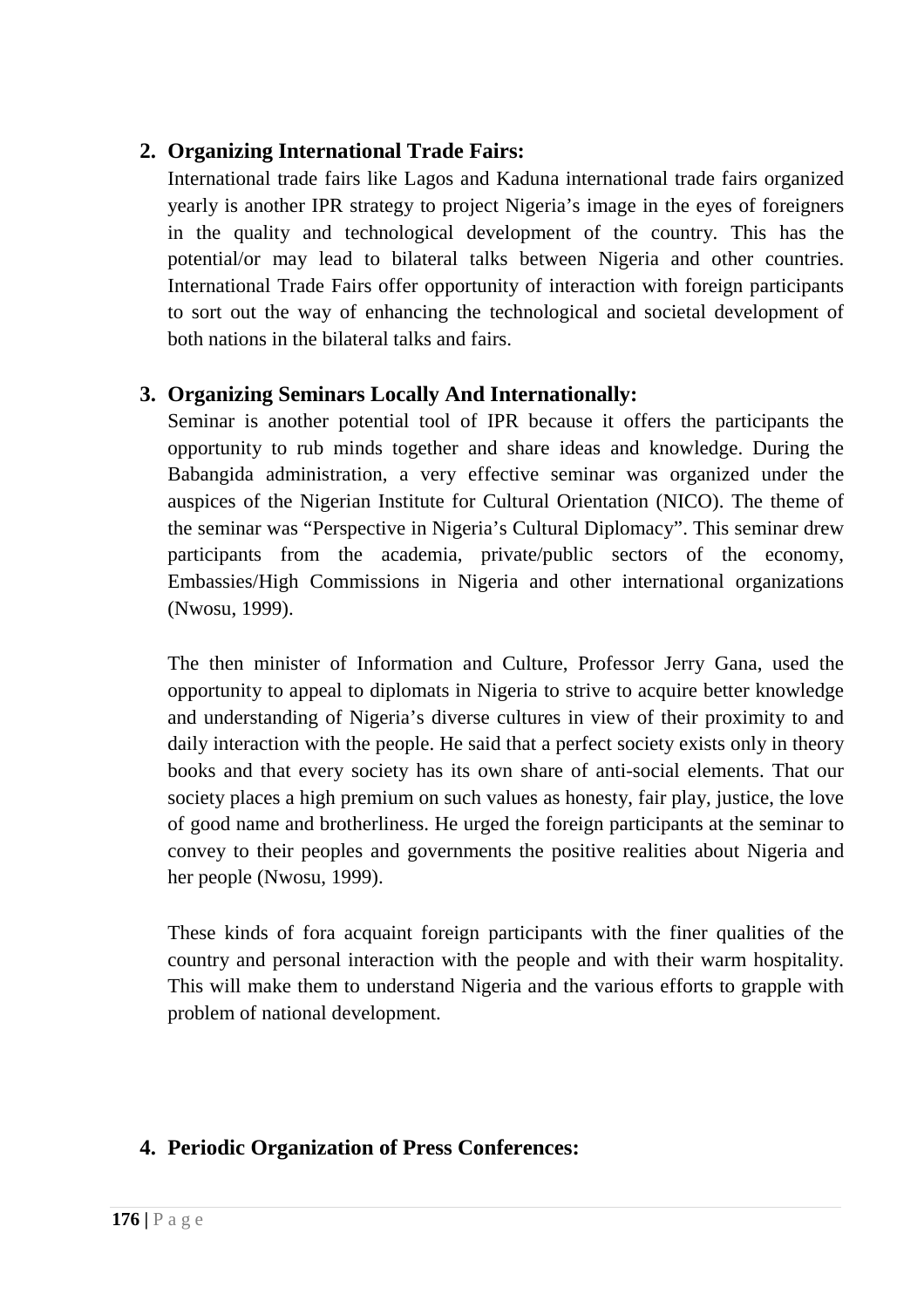2. **Organizing International Trade Fairs:**

   International trade fairs like Lagos and Kaduna international trade fairs organized yearly is another IPR strategy to project Nigeria's image in the eyes of foreigners in the quality and technological development of the country. This has the potential/or may lead to bilateral talks between Nigeria and other countries. International Trade Fairs offer opportunity of interaction with foreign participants to sort out the way of enhancing the technological and societal development of both nations in the bilateral talks and fairs.

3. **Organizing Seminars Locally And Internationally:**

   Seminar is another potential tool of IPR because it offers the participants the opportunity to rub minds together and share ideas and knowledge. During the Babangida administration, a very effective seminar was organized under the auspices of the Nigerian Institute for Cultural Orientation (NICO). The theme of the seminar was "Perspective in Nigeria's Cultural Diplomacy". This seminar drew participants from the academia, private/public sectors of the economy, Embassies/High Commissions in Nigeria and other international organizations (Nwosu, 1999).

   The then minister of Information and Culture, Professor Jerry Gana, used the opportunity to appeal to diplomats in Nigeria to strive to acquire better knowledge and understanding of Nigeria's diverse cultures in view of their proximity to and daily interaction with the people. He said that a perfect society exists only in theory books and that every society has its own share of anti-social elements. That our society places a high premium on such values as honesty, fair play, justice, the love of good name and brotherliness. He urged the foreign participants at the seminar to convey to their peoples and governments the positive realities about Nigeria and her people (Nwosu, 1999).

   These kinds of fora acquaint foreign participants with the finer qualities of the country and personal interaction with the people and with their warm hospitality. This will make them to understand Nigeria and the various efforts to grapple with problem of national development.

4. **Periodic Organization of Press Conferences:**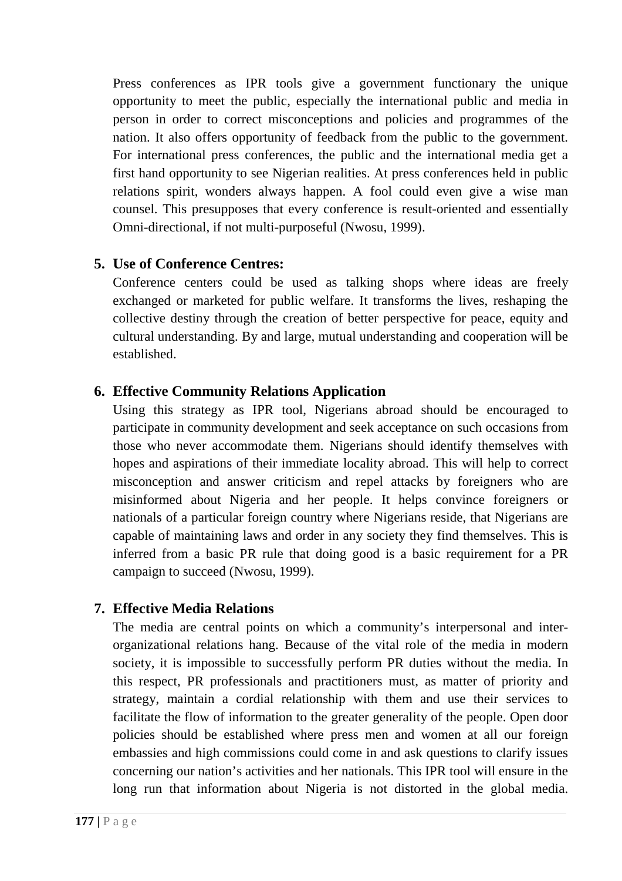Press conferences as IPR tools give a government functionary the unique opportunity to meet the public, especially the international public and media in person in order to correct misconceptions and policies and programmes of the nation. It also offers opportunity of feedback from the public to the government. For international press conferences, the public and the international media get a first hand opportunity to see Nigerian realities. At press conferences held in public relations spirit, wonders always happen. A fool could even give a wise man counsel. This presupposes that every conference is result-oriented and essentially Omni-directional, if not multi-purposeful (Nwosu, 1999).

5. **Use of Conference Centres:**

   Conference centers could be used as talking shops where ideas are freely exchanged or marketed for public welfare. It transforms the lives, reshaping the collective destiny through the creation of better perspective for peace, equity and cultural understanding. By and large, mutual understanding and cooperation will be established.

6. **Effective Community Relations Application**

   Using this strategy as IPR tool, Nigerians abroad should be encouraged to participate in community development and seek acceptance on such occasions from those who never accommodate them. Nigerians should identify themselves with hopes and aspirations of their immediate locality abroad. This will help to correct misconception and answer criticism and repel attacks by foreigners who are misinformed about Nigeria and her people. It helps convince foreigners or nationals of a particular foreign country where Nigerians reside, that Nigerians are capable of maintaining laws and order in any society they find themselves. This is inferred from a basic PR rule that doing good is a basic requirement for a PR campaign to succeed (Nwosu, 1999).

7. **Effective Media Relations**

   The media are central points on which a community's interpersonal and inter-organizational relations hang. Because of the vital role of the media in modern society, it is impossible to successfully perform PR duties without the media. In this respect, PR professionals and practitioners must, as matter of priority and strategy, maintain a cordial relationship with them and use their services to facilitate the flow of information to the greater generality of the people. Open door policies should be established where press men and women at all our foreign embassies and high commissions could come in and ask questions to clarify issues concerning our nation's activities and her nationals. This IPR tool will ensure in the long run that information about Nigeria is not distorted in the global media.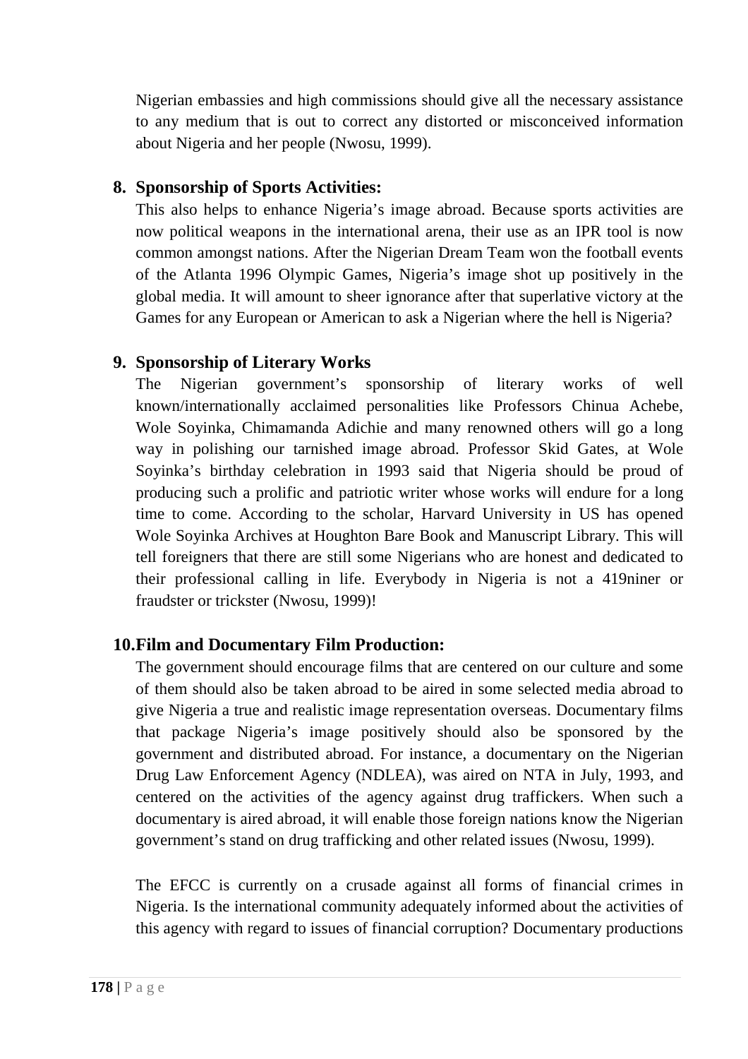Nigerian embassies and high commissions should give all the necessary assistance to any medium that is out to correct any distorted or misconceived information about Nigeria and her people (Nwosu, 1999).

8. **Sponsorship of Sports Activities:**

   This also helps to enhance Nigeria's image abroad. Because sports activities are now political weapons in the international arena, their use as an IPR tool is now common amongst nations. After the Nigerian Dream Team won the football events of the Atlanta 1996 Olympic Games, Nigeria's image shot up positively in the global media. It will amount to sheer ignorance after that superlative victory at the Games for any European or American to ask a Nigerian where the hell is Nigeria?

9. **Sponsorship of Literary Works**

   The Nigerian government's sponsorship of literary works of well known/internationally acclaimed personalities like Professors Chinua Achebe, Wole Soyinka, Chimamanda Adichie and many renowned others will go a long way in polishing our tarnished image abroad. Professor Skid Gates, at Wole Soyinka's birthday celebration in 1993 said that Nigeria should be proud of producing such a prolific and patriotic writer whose works will endure for a long time to come. According to the scholar, Harvard University in US has opened Wole Soyinka Archives at Houghton Bare Book and Manuscript Library. This will tell foreigners that there are still some Nigerians who are honest and dedicated to their professional calling in life. Everybody in Nigeria is not a 419niner or fraudster or trickster (Nwosu, 1999)!

10. **Film and Documentary Film Production:**

    The government should encourage films that are centered on our culture and some of them should also be taken abroad to be aired in some selected media abroad to give Nigeria a true and realistic image representation overseas. Documentary films that package Nigeria's image positively should also be sponsored by the government and distributed abroad. For instance, a documentary on the Nigerian Drug Law Enforcement Agency (NDLEA), was aired on NTA in July, 1993, and centered on the activities of the agency against drug traffickers. When such a documentary is aired abroad, it will enable those foreign nations know the Nigerian government's stand on drug trafficking and other related issues (Nwosu, 1999).

    The EFCC is currently on a crusade against all forms of financial crimes in Nigeria. Is the international community adequately informed about the activities of this agency with regard to issues of financial corruption? Documentary productions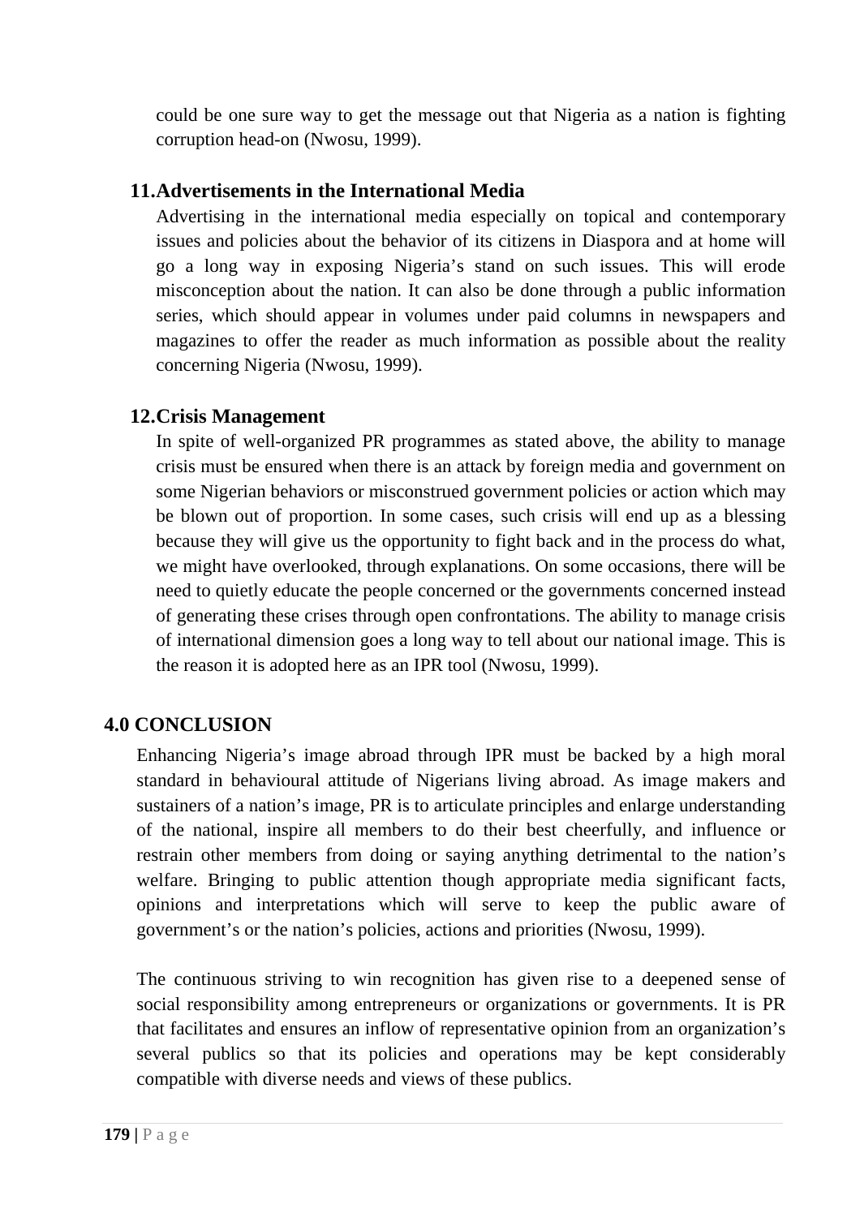could be one sure way to get the message out that Nigeria as a nation is fighting corruption head-on (Nwosu, 1999).

### 11. Advertisements in the International Media

Advertising in the international media especially on topical and contemporary issues and policies about the behavior of its citizens in Diaspora and at home will go a long way in exposing Nigeria's stand on such issues. This will erode misconception about the nation. It can also be done through a public information series, which should appear in volumes under paid columns in newspapers and magazines to offer the reader as much information as possible about the reality concerning Nigeria (Nwosu, 1999).

### 12. Crisis Management

In spite of well-organized PR programmes as stated above, the ability to manage crisis must be ensured when there is an attack by foreign media and government on some Nigerian behaviors or misconstrued government policies or action which may be blown out of proportion. In some cases, such crisis will end up as a blessing because they will give us the opportunity to fight back and in the process do what, we might have overlooked, through explanations. On some occasions, there will be need to quietly educate the people concerned or the governments concerned instead of generating these crises through open confrontations. The ability to manage crisis of international dimension goes a long way to tell about our national image. This is the reason it is adopted here as an IPR tool (Nwosu, 1999).

## 4.0 CONCLUSION

Enhancing Nigeria's image abroad through IPR must be backed by a high moral standard in behavioural attitude of Nigerians living abroad. As image makers and sustainers of a nation's image, PR is to articulate principles and enlarge understanding of the national, inspire all members to do their best cheerfully, and influence or restrain other members from doing or saying anything detrimental to the nation's welfare. Bringing to public attention though appropriate media significant facts, opinions and interpretations which will serve to keep the public aware of government's or the nation's policies, actions and priorities (Nwosu, 1999).

The continuous striving to win recognition has given rise to a deepened sense of social responsibility among entrepreneurs or organizations or governments. It is PR that facilitates and ensures an inflow of representative opinion from an organization's several publics so that its policies and operations may be kept considerably compatible with diverse needs and views of these publics.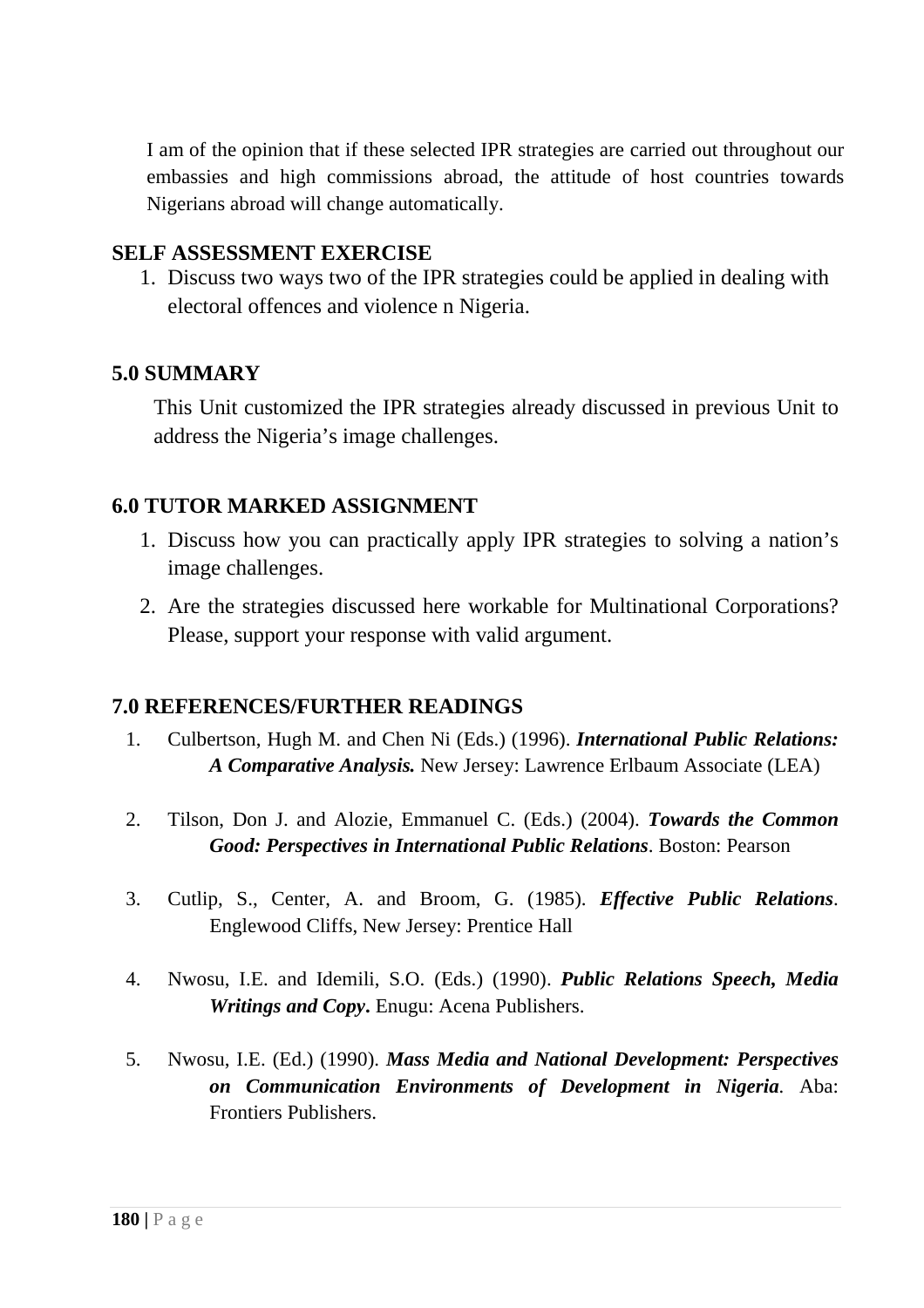I am of the opinion that if these selected IPR strategies are carried out throughout our embassies and high commissions abroad, the attitude of host countries towards Nigerians abroad will change automatically.

**SELF ASSESSMENT EXERCISE**

1. Discuss two ways two of the IPR strategies could be applied in dealing with electoral offences and violence n Nigeria.

## 5.0 SUMMARY

This Unit customized the IPR strategies already discussed in previous Unit to address the Nigeria's image challenges.

## 6.0 TUTOR MARKED ASSIGNMENT

1. Discuss how you can practically apply IPR strategies to solving a nation's image challenges.
2. Are the strategies discussed here workable for Multinational Corporations? Please, support your response with valid argument.

## 7.0 REFERENCES/FURTHER READINGS

1. Culbertson, Hugh M. and Chen Ni (Eds.) (1996). ***International Public Relations: A Comparative Analysis.*** New Jersey: Lawrence Erlbaum Associate (LEA)

2. Tilson, Don J. and Alozie, Emmanuel C. (Eds.) (2004). ***Towards the Common Good: Perspectives in International Public Relations***. Boston: Pearson

3. Cutlip, S., Center, A. and Broom, G. (1985). ***Effective Public Relations***. Englewood Cliffs, New Jersey: Prentice Hall

4. Nwosu, I.E. and Idemili, S.O. (Eds.) (1990). ***Public Relations Speech, Media Writings and Copy***. Enugu: Acena Publishers.

5. Nwosu, I.E. (Ed.) (1990). ***Mass Media and National Development: Perspectives on Communication Environments of Development in Nigeria***. Aba: Frontiers Publishers.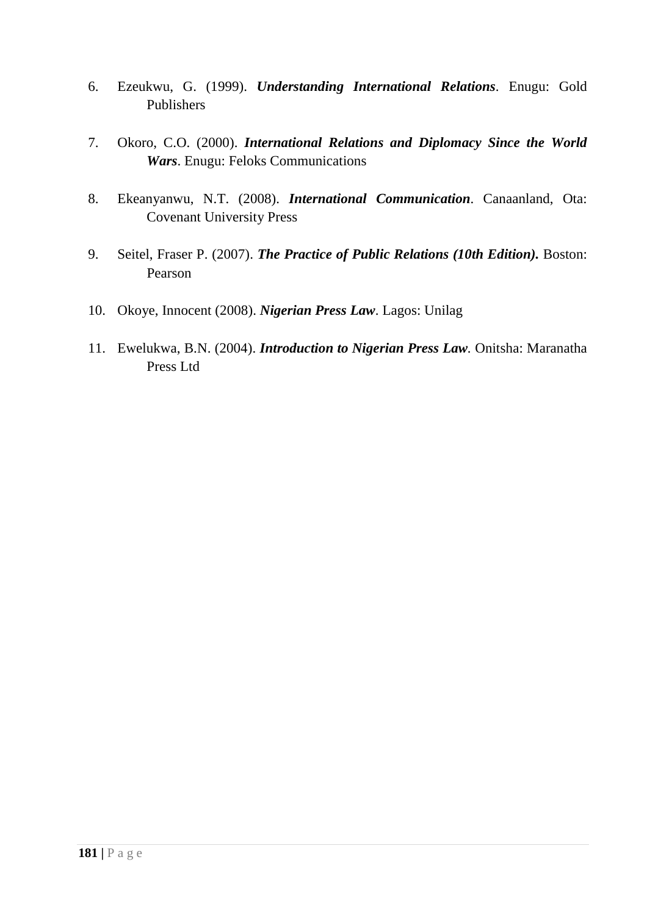6. Ezeukwu, G. (1999). ***Understanding International Relations***. Enugu: Gold Publishers

7. Okoro, C.O. (2000). ***International Relations and Diplomacy Since the World Wars***. Enugu: Feloks Communications

8. Ekeanyanwu, N.T. (2008). ***International Communication***. Canaanland, Ota: Covenant University Press

9. Seitel, Fraser P. (2007). ***The Practice of Public Relations (10th Edition).*** Boston: Pearson

10. Okoye, Innocent (2008). ***Nigerian Press Law***. Lagos: Unilag

11. Ewelukwa, B.N. (2004). ***Introduction to Nigerian Press Law.*** Onitsha: Maranatha Press Ltd